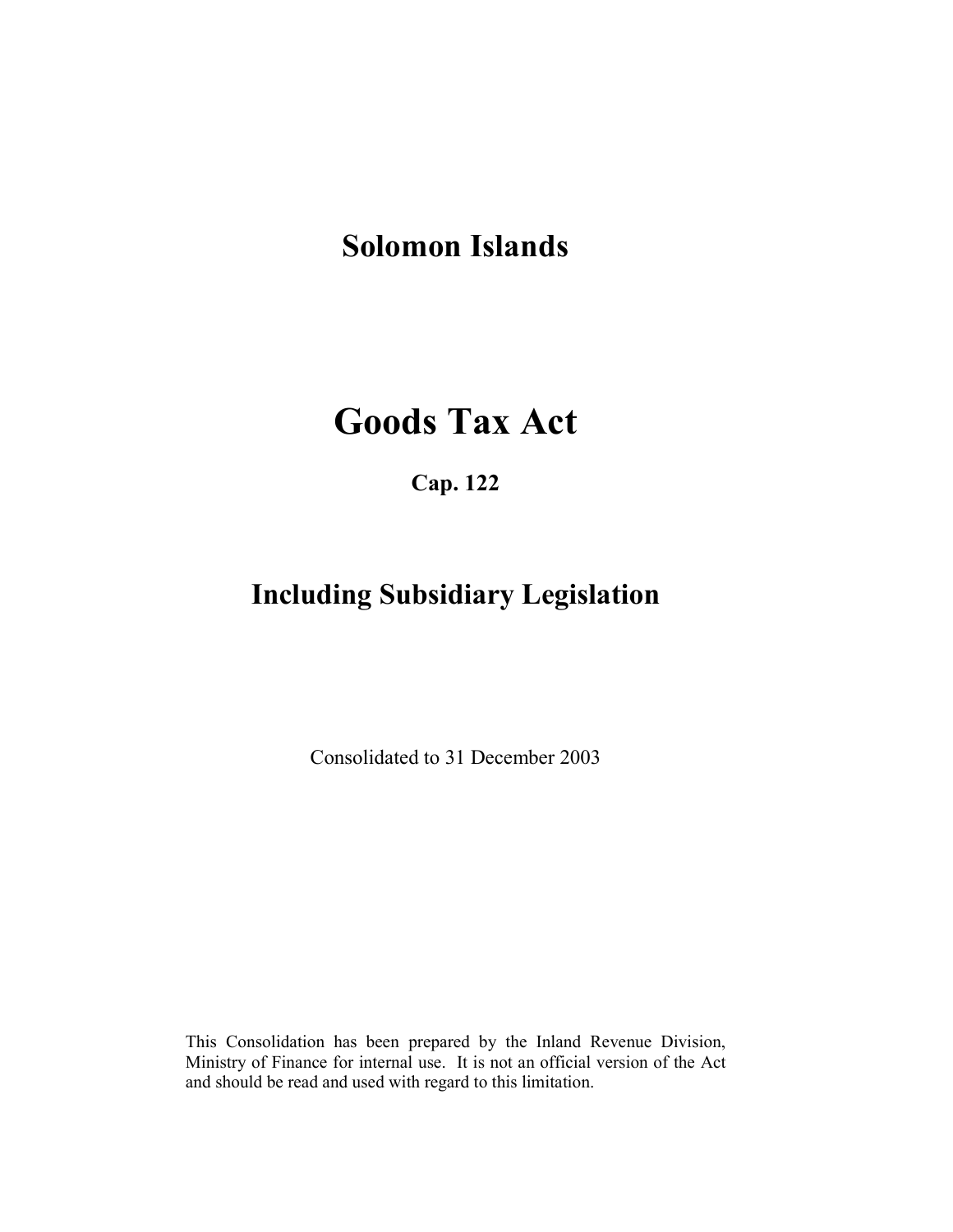# Solomon Islands

# Goods Tax Act

**Cap. 122**

## Including Subsidiary Legislation

Consolidated to 31 December 2003

This Consolidation has been prepared by the Inland Revenue Division, Ministry of Finance for internal use. It is not an official version of the Act and should be read and used with regard to this limitation.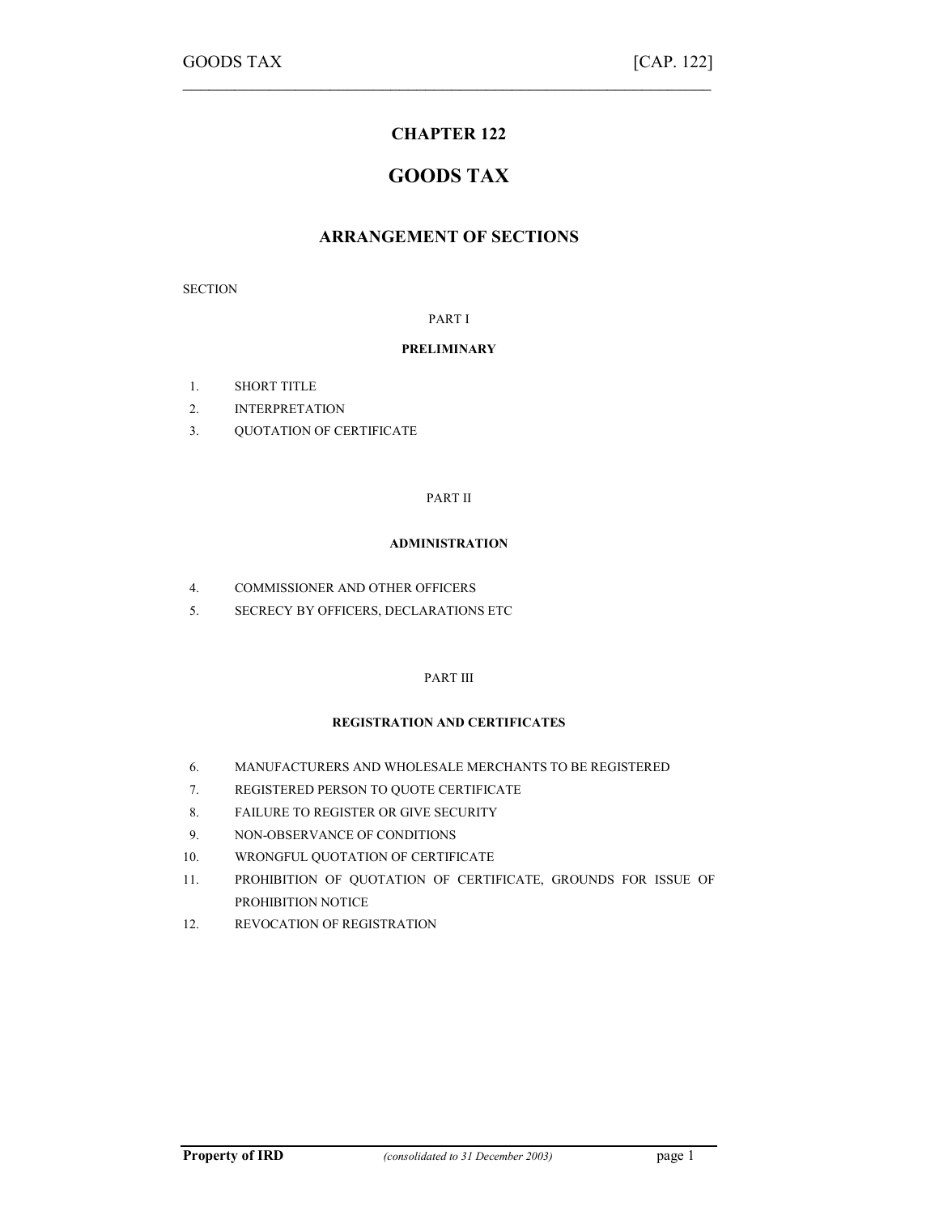# CHAPTER 122

# GOODS TAX

## ARRANGEMENT OF SECTIONS

SECTION

PART I

**PRELIMINARY**

1. SHORT TITLE
2. INTERPRETATION
3. QUOTATION OF CERTIFICATE

PART II

**ADMINISTRATION**

4. COMMISSIONER AND OTHER OFFICERS
5. SECRECY BY OFFICERS, DECLARATIONS ETC

PART III

**REGISTRATION AND CERTIFICATES**

6. MANUFACTURERS AND WHOLESALE MERCHANTS TO BE REGISTERED
7. REGISTERED PERSON TO QUOTE CERTIFICATE
8. FAILURE TO REGISTER OR GIVE SECURITY
9. NON-OBSERVANCE OF CONDITIONS
10. WRONGFUL QUOTATION OF CERTIFICATE
11. PROHIBITION OF QUOTATION OF CERTIFICATE, GROUNDS FOR ISSUE OF PROHIBITION NOTICE
12. REVOCATION OF REGISTRATION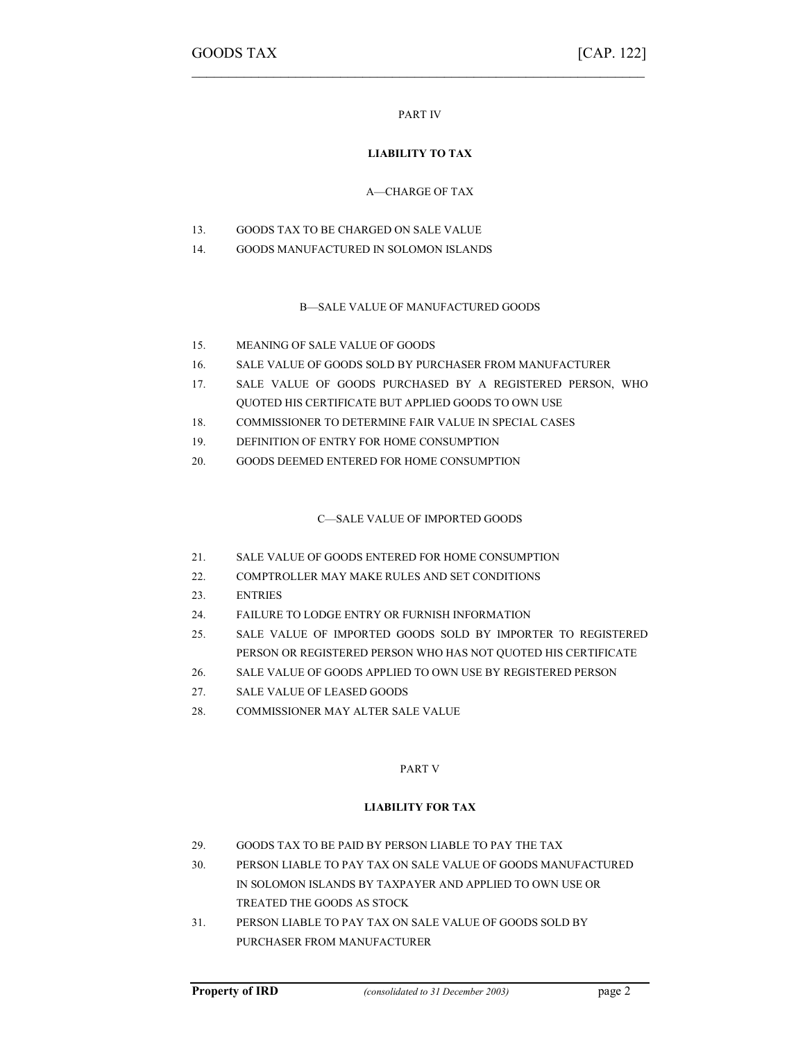PART IV

**LIABILITY TO TAX**

A—CHARGE OF TAX

13. GOODS TAX TO BE CHARGED ON SALE VALUE
14. GOODS MANUFACTURED IN SOLOMON ISLANDS

B—SALE VALUE OF MANUFACTURED GOODS

15. MEANING OF SALE VALUE OF GOODS
16. SALE VALUE OF GOODS SOLD BY PURCHASER FROM MANUFACTURER
17. SALE VALUE OF GOODS PURCHASED BY A REGISTERED PERSON, WHO QUOTED HIS CERTIFICATE BUT APPLIED GOODS TO OWN USE
18. COMMISSIONER TO DETERMINE FAIR VALUE IN SPECIAL CASES
19. DEFINITION OF ENTRY FOR HOME CONSUMPTION
20. GOODS DEEMED ENTERED FOR HOME CONSUMPTION

C—SALE VALUE OF IMPORTED GOODS

21. SALE VALUE OF GOODS ENTERED FOR HOME CONSUMPTION
22. COMPTROLLER MAY MAKE RULES AND SET CONDITIONS
23. ENTRIES
24. FAILURE TO LODGE ENTRY OR FURNISH INFORMATION
25. SALE VALUE OF IMPORTED GOODS SOLD BY IMPORTER TO REGISTERED PERSON OR REGISTERED PERSON WHO HAS NOT QUOTED HIS CERTIFICATE
26. SALE VALUE OF GOODS APPLIED TO OWN USE BY REGISTERED PERSON
27. SALE VALUE OF LEASED GOODS
28. COMMISSIONER MAY ALTER SALE VALUE

PART V

**LIABILITY FOR TAX**

29. GOODS TAX TO BE PAID BY PERSON LIABLE TO PAY THE TAX
30. PERSON LIABLE TO PAY TAX ON SALE VALUE OF GOODS MANUFACTURED IN SOLOMON ISLANDS BY TAXPAYER AND APPLIED TO OWN USE OR TREATED THE GOODS AS STOCK
31. PERSON LIABLE TO PAY TAX ON SALE VALUE OF GOODS SOLD BY PURCHASER FROM MANUFACTURER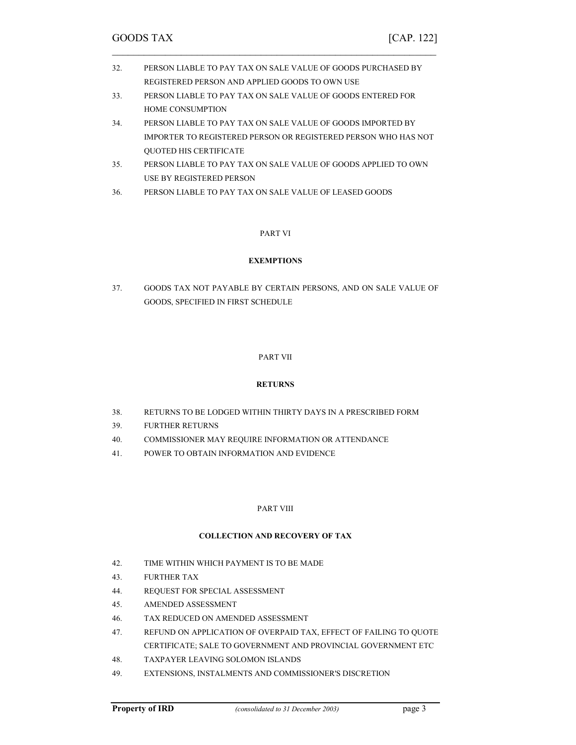32. PERSON LIABLE TO PAY TAX ON SALE VALUE OF GOODS PURCHASED BY REGISTERED PERSON AND APPLIED GOODS TO OWN USE
33. PERSON LIABLE TO PAY TAX ON SALE VALUE OF GOODS ENTERED FOR HOME CONSUMPTION
34. PERSON LIABLE TO PAY TAX ON SALE VALUE OF GOODS IMPORTED BY IMPORTER TO REGISTERED PERSON OR REGISTERED PERSON WHO HAS NOT QUOTED HIS CERTIFICATE
35. PERSON LIABLE TO PAY TAX ON SALE VALUE OF GOODS APPLIED TO OWN USE BY REGISTERED PERSON
36. PERSON LIABLE TO PAY TAX ON SALE VALUE OF LEASED GOODS

PART VI

**EXEMPTIONS**

37. GOODS TAX NOT PAYABLE BY CERTAIN PERSONS, AND ON SALE VALUE OF GOODS, SPECIFIED IN FIRST SCHEDULE

PART VII

**RETURNS**

38. RETURNS TO BE LODGED WITHIN THIRTY DAYS IN A PRESCRIBED FORM
39. FURTHER RETURNS
40. COMMISSIONER MAY REQUIRE INFORMATION OR ATTENDANCE
41. POWER TO OBTAIN INFORMATION AND EVIDENCE

PART VIII

**COLLECTION AND RECOVERY OF TAX**

42. TIME WITHIN WHICH PAYMENT IS TO BE MADE
43. FURTHER TAX
44. REQUEST FOR SPECIAL ASSESSMENT
45. AMENDED ASSESSMENT
46. TAX REDUCED ON AMENDED ASSESSMENT
47. REFUND ON APPLICATION OF OVERPAID TAX, EFFECT OF FAILING TO QUOTE CERTIFICATE; SALE TO GOVERNMENT AND PROVINCIAL GOVERNMENT ETC
48. TAXPAYER LEAVING SOLOMON ISLANDS
49. EXTENSIONS, INSTALMENTS AND COMMISSIONER'S DISCRETION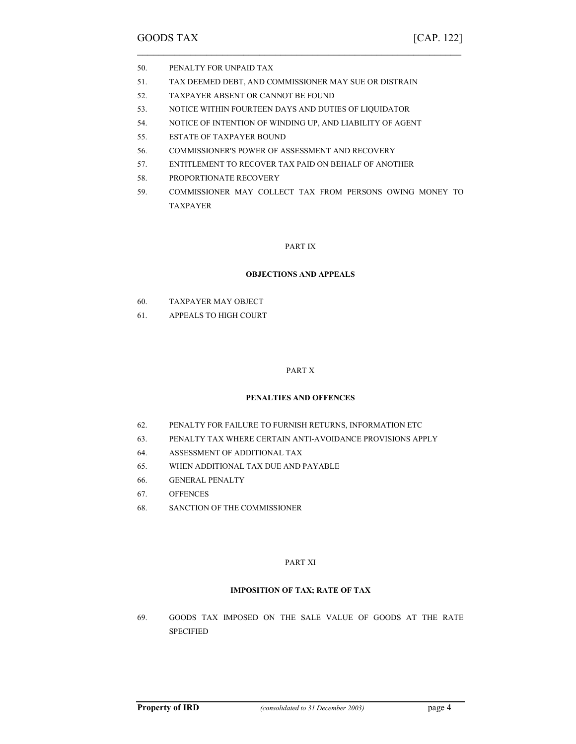50. PENALTY FOR UNPAID TAX
51. TAX DEEMED DEBT, AND COMMISSIONER MAY SUE OR DISTRAIN
52. TAXPAYER ABSENT OR CANNOT BE FOUND
53. NOTICE WITHIN FOURTEEN DAYS AND DUTIES OF LIQUIDATOR
54. NOTICE OF INTENTION OF WINDING UP, AND LIABILITY OF AGENT
55. ESTATE OF TAXPAYER BOUND
56. COMMISSIONER'S POWER OF ASSESSMENT AND RECOVERY
57. ENTITLEMENT TO RECOVER TAX PAID ON BEHALF OF ANOTHER
58. PROPORTIONATE RECOVERY
59. COMMISSIONER MAY COLLECT TAX FROM PERSONS OWING MONEY TO TAXPAYER

PART IX

**OBJECTIONS AND APPEALS**

60. TAXPAYER MAY OBJECT
61. APPEALS TO HIGH COURT

PART X

**PENALTIES AND OFFENCES**

62. PENALTY FOR FAILURE TO FURNISH RETURNS, INFORMATION ETC
63. PENALTY TAX WHERE CERTAIN ANTI-AVOIDANCE PROVISIONS APPLY
64. ASSESSMENT OF ADDITIONAL TAX
65. WHEN ADDITIONAL TAX DUE AND PAYABLE
66. GENERAL PENALTY
67. OFFENCES
68. SANCTION OF THE COMMISSIONER

PART XI

**IMPOSITION OF TAX; RATE OF TAX**

69. GOODS TAX IMPOSED ON THE SALE VALUE OF GOODS AT THE RATE SPECIFIED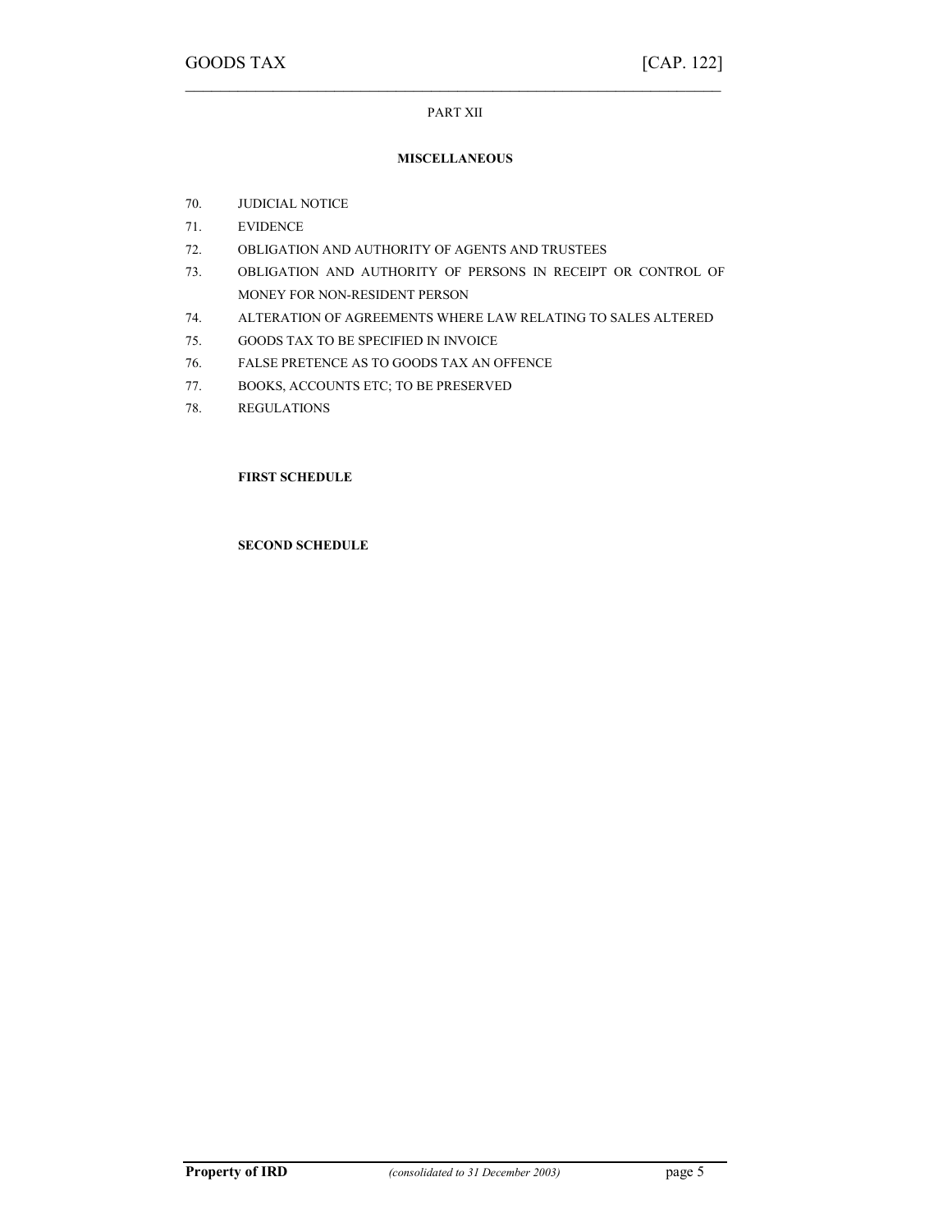PART XII

**MISCELLANEOUS**

70. JUDICIAL NOTICE
71. EVIDENCE
72. OBLIGATION AND AUTHORITY OF AGENTS AND TRUSTEES
73. OBLIGATION AND AUTHORITY OF PERSONS IN RECEIPT OR CONTROL OF MONEY FOR NON-RESIDENT PERSON
74. ALTERATION OF AGREEMENTS WHERE LAW RELATING TO SALES ALTERED
75. GOODS TAX TO BE SPECIFIED IN INVOICE
76. FALSE PRETENCE AS TO GOODS TAX AN OFFENCE
77. BOOKS, ACCOUNTS ETC; TO BE PRESERVED
78. REGULATIONS

**FIRST SCHEDULE**

**SECOND SCHEDULE**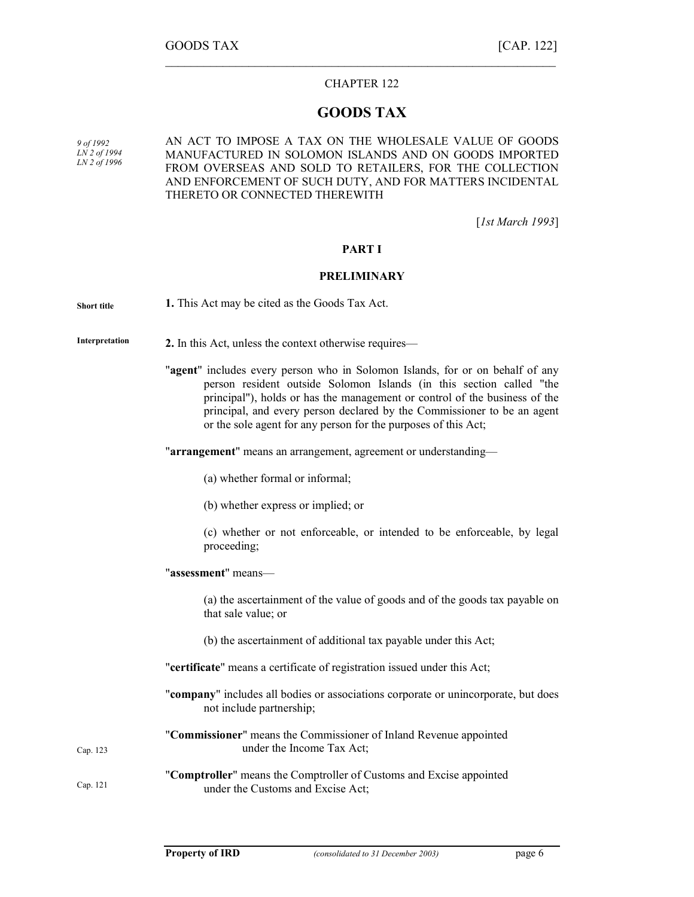# CHAPTER 122

# GOODS TAX

*9 of 1992*
*LN 2 of 1994*
*LN 2 of 1996*

AN ACT TO IMPOSE A TAX ON THE WHOLESALE VALUE OF GOODS MANUFACTURED IN SOLOMON ISLANDS AND ON GOODS IMPORTED FROM OVERSEAS AND SOLD TO RETAILERS, FOR THE COLLECTION AND ENFORCEMENT OF SUCH DUTY, AND FOR MATTERS INCIDENTAL THERETO OR CONNECTED THEREWITH

[*1st March 1993*]

## PART I

## PRELIMINARY

**Short title**

**1.** This Act may be cited as the Goods Tax Act.

**Interpretation**

**2.** In this Act, unless the context otherwise requires—

"**agent**" includes every person who in Solomon Islands, for or on behalf of any person resident outside Solomon Islands (in this section called "the principal"), holds or has the management or control of the business of the principal, and every person declared by the Commissioner to be an agent or the sole agent for any person for the purposes of this Act;

"**arrangement**" means an arrangement, agreement or understanding—

(a) whether formal or informal;

(b) whether express or implied; or

(c) whether or not enforceable, or intended to be enforceable, by legal proceeding;

"**assessment**" means—

(a) the ascertainment of the value of goods and of the goods tax payable on that sale value; or

(b) the ascertainment of additional tax payable under this Act;

"**certificate**" means a certificate of registration issued under this Act;

"**company**" includes all bodies or associations corporate or unincorporate, but does not include partnership;

Cap. 123

"**Commissioner**" means the Commissioner of Inland Revenue appointed under the Income Tax Act;

Cap. 121

"**Comptroller**" means the Comptroller of Customs and Excise appointed under the Customs and Excise Act;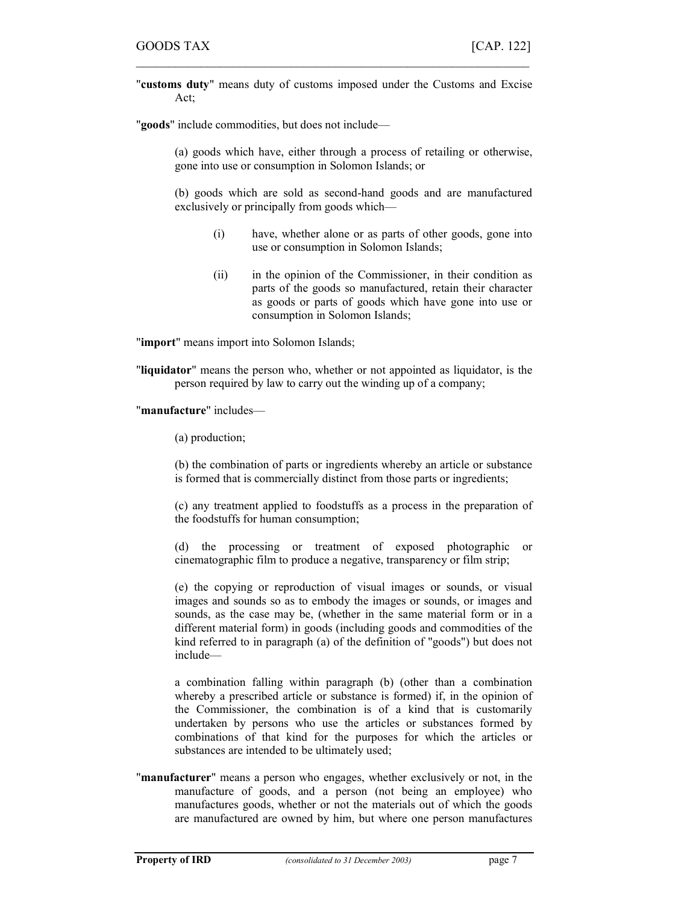"**customs duty**" means duty of customs imposed under the Customs and Excise Act;

"**goods**" include commodities, but does not include—

(a) goods which have, either through a process of retailing or otherwise, gone into use or consumption in Solomon Islands; or

(b) goods which are sold as second-hand goods and are manufactured exclusively or principally from goods which—

(i) have, whether alone or as parts of other goods, gone into use or consumption in Solomon Islands;

(ii) in the opinion of the Commissioner, in their condition as parts of the goods so manufactured, retain their character as goods or parts of goods which have gone into use or consumption in Solomon Islands;

"**import**" means import into Solomon Islands;

"**liquidator**" means the person who, whether or not appointed as liquidator, is the person required by law to carry out the winding up of a company;

"**manufacture**" includes—

(a) production;

(b) the combination of parts or ingredients whereby an article or substance is formed that is commercially distinct from those parts or ingredients;

(c) any treatment applied to foodstuffs as a process in the preparation of the foodstuffs for human consumption;

(d) the processing or treatment of exposed photographic or cinematographic film to produce a negative, transparency or film strip;

(e) the copying or reproduction of visual images or sounds, or visual images and sounds so as to embody the images or sounds, or images and sounds, as the case may be, (whether in the same material form or in a different material form) in goods (including goods and commodities of the kind referred to in paragraph (a) of the definition of "goods") but does not include—

a combination falling within paragraph (b) (other than a combination whereby a prescribed article or substance is formed) if, in the opinion of the Commissioner, the combination is of a kind that is customarily undertaken by persons who use the articles or substances formed by combinations of that kind for the purposes for which the articles or substances are intended to be ultimately used;

"**manufacturer**" means a person who engages, whether exclusively or not, in the manufacture of goods, and a person (not being an employee) who manufactures goods, whether or not the materials out of which the goods are manufactured are owned by him, but where one person manufactures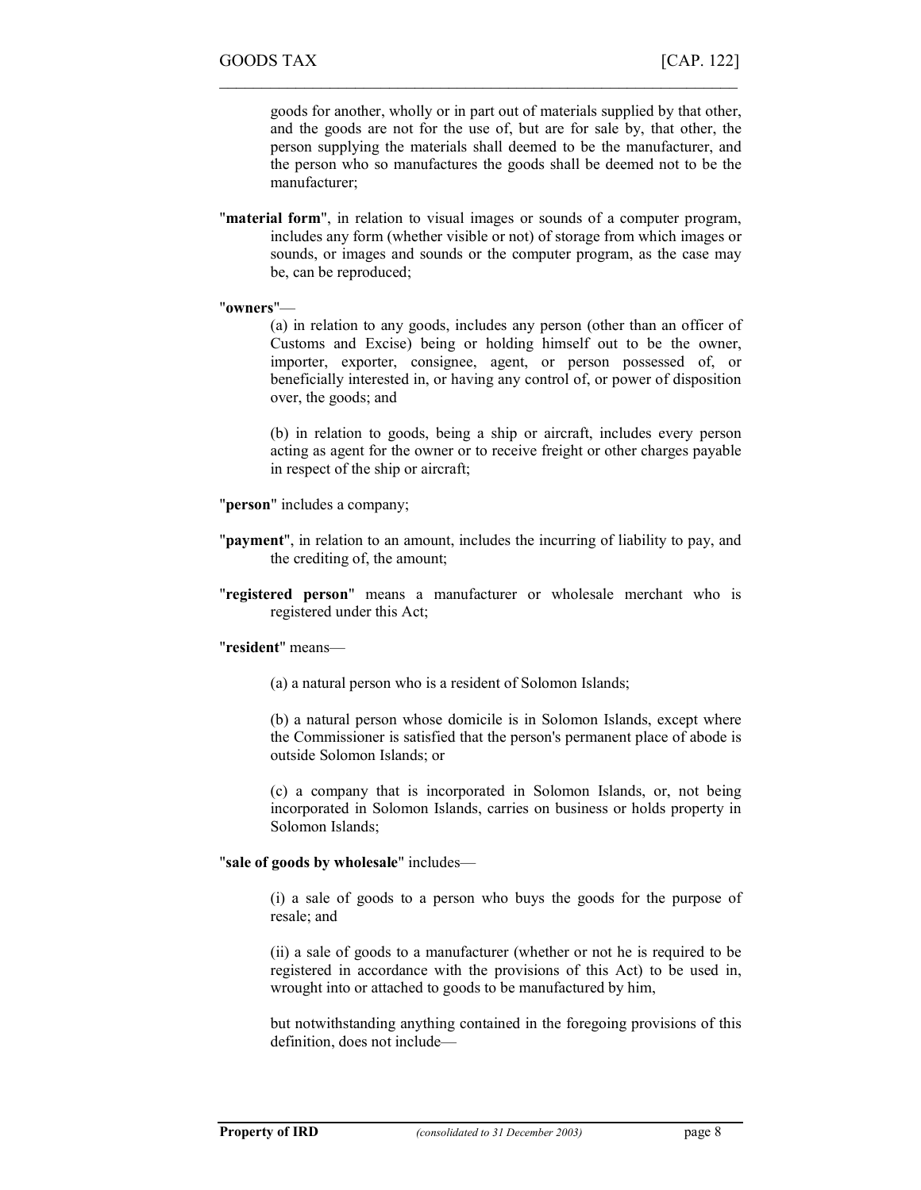goods for another, wholly or in part out of materials supplied by that other, and the goods are not for the use of, but are for sale by, that other, the person supplying the materials shall deemed to be the manufacturer, and the person who so manufactures the goods shall be deemed not to be the manufacturer;

"**material form**", in relation to visual images or sounds of a computer program, includes any form (whether visible or not) of storage from which images or sounds, or images and sounds or the computer program, as the case may be, can be reproduced;

"**owners**"—

(a) in relation to any goods, includes any person (other than an officer of Customs and Excise) being or holding himself out to be the owner, importer, exporter, consignee, agent, or person possessed of, or beneficially interested in, or having any control of, or power of disposition over, the goods; and

(b) in relation to goods, being a ship or aircraft, includes every person acting as agent for the owner or to receive freight or other charges payable in respect of the ship or aircraft;

"**person**" includes a company;

"**payment**", in relation to an amount, includes the incurring of liability to pay, and the crediting of, the amount;

"**registered person**" means a manufacturer or wholesale merchant who is registered under this Act;

"**resident**" means—

(a) a natural person who is a resident of Solomon Islands;

(b) a natural person whose domicile is in Solomon Islands, except where the Commissioner is satisfied that the person's permanent place of abode is outside Solomon Islands; or

(c) a company that is incorporated in Solomon Islands, or, not being incorporated in Solomon Islands, carries on business or holds property in Solomon Islands;

"**sale of goods by wholesale**" includes—

(i) a sale of goods to a person who buys the goods for the purpose of resale; and

(ii) a sale of goods to a manufacturer (whether or not he is required to be registered in accordance with the provisions of this Act) to be used in, wrought into or attached to goods to be manufactured by him,

but notwithstanding anything contained in the foregoing provisions of this definition, does not include—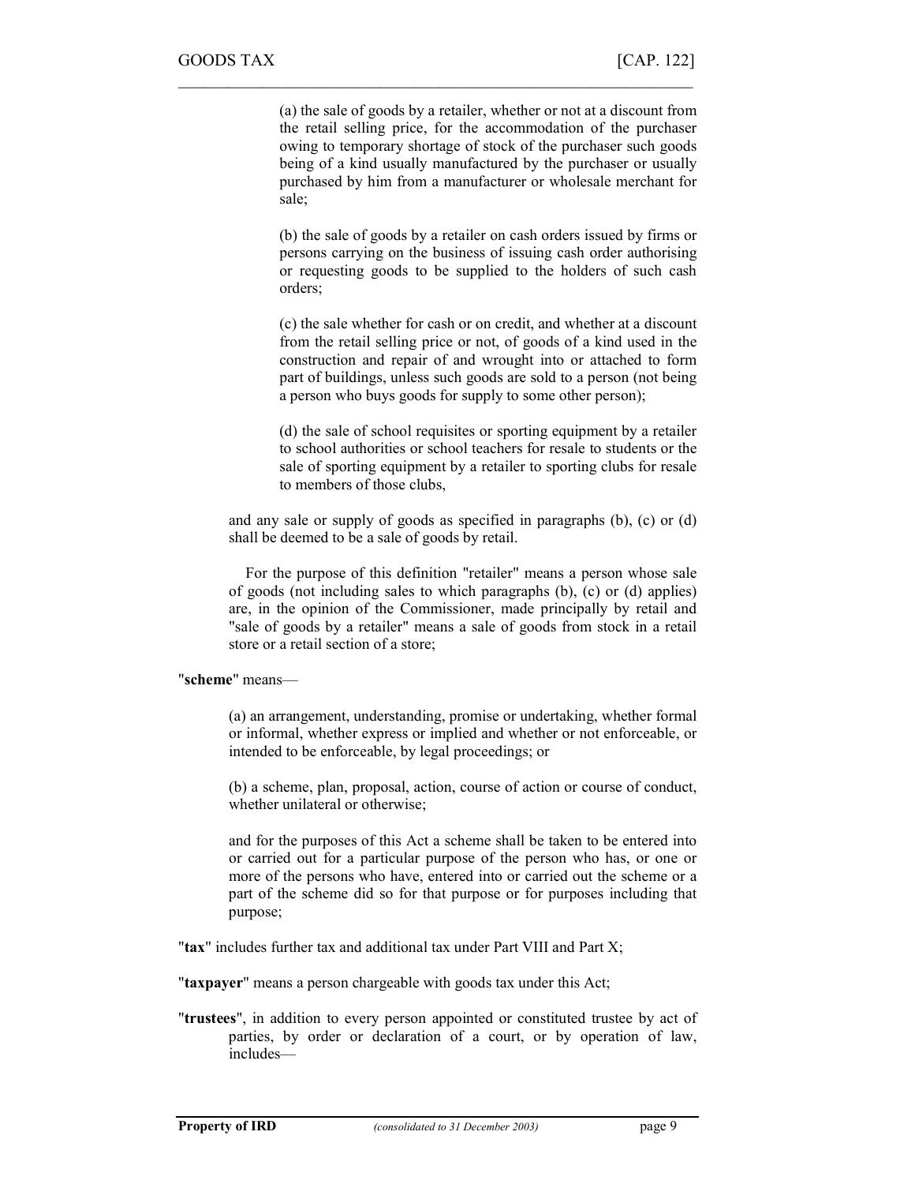(a) the sale of goods by a retailer, whether or not at a discount from the retail selling price, for the accommodation of the purchaser owing to temporary shortage of stock of the purchaser such goods being of a kind usually manufactured by the purchaser or usually purchased by him from a manufacturer or wholesale merchant for sale;

(b) the sale of goods by a retailer on cash orders issued by firms or persons carrying on the business of issuing cash order authorising or requesting goods to be supplied to the holders of such cash orders;

(c) the sale whether for cash or on credit, and whether at a discount from the retail selling price or not, of goods of a kind used in the construction and repair of and wrought into or attached to form part of buildings, unless such goods are sold to a person (not being a person who buys goods for supply to some other person);

(d) the sale of school requisites or sporting equipment by a retailer to school authorities or school teachers for resale to students or the sale of sporting equipment by a retailer to sporting clubs for resale to members of those clubs,

and any sale or supply of goods as specified in paragraphs (b), (c) or (d) shall be deemed to be a sale of goods by retail.

For the purpose of this definition "retailer" means a person whose sale of goods (not including sales to which paragraphs (b), (c) or (d) applies) are, in the opinion of the Commissioner, made principally by retail and "sale of goods by a retailer" means a sale of goods from stock in a retail store or a retail section of a store;

"**scheme**" means—

(a) an arrangement, understanding, promise or undertaking, whether formal or informal, whether express or implied and whether or not enforceable, or intended to be enforceable, by legal proceedings; or

(b) a scheme, plan, proposal, action, course of action or course of conduct, whether unilateral or otherwise;

and for the purposes of this Act a scheme shall be taken to be entered into or carried out for a particular purpose of the person who has, or one or more of the persons who have, entered into or carried out the scheme or a part of the scheme did so for that purpose or for purposes including that purpose;

"**tax**" includes further tax and additional tax under Part VIII and Part X;

"**taxpayer**" means a person chargeable with goods tax under this Act;

"**trustees**", in addition to every person appointed or constituted trustee by act of parties, by order or declaration of a court, or by operation of law, includes—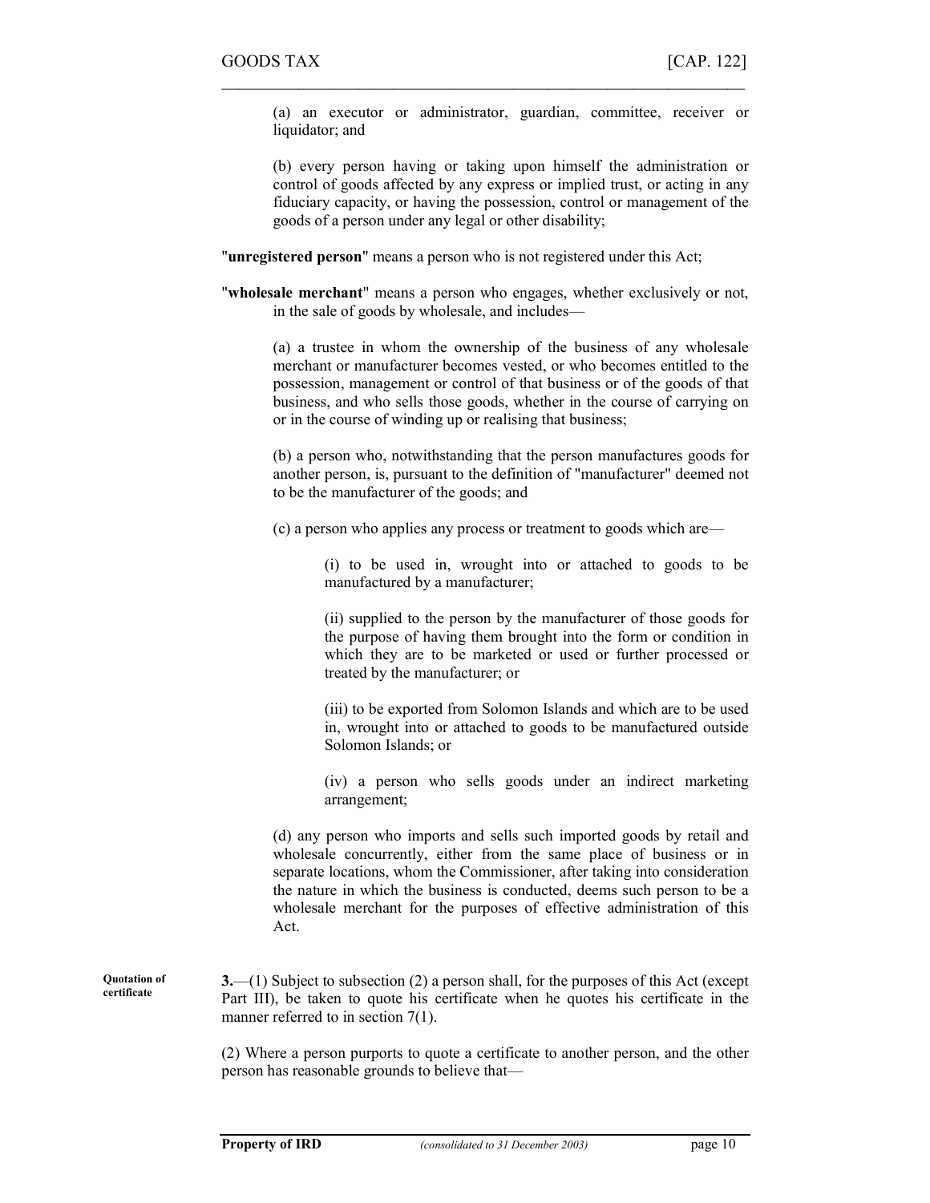(a) an executor or administrator, guardian, committee, receiver or liquidator; and

(b) every person having or taking upon himself the administration or control of goods affected by any express or implied trust, or acting in any fiduciary capacity, or having the possession, control or management of the goods of a person under any legal or other disability;

"**unregistered person**" means a person who is not registered under this Act;

"**wholesale merchant**" means a person who engages, whether exclusively or not, in the sale of goods by wholesale, and includes—

(a) a trustee in whom the ownership of the business of any wholesale merchant or manufacturer becomes vested, or who becomes entitled to the possession, management or control of that business or of the goods of that business, and who sells those goods, whether in the course of carrying on or in the course of winding up or realising that business;

(b) a person who, notwithstanding that the person manufactures goods for another person, is, pursuant to the definition of "manufacturer" deemed not to be the manufacturer of the goods; and

(c) a person who applies any process or treatment to goods which are—

(i) to be used in, wrought into or attached to goods to be manufactured by a manufacturer;

(ii) supplied to the person by the manufacturer of those goods for the purpose of having them brought into the form or condition in which they are to be marketed or used or further processed or treated by the manufacturer; or

(iii) to be exported from Solomon Islands and which are to be used in, wrought into or attached to goods to be manufactured outside Solomon Islands; or

(iv) a person who sells goods under an indirect marketing arrangement;

(d) any person who imports and sells such imported goods by retail and wholesale concurrently, either from the same place of business or in separate locations, whom the Commissioner, after taking into consideration the nature in which the business is conducted, deems such person to be a wholesale merchant for the purposes of effective administration of this Act.

**Quotation of certificate**

**3.**—(1) Subject to subsection (2) a person shall, for the purposes of this Act (except Part III), be taken to quote his certificate when he quotes his certificate in the manner referred to in section 7(1).

(2) Where a person purports to quote a certificate to another person, and the other person has reasonable grounds to believe that—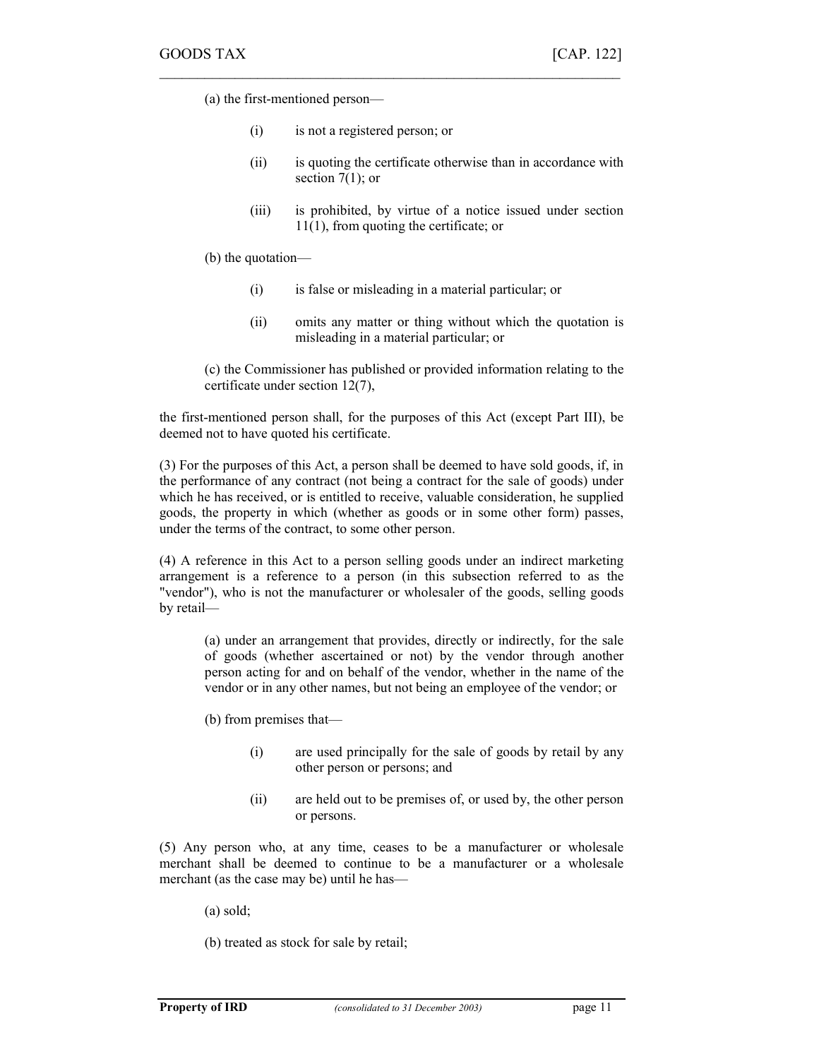(a) the first-mentioned person—

(i) is not a registered person; or

(ii) is quoting the certificate otherwise than in accordance with section 7(1); or

(iii) is prohibited, by virtue of a notice issued under section 11(1), from quoting the certificate; or

(b) the quotation—

(i) is false or misleading in a material particular; or

(ii) omits any matter or thing without which the quotation is misleading in a material particular; or

(c) the Commissioner has published or provided information relating to the certificate under section 12(7),

the first-mentioned person shall, for the purposes of this Act (except Part III), be deemed not to have quoted his certificate.

(3) For the purposes of this Act, a person shall be deemed to have sold goods, if, in the performance of any contract (not being a contract for the sale of goods) under which he has received, or is entitled to receive, valuable consideration, he supplied goods, the property in which (whether as goods or in some other form) passes, under the terms of the contract, to some other person.

(4) A reference in this Act to a person selling goods under an indirect marketing arrangement is a reference to a person (in this subsection referred to as the "vendor"), who is not the manufacturer or wholesaler of the goods, selling goods by retail—

(a) under an arrangement that provides, directly or indirectly, for the sale of goods (whether ascertained or not) by the vendor through another person acting for and on behalf of the vendor, whether in the name of the vendor or in any other names, but not being an employee of the vendor; or

(b) from premises that—

(i) are used principally for the sale of goods by retail by any other person or persons; and

(ii) are held out to be premises of, or used by, the other person or persons.

(5) Any person who, at any time, ceases to be a manufacturer or wholesale merchant shall be deemed to continue to be a manufacturer or a wholesale merchant (as the case may be) until he has—

(a) sold;

(b) treated as stock for sale by retail;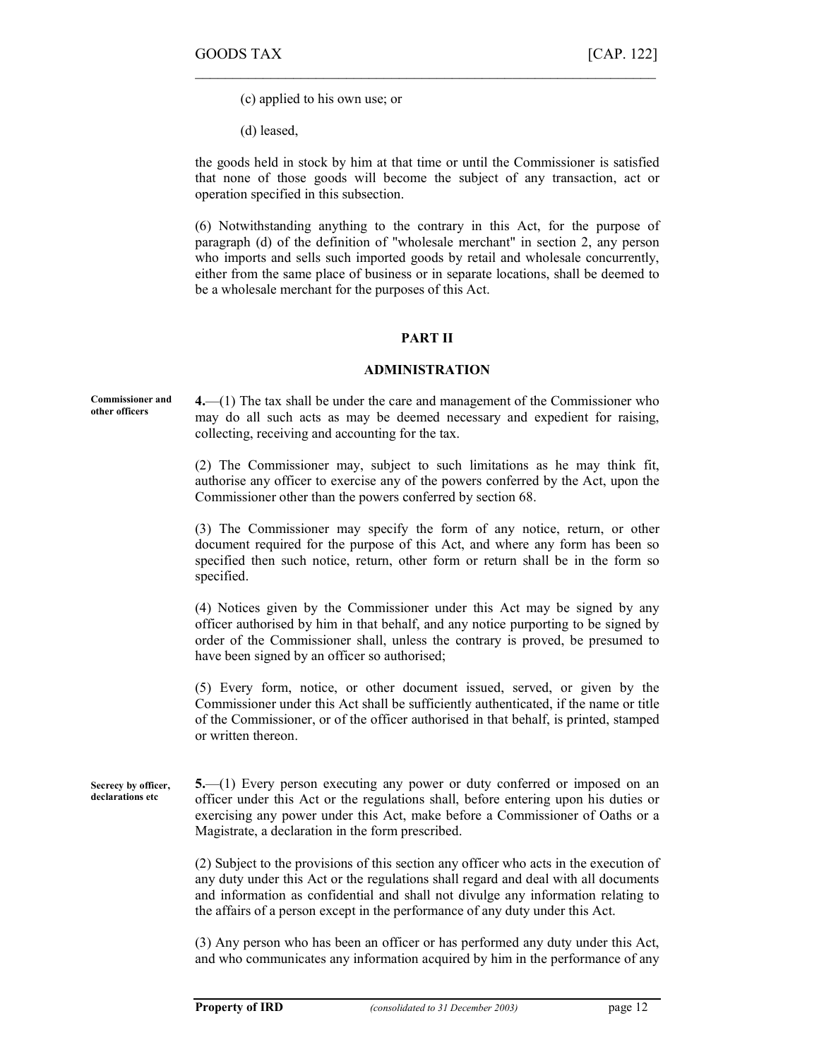(c) applied to his own use; or

(d) leased,

the goods held in stock by him at that time or until the Commissioner is satisfied that none of those goods will become the subject of any transaction, act or operation specified in this subsection.

(6) Notwithstanding anything to the contrary in this Act, for the purpose of paragraph (d) of the definition of "wholesale merchant" in section 2, any person who imports and sells such imported goods by retail and wholesale concurrently, either from the same place of business or in separate locations, shall be deemed to be a wholesale merchant for the purposes of this Act.

## PART II

## ADMINISTRATION

**Commissioner and other officers**

**4.**—(1) The tax shall be under the care and management of the Commissioner who may do all such acts as may be deemed necessary and expedient for raising, collecting, receiving and accounting for the tax.

(2) The Commissioner may, subject to such limitations as he may think fit, authorise any officer to exercise any of the powers conferred by the Act, upon the Commissioner other than the powers conferred by section 68.

(3) The Commissioner may specify the form of any notice, return, or other document required for the purpose of this Act, and where any form has been so specified then such notice, return, other form or return shall be in the form so specified.

(4) Notices given by the Commissioner under this Act may be signed by any officer authorised by him in that behalf, and any notice purporting to be signed by order of the Commissioner shall, unless the contrary is proved, be presumed to have been signed by an officer so authorised;

(5) Every form, notice, or other document issued, served, or given by the Commissioner under this Act shall be sufficiently authenticated, if the name or title of the Commissioner, or of the officer authorised in that behalf, is printed, stamped or written thereon.

**Secrecy by officer, declarations etc**

**5.**—(1) Every person executing any power or duty conferred or imposed on an officer under this Act or the regulations shall, before entering upon his duties or exercising any power under this Act, make before a Commissioner of Oaths or a Magistrate, a declaration in the form prescribed.

(2) Subject to the provisions of this section any officer who acts in the execution of any duty under this Act or the regulations shall regard and deal with all documents and information as confidential and shall not divulge any information relating to the affairs of a person except in the performance of any duty under this Act.

(3) Any person who has been an officer or has performed any duty under this Act, and who communicates any information acquired by him in the performance of any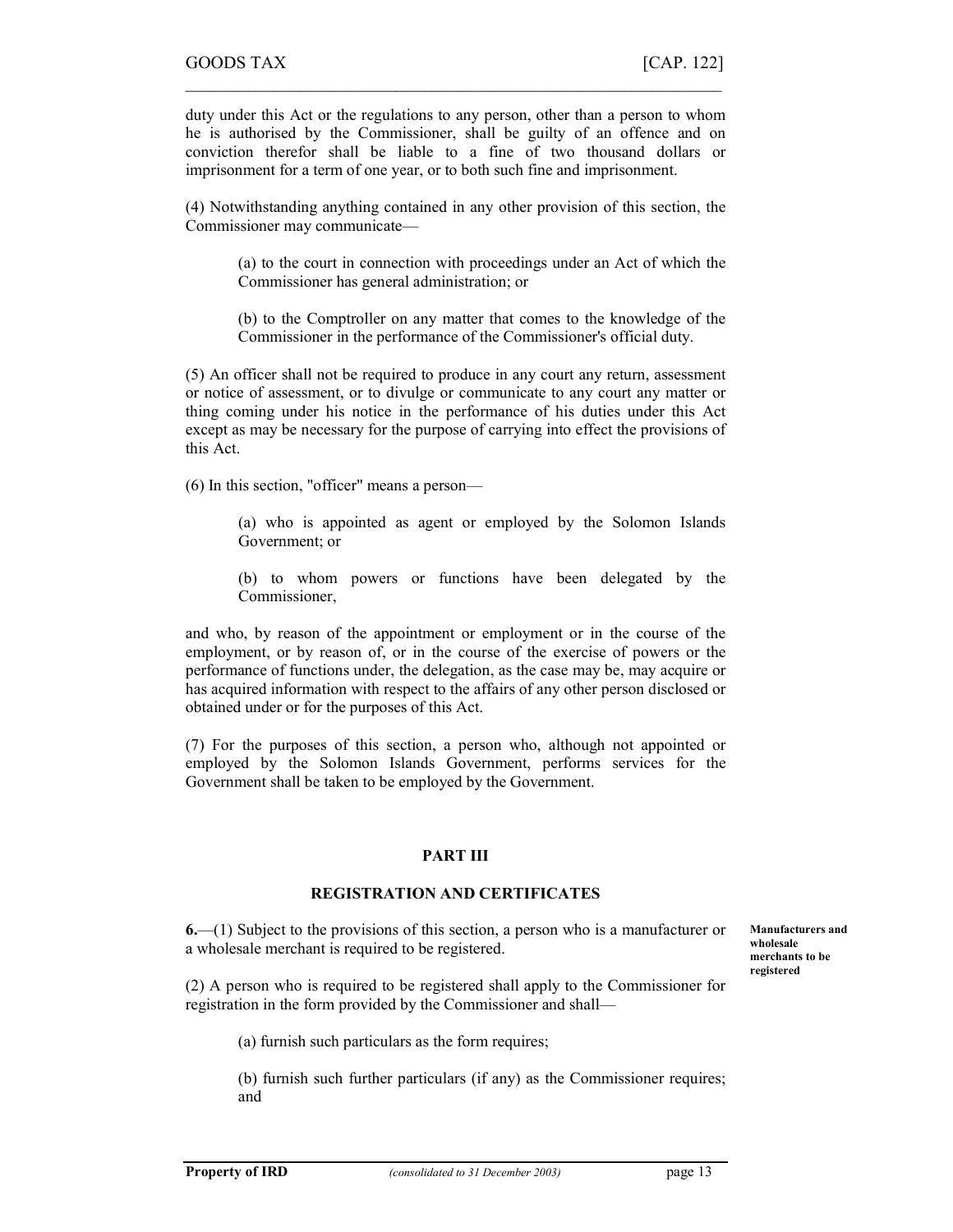duty under this Act or the regulations to any person, other than a person to whom he is authorised by the Commissioner, shall be guilty of an offence and on conviction therefor shall be liable to a fine of two thousand dollars or imprisonment for a term of one year, or to both such fine and imprisonment.

(4) Notwithstanding anything contained in any other provision of this section, the Commissioner may communicate—

(a) to the court in connection with proceedings under an Act of which the Commissioner has general administration; or

(b) to the Comptroller on any matter that comes to the knowledge of the Commissioner in the performance of the Commissioner's official duty.

(5) An officer shall not be required to produce in any court any return, assessment or notice of assessment, or to divulge or communicate to any court any matter or thing coming under his notice in the performance of his duties under this Act except as may be necessary for the purpose of carrying into effect the provisions of this Act.

(6) In this section, "officer" means a person—

(a) who is appointed as agent or employed by the Solomon Islands Government; or

(b) to whom powers or functions have been delegated by the Commissioner,

and who, by reason of the appointment or employment or in the course of the employment, or by reason of, or in the course of the exercise of powers or the performance of functions under, the delegation, as the case may be, may acquire or has acquired information with respect to the affairs of any other person disclosed or obtained under or for the purposes of this Act.

(7) For the purposes of this section, a person who, although not appointed or employed by the Solomon Islands Government, performs services for the Government shall be taken to be employed by the Government.

## PART III

## REGISTRATION AND CERTIFICATES

**Manufacturers and wholesale merchants to be registered**

**6.**—(1) Subject to the provisions of this section, a person who is a manufacturer or a wholesale merchant is required to be registered.

(2) A person who is required to be registered shall apply to the Commissioner for registration in the form provided by the Commissioner and shall—

(a) furnish such particulars as the form requires;

(b) furnish such further particulars (if any) as the Commissioner requires; and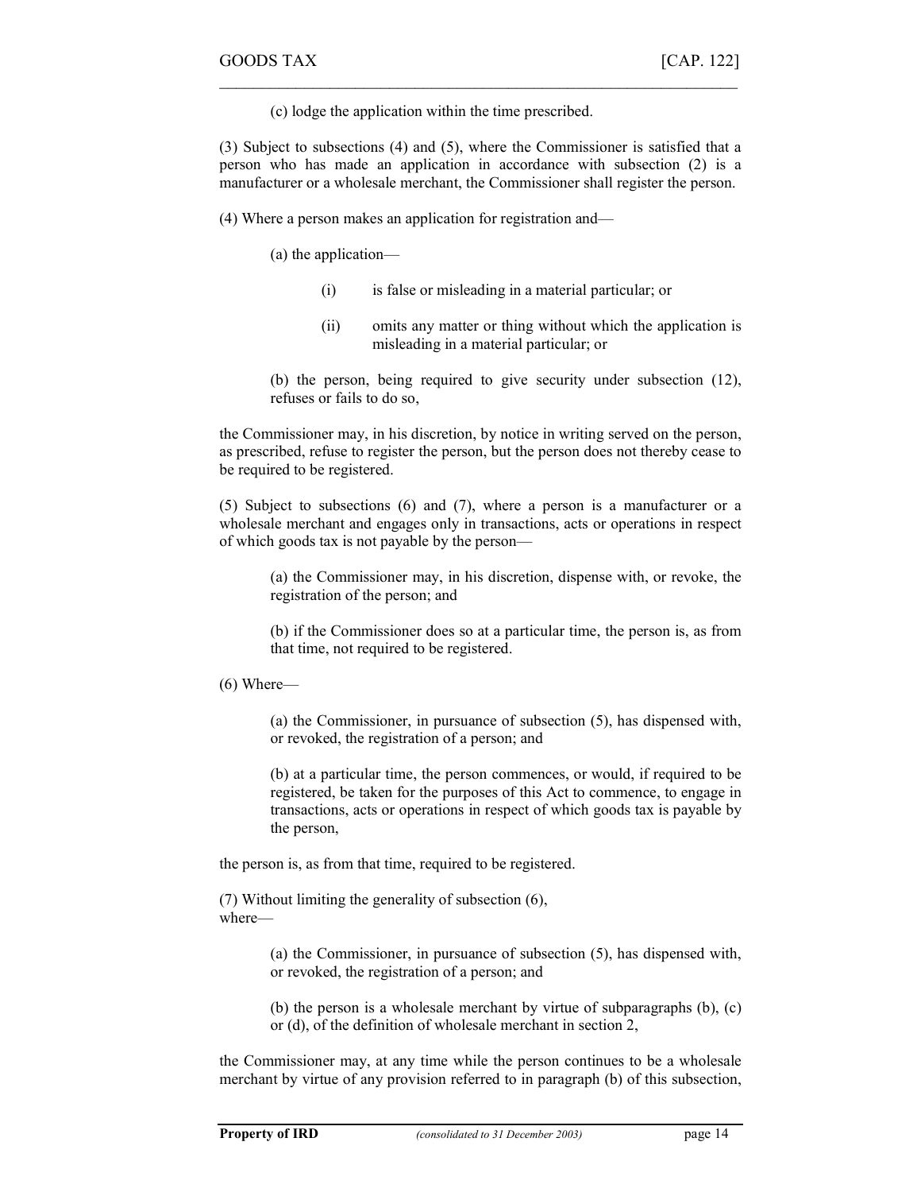(c) lodge the application within the time prescribed.

(3) Subject to subsections (4) and (5), where the Commissioner is satisfied that a person who has made an application in accordance with subsection (2) is a manufacturer or a wholesale merchant, the Commissioner shall register the person.

(4) Where a person makes an application for registration and—

(a) the application—

(i) is false or misleading in a material particular; or

(ii) omits any matter or thing without which the application is misleading in a material particular; or

(b) the person, being required to give security under subsection (12), refuses or fails to do so,

the Commissioner may, in his discretion, by notice in writing served on the person, as prescribed, refuse to register the person, but the person does not thereby cease to be required to be registered.

(5) Subject to subsections (6) and (7), where a person is a manufacturer or a wholesale merchant and engages only in transactions, acts or operations in respect of which goods tax is not payable by the person—

(a) the Commissioner may, in his discretion, dispense with, or revoke, the registration of the person; and

(b) if the Commissioner does so at a particular time, the person is, as from that time, not required to be registered.

(6) Where—

(a) the Commissioner, in pursuance of subsection (5), has dispensed with, or revoked, the registration of a person; and

(b) at a particular time, the person commences, or would, if required to be registered, be taken for the purposes of this Act to commence, to engage in transactions, acts or operations in respect of which goods tax is payable by the person,

the person is, as from that time, required to be registered.

(7) Without limiting the generality of subsection (6), where—

(a) the Commissioner, in pursuance of subsection (5), has dispensed with, or revoked, the registration of a person; and

(b) the person is a wholesale merchant by virtue of subparagraphs (b), (c) or (d), of the definition of wholesale merchant in section 2,

the Commissioner may, at any time while the person continues to be a wholesale merchant by virtue of any provision referred to in paragraph (b) of this subsection,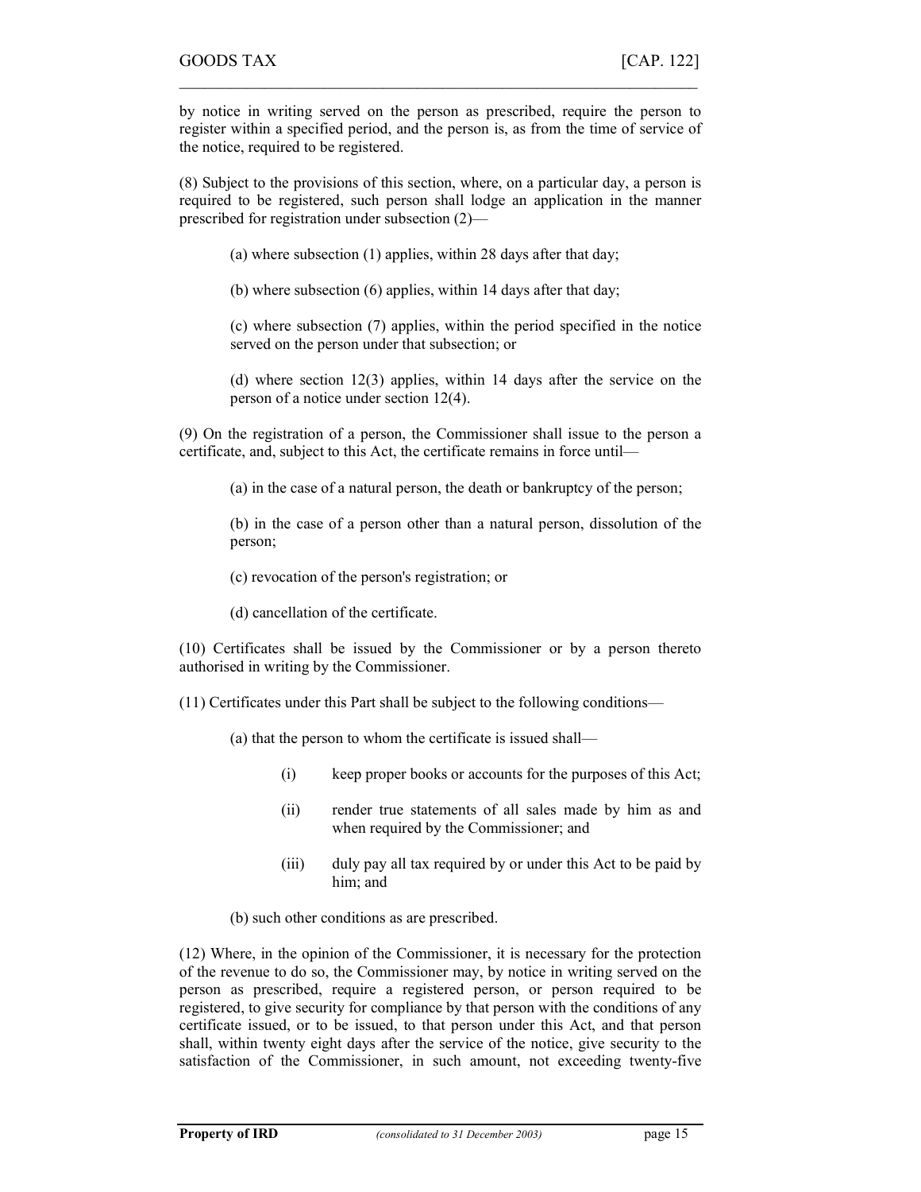by notice in writing served on the person as prescribed, require the person to register within a specified period, and the person is, as from the time of service of the notice, required to be registered.

(8) Subject to the provisions of this section, where, on a particular day, a person is required to be registered, such person shall lodge an application in the manner prescribed for registration under subsection (2)—

> (a) where subsection (1) applies, within 28 days after that day;
>
> (b) where subsection (6) applies, within 14 days after that day;
>
> (c) where subsection (7) applies, within the period specified in the notice served on the person under that subsection; or
>
> (d) where section 12(3) applies, within 14 days after the service on the person of a notice under section 12(4).

(9) On the registration of a person, the Commissioner shall issue to the person a certificate, and, subject to this Act, the certificate remains in force until—

> (a) in the case of a natural person, the death or bankruptcy of the person;
>
> (b) in the case of a person other than a natural person, dissolution of the person;
>
> (c) revocation of the person's registration; or
>
> (d) cancellation of the certificate.

(10) Certificates shall be issued by the Commissioner or by a person thereto authorised in writing by the Commissioner.

(11) Certificates under this Part shall be subject to the following conditions—

> (a) that the person to whom the certificate is issued shall—
>
> > (i) keep proper books or accounts for the purposes of this Act;
> >
> > (ii) render true statements of all sales made by him as and when required by the Commissioner; and
> >
> > (iii) duly pay all tax required by or under this Act to be paid by him; and
>
> (b) such other conditions as are prescribed.

(12) Where, in the opinion of the Commissioner, it is necessary for the protection of the revenue to do so, the Commissioner may, by notice in writing served on the person as prescribed, require a registered person, or person required to be registered, to give security for compliance by that person with the conditions of any certificate issued, or to be issued, to that person under this Act, and that person shall, within twenty eight days after the service of the notice, give security to the satisfaction of the Commissioner, in such amount, not exceeding twenty-five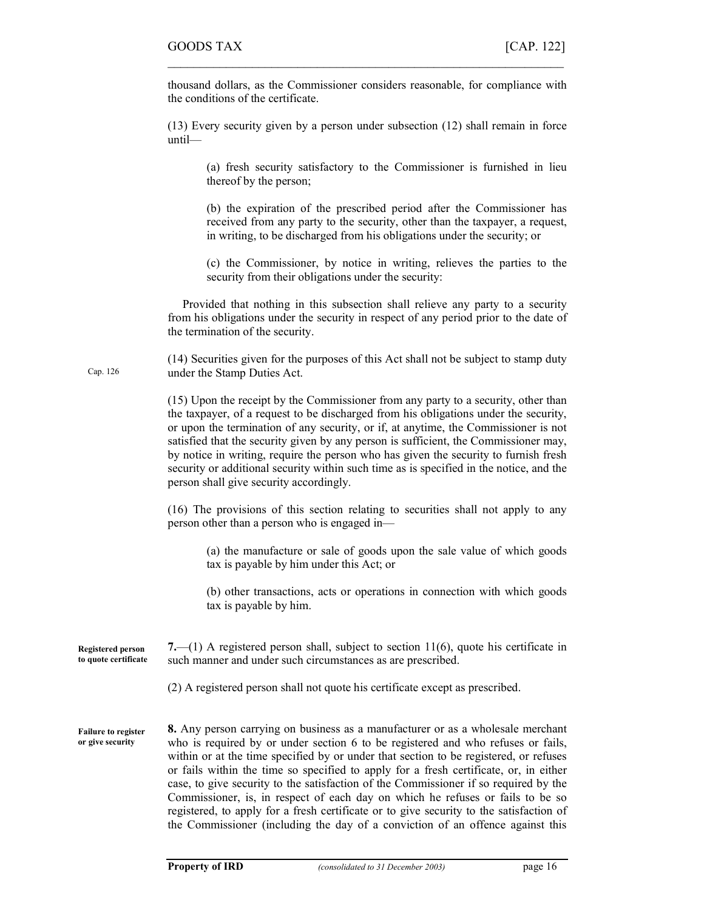thousand dollars, as the Commissioner considers reasonable, for compliance with the conditions of the certificate.

(13) Every security given by a person under subsection (12) shall remain in force until—

(a) fresh security satisfactory to the Commissioner is furnished in lieu thereof by the person;

(b) the expiration of the prescribed period after the Commissioner has received from any party to the security, other than the taxpayer, a request, in writing, to be discharged from his obligations under the security; or

(c) the Commissioner, by notice in writing, relieves the parties to the security from their obligations under the security:

Provided that nothing in this subsection shall relieve any party to a security from his obligations under the security in respect of any period prior to the date of the termination of the security.

Cap. 126

(14) Securities given for the purposes of this Act shall not be subject to stamp duty under the Stamp Duties Act.

(15) Upon the receipt by the Commissioner from any party to a security, other than the taxpayer, of a request to be discharged from his obligations under the security, or upon the termination of any security, or if, at anytime, the Commissioner is not satisfied that the security given by any person is sufficient, the Commissioner may, by notice in writing, require the person who has given the security to furnish fresh security or additional security within such time as is specified in the notice, and the person shall give security accordingly.

(16) The provisions of this section relating to securities shall not apply to any person other than a person who is engaged in—

(a) the manufacture or sale of goods upon the sale value of which goods tax is payable by him under this Act; or

(b) other transactions, acts or operations in connection with which goods tax is payable by him.

**Registered person to quote certificate**

**7.**—(1) A registered person shall, subject to section 11(6), quote his certificate in such manner and under such circumstances as are prescribed.

(2) A registered person shall not quote his certificate except as prescribed.

**Failure to register or give security**

**8.** Any person carrying on business as a manufacturer or as a wholesale merchant who is required by or under section 6 to be registered and who refuses or fails, within or at the time specified by or under that section to be registered, or refuses or fails within the time so specified to apply for a fresh certificate, or, in either case, to give security to the satisfaction of the Commissioner if so required by the Commissioner, is, in respect of each day on which he refuses or fails to be so registered, to apply for a fresh certificate or to give security to the satisfaction of the Commissioner (including the day of a conviction of an offence against this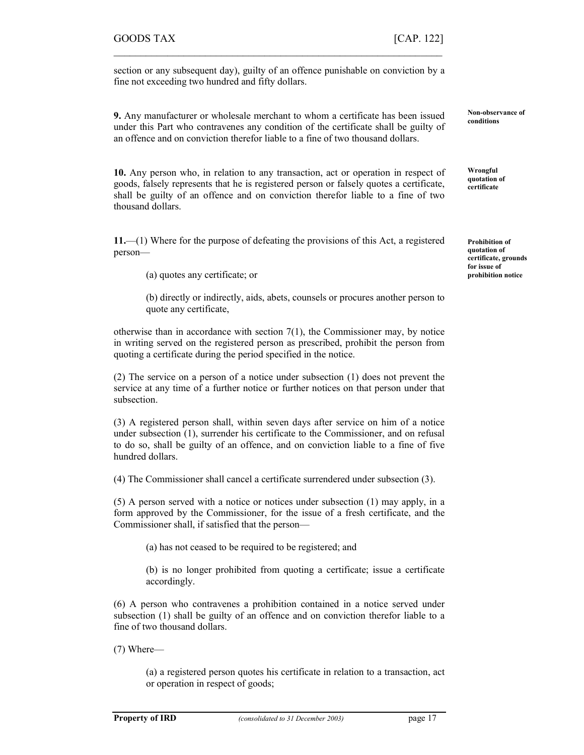section or any subsequent day), guilty of an offence punishable on conviction by a fine not exceeding two hundred and fifty dollars.

**Non-observance of conditions**

**9.** Any manufacturer or wholesale merchant to whom a certificate has been issued under this Part who contravenes any condition of the certificate shall be guilty of an offence and on conviction therefor liable to a fine of two thousand dollars.

**Wrongful quotation of certificate**

**10.** Any person who, in relation to any transaction, act or operation in respect of goods, falsely represents that he is registered person or falsely quotes a certificate, shall be guilty of an offence and on conviction therefor liable to a fine of two thousand dollars.

**Prohibition of quotation of certificate, grounds for issue of prohibition notice**

**11.**—(1) Where for the purpose of defeating the provisions of this Act, a registered person—

> (a) quotes any certificate; or
>
> (b) directly or indirectly, aids, abets, counsels or procures another person to quote any certificate,

otherwise than in accordance with section 7(1), the Commissioner may, by notice in writing served on the registered person as prescribed, prohibit the person from quoting a certificate during the period specified in the notice.

(2) The service on a person of a notice under subsection (1) does not prevent the service at any time of a further notice or further notices on that person under that subsection.

(3) A registered person shall, within seven days after service on him of a notice under subsection (1), surrender his certificate to the Commissioner, and on refusal to do so, shall be guilty of an offence, and on conviction liable to a fine of five hundred dollars.

(4) The Commissioner shall cancel a certificate surrendered under subsection (3).

(5) A person served with a notice or notices under subsection (1) may apply, in a form approved by the Commissioner, for the issue of a fresh certificate, and the Commissioner shall, if satisfied that the person—

> (a) has not ceased to be required to be registered; and
>
> (b) is no longer prohibited from quoting a certificate; issue a certificate accordingly.

(6) A person who contravenes a prohibition contained in a notice served under subsection (1) shall be guilty of an offence and on conviction therefor liable to a fine of two thousand dollars.

(7) Where—

> (a) a registered person quotes his certificate in relation to a transaction, act or operation in respect of goods;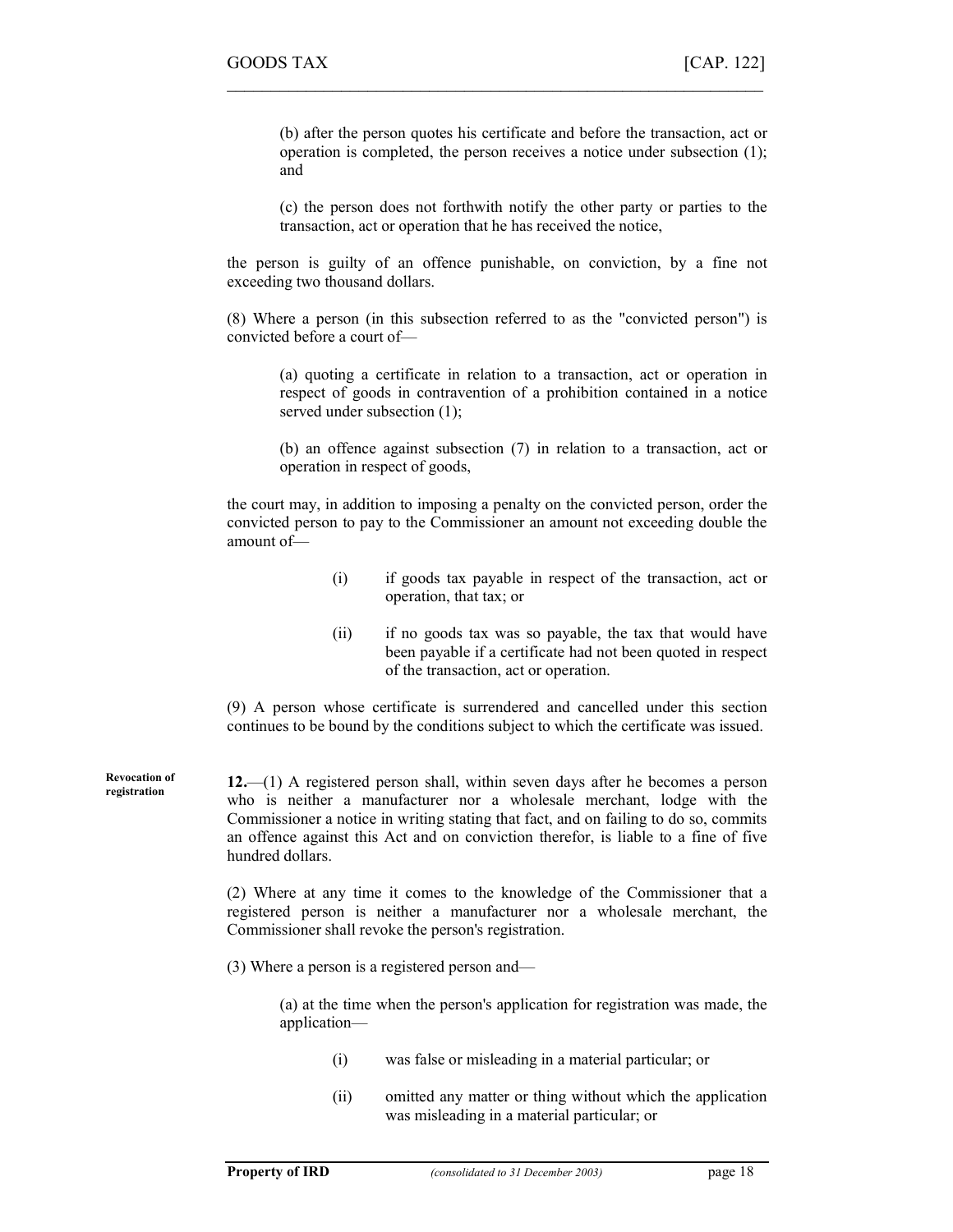(b) after the person quotes his certificate and before the transaction, act or operation is completed, the person receives a notice under subsection (1); and

(c) the person does not forthwith notify the other party or parties to the transaction, act or operation that he has received the notice,

the person is guilty of an offence punishable, on conviction, by a fine not exceeding two thousand dollars.

(8) Where a person (in this subsection referred to as the "convicted person") is convicted before a court of—

(a) quoting a certificate in relation to a transaction, act or operation in respect of goods in contravention of a prohibition contained in a notice served under subsection (1);

(b) an offence against subsection (7) in relation to a transaction, act or operation in respect of goods,

the court may, in addition to imposing a penalty on the convicted person, order the convicted person to pay to the Commissioner an amount not exceeding double the amount of—

(i) if goods tax payable in respect of the transaction, act or operation, that tax; or

(ii) if no goods tax was so payable, the tax that would have been payable if a certificate had not been quoted in respect of the transaction, act or operation.

(9) A person whose certificate is surrendered and cancelled under this section continues to be bound by the conditions subject to which the certificate was issued.

**Revocation of registration**

**12.**—(1) A registered person shall, within seven days after he becomes a person who is neither a manufacturer nor a wholesale merchant, lodge with the Commissioner a notice in writing stating that fact, and on failing to do so, commits an offence against this Act and on conviction therefor, is liable to a fine of five hundred dollars.

(2) Where at any time it comes to the knowledge of the Commissioner that a registered person is neither a manufacturer nor a wholesale merchant, the Commissioner shall revoke the person's registration.

(3) Where a person is a registered person and—

(a) at the time when the person's application for registration was made, the application—

(i) was false or misleading in a material particular; or

(ii) omitted any matter or thing without which the application was misleading in a material particular; or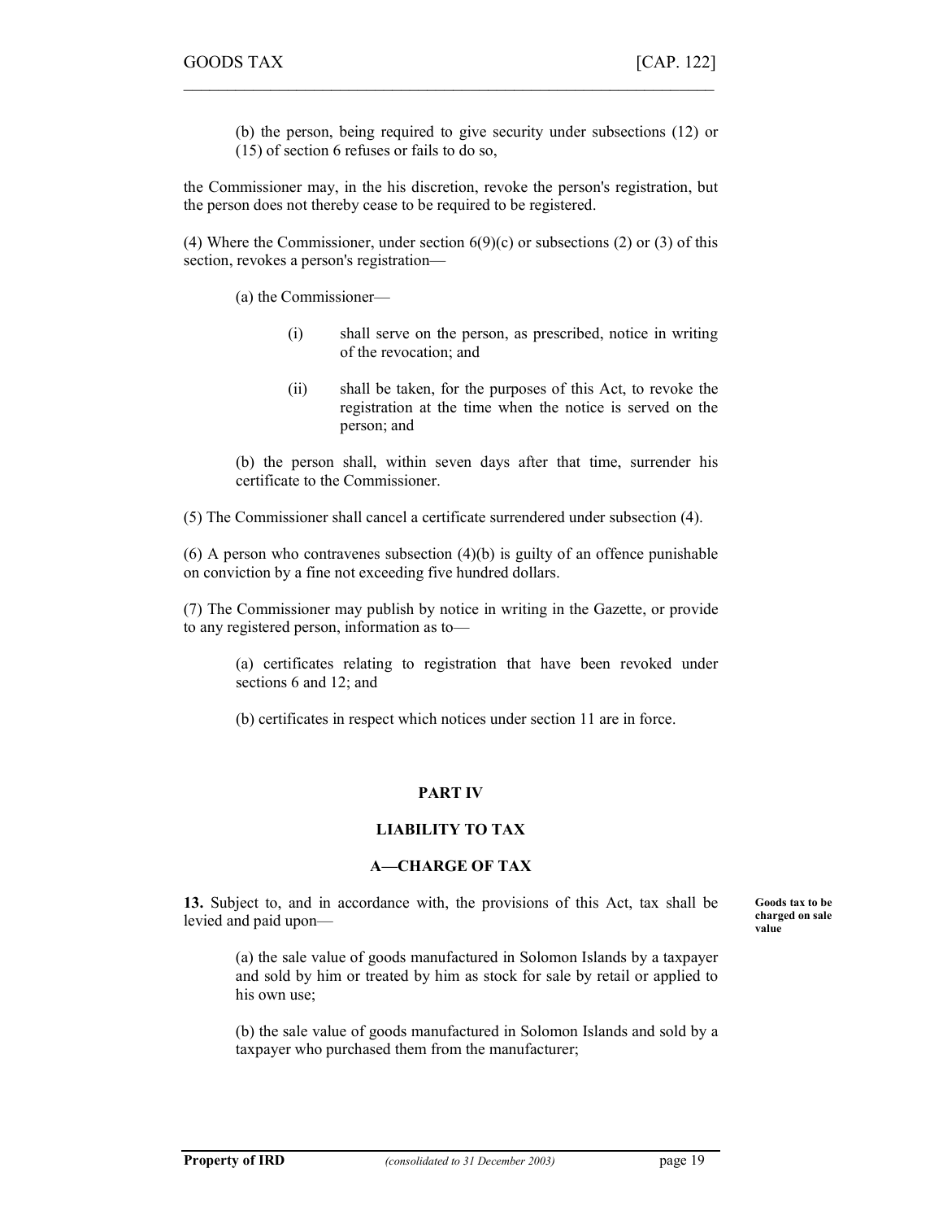(b) the person, being required to give security under subsections (12) or (15) of section 6 refuses or fails to do so,

the Commissioner may, in the his discretion, revoke the person's registration, but the person does not thereby cease to be required to be registered.

(4) Where the Commissioner, under section 6(9)(c) or subsections (2) or (3) of this section, revokes a person's registration—

(a) the Commissioner—

(i) shall serve on the person, as prescribed, notice in writing of the revocation; and

(ii) shall be taken, for the purposes of this Act, to revoke the registration at the time when the notice is served on the person; and

(b) the person shall, within seven days after that time, surrender his certificate to the Commissioner.

(5) The Commissioner shall cancel a certificate surrendered under subsection (4).

(6) A person who contravenes subsection (4)(b) is guilty of an offence punishable on conviction by a fine not exceeding five hundred dollars.

(7) The Commissioner may publish by notice in writing in the Gazette, or provide to any registered person, information as to—

(a) certificates relating to registration that have been revoked under sections 6 and 12; and

(b) certificates in respect which notices under section 11 are in force.

## PART IV

## LIABILITY TO TAX

### A—CHARGE OF TAX

**Goods tax to be charged on sale value**

**13.** Subject to, and in accordance with, the provisions of this Act, tax shall be levied and paid upon—

(a) the sale value of goods manufactured in Solomon Islands by a taxpayer and sold by him or treated by him as stock for sale by retail or applied to his own use;

(b) the sale value of goods manufactured in Solomon Islands and sold by a taxpayer who purchased them from the manufacturer;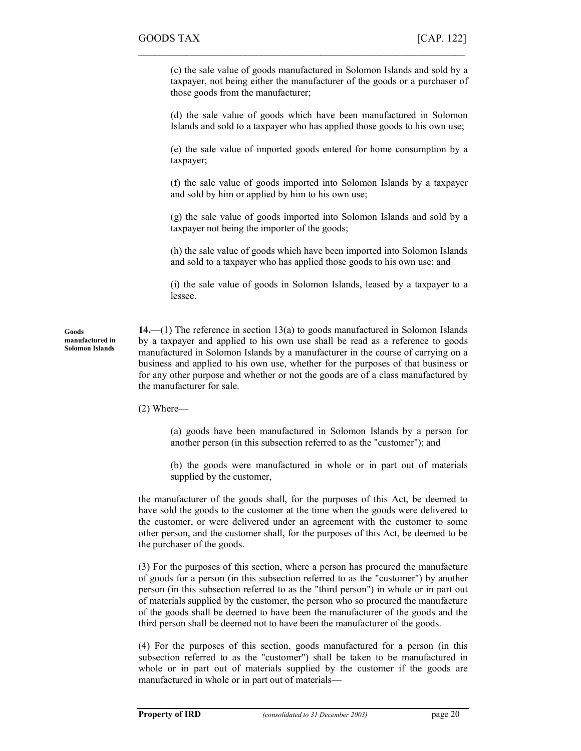(c) the sale value of goods manufactured in Solomon Islands and sold by a taxpayer, not being either the manufacturer of the goods or a purchaser of those goods from the manufacturer;

(d) the sale value of goods which have been manufactured in Solomon Islands and sold to a taxpayer who has applied those goods to his own use;

(e) the sale value of imported goods entered for home consumption by a taxpayer;

(f) the sale value of goods imported into Solomon Islands by a taxpayer and sold by him or applied by him to his own use;

(g) the sale value of goods imported into Solomon Islands and sold by a taxpayer not being the importer of the goods;

(h) the sale value of goods which have been imported into Solomon Islands and sold to a taxpayer who has applied those goods to his own use; and

(i) the sale value of goods in Solomon Islands, leased by a taxpayer to a lessee.

**Goods manufactured in Solomon Islands**

**14.**—(1) The reference in section 13(a) to goods manufactured in Solomon Islands by a taxpayer and applied to his own use shall be read as a reference to goods manufactured in Solomon Islands by a manufacturer in the course of carrying on a business and applied to his own use, whether for the purposes of that business or for any other purpose and whether or not the goods are of a class manufactured by the manufacturer for sale.

(2) Where—

(a) goods have been manufactured in Solomon Islands by a person for another person (in this subsection referred to as the "customer"); and

(b) the goods were manufactured in whole or in part out of materials supplied by the customer,

the manufacturer of the goods shall, for the purposes of this Act, be deemed to have sold the goods to the customer at the time when the goods were delivered to the customer, or were delivered under an agreement with the customer to some other person, and the customer shall, for the purposes of this Act, be deemed to be the purchaser of the goods.

(3) For the purposes of this section, where a person has procured the manufacture of goods for a person (in this subsection referred to as the "customer") by another person (in this subsection referred to as the "third person") in whole or in part out of materials supplied by the customer, the person who so procured the manufacture of the goods shall be deemed to have been the manufacturer of the goods and the third person shall be deemed not to have been the manufacturer of the goods.

(4) For the purposes of this section, goods manufactured for a person (in this subsection referred to as the "customer") shall be taken to be manufactured in whole or in part out of materials supplied by the customer if the goods are manufactured in whole or in part out of materials—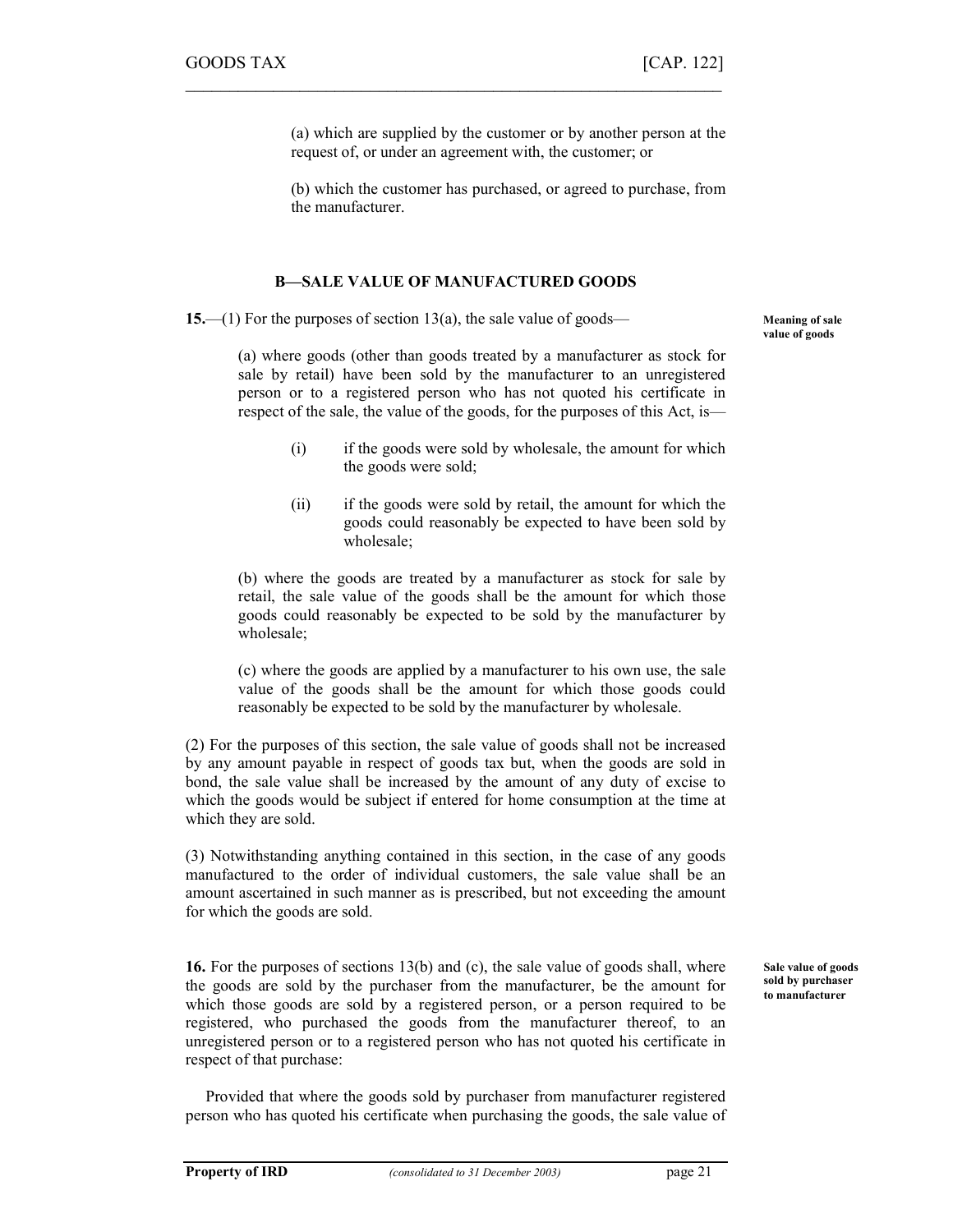(a) which are supplied by the customer or by another person at the request of, or under an agreement with, the customer; or

(b) which the customer has purchased, or agreed to purchase, from the manufacturer.

### B—SALE VALUE OF MANUFACTURED GOODS

**15.**—(1) For the purposes of section 13(a), the sale value of goods—

**Meaning of sale value of goods**

(a) where goods (other than goods treated by a manufacturer as stock for sale by retail) have been sold by the manufacturer to an unregistered person or to a registered person who has not quoted his certificate in respect of the sale, the value of the goods, for the purposes of this Act, is—

(i) if the goods were sold by wholesale, the amount for which the goods were sold;

(ii) if the goods were sold by retail, the amount for which the goods could reasonably be expected to have been sold by wholesale;

(b) where the goods are treated by a manufacturer as stock for sale by retail, the sale value of the goods shall be the amount for which those goods could reasonably be expected to be sold by the manufacturer by wholesale;

(c) where the goods are applied by a manufacturer to his own use, the sale value of the goods shall be the amount for which those goods could reasonably be expected to be sold by the manufacturer by wholesale.

(2) For the purposes of this section, the sale value of goods shall not be increased by any amount payable in respect of goods tax but, when the goods are sold in bond, the sale value shall be increased by the amount of any duty of excise to which the goods would be subject if entered for home consumption at the time at which they are sold.

(3) Notwithstanding anything contained in this section, in the case of any goods manufactured to the order of individual customers, the sale value shall be an amount ascertained in such manner as is prescribed, but not exceeding the amount for which the goods are sold.

**16.** For the purposes of sections 13(b) and (c), the sale value of goods shall, where the goods are sold by the purchaser from the manufacturer, be the amount for which those goods are sold by a registered person, or a person required to be registered, who purchased the goods from the manufacturer thereof, to an unregistered person or to a registered person who has not quoted his certificate in respect of that purchase:

**Sale value of goods sold by purchaser to manufacturer**

Provided that where the goods sold by purchaser from manufacturer registered person who has quoted his certificate when purchasing the goods, the sale value of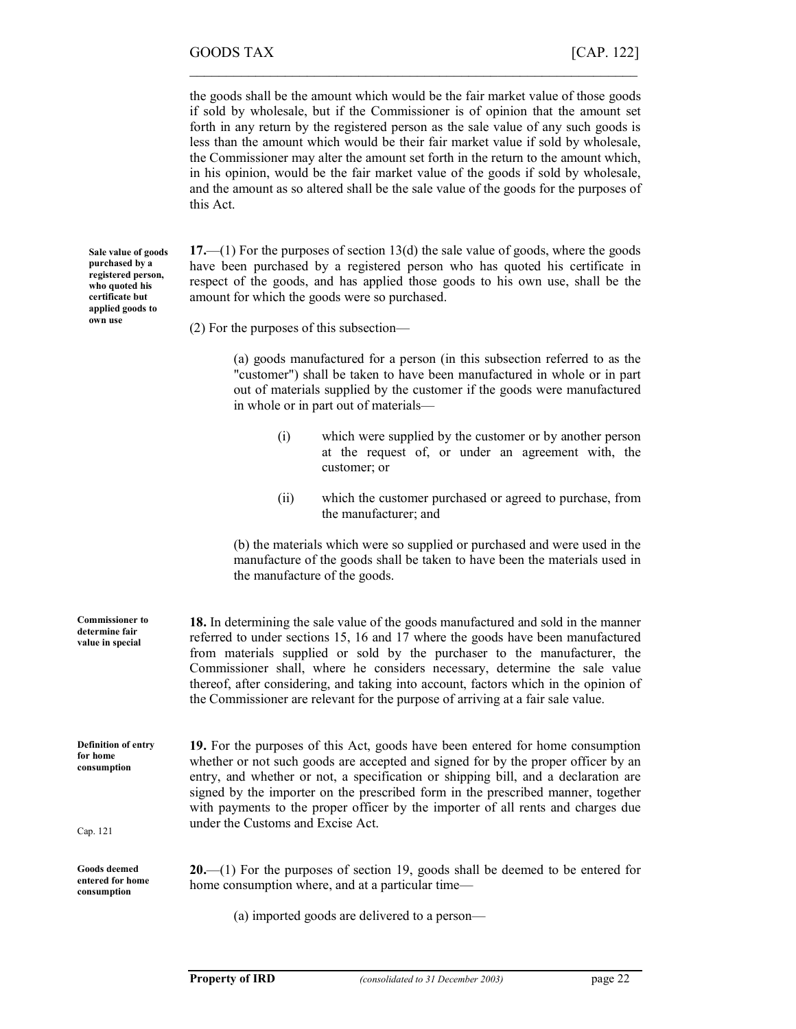the goods shall be the amount which would be the fair market value of those goods if sold by wholesale, but if the Commissioner is of opinion that the amount set forth in any return by the registered person as the sale value of any such goods is less than the amount which would be their fair market value if sold by wholesale, the Commissioner may alter the amount set forth in the return to the amount which, in his opinion, would be the fair market value of the goods if sold by wholesale, and the amount as so altered shall be the sale value of the goods for the purposes of this Act.

**Sale value of goods purchased by a registered person, who quoted his certificate but applied goods to own use**

**17.**—(1) For the purposes of section 13(d) the sale value of goods, where the goods have been purchased by a registered person who has quoted his certificate in respect of the goods, and has applied those goods to his own use, shall be the amount for which the goods were so purchased.

(2) For the purposes of this subsection—

(a) goods manufactured for a person (in this subsection referred to as the "customer") shall be taken to have been manufactured in whole or in part out of materials supplied by the customer if the goods were manufactured in whole or in part out of materials—

(i) which were supplied by the customer or by another person at the request of, or under an agreement with, the customer; or

(ii) which the customer purchased or agreed to purchase, from the manufacturer; and

(b) the materials which were so supplied or purchased and were used in the manufacture of the goods shall be taken to have been the materials used in the manufacture of the goods.

**Commissioner to determine fair value in special**

**18.** In determining the sale value of the goods manufactured and sold in the manner referred to under sections 15, 16 and 17 where the goods have been manufactured from materials supplied or sold by the purchaser to the manufacturer, the Commissioner shall, where he considers necessary, determine the sale value thereof, after considering, and taking into account, factors which in the opinion of the Commissioner are relevant for the purpose of arriving at a fair sale value.

**Definition of entry for home consumption**

**19.** For the purposes of this Act, goods have been entered for home consumption whether or not such goods are accepted and signed for by the proper officer by an entry, and whether or not, a specification or shipping bill, and a declaration are signed by the importer on the prescribed form in the prescribed manner, together with payments to the proper officer by the importer of all rents and charges due under the Customs and Excise Act.

Cap. 121

**Goods deemed entered for home consumption**

**20.**—(1) For the purposes of section 19, goods shall be deemed to be entered for home consumption where, and at a particular time—

(a) imported goods are delivered to a person—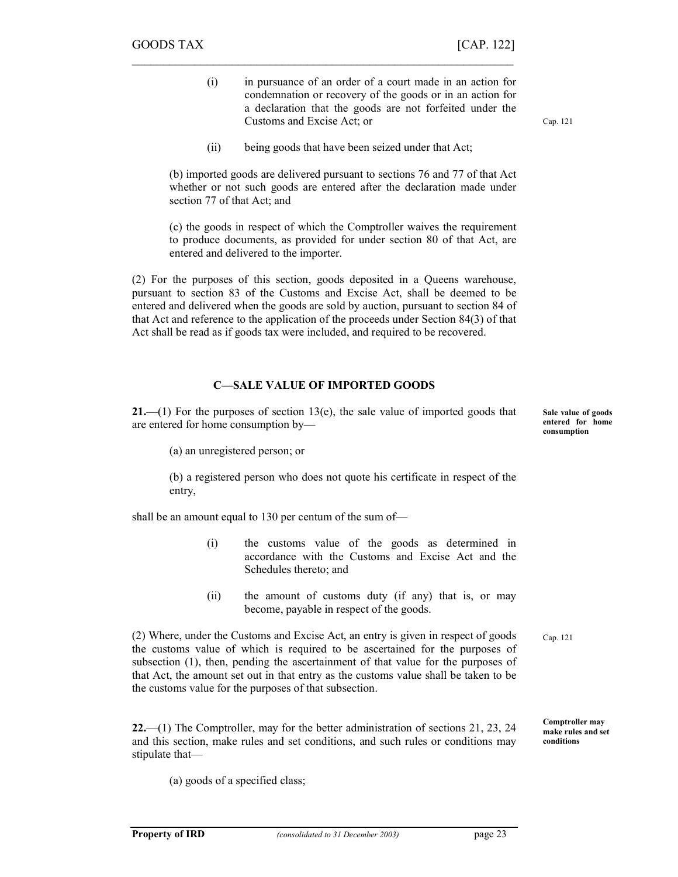(i) in pursuance of an order of a court made in an action for condemnation or recovery of the goods or in an action for a declaration that the goods are not forfeited under the Customs and Excise Act; or

Cap. 121

(ii) being goods that have been seized under that Act;

(b) imported goods are delivered pursuant to sections 76 and 77 of that Act whether or not such goods are entered after the declaration made under section 77 of that Act; and

(c) the goods in respect of which the Comptroller waives the requirement to produce documents, as provided for under section 80 of that Act, are entered and delivered to the importer.

(2) For the purposes of this section, goods deposited in a Queens warehouse, pursuant to section 83 of the Customs and Excise Act, shall be deemed to be entered and delivered when the goods are sold by auction, pursuant to section 84 of that Act and reference to the application of the proceeds under Section 84(3) of that Act shall be read as if goods tax were included, and required to be recovered.

## C—SALE VALUE OF IMPORTED GOODS

**Sale value of goods entered for home consumption**

**21.**—(1) For the purposes of section 13(e), the sale value of imported goods that are entered for home consumption by—

(a) an unregistered person; or

(b) a registered person who does not quote his certificate in respect of the entry,

shall be an amount equal to 130 per centum of the sum of—

(i) the customs value of the goods as determined in accordance with the Customs and Excise Act and the Schedules thereto; and

(ii) the amount of customs duty (if any) that is, or may become, payable in respect of the goods.

Cap. 121

(2) Where, under the Customs and Excise Act, an entry is given in respect of goods the customs value of which is required to be ascertained for the purposes of subsection (1), then, pending the ascertainment of that value for the purposes of that Act, the amount set out in that entry as the customs value shall be taken to be the customs value for the purposes of that subsection.

**Comptroller may make rules and set conditions**

**22.**—(1) The Comptroller, may for the better administration of sections 21, 23, 24 and this section, make rules and set conditions, and such rules or conditions may stipulate that—

(a) goods of a specified class;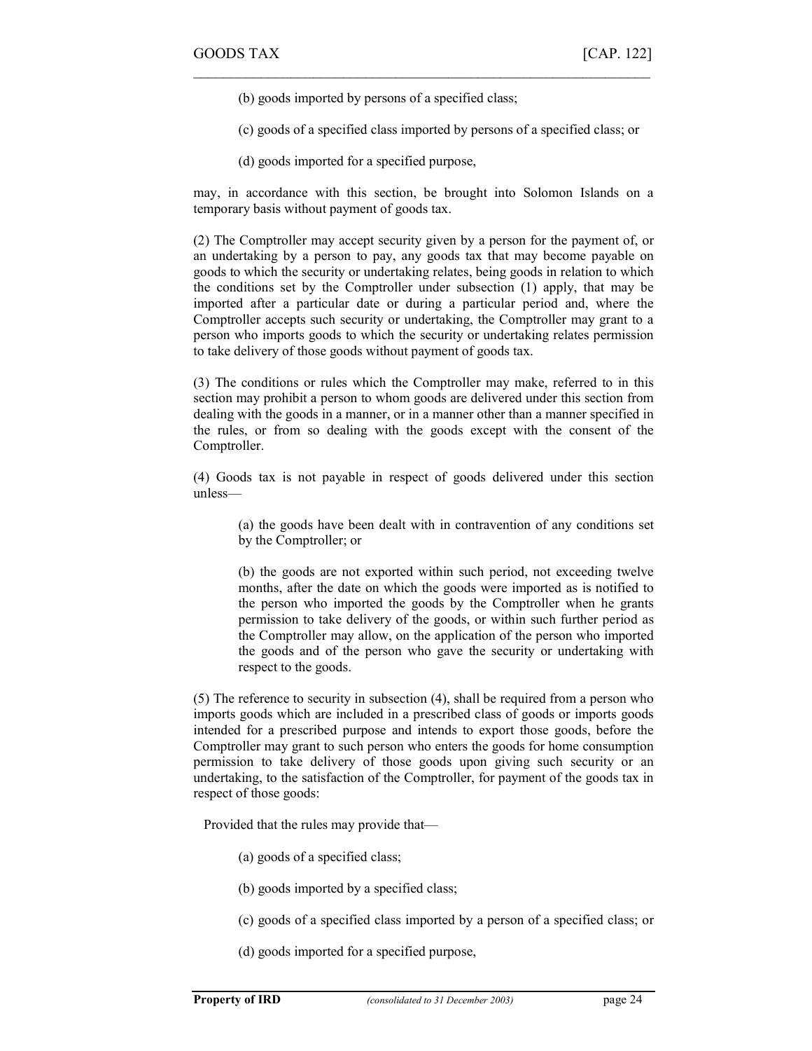(b) goods imported by persons of a specified class;

(c) goods of a specified class imported by persons of a specified class; or

(d) goods imported for a specified purpose,

may, in accordance with this section, be brought into Solomon Islands on a temporary basis without payment of goods tax.

(2) The Comptroller may accept security given by a person for the payment of, or an undertaking by a person to pay, any goods tax that may become payable on goods to which the security or undertaking relates, being goods in relation to which the conditions set by the Comptroller under subsection (1) apply, that may be imported after a particular date or during a particular period and, where the Comptroller accepts such security or undertaking, the Comptroller may grant to a person who imports goods to which the security or undertaking relates permission to take delivery of those goods without payment of goods tax.

(3) The conditions or rules which the Comptroller may make, referred to in this section may prohibit a person to whom goods are delivered under this section from dealing with the goods in a manner, or in a manner other than a manner specified in the rules, or from so dealing with the goods except with the consent of the Comptroller.

(4) Goods tax is not payable in respect of goods delivered under this section unless—

> (a) the goods have been dealt with in contravention of any conditions set by the Comptroller; or
>
> (b) the goods are not exported within such period, not exceeding twelve months, after the date on which the goods were imported as is notified to the person who imported the goods by the Comptroller when he grants permission to take delivery of the goods, or within such further period as the Comptroller may allow, on the application of the person who imported the goods and of the person who gave the security or undertaking with respect to the goods.

(5) The reference to security in subsection (4), shall be required from a person who imports goods which are included in a prescribed class of goods or imports goods intended for a prescribed purpose and intends to export those goods, before the Comptroller may grant to such person who enters the goods for home consumption permission to take delivery of those goods upon giving such security or an undertaking, to the satisfaction of the Comptroller, for payment of the goods tax in respect of those goods:

Provided that the rules may provide that—

> (a) goods of a specified class;
>
> (b) goods imported by a specified class;
>
> (c) goods of a specified class imported by a person of a specified class; or
>
> (d) goods imported for a specified purpose,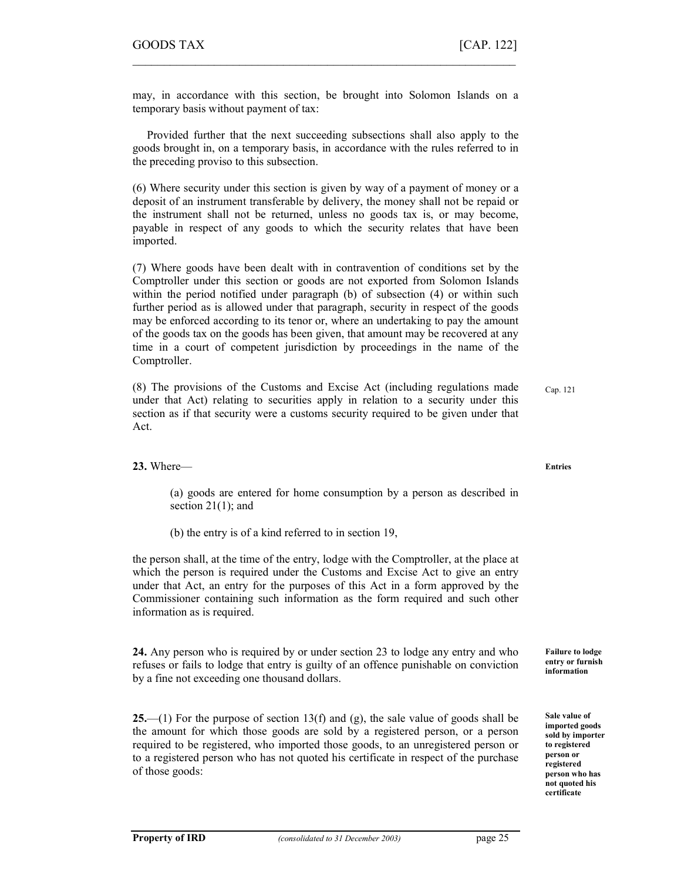may, in accordance with this section, be brought into Solomon Islands on a temporary basis without payment of tax:

Provided further that the next succeeding subsections shall also apply to the goods brought in, on a temporary basis, in accordance with the rules referred to in the preceding proviso to this subsection.

(6) Where security under this section is given by way of a payment of money or a deposit of an instrument transferable by delivery, the money shall not be repaid or the instrument shall not be returned, unless no goods tax is, or may become, payable in respect of any goods to which the security relates that have been imported.

(7) Where goods have been dealt with in contravention of conditions set by the Comptroller under this section or goods are not exported from Solomon Islands within the period notified under paragraph (b) of subsection (4) or within such further period as is allowed under that paragraph, security in respect of the goods may be enforced according to its tenor or, where an undertaking to pay the amount of the goods tax on the goods has been given, that amount may be recovered at any time in a court of competent jurisdiction by proceedings in the name of the Comptroller.

(8) The provisions of the Customs and Excise Act (including regulations made under that Act) relating to securities apply in relation to a security under this section as if that security were a customs security required to be given under that Act.

Cap. 121

**Entries**

**23.** Where—

(a) goods are entered for home consumption by a person as described in section 21(1); and

(b) the entry is of a kind referred to in section 19,

the person shall, at the time of the entry, lodge with the Comptroller, at the place at which the person is required under the Customs and Excise Act to give an entry under that Act, an entry for the purposes of this Act in a form approved by the Commissioner containing such information as the form required and such other information as is required.

**Failure to lodge entry or furnish information**

**24.** Any person who is required by or under section 23 to lodge any entry and who refuses or fails to lodge that entry is guilty of an offence punishable on conviction by a fine not exceeding one thousand dollars.

**Sale value of imported goods sold by importer to registered person or registered person who has not quoted his certificate**

**25.**—(1) For the purpose of section 13(f) and (g), the sale value of goods shall be the amount for which those goods are sold by a registered person, or a person required to be registered, who imported those goods, to an unregistered person or to a registered person who has not quoted his certificate in respect of the purchase of those goods: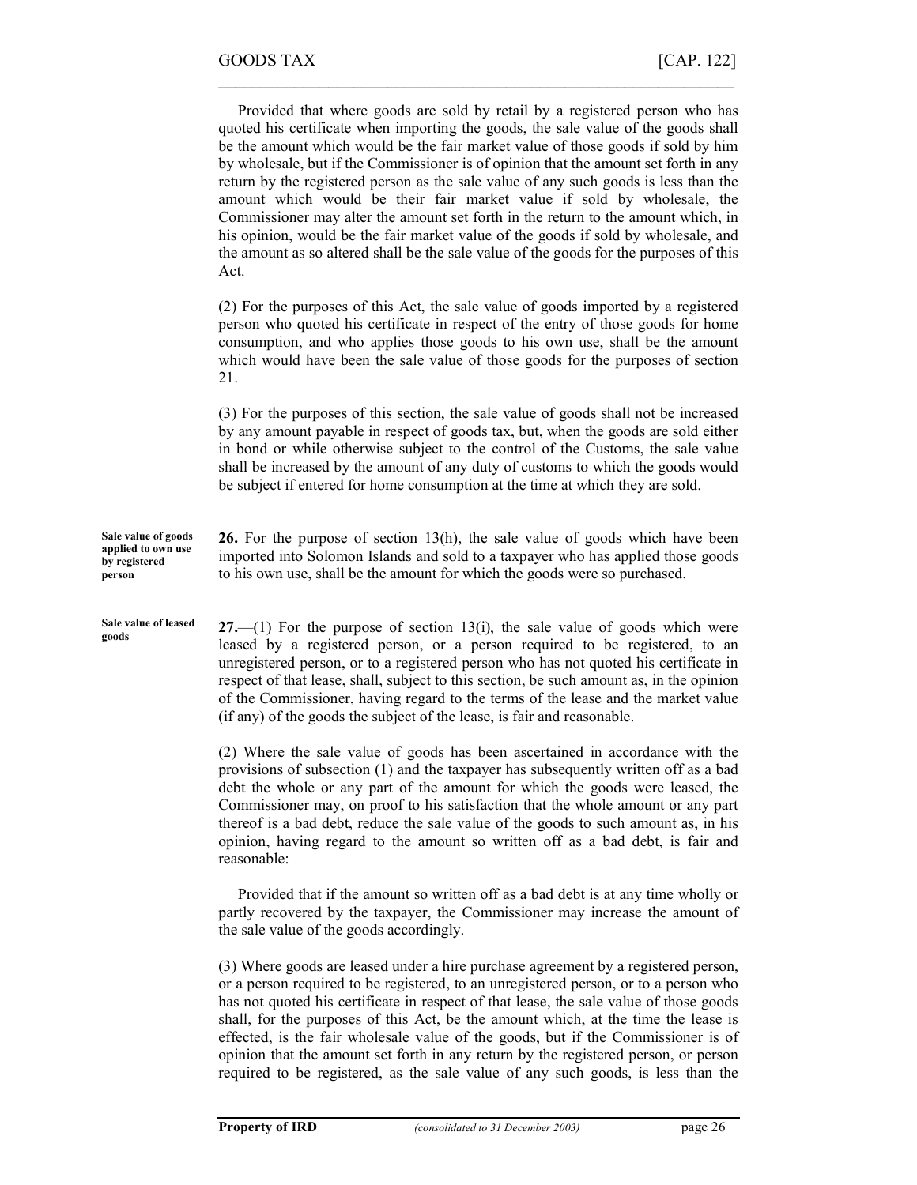Provided that where goods are sold by retail by a registered person who has quoted his certificate when importing the goods, the sale value of the goods shall be the amount which would be the fair market value of those goods if sold by him by wholesale, but if the Commissioner is of opinion that the amount set forth in any return by the registered person as the sale value of any such goods is less than the amount which would be their fair market value if sold by wholesale, the Commissioner may alter the amount set forth in the return to the amount which, in his opinion, would be the fair market value of the goods if sold by wholesale, and the amount as so altered shall be the sale value of the goods for the purposes of this Act.

(2) For the purposes of this Act, the sale value of goods imported by a registered person who quoted his certificate in respect of the entry of those goods for home consumption, and who applies those goods to his own use, shall be the amount which would have been the sale value of those goods for the purposes of section 21.

(3) For the purposes of this section, the sale value of goods shall not be increased by any amount payable in respect of goods tax, but, when the goods are sold either in bond or while otherwise subject to the control of the Customs, the sale value shall be increased by the amount of any duty of customs to which the goods would be subject if entered for home consumption at the time at which they are sold.

**Sale value of goods applied to own use by registered person**

**26.** For the purpose of section 13(h), the sale value of goods which have been imported into Solomon Islands and sold to a taxpayer who has applied those goods to his own use, shall be the amount for which the goods were so purchased.

**Sale value of leased goods**

**27.**—(1) For the purpose of section 13(i), the sale value of goods which were leased by a registered person, or a person required to be registered, to an unregistered person, or to a registered person who has not quoted his certificate in respect of that lease, shall, subject to this section, be such amount as, in the opinion of the Commissioner, having regard to the terms of the lease and the market value (if any) of the goods the subject of the lease, is fair and reasonable.

(2) Where the sale value of goods has been ascertained in accordance with the provisions of subsection (1) and the taxpayer has subsequently written off as a bad debt the whole or any part of the amount for which the goods were leased, the Commissioner may, on proof to his satisfaction that the whole amount or any part thereof is a bad debt, reduce the sale value of the goods to such amount as, in his opinion, having regard to the amount so written off as a bad debt, is fair and reasonable:

Provided that if the amount so written off as a bad debt is at any time wholly or partly recovered by the taxpayer, the Commissioner may increase the amount of the sale value of the goods accordingly.

(3) Where goods are leased under a hire purchase agreement by a registered person, or a person required to be registered, to an unregistered person, or to a person who has not quoted his certificate in respect of that lease, the sale value of those goods shall, for the purposes of this Act, be the amount which, at the time the lease is effected, is the fair wholesale value of the goods, but if the Commissioner is of opinion that the amount set forth in any return by the registered person, or person required to be registered, as the sale value of any such goods, is less than the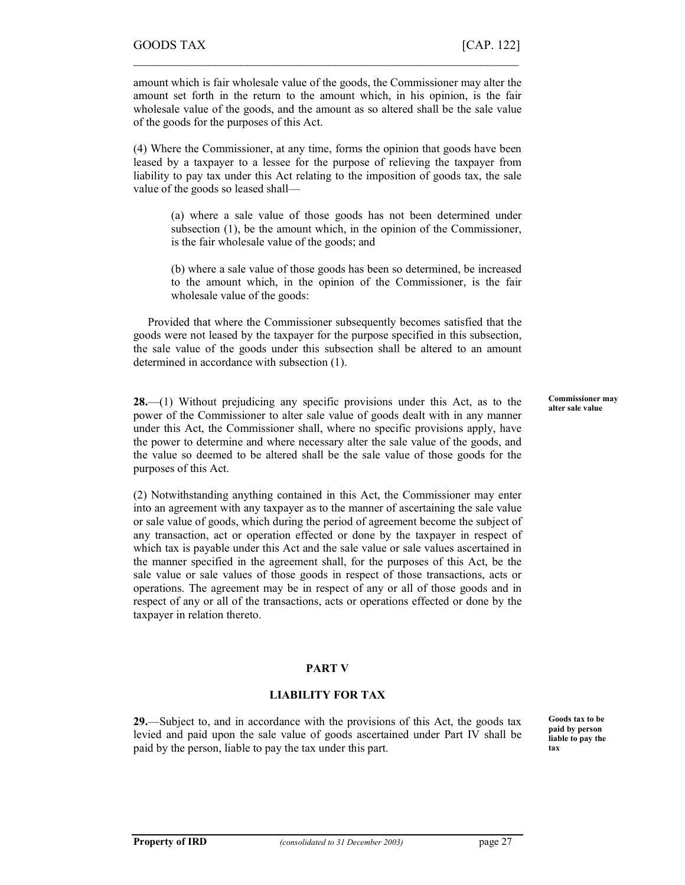amount which is fair wholesale value of the goods, the Commissioner may alter the amount set forth in the return to the amount which, in his opinion, is the fair wholesale value of the goods, and the amount as so altered shall be the sale value of the goods for the purposes of this Act.

(4) Where the Commissioner, at any time, forms the opinion that goods have been leased by a taxpayer to a lessee for the purpose of relieving the taxpayer from liability to pay tax under this Act relating to the imposition of goods tax, the sale value of the goods so leased shall—

> (a) where a sale value of those goods has not been determined under subsection (1), be the amount which, in the opinion of the Commissioner, is the fair wholesale value of the goods; and
>
> (b) where a sale value of those goods has been so determined, be increased to the amount which, in the opinion of the Commissioner, is the fair wholesale value of the goods:

Provided that where the Commissioner subsequently becomes satisfied that the goods were not leased by the taxpayer for the purpose specified in this subsection, the sale value of the goods under this subsection shall be altered to an amount determined in accordance with subsection (1).

**Commissioner may alter sale value**

**28.**—(1) Without prejudicing any specific provisions under this Act, as to the power of the Commissioner to alter sale value of goods dealt with in any manner under this Act, the Commissioner shall, where no specific provisions apply, have the power to determine and where necessary alter the sale value of the goods, and the value so deemed to be altered shall be the sale value of those goods for the purposes of this Act.

(2) Notwithstanding anything contained in this Act, the Commissioner may enter into an agreement with any taxpayer as to the manner of ascertaining the sale value or sale value of goods, which during the period of agreement become the subject of any transaction, act or operation effected or done by the taxpayer in respect of which tax is payable under this Act and the sale value or sale values ascertained in the manner specified in the agreement shall, for the purposes of this Act, be the sale value or sale values of those goods in respect of those transactions, acts or operations. The agreement may be in respect of any or all of those goods and in respect of any or all of the transactions, acts or operations effected or done by the taxpayer in relation thereto.

## PART V

## LIABILITY FOR TAX

**Goods tax to be paid by person liable to pay the tax**

**29.**—Subject to, and in accordance with the provisions of this Act, the goods tax levied and paid upon the sale value of goods ascertained under Part IV shall be paid by the person, liable to pay the tax under this part.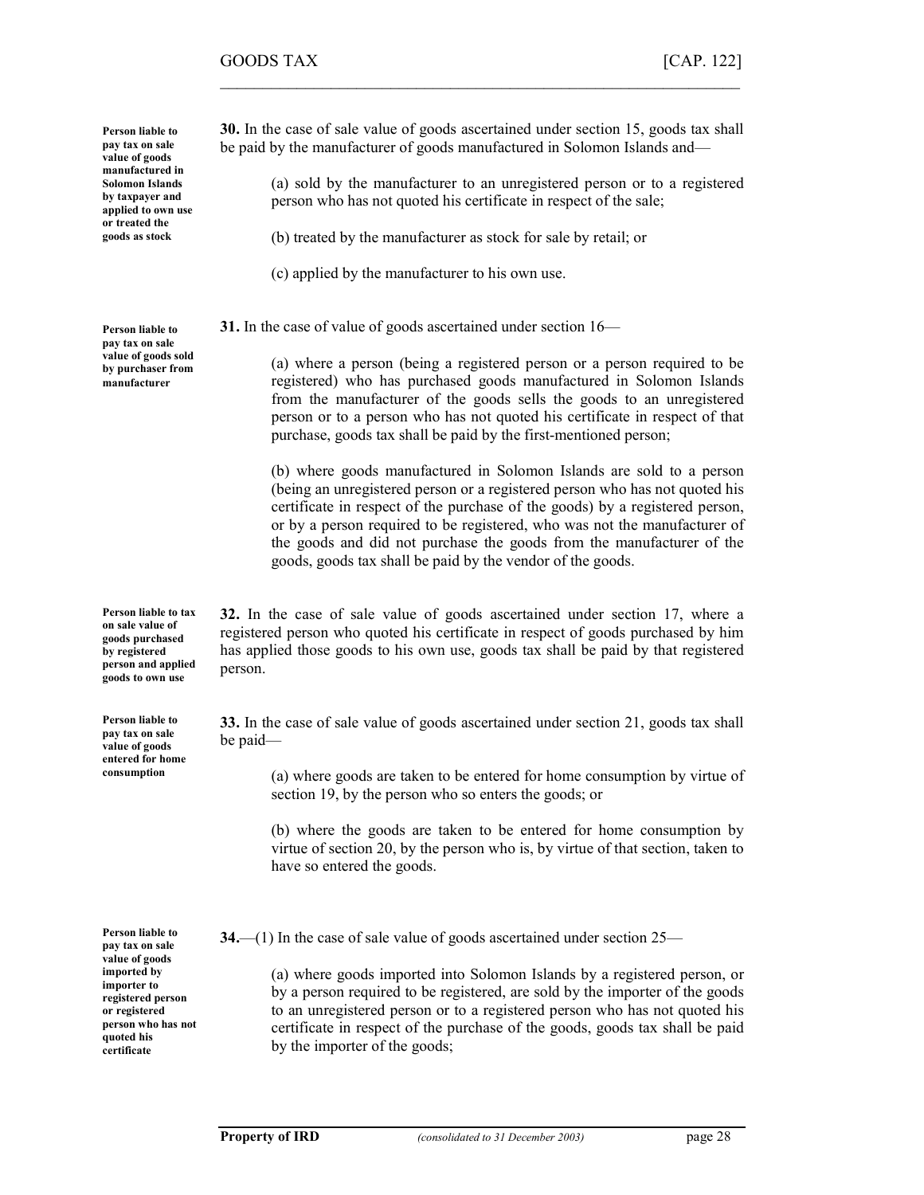**Person liable to pay tax on sale value of goods manufactured in Solomon Islands by taxpayer and applied to own use or treated the goods as stock**

**30.** In the case of sale value of goods ascertained under section 15, goods tax shall be paid by the manufacturer of goods manufactured in Solomon Islands and—

(a) sold by the manufacturer to an unregistered person or to a registered person who has not quoted his certificate in respect of the sale;

(b) treated by the manufacturer as stock for sale by retail; or

(c) applied by the manufacturer to his own use.

**Person liable to pay tax on sale value of goods sold by purchaser from manufacturer**

**31.** In the case of value of goods ascertained under section 16—

(a) where a person (being a registered person or a person required to be registered) who has purchased goods manufactured in Solomon Islands from the manufacturer of the goods sells the goods to an unregistered person or to a person who has not quoted his certificate in respect of that purchase, goods tax shall be paid by the first-mentioned person;

(b) where goods manufactured in Solomon Islands are sold to a person (being an unregistered person or a registered person who has not quoted his certificate in respect of the purchase of the goods) by a registered person, or by a person required to be registered, who was not the manufacturer of the goods and did not purchase the goods from the manufacturer of the goods, goods tax shall be paid by the vendor of the goods.

**Person liable to tax on sale value of goods purchased by registered person and applied goods to own use**

**32.** In the case of sale value of goods ascertained under section 17, where a registered person who quoted his certificate in respect of goods purchased by him has applied those goods to his own use, goods tax shall be paid by that registered person.

**Person liable to pay tax on sale value of goods entered for home consumption**

**33.** In the case of sale value of goods ascertained under section 21, goods tax shall be paid—

(a) where goods are taken to be entered for home consumption by virtue of section 19, by the person who so enters the goods; or

(b) where the goods are taken to be entered for home consumption by virtue of section 20, by the person who is, by virtue of that section, taken to have so entered the goods.

**Person liable to pay tax on sale value of goods imported by importer to registered person or registered person who has not quoted his certificate**

**34.**—(1) In the case of sale value of goods ascertained under section 25—

(a) where goods imported into Solomon Islands by a registered person, or by a person required to be registered, are sold by the importer of the goods to an unregistered person or to a registered person who has not quoted his certificate in respect of the purchase of the goods, goods tax shall be paid by the importer of the goods;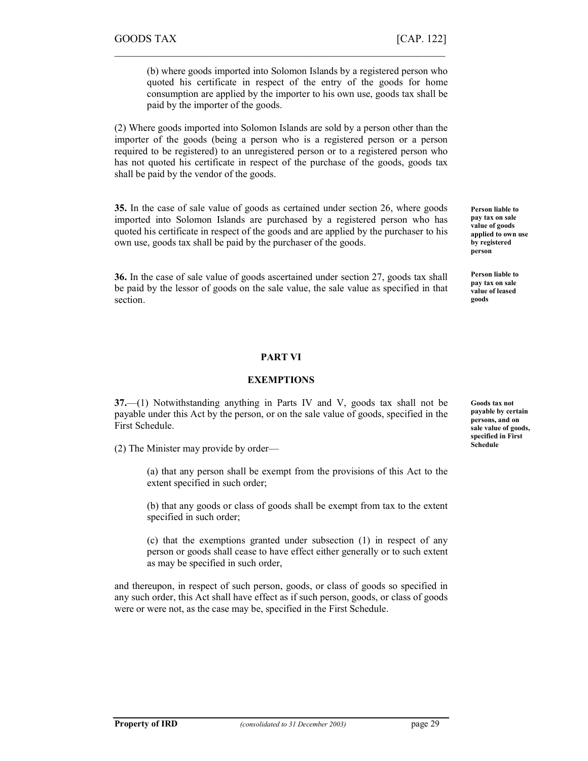(b) where goods imported into Solomon Islands by a registered person who quoted his certificate in respect of the entry of the goods for home consumption are applied by the importer to his own use, goods tax shall be paid by the importer of the goods.

(2) Where goods imported into Solomon Islands are sold by a person other than the importer of the goods (being a person who is a registered person or a person required to be registered) to an unregistered person or to a registered person who has not quoted his certificate in respect of the purchase of the goods, goods tax shall be paid by the vendor of the goods.

**Person liable to pay tax on sale value of goods applied to own use by registered person**

**35.** In the case of sale value of goods as certained under section 26, where goods imported into Solomon Islands are purchased by a registered person who has quoted his certificate in respect of the goods and are applied by the purchaser to his own use, goods tax shall be paid by the purchaser of the goods.

**Person liable to pay tax on sale value of leased goods**

**36.** In the case of sale value of goods ascertained under section 27, goods tax shall be paid by the lessor of goods on the sale value, the sale value as specified in that section.

## PART VI

## EXEMPTIONS

**Goods tax not payable by certain persons, and on sale value of goods, specified in First Schedule**

**37.**—(1) Notwithstanding anything in Parts IV and V, goods tax shall not be payable under this Act by the person, or on the sale value of goods, specified in the First Schedule.

(2) The Minister may provide by order—

(a) that any person shall be exempt from the provisions of this Act to the extent specified in such order;

(b) that any goods or class of goods shall be exempt from tax to the extent specified in such order;

(c) that the exemptions granted under subsection (1) in respect of any person or goods shall cease to have effect either generally or to such extent as may be specified in such order,

and thereupon, in respect of such person, goods, or class of goods so specified in any such order, this Act shall have effect as if such person, goods, or class of goods were or were not, as the case may be, specified in the First Schedule.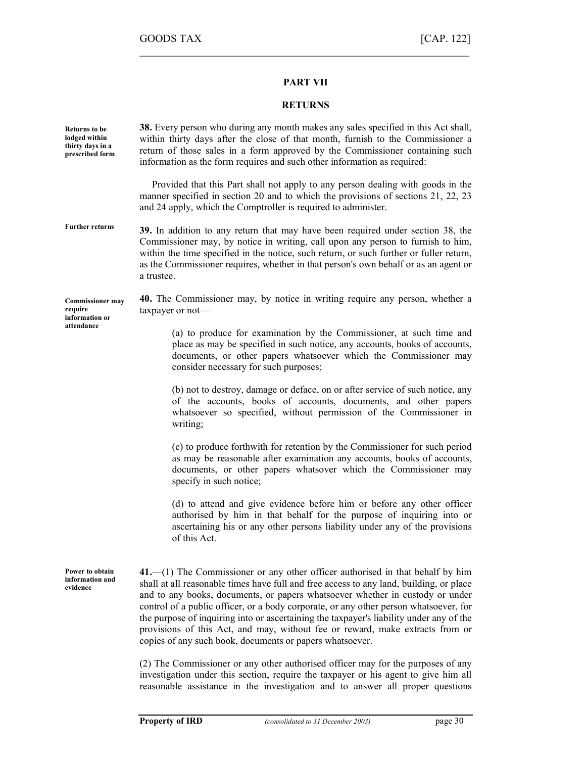## PART VII

## RETURNS

**Returns to be lodged within thirty days in a prescribed form**

**38.** Every person who during any month makes any sales specified in this Act shall, within thirty days after the close of that month, furnish to the Commissioner a return of those sales in a form approved by the Commissioner containing such information as the form requires and such other information as required:

Provided that this Part shall not apply to any person dealing with goods in the manner specified in section 20 and to which the provisions of sections 21, 22, 23 and 24 apply, which the Comptroller is required to administer.

**Further returns**

**39.** In addition to any return that may have been required under section 38, the Commissioner may, by notice in writing, call upon any person to furnish to him, within the time specified in the notice, such return, or such further or fuller return, as the Commissioner requires, whether in that person's own behalf or as an agent or a trustee.

**Commissioner may require information or attendance**

**40.** The Commissioner may, by notice in writing require any person, whether a taxpayer or not—

(a) to produce for examination by the Commissioner, at such time and place as may be specified in such notice, any accounts, books of accounts, documents, or other papers whatsoever which the Commissioner may consider necessary for such purposes;

(b) not to destroy, damage or deface, on or after service of such notice, any of the accounts, books of accounts, documents, and other papers whatsoever so specified, without permission of the Commissioner in writing;

(c) to produce forthwith for retention by the Commissioner for such period as may be reasonable after examination any accounts, books of accounts, documents, or other papers whatsover which the Commissioner may specify in such notice;

(d) to attend and give evidence before him or before any other officer authorised by him in that behalf for the purpose of inquiring into or ascertaining his or any other persons liability under any of the provisions of this Act.

**Power to obtain information and evidence**

**41.**—(1) The Commissioner or any other officer authorised in that behalf by him shall at all reasonable times have full and free access to any land, building, or place and to any books, documents, or papers whatsoever whether in custody or under control of a public officer, or a body corporate, or any other person whatsoever, for the purpose of inquiring into or ascertaining the taxpayer's liability under any of the provisions of this Act, and may, without fee or reward, make extracts from or copies of any such book, documents or papers whatsoever.

(2) The Commissioner or any other authorised officer may for the purposes of any investigation under this section, require the taxpayer or his agent to give him all reasonable assistance in the investigation and to answer all proper questions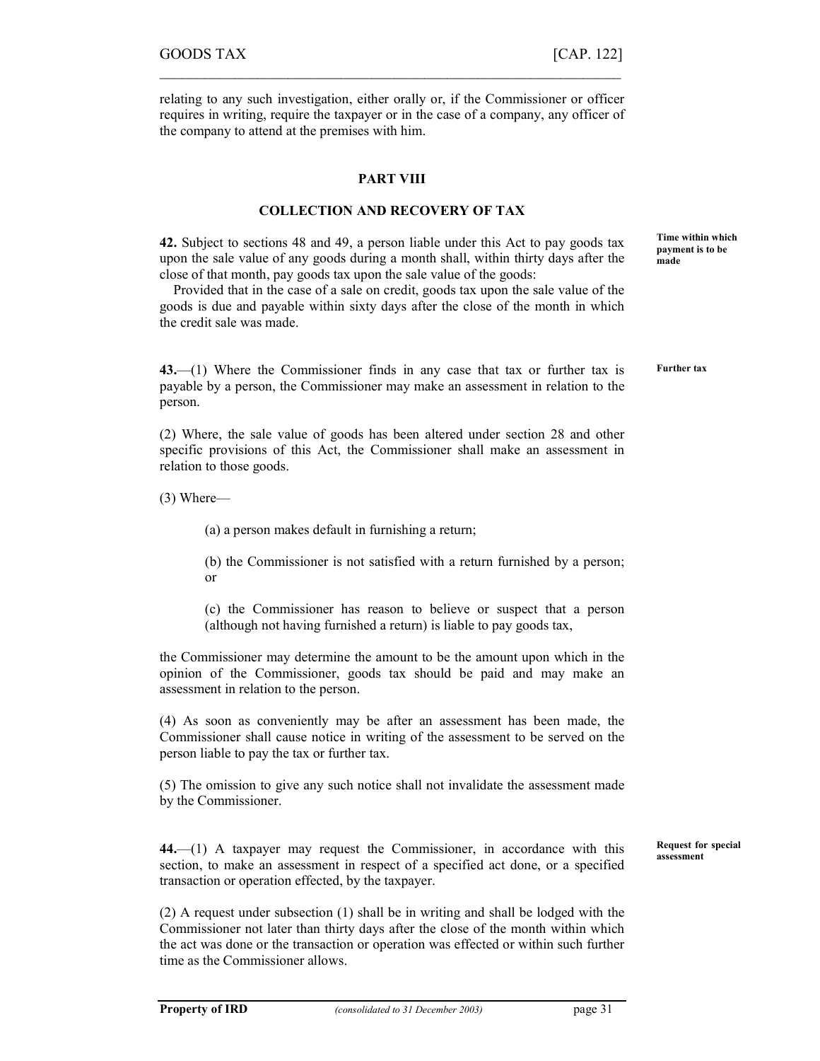relating to any such investigation, either orally or, if the Commissioner or officer requires in writing, require the taxpayer or in the case of a company, any officer of the company to attend at the premises with him.

## PART VIII

### COLLECTION AND RECOVERY OF TAX

**Time within which payment is to be made**

**42.** Subject to sections 48 and 49, a person liable under this Act to pay goods tax upon the sale value of any goods during a month shall, within thirty days after the close of that month, pay goods tax upon the sale value of the goods:

Provided that in the case of a sale on credit, goods tax upon the sale value of the goods is due and payable within sixty days after the close of the month in which the credit sale was made.

**Further tax**

**43.**—(1) Where the Commissioner finds in any case that tax or further tax is payable by a person, the Commissioner may make an assessment in relation to the person.

(2) Where, the sale value of goods has been altered under section 28 and other specific provisions of this Act, the Commissioner shall make an assessment in relation to those goods.

(3) Where—

(a) a person makes default in furnishing a return;

(b) the Commissioner is not satisfied with a return furnished by a person; or

(c) the Commissioner has reason to believe or suspect that a person (although not having furnished a return) is liable to pay goods tax,

the Commissioner may determine the amount to be the amount upon which in the opinion of the Commissioner, goods tax should be paid and may make an assessment in relation to the person.

(4) As soon as conveniently may be after an assessment has been made, the Commissioner shall cause notice in writing of the assessment to be served on the person liable to pay the tax or further tax.

(5) The omission to give any such notice shall not invalidate the assessment made by the Commissioner.

**Request for special assessment**

**44.**—(1) A taxpayer may request the Commissioner, in accordance with this section, to make an assessment in respect of a specified act done, or a specified transaction or operation effected, by the taxpayer.

(2) A request under subsection (1) shall be in writing and shall be lodged with the Commissioner not later than thirty days after the close of the month within which the act was done or the transaction or operation was effected or within such further time as the Commissioner allows.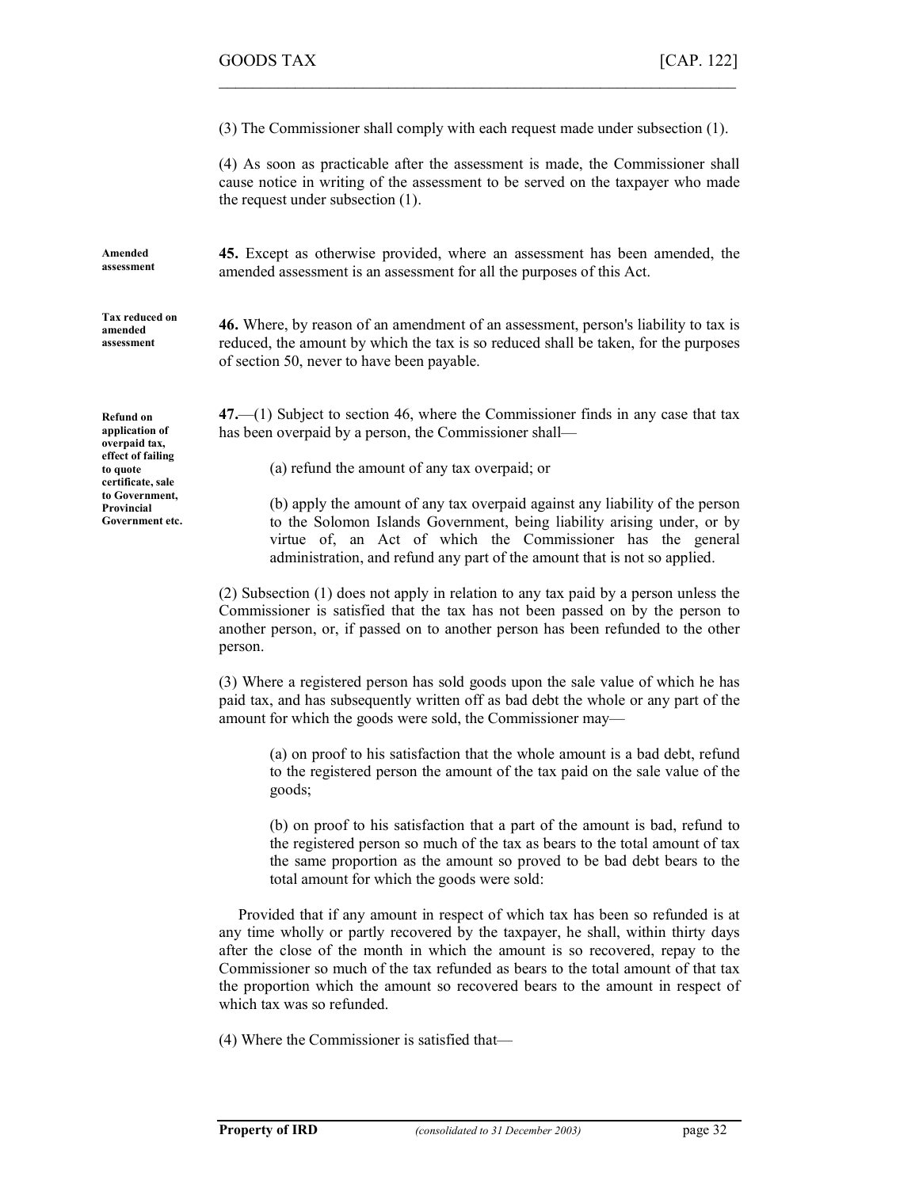(3) The Commissioner shall comply with each request made under subsection (1).

(4) As soon as practicable after the assessment is made, the Commissioner shall cause notice in writing of the assessment to be served on the taxpayer who made the request under subsection (1).

**Amended assessment**

**45.** Except as otherwise provided, where an assessment has been amended, the amended assessment is an assessment for all the purposes of this Act.

**Tax reduced on amended assessment**

**46.** Where, by reason of an amendment of an assessment, person's liability to tax is reduced, the amount by which the tax is so reduced shall be taken, for the purposes of section 50, never to have been payable.

**Refund on application of overpaid tax, effect of failing to quote certificate, sale to Government, Provincial Government etc.**

**47.**—(1) Subject to section 46, where the Commissioner finds in any case that tax has been overpaid by a person, the Commissioner shall—

(a) refund the amount of any tax overpaid; or

(b) apply the amount of any tax overpaid against any liability of the person to the Solomon Islands Government, being liability arising under, or by virtue of, an Act of which the Commissioner has the general administration, and refund any part of the amount that is not so applied.

(2) Subsection (1) does not apply in relation to any tax paid by a person unless the Commissioner is satisfied that the tax has not been passed on by the person to another person, or, if passed on to another person has been refunded to the other person.

(3) Where a registered person has sold goods upon the sale value of which he has paid tax, and has subsequently written off as bad debt the whole or any part of the amount for which the goods were sold, the Commissioner may—

(a) on proof to his satisfaction that the whole amount is a bad debt, refund to the registered person the amount of the tax paid on the sale value of the goods;

(b) on proof to his satisfaction that a part of the amount is bad, refund to the registered person so much of the tax as bears to the total amount of tax the same proportion as the amount so proved to be bad debt bears to the total amount for which the goods were sold:

Provided that if any amount in respect of which tax has been so refunded is at any time wholly or partly recovered by the taxpayer, he shall, within thirty days after the close of the month in which the amount is so recovered, repay to the Commissioner so much of the tax refunded as bears to the total amount of that tax the proportion which the amount so recovered bears to the amount in respect of which tax was so refunded.

(4) Where the Commissioner is satisfied that—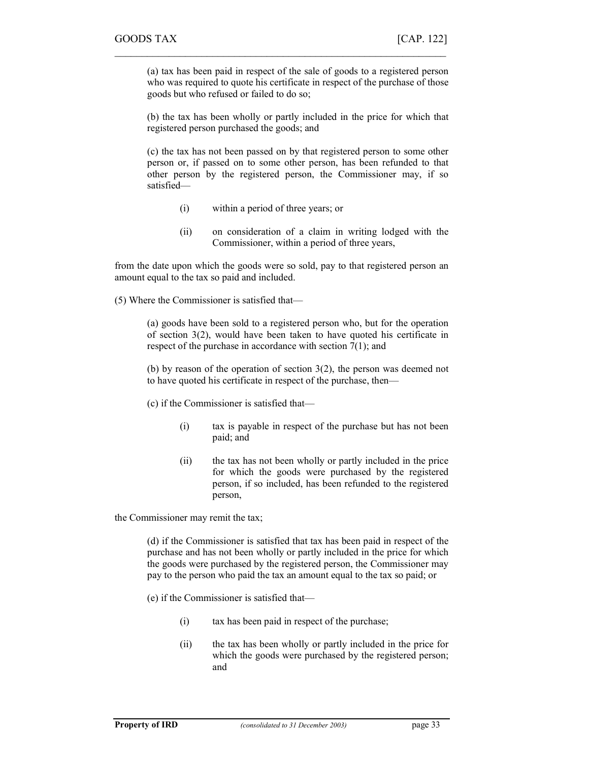(a) tax has been paid in respect of the sale of goods to a registered person who was required to quote his certificate in respect of the purchase of those goods but who refused or failed to do so;

(b) the tax has been wholly or partly included in the price for which that registered person purchased the goods; and

(c) the tax has not been passed on by that registered person to some other person or, if passed on to some other person, has been refunded to that other person by the registered person, the Commissioner may, if so satisfied—

(i) within a period of three years; or

(ii) on consideration of a claim in writing lodged with the Commissioner, within a period of three years,

from the date upon which the goods were so sold, pay to that registered person an amount equal to the tax so paid and included.

(5) Where the Commissioner is satisfied that—

(a) goods have been sold to a registered person who, but for the operation of section 3(2), would have been taken to have quoted his certificate in respect of the purchase in accordance with section 7(1); and

(b) by reason of the operation of section 3(2), the person was deemed not to have quoted his certificate in respect of the purchase, then—

(c) if the Commissioner is satisfied that—

(i) tax is payable in respect of the purchase but has not been paid; and

(ii) the tax has not been wholly or partly included in the price for which the goods were purchased by the registered person, if so included, has been refunded to the registered person,

the Commissioner may remit the tax;

(d) if the Commissioner is satisfied that tax has been paid in respect of the purchase and has not been wholly or partly included in the price for which the goods were purchased by the registered person, the Commissioner may pay to the person who paid the tax an amount equal to the tax so paid; or

(e) if the Commissioner is satisfied that—

(i) tax has been paid in respect of the purchase;

(ii) the tax has been wholly or partly included in the price for which the goods were purchased by the registered person; and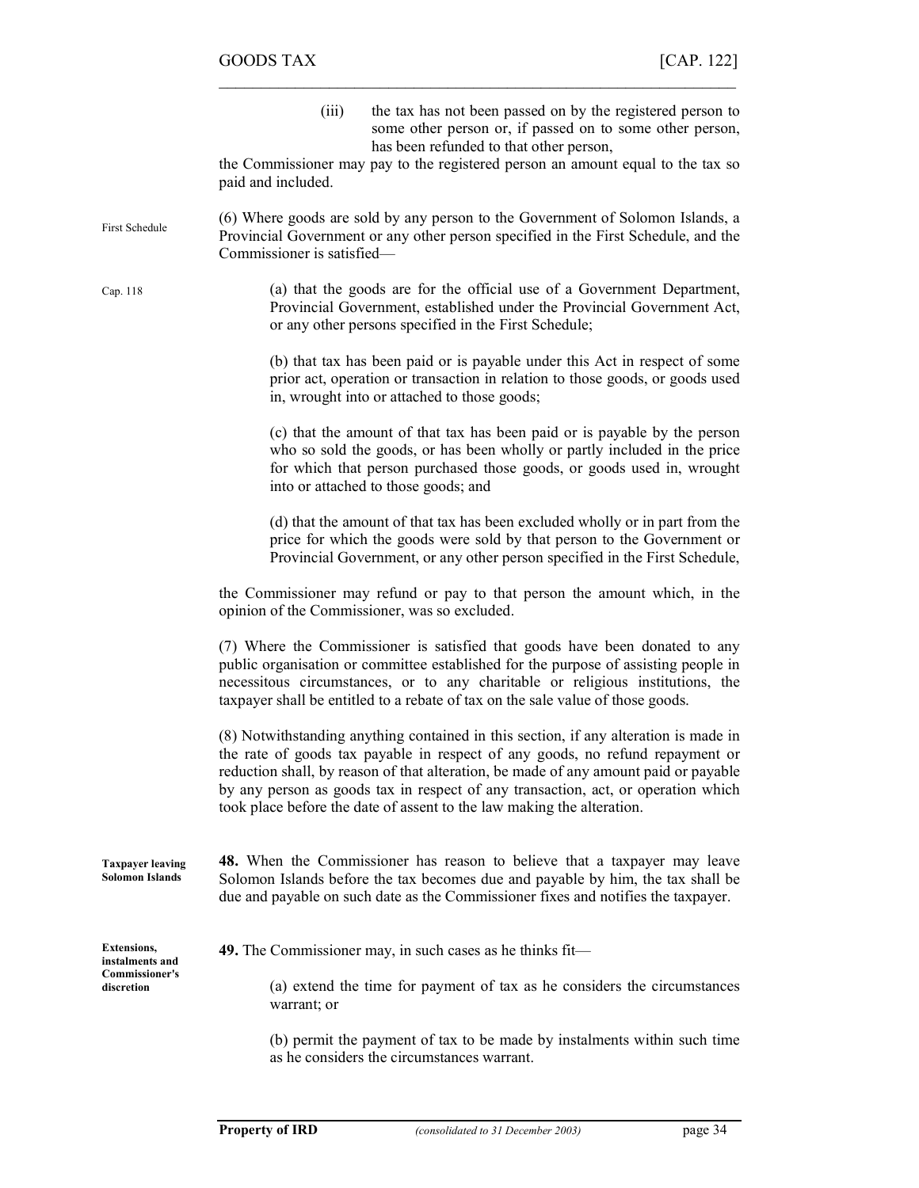(iii) the tax has not been passed on by the registered person to some other person or, if passed on to some other person, has been refunded to that other person,

the Commissioner may pay to the registered person an amount equal to the tax so paid and included.

First Schedule

(6) Where goods are sold by any person to the Government of Solomon Islands, a Provincial Government or any other person specified in the First Schedule, and the Commissioner is satisfied—

Cap. 118

(a) that the goods are for the official use of a Government Department, Provincial Government, established under the Provincial Government Act, or any other persons specified in the First Schedule;

(b) that tax has been paid or is payable under this Act in respect of some prior act, operation or transaction in relation to those goods, or goods used in, wrought into or attached to those goods;

(c) that the amount of that tax has been paid or is payable by the person who so sold the goods, or has been wholly or partly included in the price for which that person purchased those goods, or goods used in, wrought into or attached to those goods; and

(d) that the amount of that tax has been excluded wholly or in part from the price for which the goods were sold by that person to the Government or Provincial Government, or any other person specified in the First Schedule,

the Commissioner may refund or pay to that person the amount which, in the opinion of the Commissioner, was so excluded.

(7) Where the Commissioner is satisfied that goods have been donated to any public organisation or committee established for the purpose of assisting people in necessitous circumstances, or to any charitable or religious institutions, the taxpayer shall be entitled to a rebate of tax on the sale value of those goods.

(8) Notwithstanding anything contained in this section, if any alteration is made in the rate of goods tax payable in respect of any goods, no refund repayment or reduction shall, by reason of that alteration, be made of any amount paid or payable by any person as goods tax in respect of any transaction, act, or operation which took place before the date of assent to the law making the alteration.

**Taxpayer leaving Solomon Islands**

**48.** When the Commissioner has reason to believe that a taxpayer may leave Solomon Islands before the tax becomes due and payable by him, the tax shall be due and payable on such date as the Commissioner fixes and notifies the taxpayer.

**Extensions, instalments and Commissioner's discretion**

**49.** The Commissioner may, in such cases as he thinks fit—

(a) extend the time for payment of tax as he considers the circumstances warrant; or

(b) permit the payment of tax to be made by instalments within such time as he considers the circumstances warrant.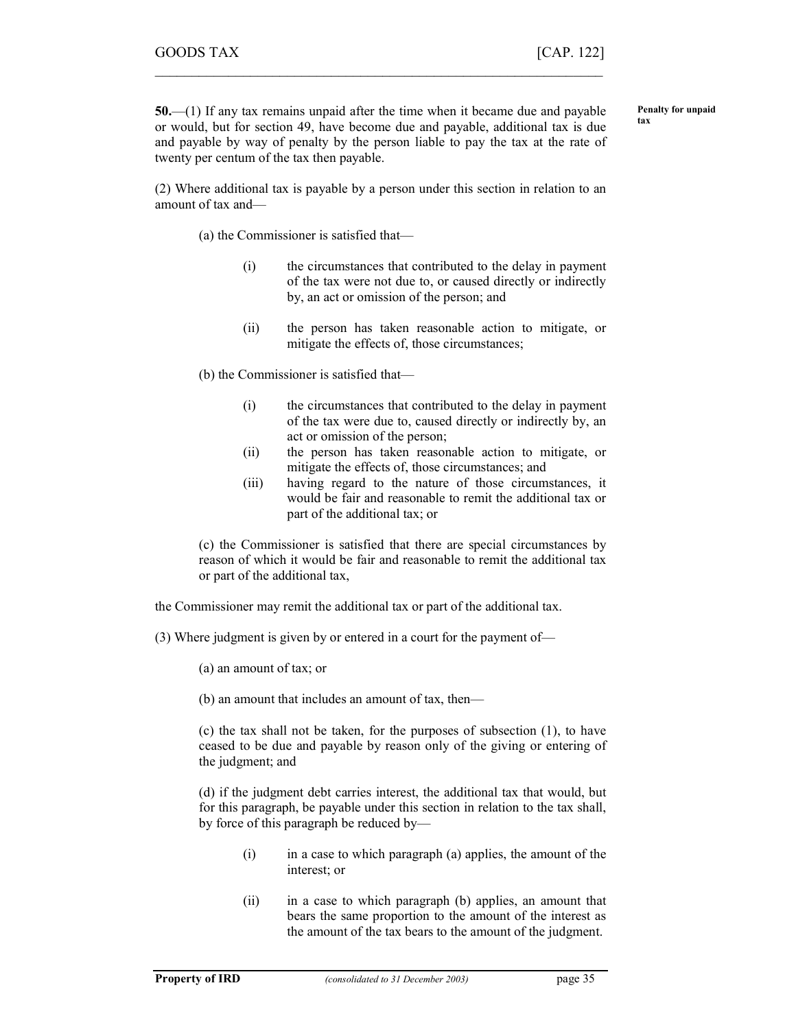**Penalty for unpaid tax**

**50.**—(1) If any tax remains unpaid after the time when it became due and payable or would, but for section 49, have become due and payable, additional tax is due and payable by way of penalty by the person liable to pay the tax at the rate of twenty per centum of the tax then payable.

(2) Where additional tax is payable by a person under this section in relation to an amount of tax and—

(a) the Commissioner is satisfied that—

(i) the circumstances that contributed to the delay in payment of the tax were not due to, or caused directly or indirectly by, an act or omission of the person; and

(ii) the person has taken reasonable action to mitigate, or mitigate the effects of, those circumstances;

(b) the Commissioner is satisfied that—

(i) the circumstances that contributed to the delay in payment of the tax were due to, caused directly or indirectly by, an act or omission of the person;

(ii) the person has taken reasonable action to mitigate, or mitigate the effects of, those circumstances; and

(iii) having regard to the nature of those circumstances, it would be fair and reasonable to remit the additional tax or part of the additional tax; or

(c) the Commissioner is satisfied that there are special circumstances by reason of which it would be fair and reasonable to remit the additional tax or part of the additional tax,

the Commissioner may remit the additional tax or part of the additional tax.

(3) Where judgment is given by or entered in a court for the payment of—

(a) an amount of tax; or

(b) an amount that includes an amount of tax, then—

(c) the tax shall not be taken, for the purposes of subsection (1), to have ceased to be due and payable by reason only of the giving or entering of the judgment; and

(d) if the judgment debt carries interest, the additional tax that would, but for this paragraph, be payable under this section in relation to the tax shall, by force of this paragraph be reduced by—

(i) in a case to which paragraph (a) applies, the amount of the interest; or

(ii) in a case to which paragraph (b) applies, an amount that bears the same proportion to the amount of the interest as the amount of the tax bears to the amount of the judgment.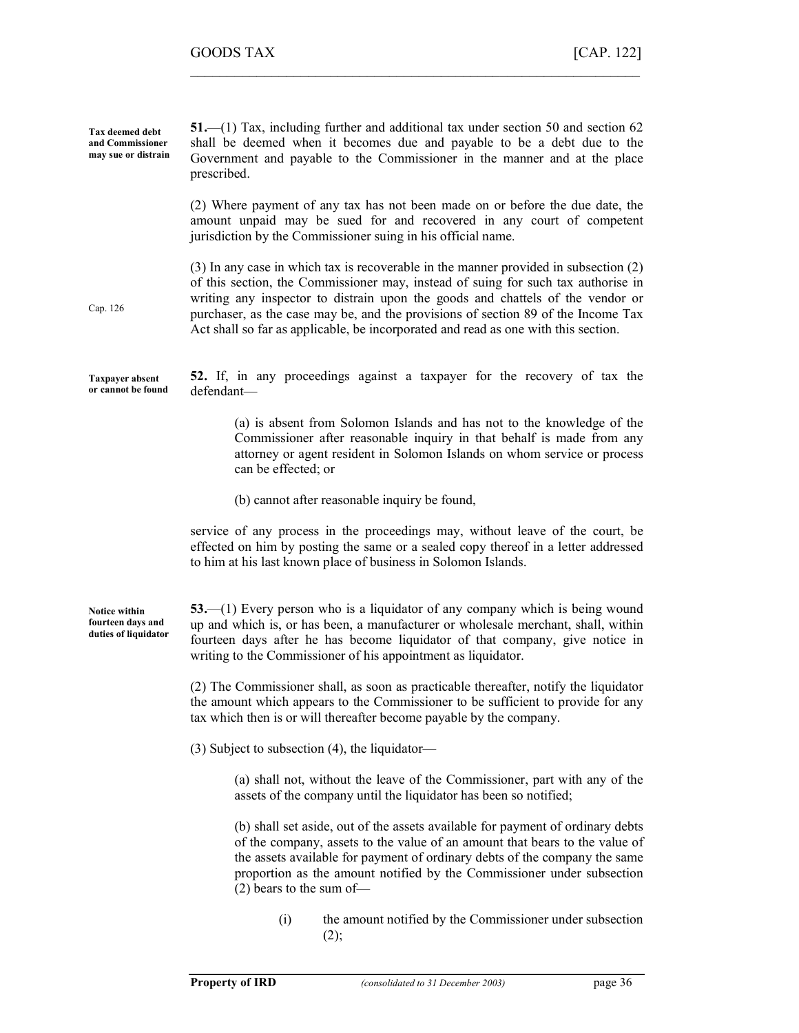**Tax deemed debt and Commissioner may sue or distrain**

**51.**—(1) Tax, including further and additional tax under section 50 and section 62 shall be deemed when it becomes due and payable to be a debt due to the Government and payable to the Commissioner in the manner and at the place prescribed.

(2) Where payment of any tax has not been made on or before the due date, the amount unpaid may be sued for and recovered in any court of competent jurisdiction by the Commissioner suing in his official name.

(3) In any case in which tax is recoverable in the manner provided in subsection (2) of this section, the Commissioner may, instead of suing for such tax authorise in writing any inspector to distrain upon the goods and chattels of the vendor or purchaser, as the case may be, and the provisions of section 89 of the Income Tax Act shall so far as applicable, be incorporated and read as one with this section.

Cap. 126

**Taxpayer absent or cannot be found**

**52.** If, in any proceedings against a taxpayer for the recovery of tax the defendant—

(a) is absent from Solomon Islands and has not to the knowledge of the Commissioner after reasonable inquiry in that behalf is made from any attorney or agent resident in Solomon Islands on whom service or process can be effected; or

(b) cannot after reasonable inquiry be found,

service of any process in the proceedings may, without leave of the court, be effected on him by posting the same or a sealed copy thereof in a letter addressed to him at his last known place of business in Solomon Islands.

**Notice within fourteen days and duties of liquidator**

**53.**—(1) Every person who is a liquidator of any company which is being wound up and which is, or has been, a manufacturer or wholesale merchant, shall, within fourteen days after he has become liquidator of that company, give notice in writing to the Commissioner of his appointment as liquidator.

(2) The Commissioner shall, as soon as practicable thereafter, notify the liquidator the amount which appears to the Commissioner to be sufficient to provide for any tax which then is or will thereafter become payable by the company.

(3) Subject to subsection (4), the liquidator—

(a) shall not, without the leave of the Commissioner, part with any of the assets of the company until the liquidator has been so notified;

(b) shall set aside, out of the assets available for payment of ordinary debts of the company, assets to the value of an amount that bears to the value of the assets available for payment of ordinary debts of the company the same proportion as the amount notified by the Commissioner under subsection (2) bears to the sum of—

(i) the amount notified by the Commissioner under subsection (2);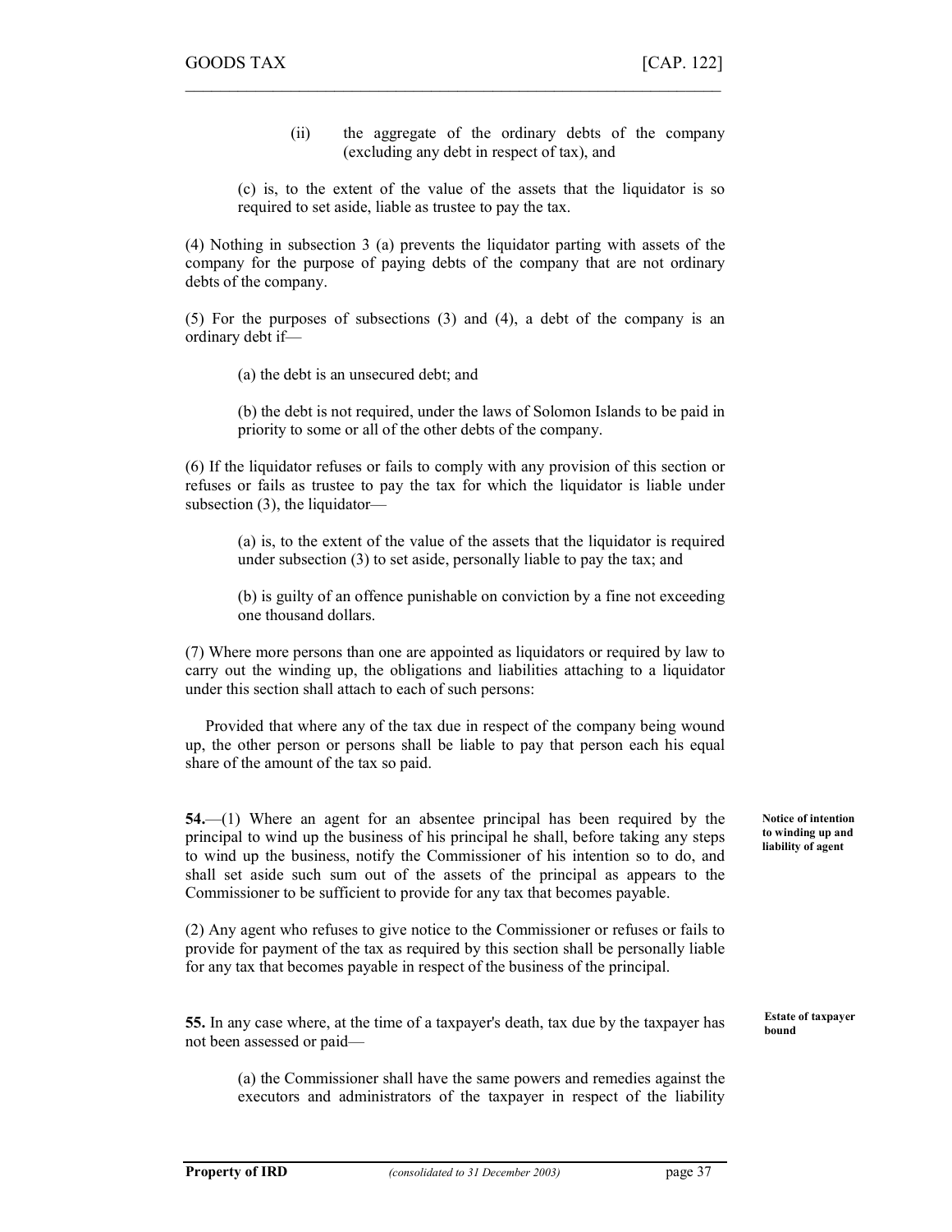(ii) the aggregate of the ordinary debts of the company (excluding any debt in respect of tax), and

(c) is, to the extent of the value of the assets that the liquidator is so required to set aside, liable as trustee to pay the tax.

(4) Nothing in subsection 3 (a) prevents the liquidator parting with assets of the company for the purpose of paying debts of the company that are not ordinary debts of the company.

(5) For the purposes of subsections (3) and (4), a debt of the company is an ordinary debt if—

(a) the debt is an unsecured debt; and

(b) the debt is not required, under the laws of Solomon Islands to be paid in priority to some or all of the other debts of the company.

(6) If the liquidator refuses or fails to comply with any provision of this section or refuses or fails as trustee to pay the tax for which the liquidator is liable under subsection (3), the liquidator—

(a) is, to the extent of the value of the assets that the liquidator is required under subsection (3) to set aside, personally liable to pay the tax; and

(b) is guilty of an offence punishable on conviction by a fine not exceeding one thousand dollars.

(7) Where more persons than one are appointed as liquidators or required by law to carry out the winding up, the obligations and liabilities attaching to a liquidator under this section shall attach to each of such persons:

Provided that where any of the tax due in respect of the company being wound up, the other person or persons shall be liable to pay that person each his equal share of the amount of the tax so paid.

**Notice of intention to winding up and liability of agent**

**54.**—(1) Where an agent for an absentee principal has been required by the principal to wind up the business of his principal he shall, before taking any steps to wind up the business, notify the Commissioner of his intention so to do, and shall set aside such sum out of the assets of the principal as appears to the Commissioner to be sufficient to provide for any tax that becomes payable.

(2) Any agent who refuses to give notice to the Commissioner or refuses or fails to provide for payment of the tax as required by this section shall be personally liable for any tax that becomes payable in respect of the business of the principal.

**Estate of taxpayer bound**

**55.** In any case where, at the time of a taxpayer's death, tax due by the taxpayer has not been assessed or paid—

(a) the Commissioner shall have the same powers and remedies against the executors and administrators of the taxpayer in respect of the liability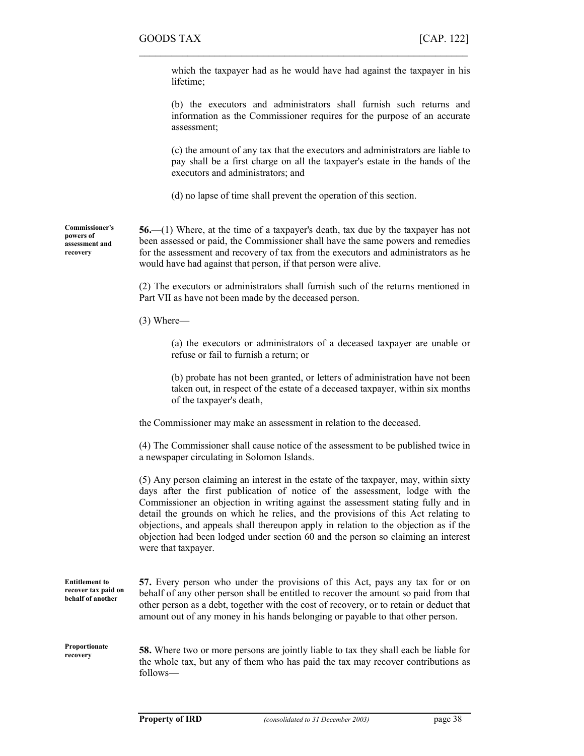which the taxpayer had as he would have had against the taxpayer in his lifetime;

(b) the executors and administrators shall furnish such returns and information as the Commissioner requires for the purpose of an accurate assessment;

(c) the amount of any tax that the executors and administrators are liable to pay shall be a first charge on all the taxpayer's estate in the hands of the executors and administrators; and

(d) no lapse of time shall prevent the operation of this section.

**Commissioner's powers of assessment and recovery**

**56.**—(1) Where, at the time of a taxpayer's death, tax due by the taxpayer has not been assessed or paid, the Commissioner shall have the same powers and remedies for the assessment and recovery of tax from the executors and administrators as he would have had against that person, if that person were alive.

(2) The executors or administrators shall furnish such of the returns mentioned in Part VII as have not been made by the deceased person.

(3) Where—

(a) the executors or administrators of a deceased taxpayer are unable or refuse or fail to furnish a return; or

(b) probate has not been granted, or letters of administration have not been taken out, in respect of the estate of a deceased taxpayer, within six months of the taxpayer's death,

the Commissioner may make an assessment in relation to the deceased.

(4) The Commissioner shall cause notice of the assessment to be published twice in a newspaper circulating in Solomon Islands.

(5) Any person claiming an interest in the estate of the taxpayer, may, within sixty days after the first publication of notice of the assessment, lodge with the Commissioner an objection in writing against the assessment stating fully and in detail the grounds on which he relies, and the provisions of this Act relating to objections, and appeals shall thereupon apply in relation to the objection as if the objection had been lodged under section 60 and the person so claiming an interest were that taxpayer.

**Entitlement to recover tax paid on behalf of another**

**57.** Every person who under the provisions of this Act, pays any tax for or on behalf of any other person shall be entitled to recover the amount so paid from that other person as a debt, together with the cost of recovery, or to retain or deduct that amount out of any money in his hands belonging or payable to that other person.

**Proportionate recovery**

**58.** Where two or more persons are jointly liable to tax they shall each be liable for the whole tax, but any of them who has paid the tax may recover contributions as follows—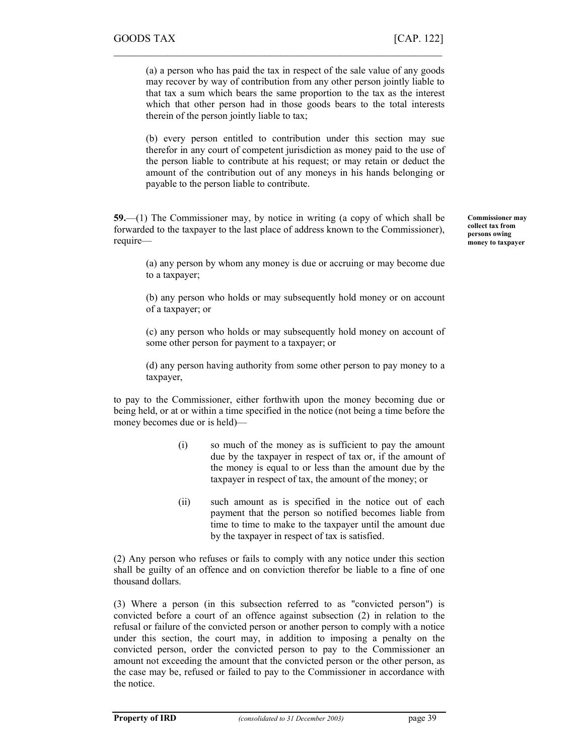(a) a person who has paid the tax in respect of the sale value of any goods may recover by way of contribution from any other person jointly liable to that tax a sum which bears the same proportion to the tax as the interest which that other person had in those goods bears to the total interests therein of the person jointly liable to tax;

(b) every person entitled to contribution under this section may sue therefor in any court of competent jurisdiction as money paid to the use of the person liable to contribute at his request; or may retain or deduct the amount of the contribution out of any moneys in his hands belonging or payable to the person liable to contribute.

**Commissioner may collect tax from persons owing money to taxpayer**

**59.**—(1) The Commissioner may, by notice in writing (a copy of which shall be forwarded to the taxpayer to the last place of address known to the Commissioner), require—

(a) any person by whom any money is due or accruing or may become due to a taxpayer;

(b) any person who holds or may subsequently hold money or on account of a taxpayer; or

(c) any person who holds or may subsequently hold money on account of some other person for payment to a taxpayer; or

(d) any person having authority from some other person to pay money to a taxpayer,

to pay to the Commissioner, either forthwith upon the money becoming due or being held, or at or within a time specified in the notice (not being a time before the money becomes due or is held)—

(i) so much of the money as is sufficient to pay the amount due by the taxpayer in respect of tax or, if the amount of the money is equal to or less than the amount due by the taxpayer in respect of tax, the amount of the money; or

(ii) such amount as is specified in the notice out of each payment that the person so notified becomes liable from time to time to make to the taxpayer until the amount due by the taxpayer in respect of tax is satisfied.

(2) Any person who refuses or fails to comply with any notice under this section shall be guilty of an offence and on conviction therefor be liable to a fine of one thousand dollars.

(3) Where a person (in this subsection referred to as "convicted person") is convicted before a court of an offence against subsection (2) in relation to the refusal or failure of the convicted person or another person to comply with a notice under this section, the court may, in addition to imposing a penalty on the convicted person, order the convicted person to pay to the Commissioner an amount not exceeding the amount that the convicted person or the other person, as the case may be, refused or failed to pay to the Commissioner in accordance with the notice.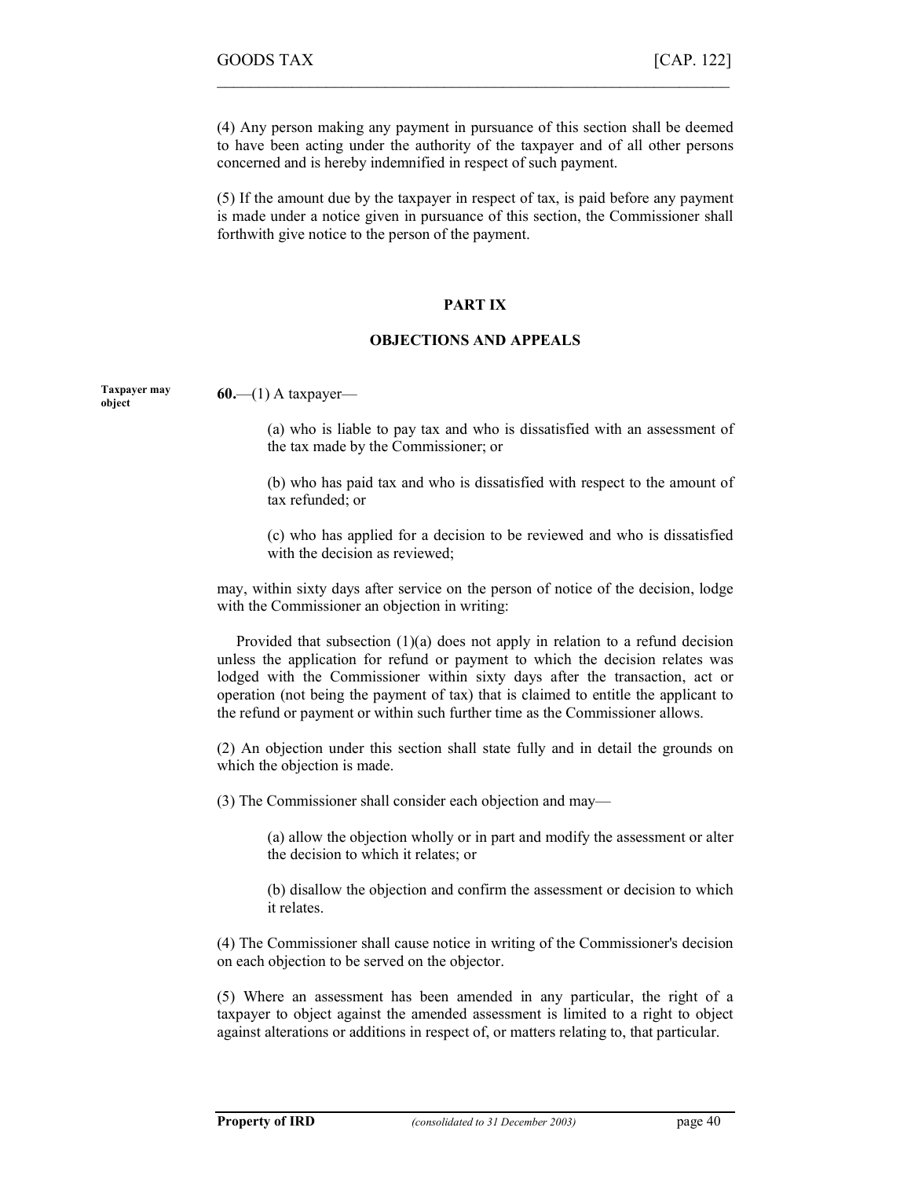(4) Any person making any payment in pursuance of this section shall be deemed to have been acting under the authority of the taxpayer and of all other persons concerned and is hereby indemnified in respect of such payment.

(5) If the amount due by the taxpayer in respect of tax, is paid before any payment is made under a notice given in pursuance of this section, the Commissioner shall forthwith give notice to the person of the payment.

## PART IX

## OBJECTIONS AND APPEALS

**Taxpayer may object**

**60.**—(1) A taxpayer—

> (a) who is liable to pay tax and who is dissatisfied with an assessment of the tax made by the Commissioner; or
>
> (b) who has paid tax and who is dissatisfied with respect to the amount of tax refunded; or
>
> (c) who has applied for a decision to be reviewed and who is dissatisfied with the decision as reviewed;

may, within sixty days after service on the person of notice of the decision, lodge with the Commissioner an objection in writing:

Provided that subsection (1)(a) does not apply in relation to a refund decision unless the application for refund or payment to which the decision relates was lodged with the Commissioner within sixty days after the transaction, act or operation (not being the payment of tax) that is claimed to entitle the applicant to the refund or payment or within such further time as the Commissioner allows.

(2) An objection under this section shall state fully and in detail the grounds on which the objection is made.

(3) The Commissioner shall consider each objection and may—

> (a) allow the objection wholly or in part and modify the assessment or alter the decision to which it relates; or
>
> (b) disallow the objection and confirm the assessment or decision to which it relates.

(4) The Commissioner shall cause notice in writing of the Commissioner's decision on each objection to be served on the objector.

(5) Where an assessment has been amended in any particular, the right of a taxpayer to object against the amended assessment is limited to a right to object against alterations or additions in respect of, or matters relating to, that particular.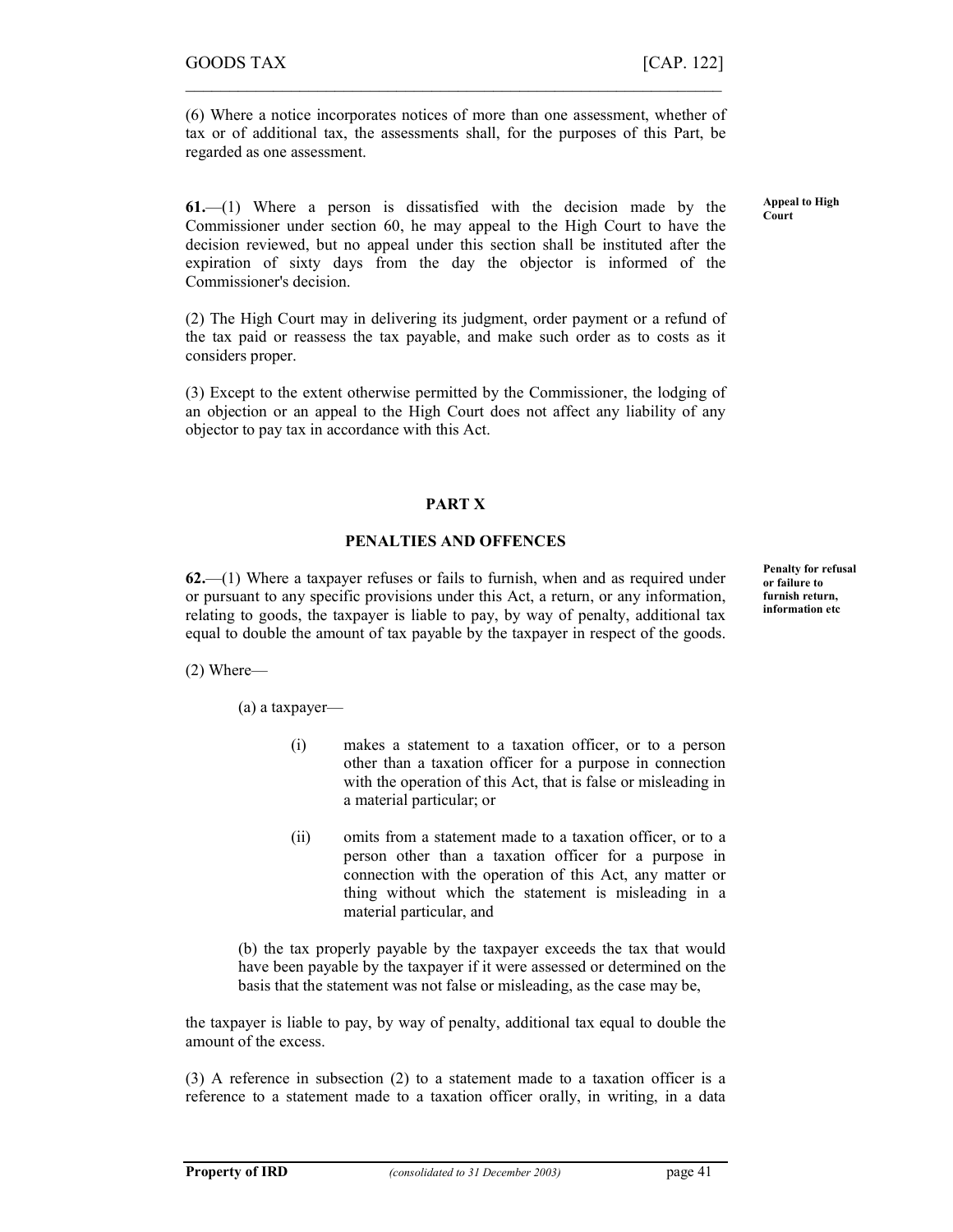(6) Where a notice incorporates notices of more than one assessment, whether of tax or of additional tax, the assessments shall, for the purposes of this Part, be regarded as one assessment.

**Appeal to High Court**

**61.**—(1) Where a person is dissatisfied with the decision made by the Commissioner under section 60, he may appeal to the High Court to have the decision reviewed, but no appeal under this section shall be instituted after the expiration of sixty days from the day the objector is informed of the Commissioner's decision.

(2) The High Court may in delivering its judgment, order payment or a refund of the tax paid or reassess the tax payable, and make such order as to costs as it considers proper.

(3) Except to the extent otherwise permitted by the Commissioner, the lodging of an objection or an appeal to the High Court does not affect any liability of any objector to pay tax in accordance with this Act.

## PART X

## PENALTIES AND OFFENCES

**Penalty for refusal or failure to furnish return, information etc**

**62.**—(1) Where a taxpayer refuses or fails to furnish, when and as required under or pursuant to any specific provisions under this Act, a return, or any information, relating to goods, the taxpayer is liable to pay, by way of penalty, additional tax equal to double the amount of tax payable by the taxpayer in respect of the goods.

(2) Where—

(a) a taxpayer—

(i) makes a statement to a taxation officer, or to a person other than a taxation officer for a purpose in connection with the operation of this Act, that is false or misleading in a material particular; or

(ii) omits from a statement made to a taxation officer, or to a person other than a taxation officer for a purpose in connection with the operation of this Act, any matter or thing without which the statement is misleading in a material particular, and

(b) the tax properly payable by the taxpayer exceeds the tax that would have been payable by the taxpayer if it were assessed or determined on the basis that the statement was not false or misleading, as the case may be,

the taxpayer is liable to pay, by way of penalty, additional tax equal to double the amount of the excess.

(3) A reference in subsection (2) to a statement made to a taxation officer is a reference to a statement made to a taxation officer orally, in writing, in a data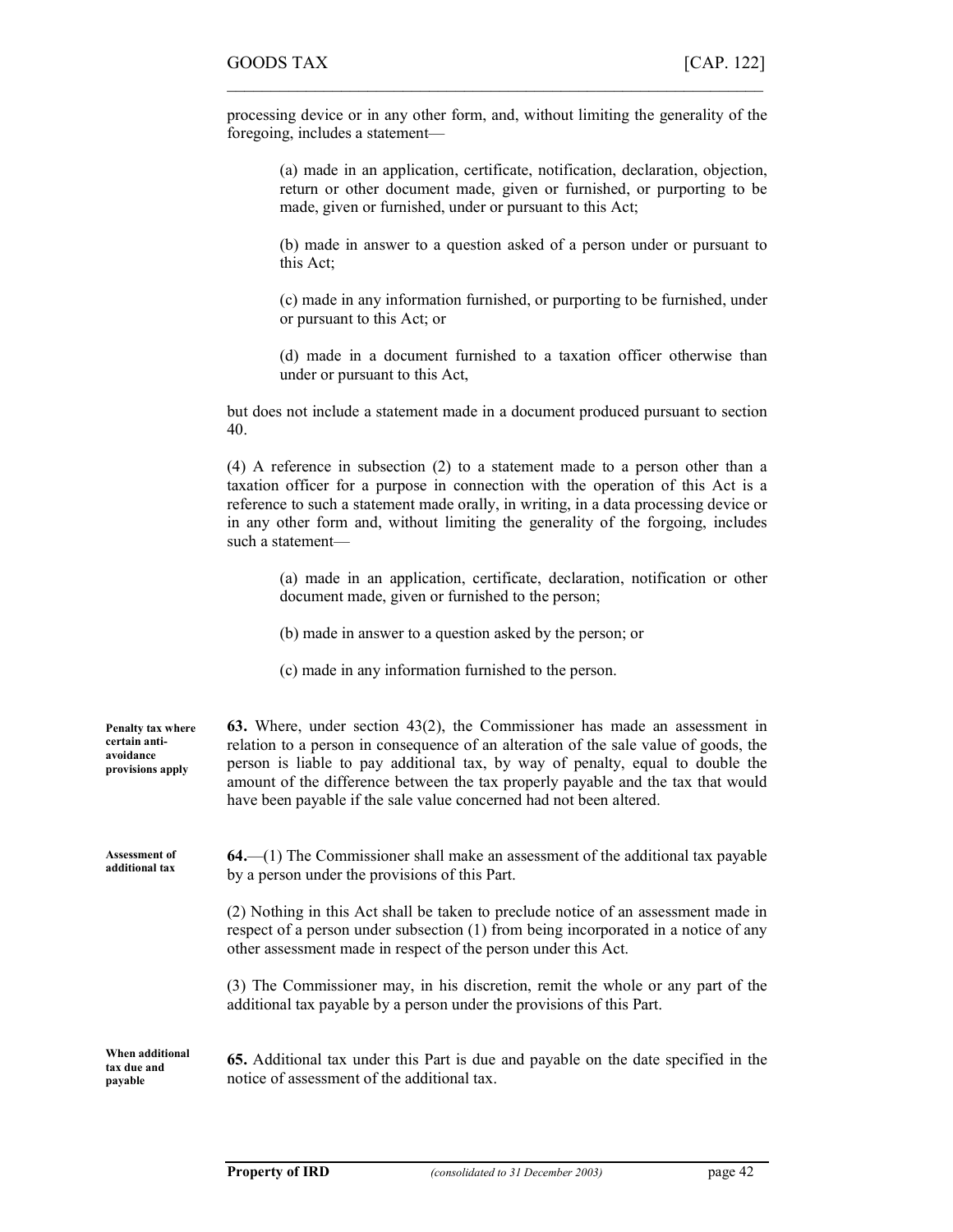processing device or in any other form, and, without limiting the generality of the foregoing, includes a statement—

(a) made in an application, certificate, notification, declaration, objection, return or other document made, given or furnished, or purporting to be made, given or furnished, under or pursuant to this Act;

(b) made in answer to a question asked of a person under or pursuant to this Act;

(c) made in any information furnished, or purporting to be furnished, under or pursuant to this Act; or

(d) made in a document furnished to a taxation officer otherwise than under or pursuant to this Act,

but does not include a statement made in a document produced pursuant to section 40.

(4) A reference in subsection (2) to a statement made to a person other than a taxation officer for a purpose in connection with the operation of this Act is a reference to such a statement made orally, in writing, in a data processing device or in any other form and, without limiting the generality of the forgoing, includes such a statement—

(a) made in an application, certificate, declaration, notification or other document made, given or furnished to the person;

(b) made in answer to a question asked by the person; or

(c) made in any information furnished to the person.

**Penalty tax where certain anti-avoidance provisions apply**

**63.** Where, under section 43(2), the Commissioner has made an assessment in relation to a person in consequence of an alteration of the sale value of goods, the person is liable to pay additional tax, by way of penalty, equal to double the amount of the difference between the tax properly payable and the tax that would have been payable if the sale value concerned had not been altered.

**Assessment of additional tax**

**64.**—(1) The Commissioner shall make an assessment of the additional tax payable by a person under the provisions of this Part.

(2) Nothing in this Act shall be taken to preclude notice of an assessment made in respect of a person under subsection (1) from being incorporated in a notice of any other assessment made in respect of the person under this Act.

(3) The Commissioner may, in his discretion, remit the whole or any part of the additional tax payable by a person under the provisions of this Part.

**When additional tax due and payable**

**65.** Additional tax under this Part is due and payable on the date specified in the notice of assessment of the additional tax.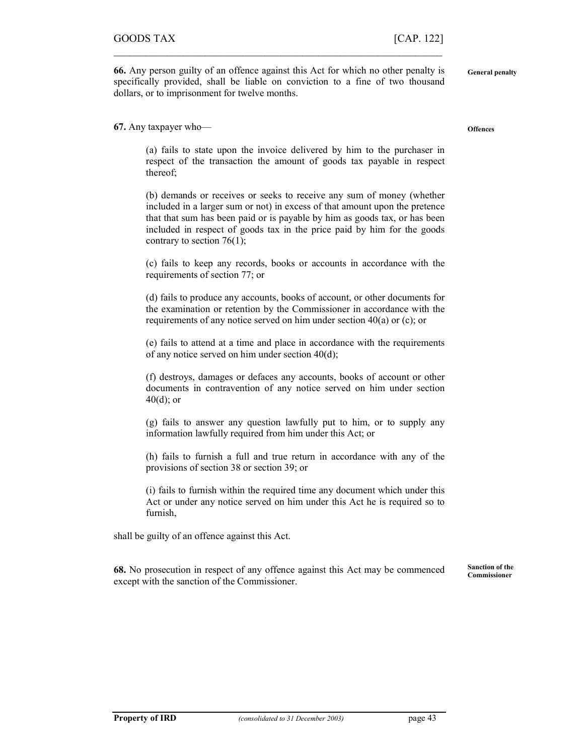**66.** Any person guilty of an offence against this Act for which no other penalty is specifically provided, shall be liable on conviction to a fine of two thousand dollars, or to imprisonment for twelve months.

**General penalty**

**67.** Any taxpayer who—

**Offences**

(a) fails to state upon the invoice delivered by him to the purchaser in respect of the transaction the amount of goods tax payable in respect thereof;

(b) demands or receives or seeks to receive any sum of money (whether included in a larger sum or not) in excess of that amount upon the pretence that that sum has been paid or is payable by him as goods tax, or has been included in respect of goods tax in the price paid by him for the goods contrary to section 76(1);

(c) fails to keep any records, books or accounts in accordance with the requirements of section 77; or

(d) fails to produce any accounts, books of account, or other documents for the examination or retention by the Commissioner in accordance with the requirements of any notice served on him under section 40(a) or (c); or

(e) fails to attend at a time and place in accordance with the requirements of any notice served on him under section 40(d);

(f) destroys, damages or defaces any accounts, books of account or other documents in contravention of any notice served on him under section 40(d); or

(g) fails to answer any question lawfully put to him, or to supply any information lawfully required from him under this Act; or

(h) fails to furnish a full and true return in accordance with any of the provisions of section 38 or section 39; or

(i) fails to furnish within the required time any document which under this Act or under any notice served on him under this Act he is required so to furnish,

shall be guilty of an offence against this Act.

**68.** No prosecution in respect of any offence against this Act may be commenced except with the sanction of the Commissioner.

**Sanction of the Commissioner**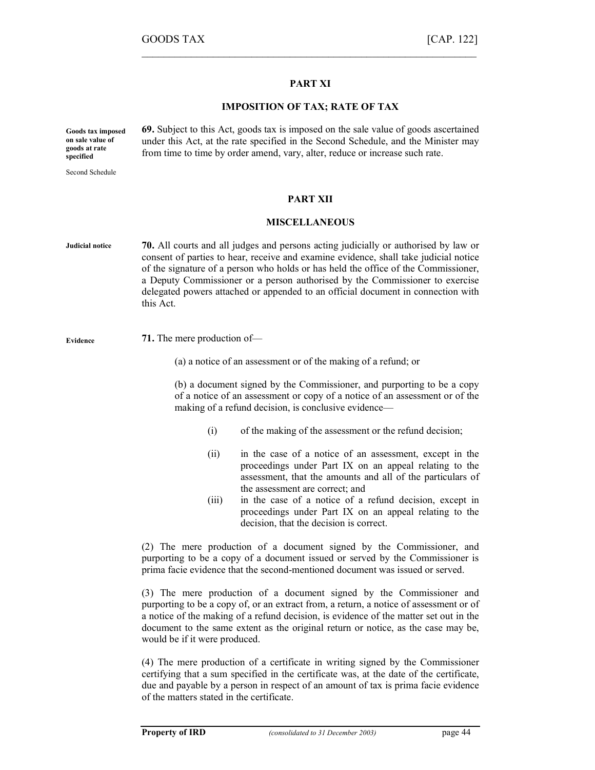## PART XI

### IMPOSITION OF TAX; RATE OF TAX

**Goods tax imposed on sale value of goods at rate specified**

Second Schedule

**69.** Subject to this Act, goods tax is imposed on the sale value of goods ascertained under this Act, at the rate specified in the Second Schedule, and the Minister may from time to time by order amend, vary, alter, reduce or increase such rate.

## PART XII

### MISCELLANEOUS

**Judicial notice**

**70.** All courts and all judges and persons acting judicially or authorised by law or consent of parties to hear, receive and examine evidence, shall take judicial notice of the signature of a person who holds or has held the office of the Commissioner, a Deputy Commissioner or a person authorised by the Commissioner to exercise delegated powers attached or appended to an official document in connection with this Act.

**Evidence**

**71.** The mere production of—

(a) a notice of an assessment or of the making of a refund; or

(b) a document signed by the Commissioner, and purporting to be a copy of a notice of an assessment or copy of a notice of an assessment or of the making of a refund decision, is conclusive evidence—

(i) of the making of the assessment or the refund decision;

(ii) in the case of a notice of an assessment, except in the proceedings under Part IX on an appeal relating to the assessment, that the amounts and all of the particulars of the assessment are correct; and

(iii) in the case of a notice of a refund decision, except in proceedings under Part IX on an appeal relating to the decision, that the decision is correct.

(2) The mere production of a document signed by the Commissioner, and purporting to be a copy of a document issued or served by the Commissioner is prima facie evidence that the second-mentioned document was issued or served.

(3) The mere production of a document signed by the Commissioner and purporting to be a copy of, or an extract from, a return, a notice of assessment or of a notice of the making of a refund decision, is evidence of the matter set out in the document to the same extent as the original return or notice, as the case may be, would be if it were produced.

(4) The mere production of a certificate in writing signed by the Commissioner certifying that a sum specified in the certificate was, at the date of the certificate, due and payable by a person in respect of an amount of tax is prima facie evidence of the matters stated in the certificate.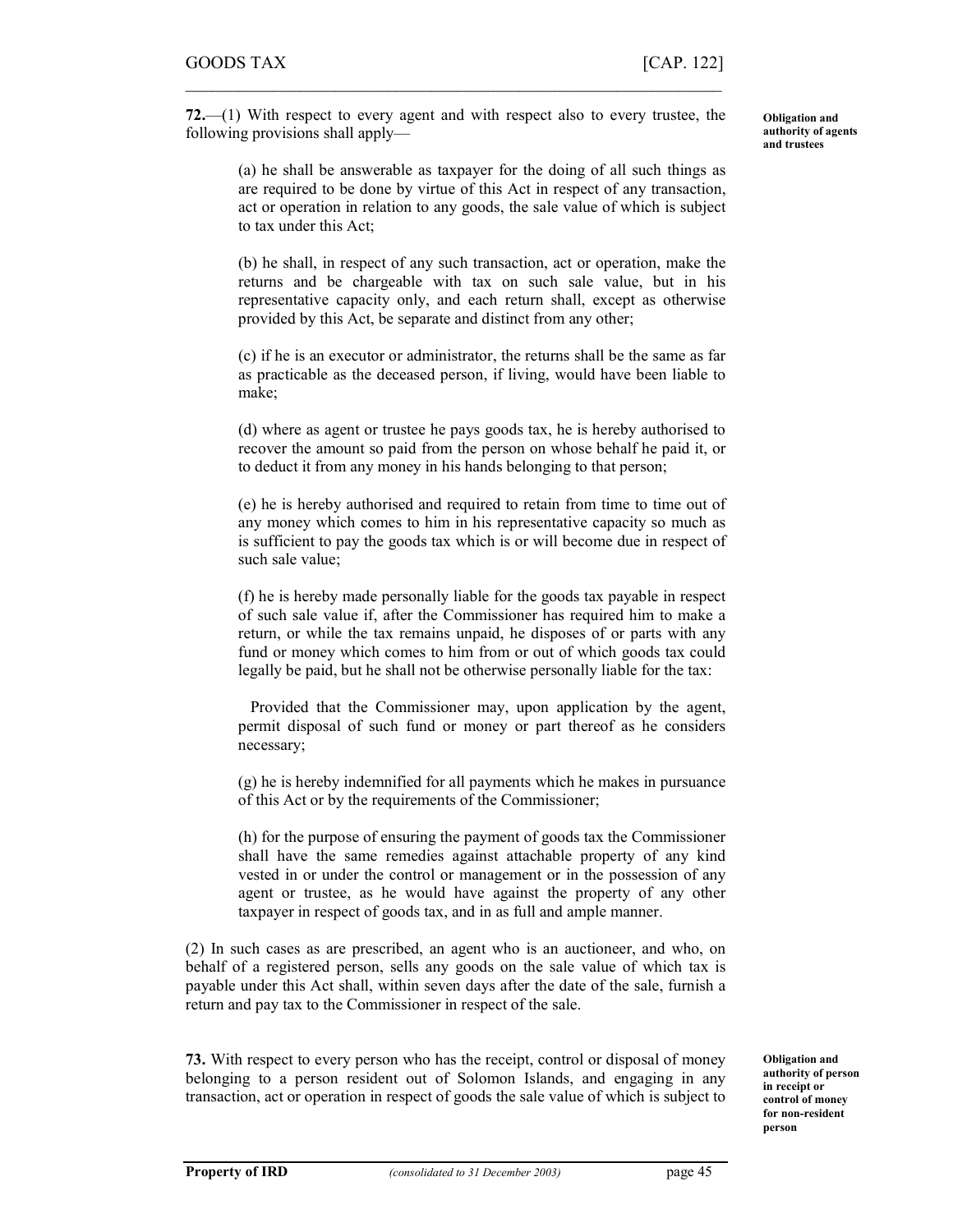**72.**—(1) With respect to every agent and with respect also to every trustee, the following provisions shall apply—

**Obligation and authority of agents and trustees**

(a) he shall be answerable as taxpayer for the doing of all such things as are required to be done by virtue of this Act in respect of any transaction, act or operation in relation to any goods, the sale value of which is subject to tax under this Act;

(b) he shall, in respect of any such transaction, act or operation, make the returns and be chargeable with tax on such sale value, but in his representative capacity only, and each return shall, except as otherwise provided by this Act, be separate and distinct from any other;

(c) if he is an executor or administrator, the returns shall be the same as far as practicable as the deceased person, if living, would have been liable to make;

(d) where as agent or trustee he pays goods tax, he is hereby authorised to recover the amount so paid from the person on whose behalf he paid it, or to deduct it from any money in his hands belonging to that person;

(e) he is hereby authorised and required to retain from time to time out of any money which comes to him in his representative capacity so much as is sufficient to pay the goods tax which is or will become due in respect of such sale value;

(f) he is hereby made personally liable for the goods tax payable in respect of such sale value if, after the Commissioner has required him to make a return, or while the tax remains unpaid, he disposes of or parts with any fund or money which comes to him from or out of which goods tax could legally be paid, but he shall not be otherwise personally liable for the tax:

Provided that the Commissioner may, upon application by the agent, permit disposal of such fund or money or part thereof as he considers necessary;

(g) he is hereby indemnified for all payments which he makes in pursuance of this Act or by the requirements of the Commissioner;

(h) for the purpose of ensuring the payment of goods tax the Commissioner shall have the same remedies against attachable property of any kind vested in or under the control or management or in the possession of any agent or trustee, as he would have against the property of any other taxpayer in respect of goods tax, and in as full and ample manner.

(2) In such cases as are prescribed, an agent who is an auctioneer, and who, on behalf of a registered person, sells any goods on the sale value of which tax is payable under this Act shall, within seven days after the date of the sale, furnish a return and pay tax to the Commissioner in respect of the sale.

**73.** With respect to every person who has the receipt, control or disposal of money belonging to a person resident out of Solomon Islands, and engaging in any transaction, act or operation in respect of goods the sale value of which is subject to

**Obligation and authority of person in receipt or control of money for non-resident person**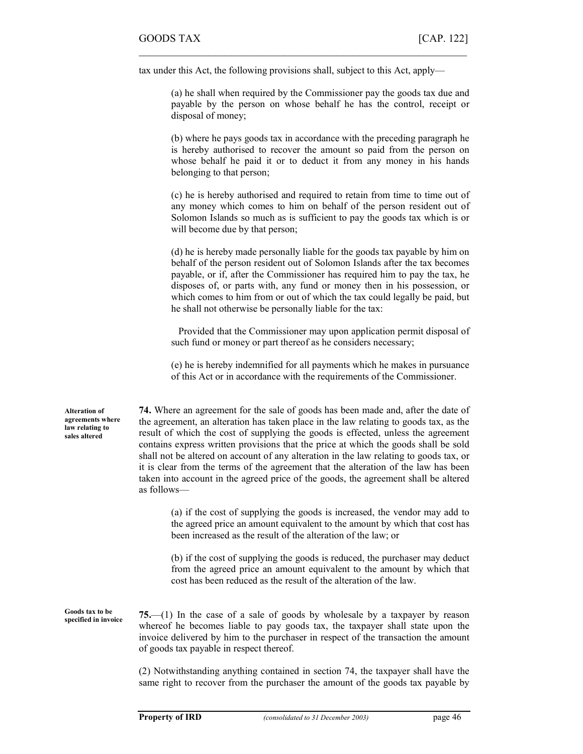tax under this Act, the following provisions shall, subject to this Act, apply—

(a) he shall when required by the Commissioner pay the goods tax due and payable by the person on whose behalf he has the control, receipt or disposal of money;

(b) where he pays goods tax in accordance with the preceding paragraph he is hereby authorised to recover the amount so paid from the person on whose behalf he paid it or to deduct it from any money in his hands belonging to that person;

(c) he is hereby authorised and required to retain from time to time out of any money which comes to him on behalf of the person resident out of Solomon Islands so much as is sufficient to pay the goods tax which is or will become due by that person;

(d) he is hereby made personally liable for the goods tax payable by him on behalf of the person resident out of Solomon Islands after the tax becomes payable, or if, after the Commissioner has required him to pay the tax, he disposes of, or parts with, any fund or money then in his possession, or which comes to him from or out of which the tax could legally be paid, but he shall not otherwise be personally liable for the tax:

Provided that the Commissioner may upon application permit disposal of such fund or money or part thereof as he considers necessary;

(e) he is hereby indemnified for all payments which he makes in pursuance of this Act or in accordance with the requirements of the Commissioner.

**Alteration of agreements where law relating to sales altered**

**74.** Where an agreement for the sale of goods has been made and, after the date of the agreement, an alteration has taken place in the law relating to goods tax, as the result of which the cost of supplying the goods is effected, unless the agreement contains express written provisions that the price at which the goods shall be sold shall not be altered on account of any alteration in the law relating to goods tax, or it is clear from the terms of the agreement that the alteration of the law has been taken into account in the agreed price of the goods, the agreement shall be altered as follows—

(a) if the cost of supplying the goods is increased, the vendor may add to the agreed price an amount equivalent to the amount by which that cost has been increased as the result of the alteration of the law; or

(b) if the cost of supplying the goods is reduced, the purchaser may deduct from the agreed price an amount equivalent to the amount by which that cost has been reduced as the result of the alteration of the law.

**Goods tax to be specified in invoice**

**75.**—(1) In the case of a sale of goods by wholesale by a taxpayer by reason whereof he becomes liable to pay goods tax, the taxpayer shall state upon the invoice delivered by him to the purchaser in respect of the transaction the amount of goods tax payable in respect thereof.

(2) Notwithstanding anything contained in section 74, the taxpayer shall have the same right to recover from the purchaser the amount of the goods tax payable by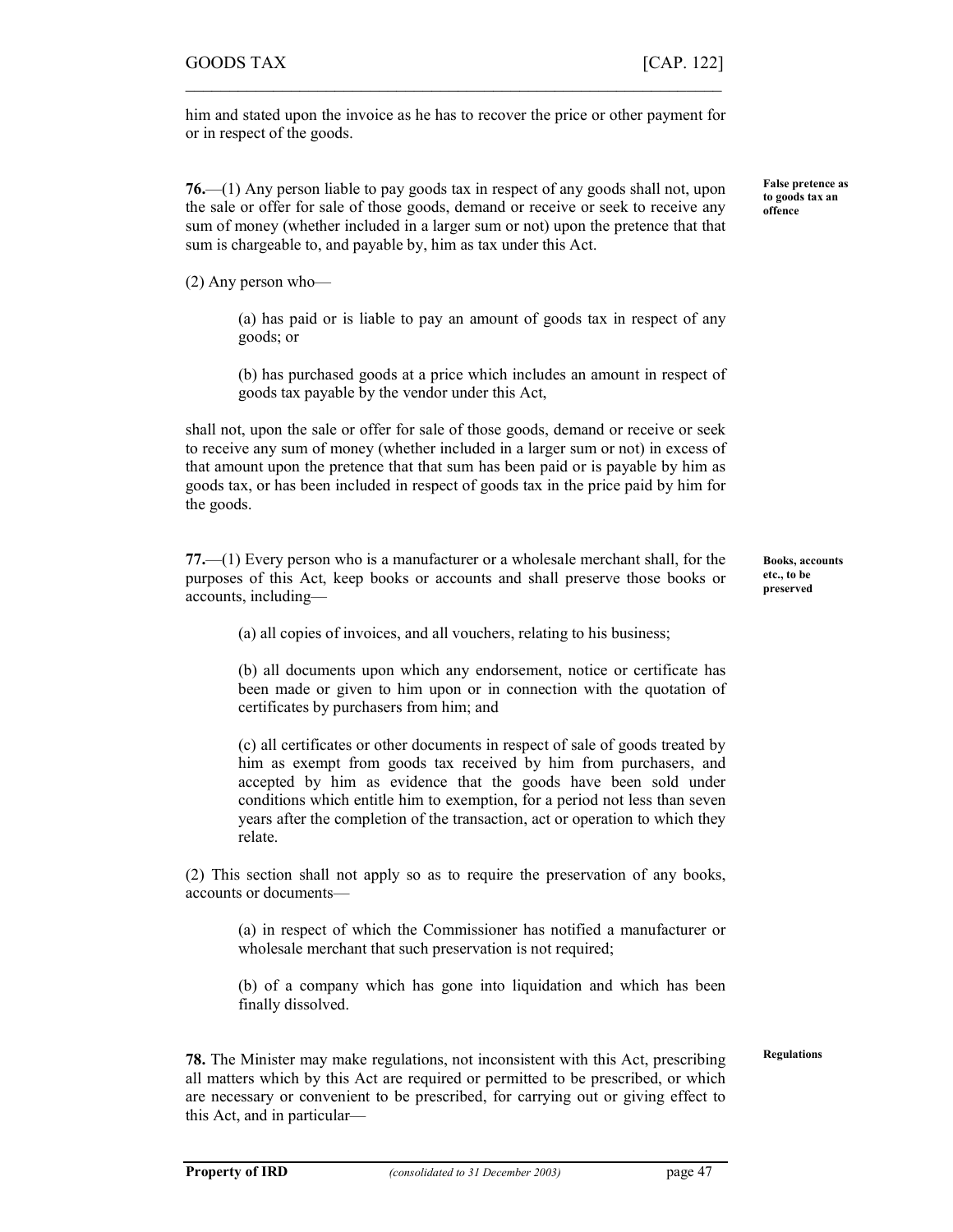him and stated upon the invoice as he has to recover the price or other payment for or in respect of the goods.

**False pretence as to goods tax an offence**

**76.**—(1) Any person liable to pay goods tax in respect of any goods shall not, upon the sale or offer for sale of those goods, demand or receive or seek to receive any sum of money (whether included in a larger sum or not) upon the pretence that that sum is chargeable to, and payable by, him as tax under this Act.

(2) Any person who—

(a) has paid or is liable to pay an amount of goods tax in respect of any goods; or

(b) has purchased goods at a price which includes an amount in respect of goods tax payable by the vendor under this Act,

shall not, upon the sale or offer for sale of those goods, demand or receive or seek to receive any sum of money (whether included in a larger sum or not) in excess of that amount upon the pretence that that sum has been paid or is payable by him as goods tax, or has been included in respect of goods tax in the price paid by him for the goods.

**Books, accounts etc., to be preserved**

**77.**—(1) Every person who is a manufacturer or a wholesale merchant shall, for the purposes of this Act, keep books or accounts and shall preserve those books or accounts, including—

(a) all copies of invoices, and all vouchers, relating to his business;

(b) all documents upon which any endorsement, notice or certificate has been made or given to him upon or in connection with the quotation of certificates by purchasers from him; and

(c) all certificates or other documents in respect of sale of goods treated by him as exempt from goods tax received by him from purchasers, and accepted by him as evidence that the goods have been sold under conditions which entitle him to exemption, for a period not less than seven years after the completion of the transaction, act or operation to which they relate.

(2) This section shall not apply so as to require the preservation of any books, accounts or documents—

(a) in respect of which the Commissioner has notified a manufacturer or wholesale merchant that such preservation is not required;

(b) of a company which has gone into liquidation and which has been finally dissolved.

**Regulations**

**78.** The Minister may make regulations, not inconsistent with this Act, prescribing all matters which by this Act are required or permitted to be prescribed, or which are necessary or convenient to be prescribed, for carrying out or giving effect to this Act, and in particular—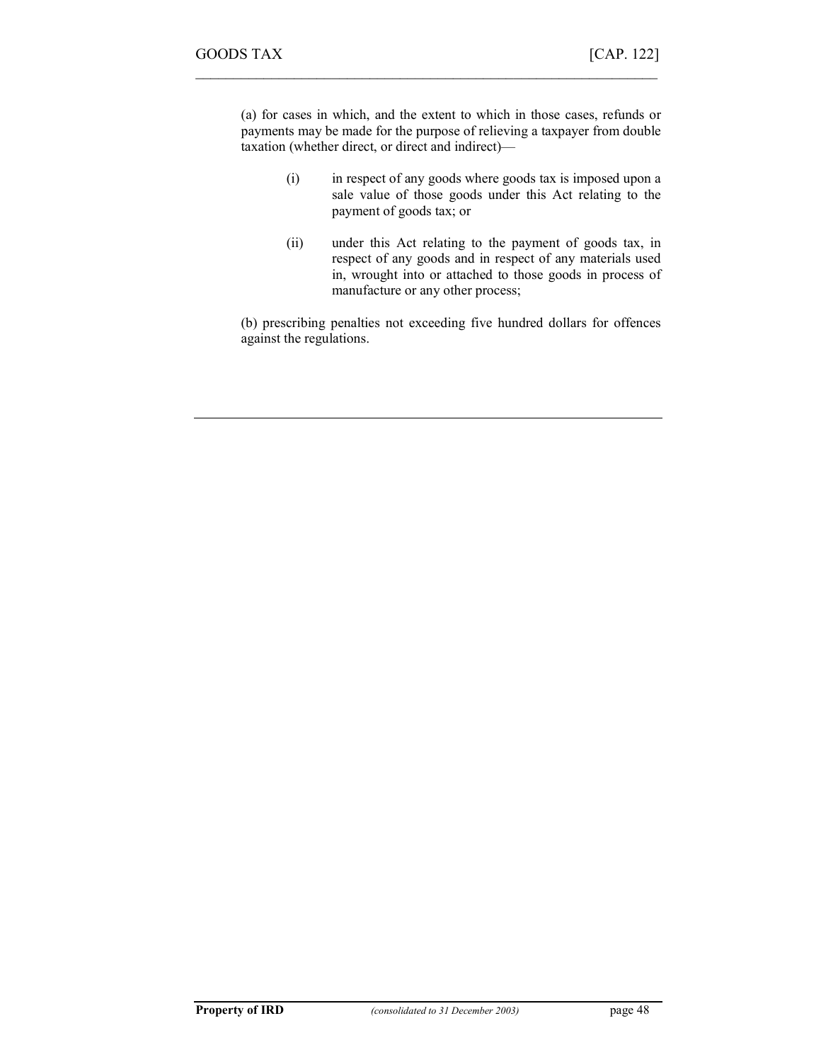(a) for cases in which, and the extent to which in those cases, refunds or payments may be made for the purpose of relieving a taxpayer from double taxation (whether direct, or direct and indirect)—

- (i) in respect of any goods where goods tax is imposed upon a sale value of those goods under this Act relating to the payment of goods tax; or
- (ii) under this Act relating to the payment of goods tax, in respect of any goods and in respect of any materials used in, wrought into or attached to those goods in process of manufacture or any other process;

(b) prescribing penalties not exceeding five hundred dollars for offences against the regulations.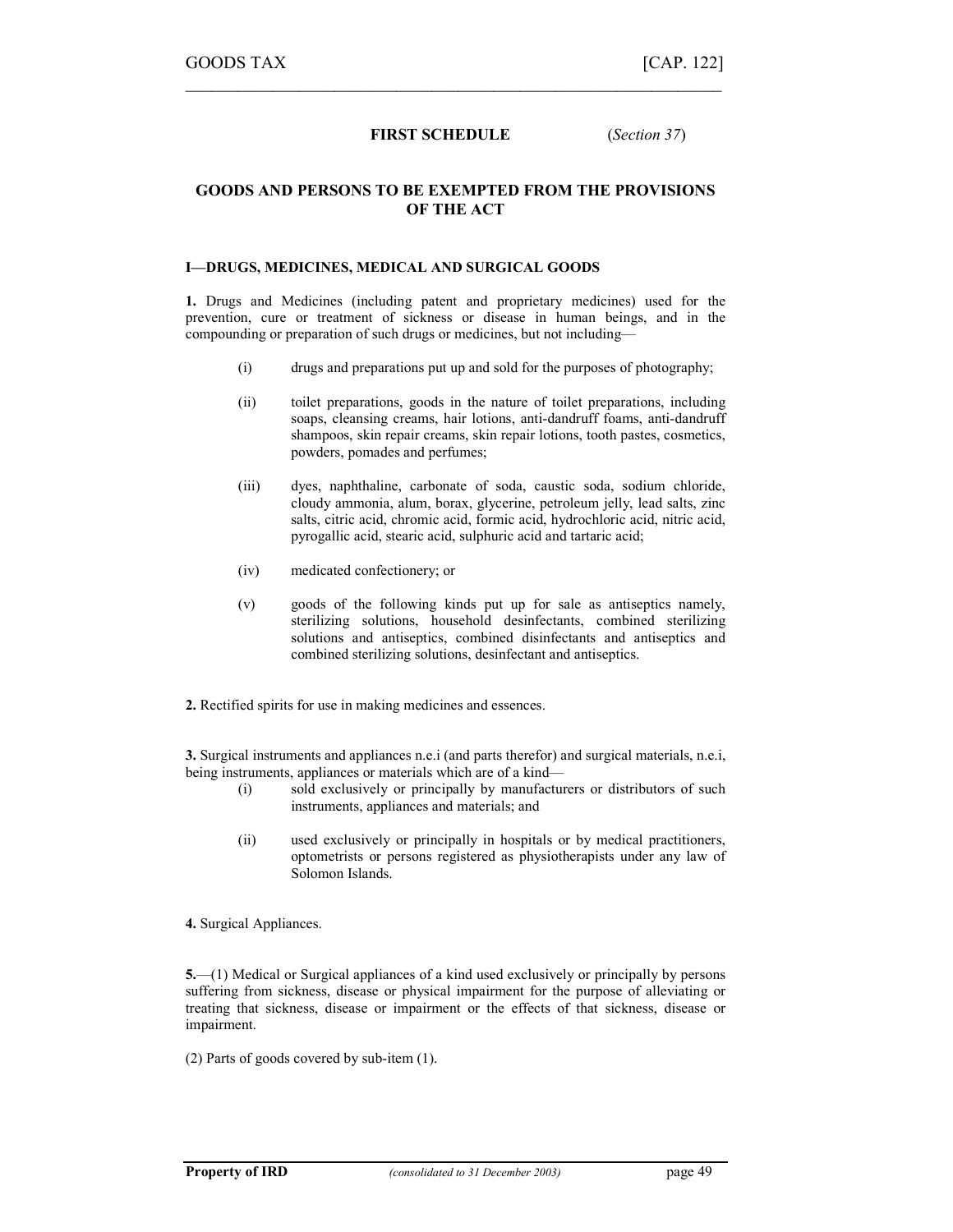## FIRST SCHEDULE (*Section 37*)

## GOODS AND PERSONS TO BE EXEMPTED FROM THE PROVISIONS OF THE ACT

### I—DRUGS, MEDICINES, MEDICAL AND SURGICAL GOODS

**1.** Drugs and Medicines (including patent and proprietary medicines) used for the prevention, cure or treatment of sickness or disease in human beings, and in the compounding or preparation of such drugs or medicines, but not including—

(i) drugs and preparations put up and sold for the purposes of photography;

(ii) toilet preparations, goods in the nature of toilet preparations, including soaps, cleansing creams, hair lotions, anti-dandruff foams, anti-dandruff shampoos, skin repair creams, skin repair lotions, tooth pastes, cosmetics, powders, pomades and perfumes;

(iii) dyes, naphthaline, carbonate of soda, caustic soda, sodium chloride, cloudy ammonia, alum, borax, glycerine, petroleum jelly, lead salts, zinc salts, citric acid, chromic acid, formic acid, hydrochloric acid, nitric acid, pyrogallic acid, stearic acid, sulphuric acid and tartaric acid;

(iv) medicated confectionery; or

(v) goods of the following kinds put up for sale as antiseptics namely, sterilizing solutions, household desinfectants, combined sterilizing solutions and antiseptics, combined disinfectants and antiseptics and combined sterilizing solutions, desinfectant and antiseptics.

**2.** Rectified spirits for use in making medicines and essences.

**3.** Surgical instruments and appliances n.e.i (and parts therefor) and surgical materials, n.e.i, being instruments, appliances or materials which are of a kind—

(i) sold exclusively or principally by manufacturers or distributors of such instruments, appliances and materials; and

(ii) used exclusively or principally in hospitals or by medical practitioners, optometrists or persons registered as physiotherapists under any law of Solomon Islands.

**4.** Surgical Appliances.

**5.**—(1) Medical or Surgical appliances of a kind used exclusively or principally by persons suffering from sickness, disease or physical impairment for the purpose of alleviating or treating that sickness, disease or impairment or the effects of that sickness, disease or impairment.

(2) Parts of goods covered by sub-item (1).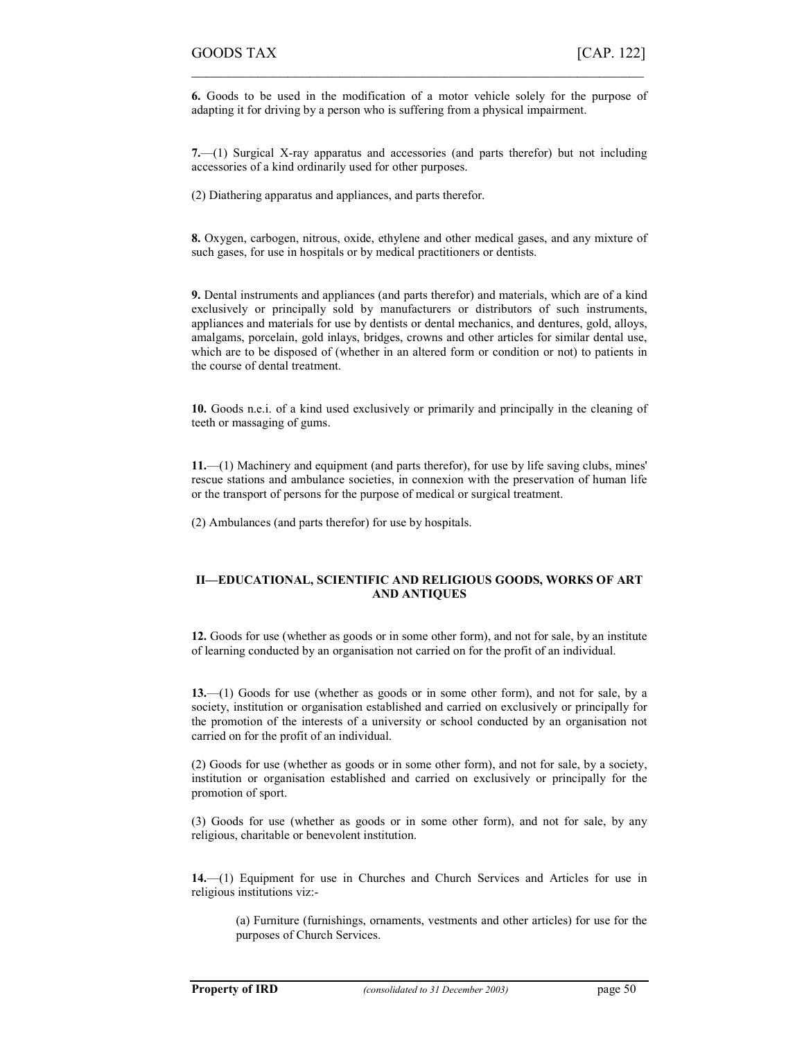**6.** Goods to be used in the modification of a motor vehicle solely for the purpose of adapting it for driving by a person who is suffering from a physical impairment.

**7.**—(1) Surgical X-ray apparatus and accessories (and parts therefor) but not including accessories of a kind ordinarily used for other purposes.

(2) Diathering apparatus and appliances, and parts therefor.

**8.** Oxygen, carbogen, nitrous, oxide, ethylene and other medical gases, and any mixture of such gases, for use in hospitals or by medical practitioners or dentists.

**9.** Dental instruments and appliances (and parts therefor) and materials, which are of a kind exclusively or principally sold by manufacturers or distributors of such instruments, appliances and materials for use by dentists or dental mechanics, and dentures, gold, alloys, amalgams, porcelain, gold inlays, bridges, crowns and other articles for similar dental use, which are to be disposed of (whether in an altered form or condition or not) to patients in the course of dental treatment.

**10.** Goods n.e.i. of a kind used exclusively or primarily and principally in the cleaning of teeth or massaging of gums.

**11.**—(1) Machinery and equipment (and parts therefor), for use by life saving clubs, mines' rescue stations and ambulance societies, in connexion with the preservation of human life or the transport of persons for the purpose of medical or surgical treatment.

(2) Ambulances (and parts therefor) for use by hospitals.

## II—EDUCATIONAL, SCIENTIFIC AND RELIGIOUS GOODS, WORKS OF ART AND ANTIQUES

**12.** Goods for use (whether as goods or in some other form), and not for sale, by an institute of learning conducted by an organisation not carried on for the profit of an individual.

**13.**—(1) Goods for use (whether as goods or in some other form), and not for sale, by a society, institution or organisation established and carried on exclusively or principally for the promotion of the interests of a university or school conducted by an organisation not carried on for the profit of an individual.

(2) Goods for use (whether as goods or in some other form), and not for sale, by a society, institution or organisation established and carried on exclusively or principally for the promotion of sport.

(3) Goods for use (whether as goods or in some other form), and not for sale, by any religious, charitable or benevolent institution.

**14.**—(1) Equipment for use in Churches and Church Services and Articles for use in religious institutions viz:-

(a) Furniture (furnishings, ornaments, vestments and other articles) for use for the purposes of Church Services.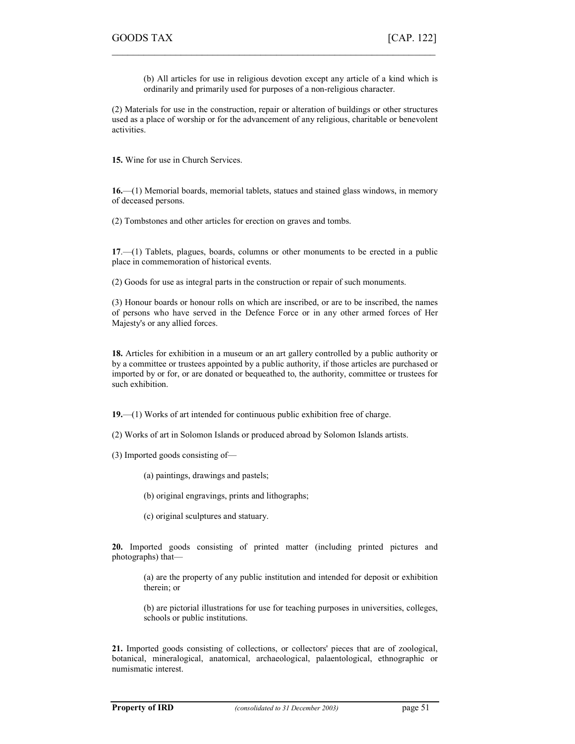(b) All articles for use in religious devotion except any article of a kind which is ordinarily and primarily used for purposes of a non-religious character.

(2) Materials for use in the construction, repair or alteration of buildings or other structures used as a place of worship or for the advancement of any religious, charitable or benevolent activities.

**15.** Wine for use in Church Services.

**16.**—(1) Memorial boards, memorial tablets, statues and stained glass windows, in memory of deceased persons.

(2) Tombstones and other articles for erection on graves and tombs.

**17**.—(1) Tablets, plagues, boards, columns or other monuments to be erected in a public place in commemoration of historical events.

(2) Goods for use as integral parts in the construction or repair of such monuments.

(3) Honour boards or honour rolls on which are inscribed, or are to be inscribed, the names of persons who have served in the Defence Force or in any other armed forces of Her Majesty's or any allied forces.

**18.** Articles for exhibition in a museum or an art gallery controlled by a public authority or by a committee or trustees appointed by a public authority, if those articles are purchased or imported by or for, or are donated or bequeathed to, the authority, committee or trustees for such exhibition.

**19.**—(1) Works of art intended for continuous public exhibition free of charge.

(2) Works of art in Solomon Islands or produced abroad by Solomon Islands artists.

(3) Imported goods consisting of—

(a) paintings, drawings and pastels;

(b) original engravings, prints and lithographs;

(c) original sculptures and statuary.

**20.** Imported goods consisting of printed matter (including printed pictures and photographs) that—

(a) are the property of any public institution and intended for deposit or exhibition therein; or

(b) are pictorial illustrations for use for teaching purposes in universities, colleges, schools or public institutions.

**21.** Imported goods consisting of collections, or collectors' pieces that are of zoological, botanical, mineralogical, anatomical, archaeological, palaentological, ethnographic or numismatic interest.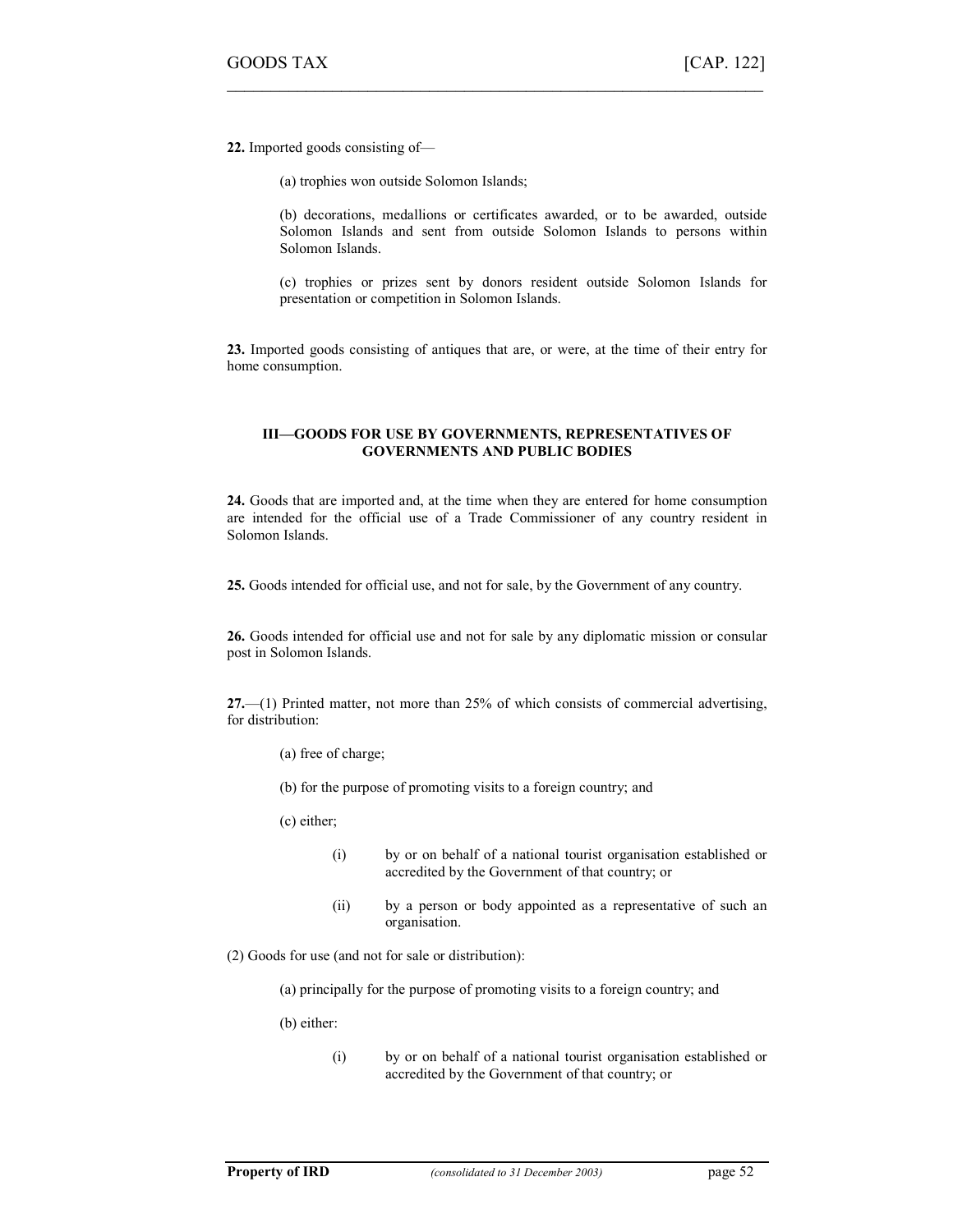**22.** Imported goods consisting of—

(a) trophies won outside Solomon Islands;

(b) decorations, medallions or certificates awarded, or to be awarded, outside Solomon Islands and sent from outside Solomon Islands to persons within Solomon Islands.

(c) trophies or prizes sent by donors resident outside Solomon Islands for presentation or competition in Solomon Islands.

**23.** Imported goods consisting of antiques that are, or were, at the time of their entry for home consumption.

### III—GOODS FOR USE BY GOVERNMENTS, REPRESENTATIVES OF GOVERNMENTS AND PUBLIC BODIES

**24.** Goods that are imported and, at the time when they are entered for home consumption are intended for the official use of a Trade Commissioner of any country resident in Solomon Islands.

**25.** Goods intended for official use, and not for sale, by the Government of any country.

**26.** Goods intended for official use and not for sale by any diplomatic mission or consular post in Solomon Islands.

**27.**—(1) Printed matter, not more than 25% of which consists of commercial advertising, for distribution:

(a) free of charge;

(b) for the purpose of promoting visits to a foreign country; and

(c) either;

(i) by or on behalf of a national tourist organisation established or accredited by the Government of that country; or

(ii) by a person or body appointed as a representative of such an organisation.

(2) Goods for use (and not for sale or distribution):

(a) principally for the purpose of promoting visits to a foreign country; and

(b) either:

(i) by or on behalf of a national tourist organisation established or accredited by the Government of that country; or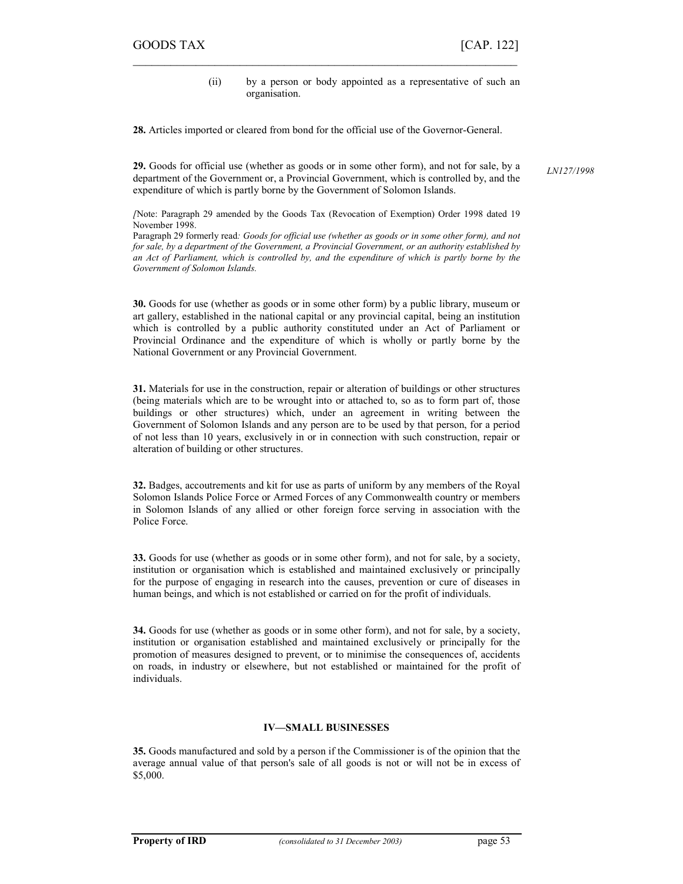(ii) by a person or body appointed as a representative of such an organisation.

**28.** Articles imported or cleared from bond for the official use of the Governor-General.

**29.** Goods for official use (whether as goods or in some other form), and not for sale, by a department of the Government or, a Provincial Government, which is controlled by, and the expenditure of which is partly borne by the Government of Solomon Islands.

*LN127/1998*

[Note: Paragraph 29 amended by the Goods Tax (Revocation of Exemption) Order 1998 dated 19 November 1998.
Paragraph 29 formerly read*: Goods for official use (whether as goods or in some other form), and not for sale, by a department of the Government, a Provincial Government, or an authority established by an Act of Parliament, which is controlled by, and the expenditure of which is partly borne by the Government of Solomon Islands.*

**30.** Goods for use (whether as goods or in some other form) by a public library, museum or art gallery, established in the national capital or any provincial capital, being an institution which is controlled by a public authority constituted under an Act of Parliament or Provincial Ordinance and the expenditure of which is wholly or partly borne by the National Government or any Provincial Government.

**31.** Materials for use in the construction, repair or alteration of buildings or other structures (being materials which are to be wrought into or attached to, so as to form part of, those buildings or other structures) which, under an agreement in writing between the Government of Solomon Islands and any person are to be used by that person, for a period of not less than 10 years, exclusively in or in connection with such construction, repair or alteration of building or other structures.

**32.** Badges, accoutrements and kit for use as parts of uniform by any members of the Royal Solomon Islands Police Force or Armed Forces of any Commonwealth country or members in Solomon Islands of any allied or other foreign force serving in association with the Police Force.

**33.** Goods for use (whether as goods or in some other form), and not for sale, by a society, institution or organisation which is established and maintained exclusively or principally for the purpose of engaging in research into the causes, prevention or cure of diseases in human beings, and which is not established or carried on for the profit of individuals.

**34.** Goods for use (whether as goods or in some other form), and not for sale, by a society, institution or organisation established and maintained exclusively or principally for the promotion of measures designed to prevent, or to minimise the consequences of, accidents on roads, in industry or elsewhere, but not established or maintained for the profit of individuals.

### IV—SMALL BUSINESSES

**35.** Goods manufactured and sold by a person if the Commissioner is of the opinion that the average annual value of that person's sale of all goods is not or will not be in excess of \$5,000.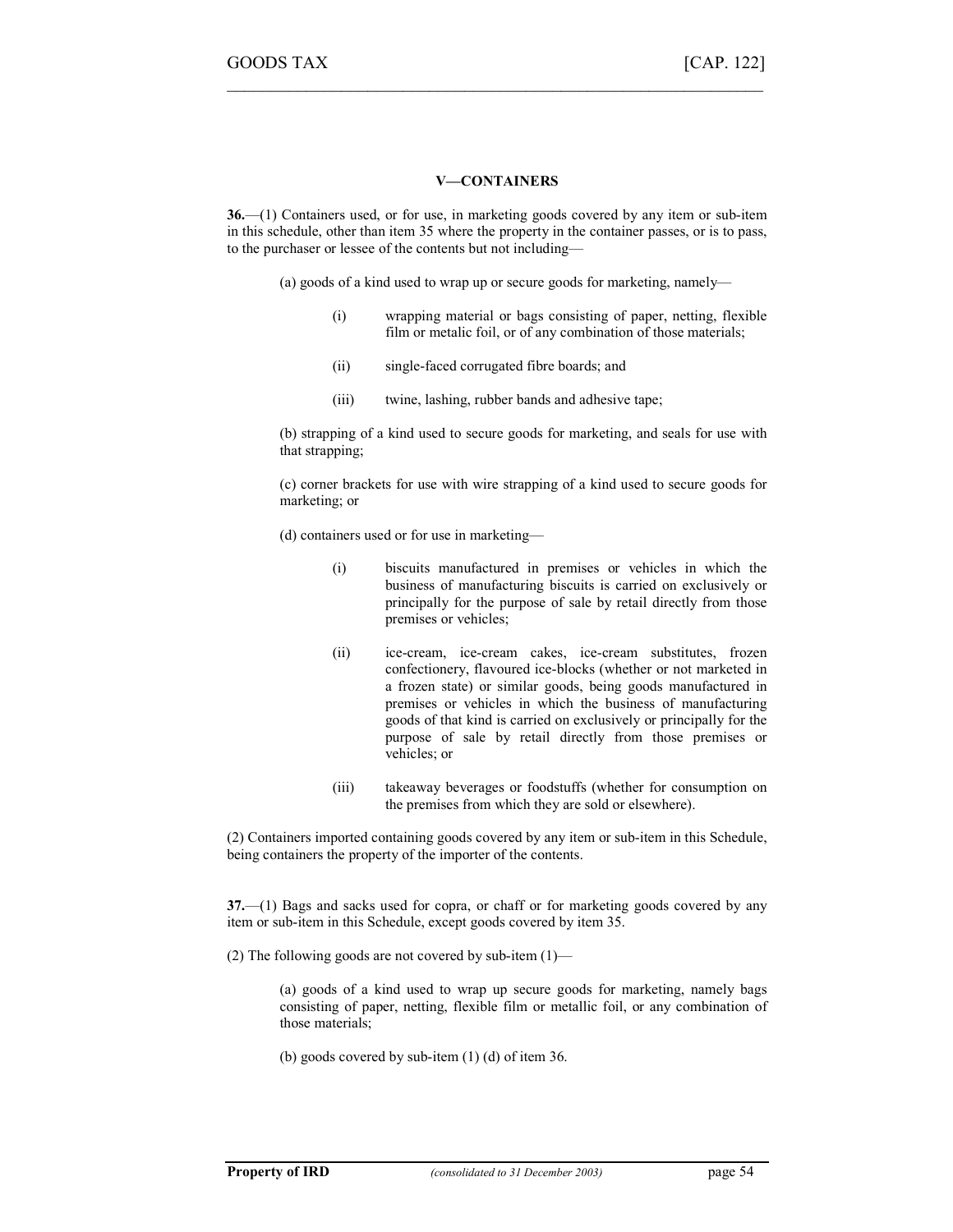### V—CONTAINERS

**36.**—(1) Containers used, or for use, in marketing goods covered by any item or sub-item in this schedule, other than item 35 where the property in the container passes, or is to pass, to the purchaser or lessee of the contents but not including—

(a) goods of a kind used to wrap up or secure goods for marketing, namely—

- (i) wrapping material or bags consisting of paper, netting, flexible film or metalic foil, or of any combination of those materials;
- (ii) single-faced corrugated fibre boards; and
- (iii) twine, lashing, rubber bands and adhesive tape;

(b) strapping of a kind used to secure goods for marketing, and seals for use with that strapping;

(c) corner brackets for use with wire strapping of a kind used to secure goods for marketing; or

(d) containers used or for use in marketing—

- (i) biscuits manufactured in premises or vehicles in which the business of manufacturing biscuits is carried on exclusively or principally for the purpose of sale by retail directly from those premises or vehicles;
- (ii) ice-cream, ice-cream cakes, ice-cream substitutes, frozen confectionery, flavoured ice-blocks (whether or not marketed in a frozen state) or similar goods, being goods manufactured in premises or vehicles in which the business of manufacturing goods of that kind is carried on exclusively or principally for the purpose of sale by retail directly from those premises or vehicles; or
- (iii) takeaway beverages or foodstuffs (whether for consumption on the premises from which they are sold or elsewhere).

(2) Containers imported containing goods covered by any item or sub-item in this Schedule, being containers the property of the importer of the contents.

**37.**—(1) Bags and sacks used for copra, or chaff or for marketing goods covered by any item or sub-item in this Schedule, except goods covered by item 35.

(2) The following goods are not covered by sub-item (1)—

(a) goods of a kind used to wrap up secure goods for marketing, namely bags consisting of paper, netting, flexible film or metallic foil, or any combination of those materials;

(b) goods covered by sub-item (1) (d) of item 36.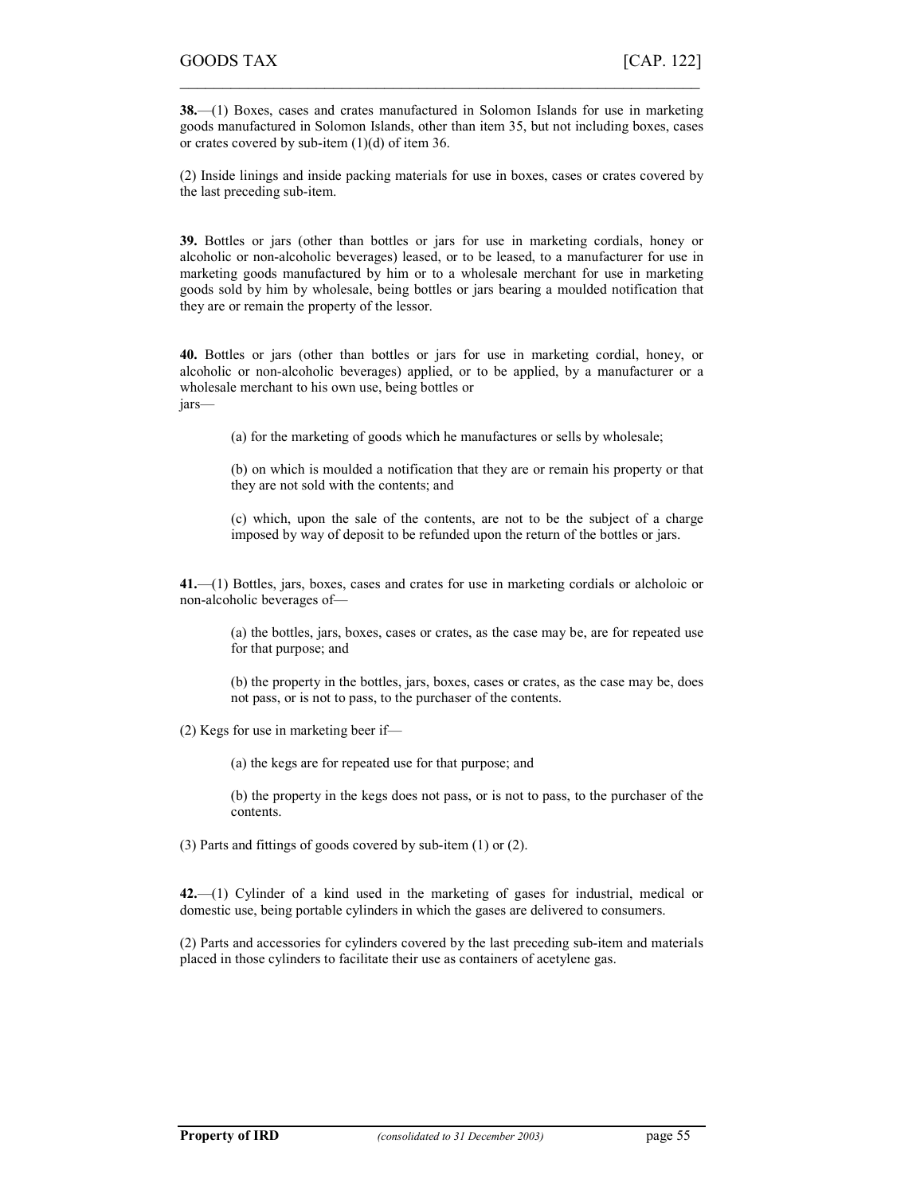**38.**—(1) Boxes, cases and crates manufactured in Solomon Islands for use in marketing goods manufactured in Solomon Islands, other than item 35, but not including boxes, cases or crates covered by sub-item (1)(d) of item 36.

(2) Inside linings and inside packing materials for use in boxes, cases or crates covered by the last preceding sub-item.

**39.** Bottles or jars (other than bottles or jars for use in marketing cordials, honey or alcoholic or non-alcoholic beverages) leased, or to be leased, to a manufacturer for use in marketing goods manufactured by him or to a wholesale merchant for use in marketing goods sold by him by wholesale, being bottles or jars bearing a moulded notification that they are or remain the property of the lessor.

**40.** Bottles or jars (other than bottles or jars for use in marketing cordial, honey, or alcoholic or non-alcoholic beverages) applied, or to be applied, by a manufacturer or a wholesale merchant to his own use, being bottles or jars—

> (a) for the marketing of goods which he manufactures or sells by wholesale;
>
> (b) on which is moulded a notification that they are or remain his property or that they are not sold with the contents; and
>
> (c) which, upon the sale of the contents, are not to be the subject of a charge imposed by way of deposit to be refunded upon the return of the bottles or jars.

**41.**—(1) Bottles, jars, boxes, cases and crates for use in marketing cordials or alcholoic or non-alcoholic beverages of—

> (a) the bottles, jars, boxes, cases or crates, as the case may be, are for repeated use for that purpose; and
>
> (b) the property in the bottles, jars, boxes, cases or crates, as the case may be, does not pass, or is not to pass, to the purchaser of the contents.

(2) Kegs for use in marketing beer if—

> (a) the kegs are for repeated use for that purpose; and
>
> (b) the property in the kegs does not pass, or is not to pass, to the purchaser of the contents.

(3) Parts and fittings of goods covered by sub-item (1) or (2).

**42.**—(1) Cylinder of a kind used in the marketing of gases for industrial, medical or domestic use, being portable cylinders in which the gases are delivered to consumers.

(2) Parts and accessories for cylinders covered by the last preceding sub-item and materials placed in those cylinders to facilitate their use as containers of acetylene gas.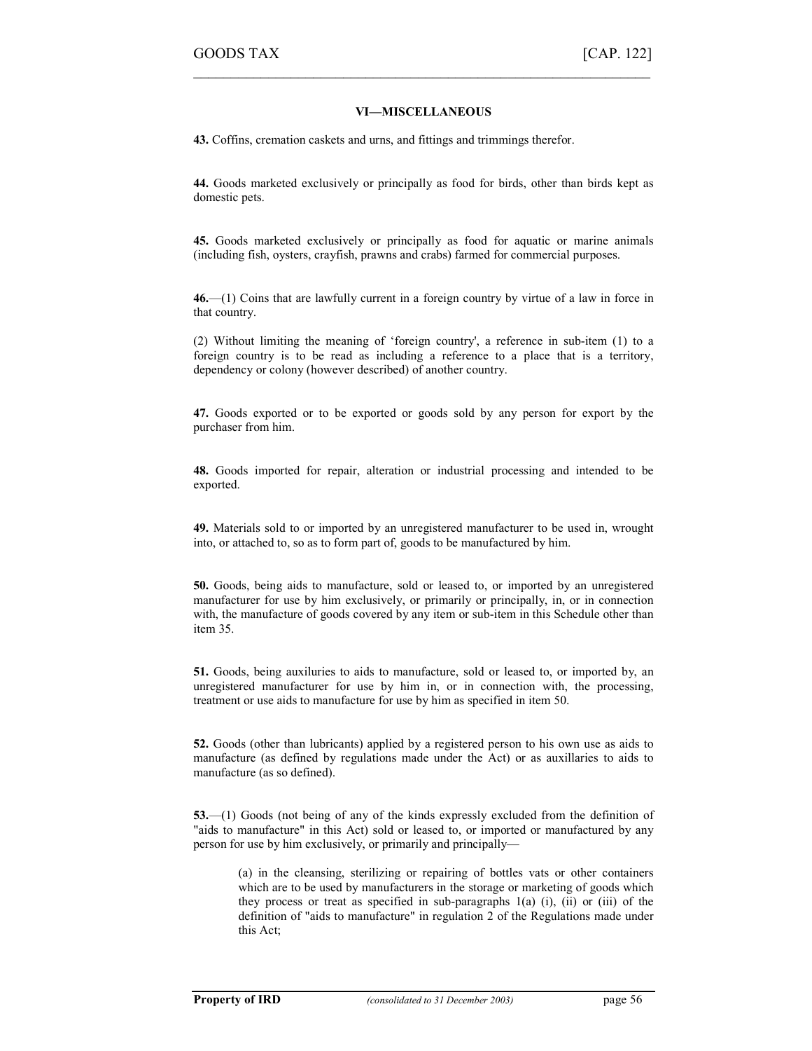## VI—MISCELLANEOUS

**43.** Coffins, cremation caskets and urns, and fittings and trimmings therefor.

**44.** Goods marketed exclusively or principally as food for birds, other than birds kept as domestic pets.

**45.** Goods marketed exclusively or principally as food for aquatic or marine animals (including fish, oysters, crayfish, prawns and crabs) farmed for commercial purposes.

**46.**—(1) Coins that are lawfully current in a foreign country by virtue of a law in force in that country.

(2) Without limiting the meaning of 'foreign country', a reference in sub-item (1) to a foreign country is to be read as including a reference to a place that is a territory, dependency or colony (however described) of another country.

**47.** Goods exported or to be exported or goods sold by any person for export by the purchaser from him.

**48.** Goods imported for repair, alteration or industrial processing and intended to be exported.

**49.** Materials sold to or imported by an unregistered manufacturer to be used in, wrought into, or attached to, so as to form part of, goods to be manufactured by him.

**50.** Goods, being aids to manufacture, sold or leased to, or imported by an unregistered manufacturer for use by him exclusively, or primarily or principally, in, or in connection with, the manufacture of goods covered by any item or sub-item in this Schedule other than item 35.

**51.** Goods, being auxiliries to aids to manufacture, sold or leased to, or imported by, an unregistered manufacturer for use by him in, or in connection with, the processing, treatment or use aids to manufacture for use by him as specified in item 50.

**52.** Goods (other than lubricants) applied by a registered person to his own use as aids to manufacture (as defined by regulations made under the Act) or as auxillaries to aids to manufacture (as so defined).

**53.**—(1) Goods (not being of any of the kinds expressly excluded from the definition of "aids to manufacture" in this Act) sold or leased to, or imported or manufactured by any person for use by him exclusively, or primarily and principally—

> (a) in the cleansing, sterilizing or repairing of bottles vats or other containers which are to be used by manufacturers in the storage or marketing of goods which they process or treat as specified in sub-paragraphs 1(a) (i), (ii) or (iii) of the definition of "aids to manufacture" in regulation 2 of the Regulations made under this Act;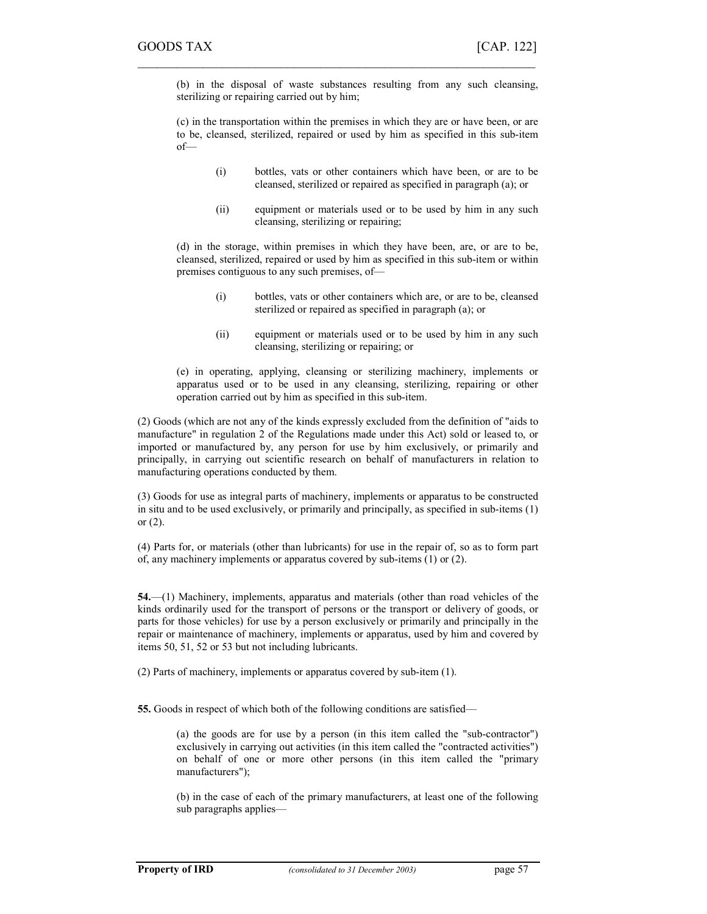(b) in the disposal of waste substances resulting from any such cleansing, sterilizing or repairing carried out by him;

(c) in the transportation within the premises in which they are or have been, or are to be, cleansed, sterilized, repaired or used by him as specified in this sub-item of—

(i) bottles, vats or other containers which have been, or are to be cleansed, sterilized or repaired as specified in paragraph (a); or

(ii) equipment or materials used or to be used by him in any such cleansing, sterilizing or repairing;

(d) in the storage, within premises in which they have been, are, or are to be, cleansed, sterilized, repaired or used by him as specified in this sub-item or within premises contiguous to any such premises, of—

(i) bottles, vats or other containers which are, or are to be, cleansed sterilized or repaired as specified in paragraph (a); or

(ii) equipment or materials used or to be used by him in any such cleansing, sterilizing or repairing; or

(e) in operating, applying, cleansing or sterilizing machinery, implements or apparatus used or to be used in any cleansing, sterilizing, repairing or other operation carried out by him as specified in this sub-item.

(2) Goods (which are not any of the kinds expressly excluded from the definition of "aids to manufacture" in regulation 2 of the Regulations made under this Act) sold or leased to, or imported or manufactured by, any person for use by him exclusively, or primarily and principally, in carrying out scientific research on behalf of manufacturers in relation to manufacturing operations conducted by them.

(3) Goods for use as integral parts of machinery, implements or apparatus to be constructed in situ and to be used exclusively, or primarily and principally, as specified in sub-items (1) or (2).

(4) Parts for, or materials (other than lubricants) for use in the repair of, so as to form part of, any machinery implements or apparatus covered by sub-items (1) or (2).

**54.**—(1) Machinery, implements, apparatus and materials (other than road vehicles of the kinds ordinarily used for the transport of persons or the transport or delivery of goods, or parts for those vehicles) for use by a person exclusively or primarily and principally in the repair or maintenance of machinery, implements or apparatus, used by him and covered by items 50, 51, 52 or 53 but not including lubricants.

(2) Parts of machinery, implements or apparatus covered by sub-item (1).

**55.** Goods in respect of which both of the following conditions are satisfied—

(a) the goods are for use by a person (in this item called the "sub-contractor") exclusively in carrying out activities (in this item called the "contracted activities") on behalf of one or more other persons (in this item called the "primary manufacturers");

(b) in the case of each of the primary manufacturers, at least one of the following sub paragraphs applies—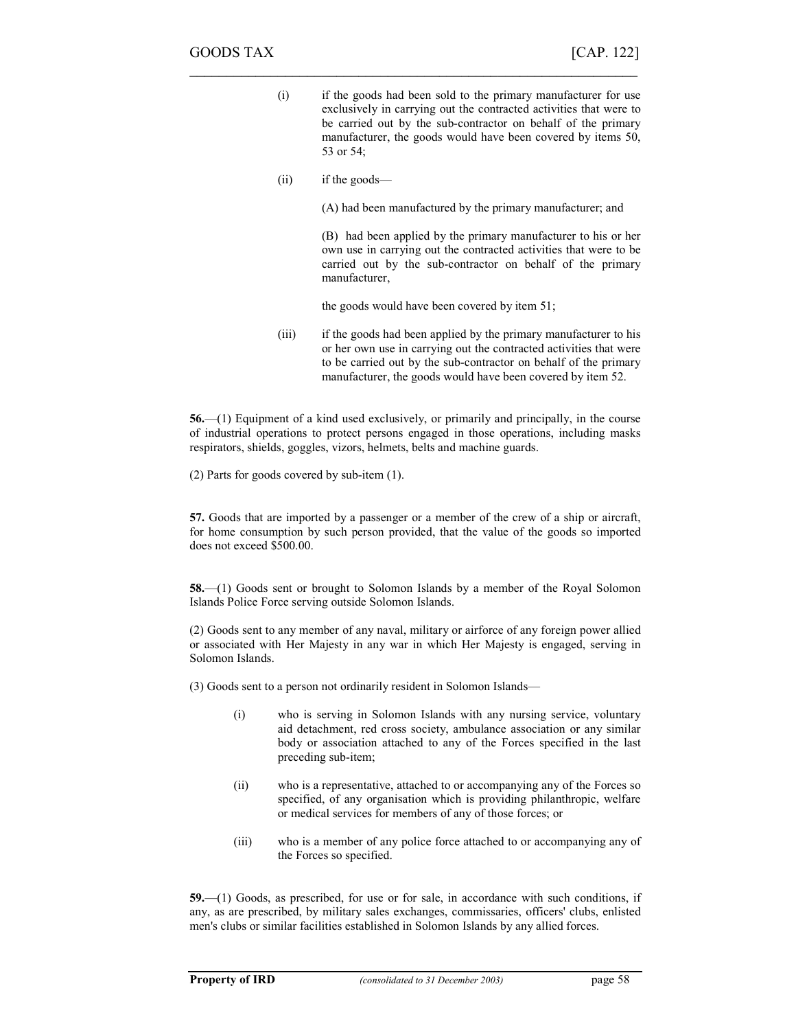(i) if the goods had been sold to the primary manufacturer for use exclusively in carrying out the contracted activities that were to be carried out by the sub-contractor on behalf of the primary manufacturer, the goods would have been covered by items 50, 53 or 54;

(ii) if the goods—

(A) had been manufactured by the primary manufacturer; and

(B) had been applied by the primary manufacturer to his or her own use in carrying out the contracted activities that were to be carried out by the sub-contractor on behalf of the primary manufacturer,

the goods would have been covered by item 51;

(iii) if the goods had been applied by the primary manufacturer to his or her own use in carrying out the contracted activities that were to be carried out by the sub-contractor on behalf of the primary manufacturer, the goods would have been covered by item 52.

**56.**—(1) Equipment of a kind used exclusively, or primarily and principally, in the course of industrial operations to protect persons engaged in those operations, including masks respirators, shields, goggles, vizors, helmets, belts and machine guards.

(2) Parts for goods covered by sub-item (1).

**57.** Goods that are imported by a passenger or a member of the crew of a ship or aircraft, for home consumption by such person provided, that the value of the goods so imported does not exceed $500.00.

**58.**—(1) Goods sent or brought to Solomon Islands by a member of the Royal Solomon Islands Police Force serving outside Solomon Islands.

(2) Goods sent to any member of any naval, military or airforce of any foreign power allied or associated with Her Majesty in any war in which Her Majesty is engaged, serving in Solomon Islands.

(3) Goods sent to a person not ordinarily resident in Solomon Islands—

(i) who is serving in Solomon Islands with any nursing service, voluntary aid detachment, red cross society, ambulance association or any similar body or association attached to any of the Forces specified in the last preceding sub-item;

(ii) who is a representative, attached to or accompanying any of the Forces so specified, of any organisation which is providing philanthropic, welfare or medical services for members of any of those forces; or

(iii) who is a member of any police force attached to or accompanying any of the Forces so specified.

**59.**—(1) Goods, as prescribed, for use or for sale, in accordance with such conditions, if any, as are prescribed, by military sales exchanges, commissaries, officers' clubs, enlisted men's clubs or similar facilities established in Solomon Islands by any allied forces.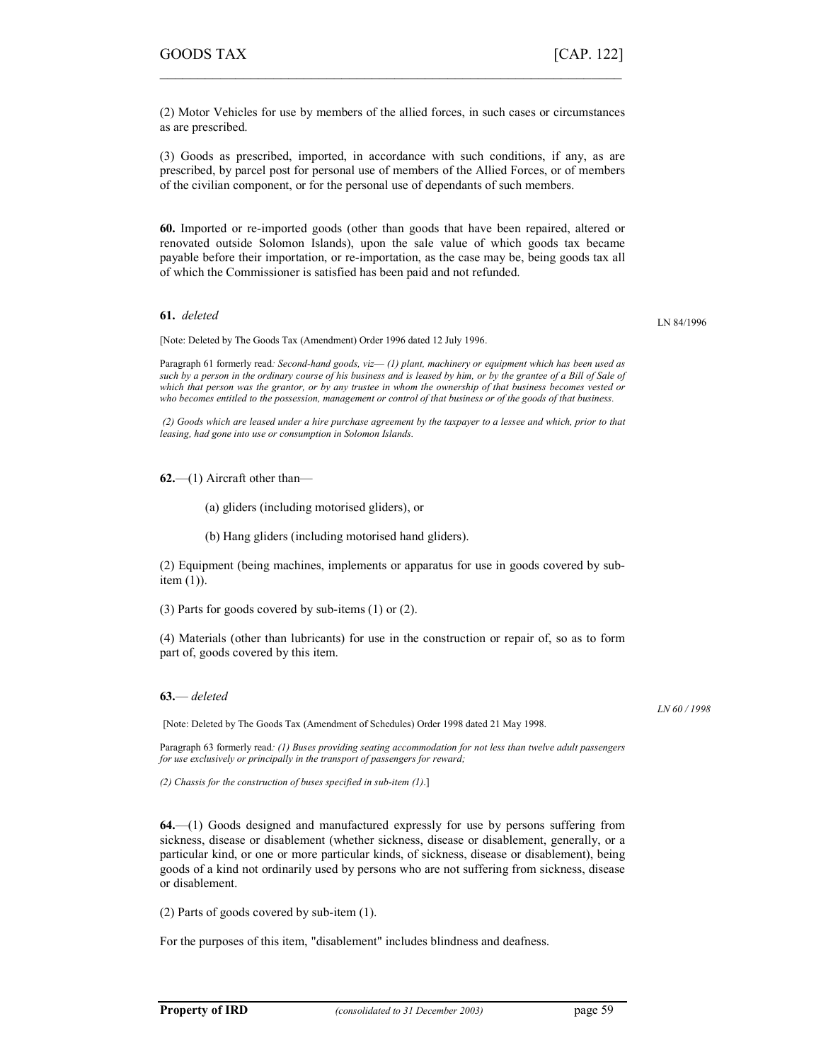(2) Motor Vehicles for use by members of the allied forces, in such cases or circumstances as are prescribed.

(3) Goods as prescribed, imported, in accordance with such conditions, if any, as are prescribed, by parcel post for personal use of members of the Allied Forces, or of members of the civilian component, or for the personal use of dependants of such members.

**60.** Imported or re-imported goods (other than goods that have been repaired, altered or renovated outside Solomon Islands), upon the sale value of which goods tax became payable before their importation, or re-importation, as the case may be, being goods tax all of which the Commissioner is satisfied has been paid and not refunded.

**61.** *deleted*

LN 84/1996

[Note: Deleted by The Goods Tax (Amendment) Order 1996 dated 12 July 1996.

Paragraph 61 formerly read*: Second-hand goods, viz— (1) plant, machinery or equipment which has been used as such by a person in the ordinary course of his business and is leased by him, or by the grantee of a Bill of Sale of which that person was the grantor, or by any trustee in whom the ownership of that business becomes vested or who becomes entitled to the possession, management or control of that business or of the goods of that business.*

*(2) Goods which are leased under a hire purchase agreement by the taxpayer to a lessee and which, prior to that leasing, had gone into use or consumption in Solomon Islands.*

**62.**—(1) Aircraft other than—

(a) gliders (including motorised gliders), or

(b) Hang gliders (including motorised hand gliders).

(2) Equipment (being machines, implements or apparatus for use in goods covered by sub-item (1)).

(3) Parts for goods covered by sub-items (1) or (2).

(4) Materials (other than lubricants) for use in the construction or repair of, so as to form part of, goods covered by this item.

**63.**— *deleted*

*LN 60 / 1998*

[Note: Deleted by The Goods Tax (Amendment of Schedules) Order 1998 dated 21 May 1998.

Paragraph 63 formerly read*: (1) Buses providing seating accommodation for not less than twelve adult passengers for use exclusively or principally in the transport of passengers for reward;*

*(2) Chassis for the construction of buses specified in sub-item (1).*]

**64.**—(1) Goods designed and manufactured expressly for use by persons suffering from sickness, disease or disablement (whether sickness, disease or disablement, generally, or a particular kind, or one or more particular kinds, of sickness, disease or disablement), being goods of a kind not ordinarily used by persons who are not suffering from sickness, disease or disablement.

(2) Parts of goods covered by sub-item (1).

For the purposes of this item, "disablement" includes blindness and deafness.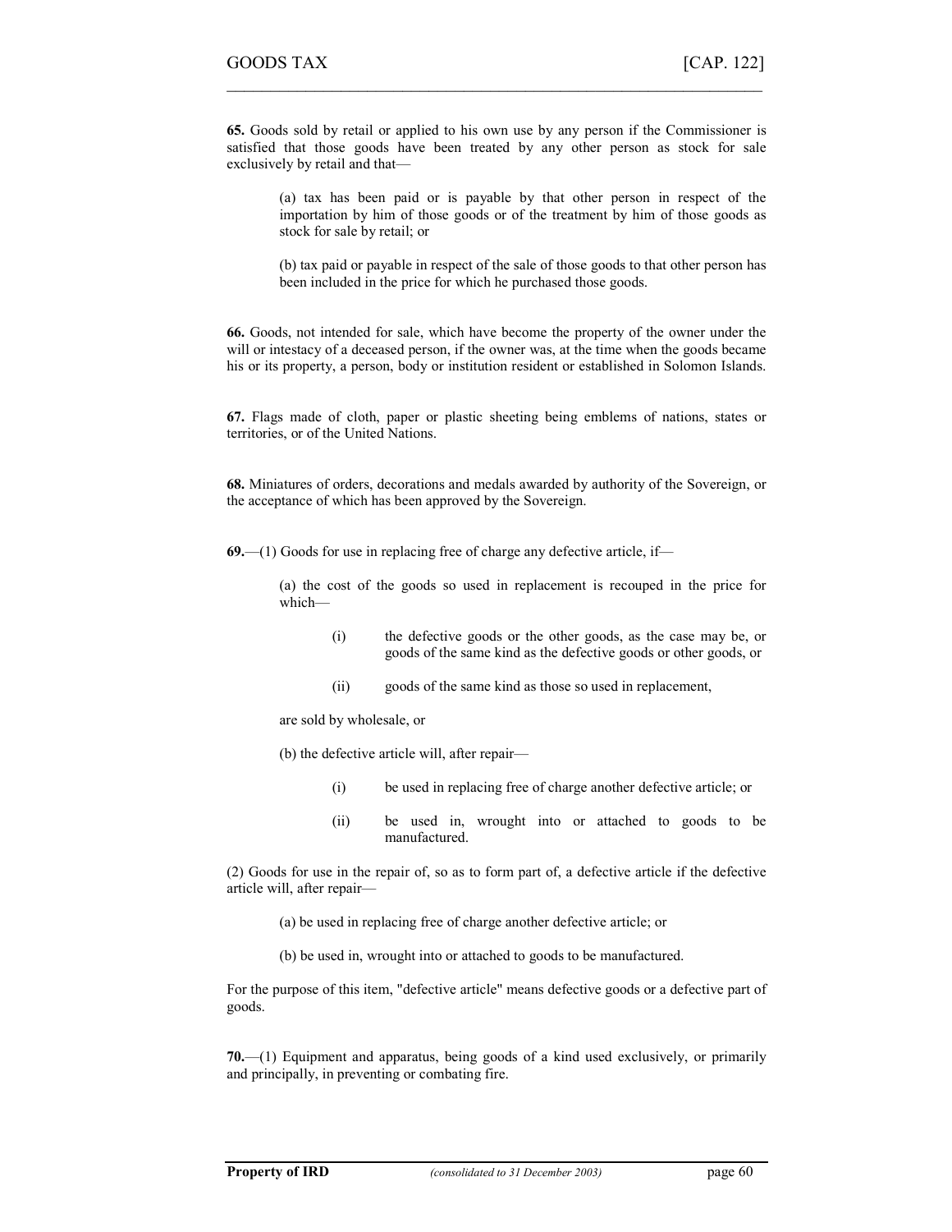**65.** Goods sold by retail or applied to his own use by any person if the Commissioner is satisfied that those goods have been treated by any other person as stock for sale exclusively by retail and that—

(a) tax has been paid or is payable by that other person in respect of the importation by him of those goods or of the treatment by him of those goods as stock for sale by retail; or

(b) tax paid or payable in respect of the sale of those goods to that other person has been included in the price for which he purchased those goods.

**66.** Goods, not intended for sale, which have become the property of the owner under the will or intestacy of a deceased person, if the owner was, at the time when the goods became his or its property, a person, body or institution resident or established in Solomon Islands.

**67.** Flags made of cloth, paper or plastic sheeting being emblems of nations, states or territories, or of the United Nations.

**68.** Miniatures of orders, decorations and medals awarded by authority of the Sovereign, or the acceptance of which has been approved by the Sovereign.

**69.**—(1) Goods for use in replacing free of charge any defective article, if—

(a) the cost of the goods so used in replacement is recouped in the price for which—

(i) the defective goods or the other goods, as the case may be, or goods of the same kind as the defective goods or other goods, or

(ii) goods of the same kind as those so used in replacement,

are sold by wholesale, or

(b) the defective article will, after repair—

(i) be used in replacing free of charge another defective article; or

(ii) be used in, wrought into or attached to goods to be manufactured.

(2) Goods for use in the repair of, so as to form part of, a defective article if the defective article will, after repair—

(a) be used in replacing free of charge another defective article; or

(b) be used in, wrought into or attached to goods to be manufactured.

For the purpose of this item, "defective article" means defective goods or a defective part of goods.

**70.**—(1) Equipment and apparatus, being goods of a kind used exclusively, or primarily and principally, in preventing or combating fire.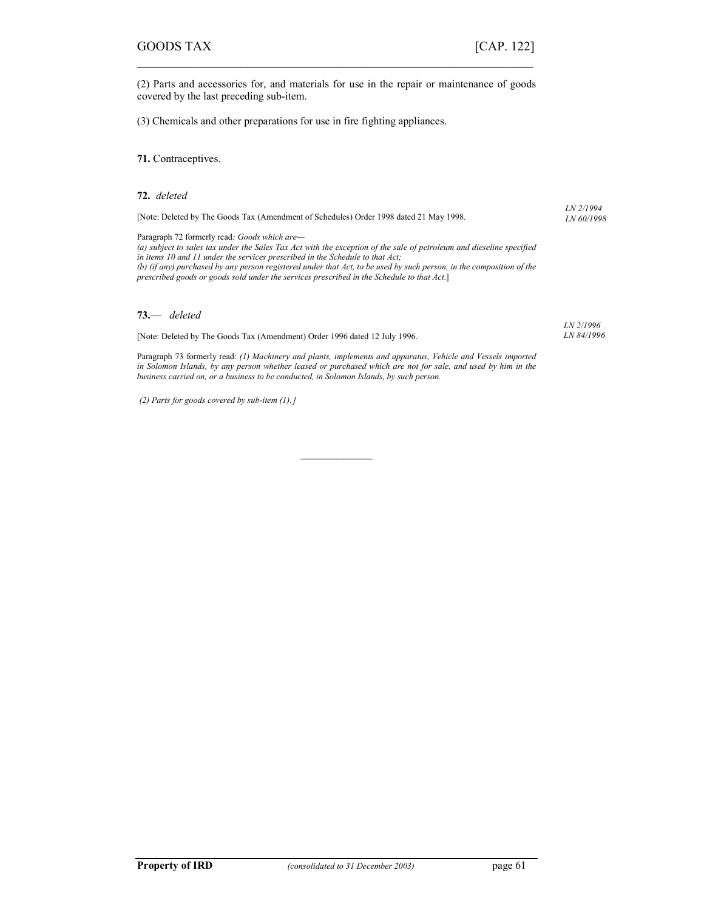(2) Parts and accessories for, and materials for use in the repair or maintenance of goods covered by the last preceding sub-item.

(3) Chemicals and other preparations for use in fire fighting appliances.

**71.** Contraceptives.

**72.** *deleted*

*LN 2/1994*
*LN 60/1998*

[Note: Deleted by The Goods Tax (Amendment of Schedules) Order 1998 dated 21 May 1998.

Paragraph 72 formerly read*: Goods which are—*
*(a) subject to sales tax under the Sales Tax Act with the exception of the sale of petroleum and dieseline specified in items 10 and 11 under the services prescribed in the Schedule to that Act;*
*(b) (if any) purchased by any person registered under that Act, to be used by such person, in the composition of the prescribed goods or goods sold under the services prescribed in the Schedule to that Act.*]

**73.**— *deleted*

*LN 2/1996*
*LN 84/1996*

[Note: Deleted by The Goods Tax (Amendment) Order 1996 dated 12 July 1996.

Paragraph 73 formerly read: *(1) Machinery and plants, implements and apparatus, Vehicle and Vessels imported in Solomon Islands, by any person whether leased or purchased which are not for sale, and used by him in the business carried on, or a business to be conducted, in Solomon Islands, by such person.*

*(2) Parts for goods covered by sub-item (1).]*

______________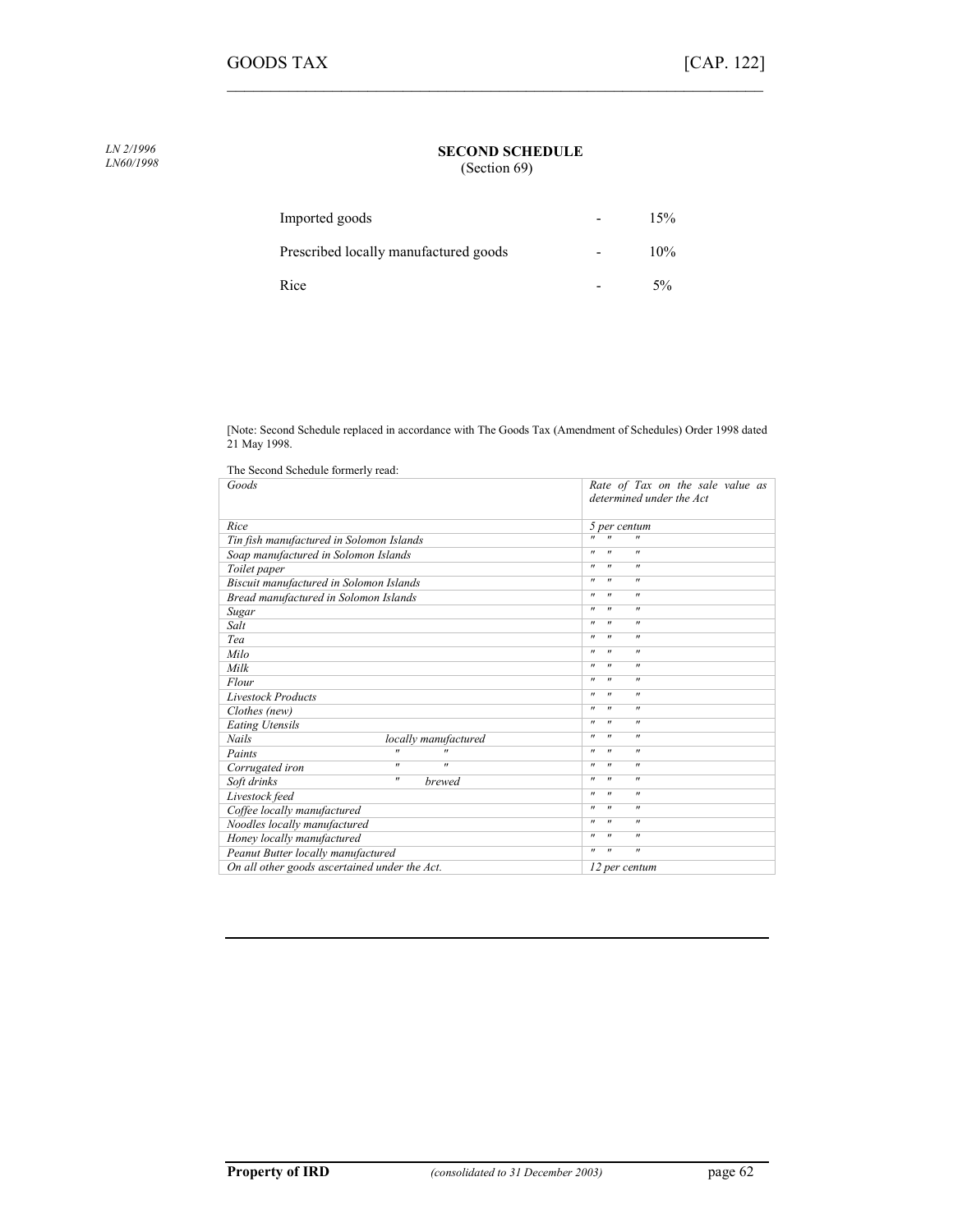LN 2/1996
LN60/1998

## SECOND SCHEDULE
(Section 69)

| | | |
|---|---|---|
| Imported goods | - | 15% |
| Prescribed locally manufactured goods | - | 10% |
| Rice | - | 5% |

[Note: Second Schedule replaced in accordance with The Goods Tax (Amendment of Schedules) Order 1998 dated 21 May 1998.

The Second Schedule formerly read:

| *Goods* | *Rate of Tax on the sale value as determined under the Act* |
|---|---|
| *Rice* | *5 per centum* |
| *Tin fish manufactured in Solomon Islands* | *" " "* |
| *Soap manufactured in Solomon Islands* | *" " "* |
| *Toilet paper* | *" " "* |
| *Biscuit manufactured in Solomon Islands* | *" " "* |
| *Bread manufactured in Solomon Islands* | *" " "* |
| *Sugar* | *" " "* |
| *Salt* | *" " "* |
| *Tea* | *" " "* |
| *Milo* | *" " "* |
| *Milk* | *" " "* |
| *Flour* | *" " "* |
| *Livestock Products* | *" " "* |
| *Clothes (new)* | *" " "* |
| *Eating Utensils* | *" " "* |
| *Nails locally manufactured* | *" " "* |
| *Paints " "* | *" " "* |
| *Corrugated iron " "* | *" " "* |
| *Soft drinks " brewed* | *" " "* |
| *Livestock feed* | *" " "* |
| *Coffee locally manufactured* | *" " "* |
| *Noodles locally manufactured* | *" " "* |
| *Honey locally manufactured* | *" " "* |
| *Peanut Butter locally manufactured* | *" " "* |
| *On all other goods ascertained under the Act.* | *12 per centum* |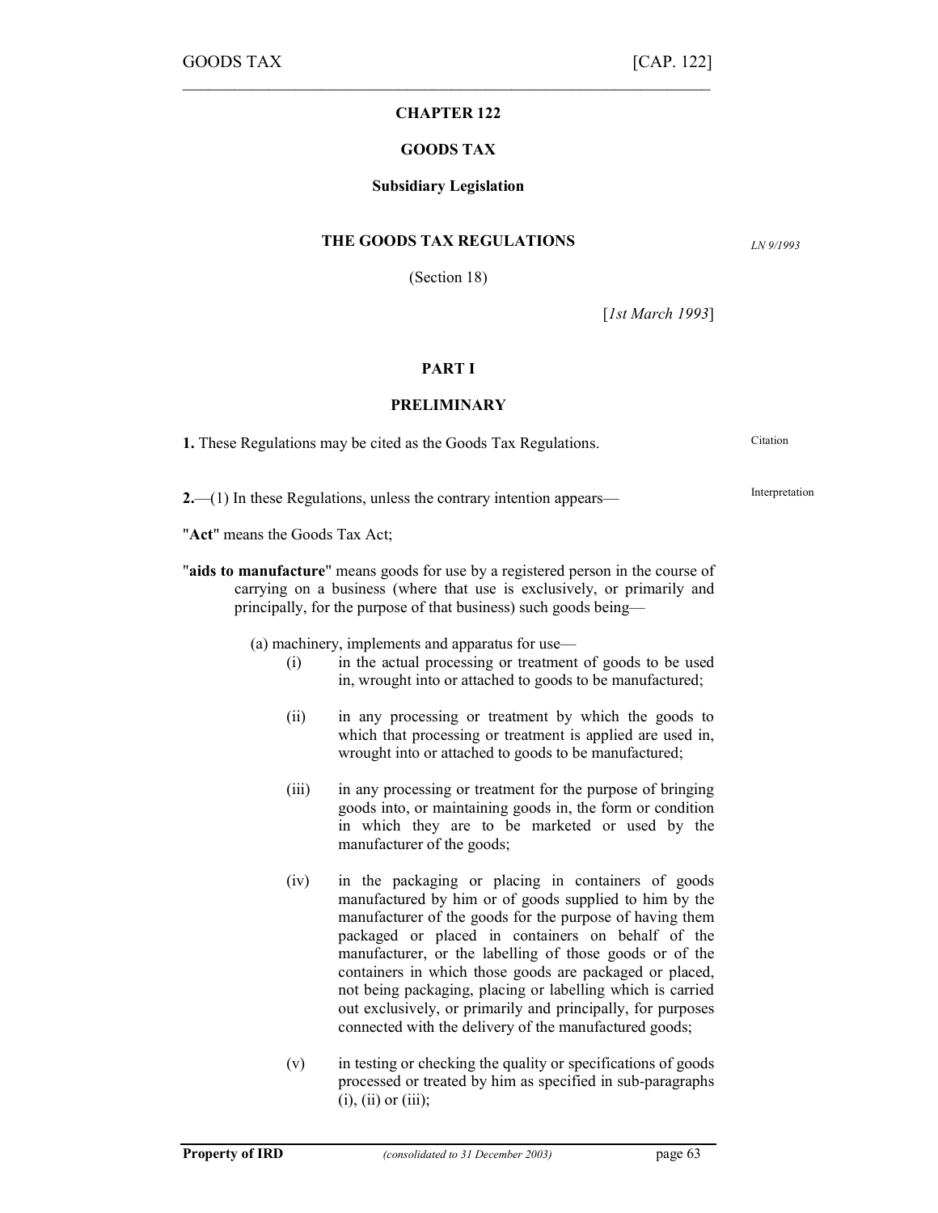# CHAPTER 122

## GOODS TAX

### Subsidiary Legislation

### THE GOODS TAX REGULATIONS

*LN 9/1993*

(Section 18)

[*1st March 1993*]

## PART I

## PRELIMINARY

**1.** These Regulations may be cited as the Goods Tax Regulations. — Citation

**2.**—(1) In these Regulations, unless the contrary intention appears— — Interpretation

"**Act**" means the Goods Tax Act;

"**aids to manufacture**" means goods for use by a registered person in the course of carrying on a business (where that use is exclusively, or primarily and principally, for the purpose of that business) such goods being—

(a) machinery, implements and apparatus for use—

(i) in the actual processing or treatment of goods to be used in, wrought into or attached to goods to be manufactured;

(ii) in any processing or treatment by which the goods to which that processing or treatment is applied are used in, wrought into or attached to goods to be manufactured;

(iii) in any processing or treatment for the purpose of bringing goods into, or maintaining goods in, the form or condition in which they are to be marketed or used by the manufacturer of the goods;

(iv) in the packaging or placing in containers of goods manufactured by him or of goods supplied to him by the manufacturer of the goods for the purpose of having them packaged or placed in containers on behalf of the manufacturer, or the labelling of those goods or of the containers in which those goods are packaged or placed, not being packaging, placing or labelling which is carried out exclusively, or primarily and principally, for purposes connected with the delivery of the manufactured goods;

(v) in testing or checking the quality or specifications of goods processed or treated by him as specified in sub-paragraphs (i), (ii) or (iii);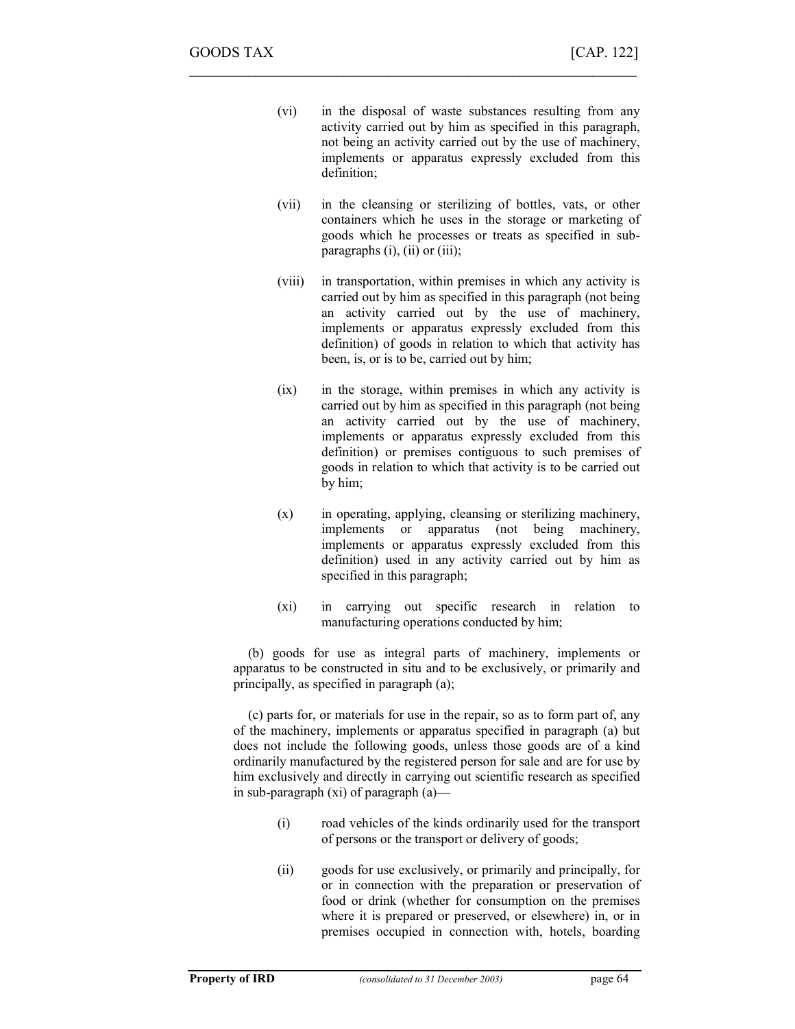(vi) in the disposal of waste substances resulting from any activity carried out by him as specified in this paragraph, not being an activity carried out by the use of machinery, implements or apparatus expressly excluded from this definition;

(vii) in the cleansing or sterilizing of bottles, vats, or other containers which he uses in the storage or marketing of goods which he processes or treats as specified in sub-paragraphs (i), (ii) or (iii);

(viii) in transportation, within premises in which any activity is carried out by him as specified in this paragraph (not being an activity carried out by the use of machinery, implements or apparatus expressly excluded from this definition) of goods in relation to which that activity has been, is, or is to be, carried out by him;

(ix) in the storage, within premises in which any activity is carried out by him as specified in this paragraph (not being an activity carried out by the use of machinery, implements or apparatus expressly excluded from this definition) or premises contiguous to such premises of goods in relation to which that activity is to be carried out by him;

(x) in operating, applying, cleansing or sterilizing machinery, implements or apparatus (not being machinery, implements or apparatus expressly excluded from this definition) used in any activity carried out by him as specified in this paragraph;

(xi) in carrying out specific research in relation to manufacturing operations conducted by him;

(b) goods for use as integral parts of machinery, implements or apparatus to be constructed in situ and to be exclusively, or primarily and principally, as specified in paragraph (a);

(c) parts for, or materials for use in the repair, so as to form part of, any of the machinery, implements or apparatus specified in paragraph (a) but does not include the following goods, unless those goods are of a kind ordinarily manufactured by the registered person for sale and are for use by him exclusively and directly in carrying out scientific research as specified in sub-paragraph (xi) of paragraph (a)—

(i) road vehicles of the kinds ordinarily used for the transport of persons or the transport or delivery of goods;

(ii) goods for use exclusively, or primarily and principally, for or in connection with the preparation or preservation of food or drink (whether for consumption on the premises where it is prepared or preserved, or elsewhere) in, or in premises occupied in connection with, hotels, boarding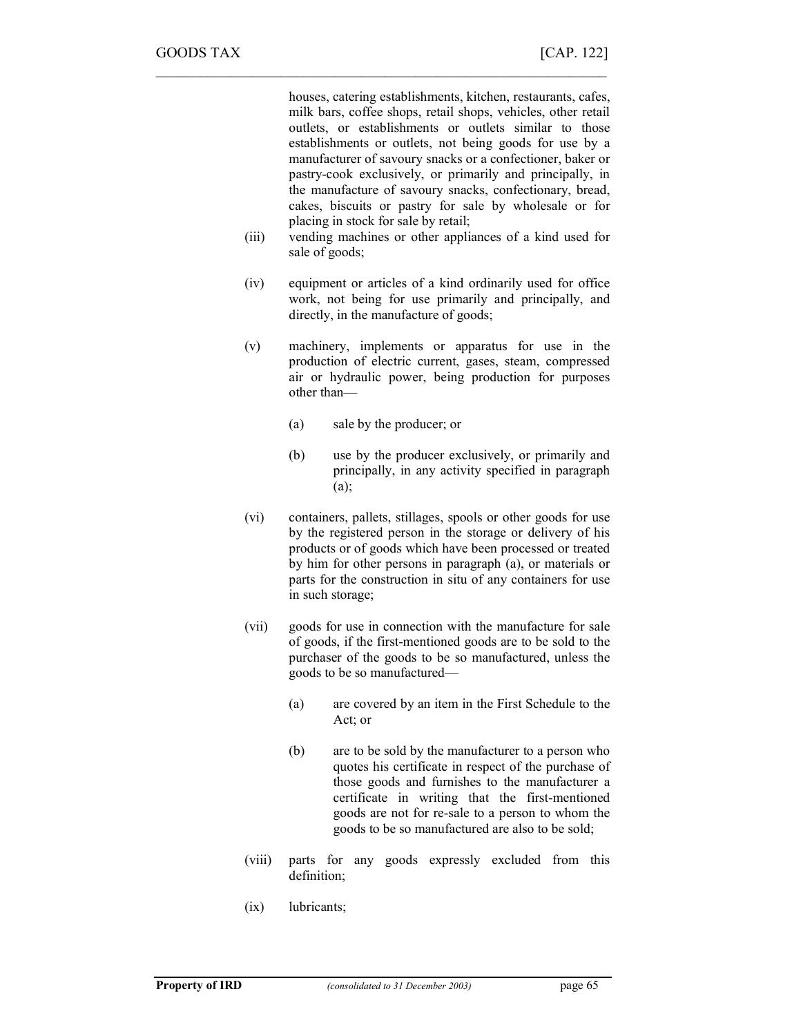houses, catering establishments, kitchen, restaurants, cafes, milk bars, coffee shops, retail shops, vehicles, other retail outlets, or establishments or outlets similar to those establishments or outlets, not being goods for use by a manufacturer of savoury snacks or a confectioner, baker or pastry-cook exclusively, or primarily and principally, in the manufacture of savoury snacks, confectionary, bread, cakes, biscuits or pastry for sale by wholesale or for placing in stock for sale by retail;

(iii) vending machines or other appliances of a kind used for sale of goods;

(iv) equipment or articles of a kind ordinarily used for office work, not being for use primarily and principally, and directly, in the manufacture of goods;

(v) machinery, implements or apparatus for use in the production of electric current, gases, steam, compressed air or hydraulic power, being production for purposes other than—

  (a) sale by the producer; or

  (b) use by the producer exclusively, or primarily and principally, in any activity specified in paragraph (a);

(vi) containers, pallets, stillages, spools or other goods for use by the registered person in the storage or delivery of his products or of goods which have been processed or treated by him for other persons in paragraph (a), or materials or parts for the construction in situ of any containers for use in such storage;

(vii) goods for use in connection with the manufacture for sale of goods, if the first-mentioned goods are to be sold to the purchaser of the goods to be so manufactured, unless the goods to be so manufactured—

  (a) are covered by an item in the First Schedule to the Act; or

  (b) are to be sold by the manufacturer to a person who quotes his certificate in respect of the purchase of those goods and furnishes to the manufacturer a certificate in writing that the first-mentioned goods are not for re-sale to a person to whom the goods to be so manufactured are also to be sold;

(viii) parts for any goods expressly excluded from this definition;

(ix) lubricants;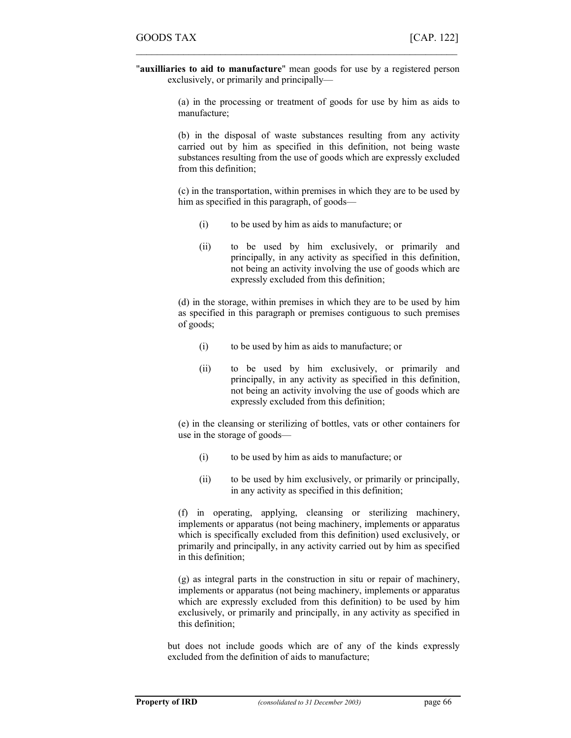"**auxilliaries to aid to manufacture**" mean goods for use by a registered person exclusively, or primarily and principally—

(a) in the processing or treatment of goods for use by him as aids to manufacture;

(b) in the disposal of waste substances resulting from any activity carried out by him as specified in this definition, not being waste substances resulting from the use of goods which are expressly excluded from this definition;

(c) in the transportation, within premises in which they are to be used by him as specified in this paragraph, of goods—

(i) to be used by him as aids to manufacture; or

(ii) to be used by him exclusively, or primarily and principally, in any activity as specified in this definition, not being an activity involving the use of goods which are expressly excluded from this definition;

(d) in the storage, within premises in which they are to be used by him as specified in this paragraph or premises contiguous to such premises of goods;

(i) to be used by him as aids to manufacture; or

(ii) to be used by him exclusively, or primarily and principally, in any activity as specified in this definition, not being an activity involving the use of goods which are expressly excluded from this definition;

(e) in the cleansing or sterilizing of bottles, vats or other containers for use in the storage of goods—

(i) to be used by him as aids to manufacture; or

(ii) to be used by him exclusively, or primarily or principally, in any activity as specified in this definition;

(f) in operating, applying, cleansing or sterilizing machinery, implements or apparatus (not being machinery, implements or apparatus which is specifically excluded from this definition) used exclusively, or primarily and principally, in any activity carried out by him as specified in this definition;

(g) as integral parts in the construction in situ or repair of machinery, implements or apparatus (not being machinery, implements or apparatus which are expressly excluded from this definition) to be used by him exclusively, or primarily and principally, in any activity as specified in this definition;

but does not include goods which are of any of the kinds expressly excluded from the definition of aids to manufacture;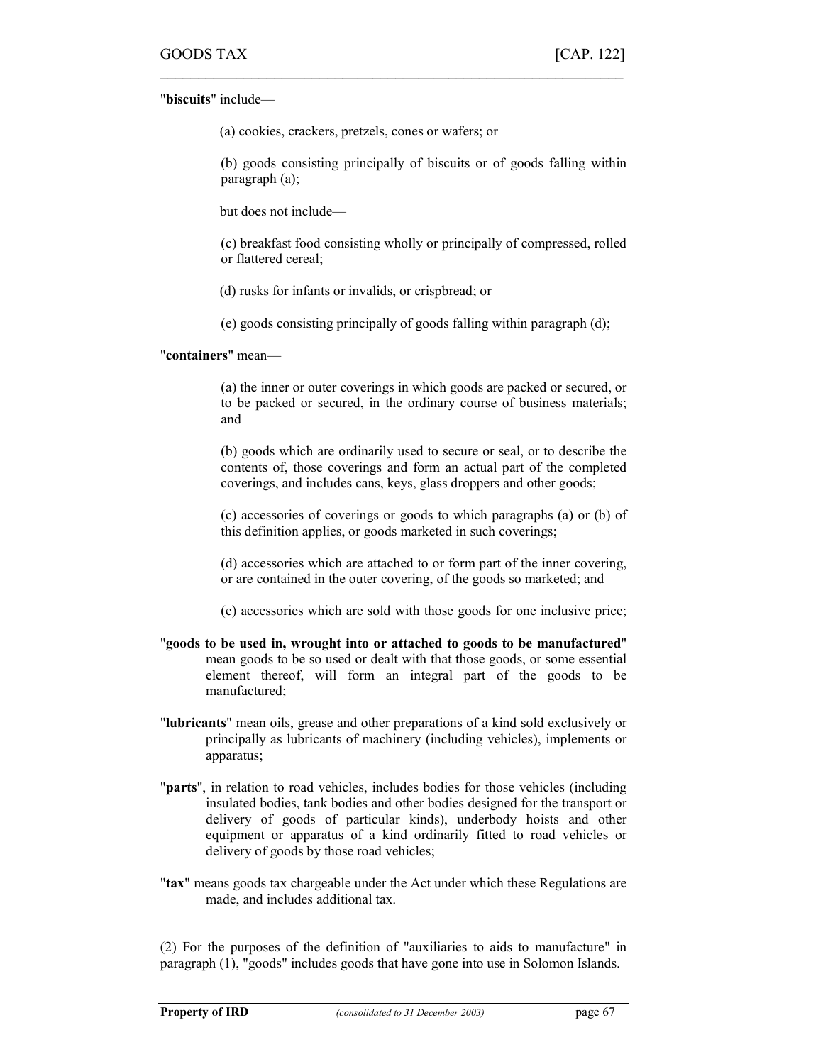"**biscuits**" include—

(a) cookies, crackers, pretzels, cones or wafers; or

(b) goods consisting principally of biscuits or of goods falling within paragraph (a);

but does not include—

(c) breakfast food consisting wholly or principally of compressed, rolled or flattered cereal;

(d) rusks for infants or invalids, or crispbread; or

(e) goods consisting principally of goods falling within paragraph (d);

"**containers**" mean—

(a) the inner or outer coverings in which goods are packed or secured, or to be packed or secured, in the ordinary course of business materials; and

(b) goods which are ordinarily used to secure or seal, or to describe the contents of, those coverings and form an actual part of the completed coverings, and includes cans, keys, glass droppers and other goods;

(c) accessories of coverings or goods to which paragraphs (a) or (b) of this definition applies, or goods marketed in such coverings;

(d) accessories which are attached to or form part of the inner covering, or are contained in the outer covering, of the goods so marketed; and

(e) accessories which are sold with those goods for one inclusive price;

"**goods to be used in, wrought into or attached to goods to be manufactured**" mean goods to be so used or dealt with that those goods, or some essential element thereof, will form an integral part of the goods to be manufactured;

"**lubricants**" mean oils, grease and other preparations of a kind sold exclusively or principally as lubricants of machinery (including vehicles), implements or apparatus;

"**parts**", in relation to road vehicles, includes bodies for those vehicles (including insulated bodies, tank bodies and other bodies designed for the transport or delivery of goods of particular kinds), underbody hoists and other equipment or apparatus of a kind ordinarily fitted to road vehicles or delivery of goods by those road vehicles;

"**tax**" means goods tax chargeable under the Act under which these Regulations are made, and includes additional tax.

(2) For the purposes of the definition of "auxiliaries to aids to manufacture" in paragraph (1), "goods" includes goods that have gone into use in Solomon Islands.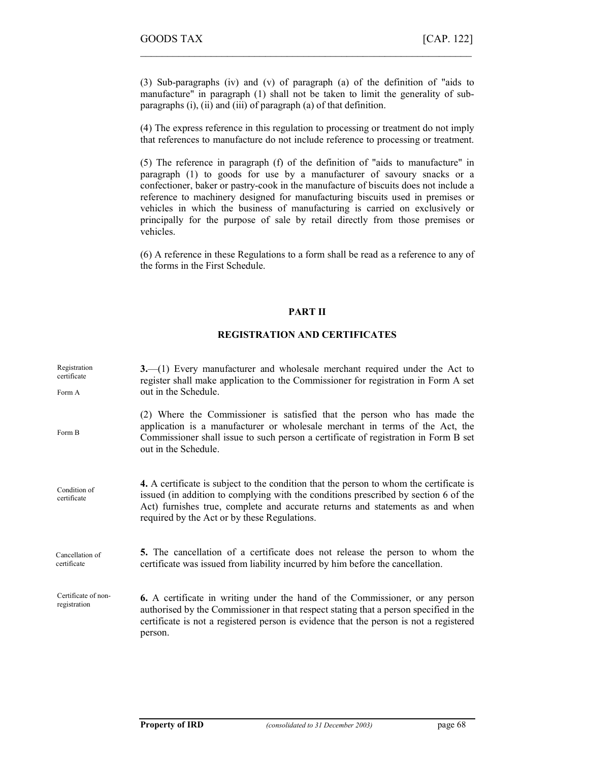(3) Sub-paragraphs (iv) and (v) of paragraph (a) of the definition of "aids to manufacture" in paragraph (1) shall not be taken to limit the generality of sub-paragraphs (i), (ii) and (iii) of paragraph (a) of that definition.

(4) The express reference in this regulation to processing or treatment do not imply that references to manufacture do not include reference to processing or treatment.

(5) The reference in paragraph (f) of the definition of "aids to manufacture" in paragraph (1) to goods for use by a manufacturer of savoury snacks or a confectioner, baker or pastry-cook in the manufacture of biscuits does not include a reference to machinery designed for manufacturing biscuits used in premises or vehicles in which the business of manufacturing is carried on exclusively or principally for the purpose of sale by retail directly from those premises or vehicles.

(6) A reference in these Regulations to a form shall be read as a reference to any of the forms in the First Schedule.

## PART II

## REGISTRATION AND CERTIFICATES

Registration certificate

Form A

**3.**—(1) Every manufacturer and wholesale merchant required under the Act to register shall make application to the Commissioner for registration in Form A set out in the Schedule.

Form B

(2) Where the Commissioner is satisfied that the person who has made the application is a manufacturer or wholesale merchant in terms of the Act, the Commissioner shall issue to such person a certificate of registration in Form B set out in the Schedule.

Condition of certificate

**4.** A certificate is subject to the condition that the person to whom the certificate is issued (in addition to complying with the conditions prescribed by section 6 of the Act) furnishes true, complete and accurate returns and statements as and when required by the Act or by these Regulations.

Cancellation of certificate

**5.** The cancellation of a certificate does not release the person to whom the certificate was issued from liability incurred by him before the cancellation.

Certificate of non-registration

**6.** A certificate in writing under the hand of the Commissioner, or any person authorised by the Commissioner in that respect stating that a person specified in the certificate is not a registered person is evidence that the person is not a registered person.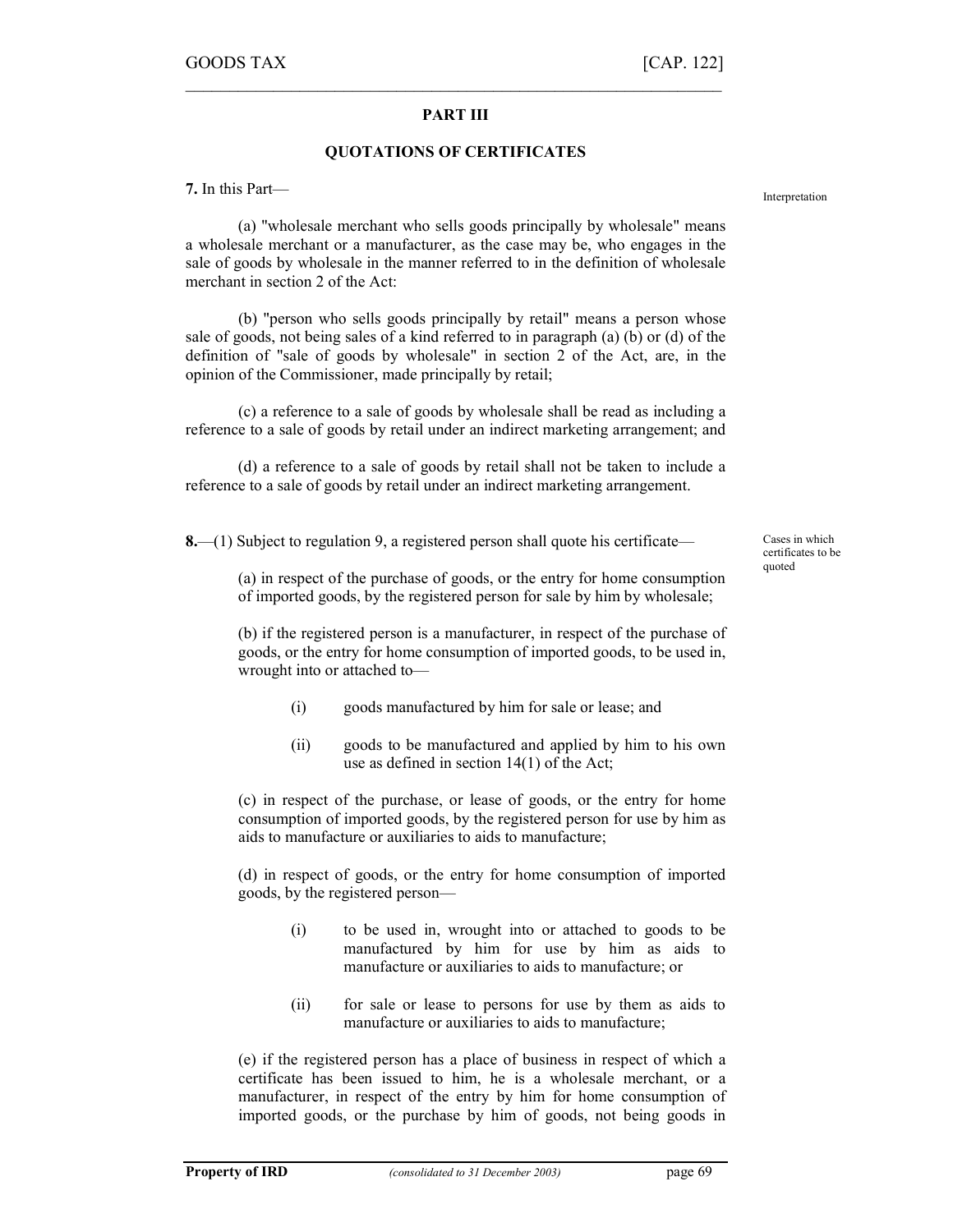## PART III

## QUOTATIONS OF CERTIFICATES

**7.** In this Part—

Interpretation

(a) "wholesale merchant who sells goods principally by wholesale" means a wholesale merchant or a manufacturer, as the case may be, who engages in the sale of goods by wholesale in the manner referred to in the definition of wholesale merchant in section 2 of the Act:

(b) "person who sells goods principally by retail" means a person whose sale of goods, not being sales of a kind referred to in paragraph (a) (b) or (d) of the definition of "sale of goods by wholesale" in section 2 of the Act, are, in the opinion of the Commissioner, made principally by retail;

(c) a reference to a sale of goods by wholesale shall be read as including a reference to a sale of goods by retail under an indirect marketing arrangement; and

(d) a reference to a sale of goods by retail shall not be taken to include a reference to a sale of goods by retail under an indirect marketing arrangement.

**8.**—(1) Subject to regulation 9, a registered person shall quote his certificate—

Cases in which certificates to be quoted

(a) in respect of the purchase of goods, or the entry for home consumption of imported goods, by the registered person for sale by him by wholesale;

(b) if the registered person is a manufacturer, in respect of the purchase of goods, or the entry for home consumption of imported goods, to be used in, wrought into or attached to—

- (i) goods manufactured by him for sale or lease; and
- (ii) goods to be manufactured and applied by him to his own use as defined in section 14(1) of the Act;

(c) in respect of the purchase, or lease of goods, or the entry for home consumption of imported goods, by the registered person for use by him as aids to manufacture or auxiliaries to aids to manufacture;

(d) in respect of goods, or the entry for home consumption of imported goods, by the registered person—

- (i) to be used in, wrought into or attached to goods to be manufactured by him for use by him as aids to manufacture or auxiliaries to aids to manufacture; or
- (ii) for sale or lease to persons for use by them as aids to manufacture or auxiliaries to aids to manufacture;

(e) if the registered person has a place of business in respect of which a certificate has been issued to him, he is a wholesale merchant, or a manufacturer, in respect of the entry by him for home consumption of imported goods, or the purchase by him of goods, not being goods in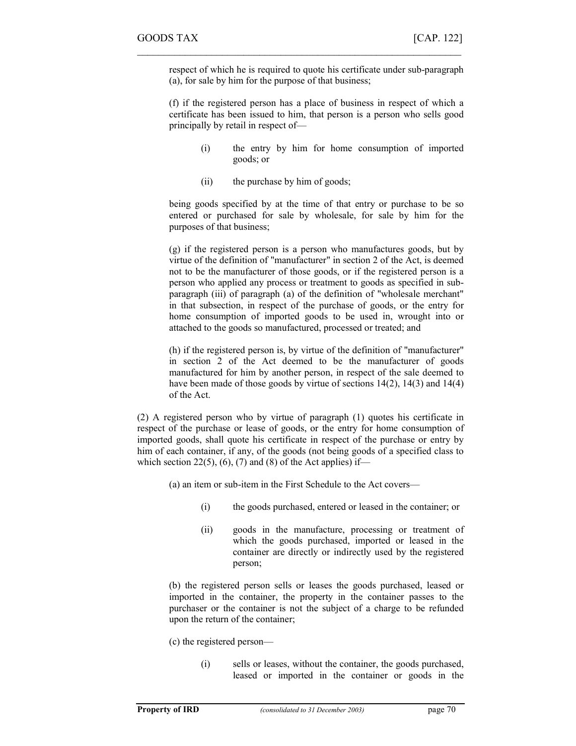respect of which he is required to quote his certificate under sub-paragraph (a), for sale by him for the purpose of that business;

(f) if the registered person has a place of business in respect of which a certificate has been issued to him, that person is a person who sells good principally by retail in respect of—

(i) the entry by him for home consumption of imported goods; or

(ii) the purchase by him of goods;

being goods specified by at the time of that entry or purchase to be so entered or purchased for sale by wholesale, for sale by him for the purposes of that business;

(g) if the registered person is a person who manufactures goods, but by virtue of the definition of "manufacturer" in section 2 of the Act, is deemed not to be the manufacturer of those goods, or if the registered person is a person who applied any process or treatment to goods as specified in sub-paragraph (iii) of paragraph (a) of the definition of "wholesale merchant" in that subsection, in respect of the purchase of goods, or the entry for home consumption of imported goods to be used in, wrought into or attached to the goods so manufactured, processed or treated; and

(h) if the registered person is, by virtue of the definition of "manufacturer" in section 2 of the Act deemed to be the manufacturer of goods manufactured for him by another person, in respect of the sale deemed to have been made of those goods by virtue of sections 14(2), 14(3) and 14(4) of the Act.

(2) A registered person who by virtue of paragraph (1) quotes his certificate in respect of the purchase or lease of goods, or the entry for home consumption of imported goods, shall quote his certificate in respect of the purchase or entry by him of each container, if any, of the goods (not being goods of a specified class to which section 22(5), (6), (7) and (8) of the Act applies) if—

(a) an item or sub-item in the First Schedule to the Act covers—

(i) the goods purchased, entered or leased in the container; or

(ii) goods in the manufacture, processing or treatment of which the goods purchased, imported or leased in the container are directly or indirectly used by the registered person;

(b) the registered person sells or leases the goods purchased, leased or imported in the container, the property in the container passes to the purchaser or the container is not the subject of a charge to be refunded upon the return of the container;

(c) the registered person—

(i) sells or leases, without the container, the goods purchased, leased or imported in the container or goods in the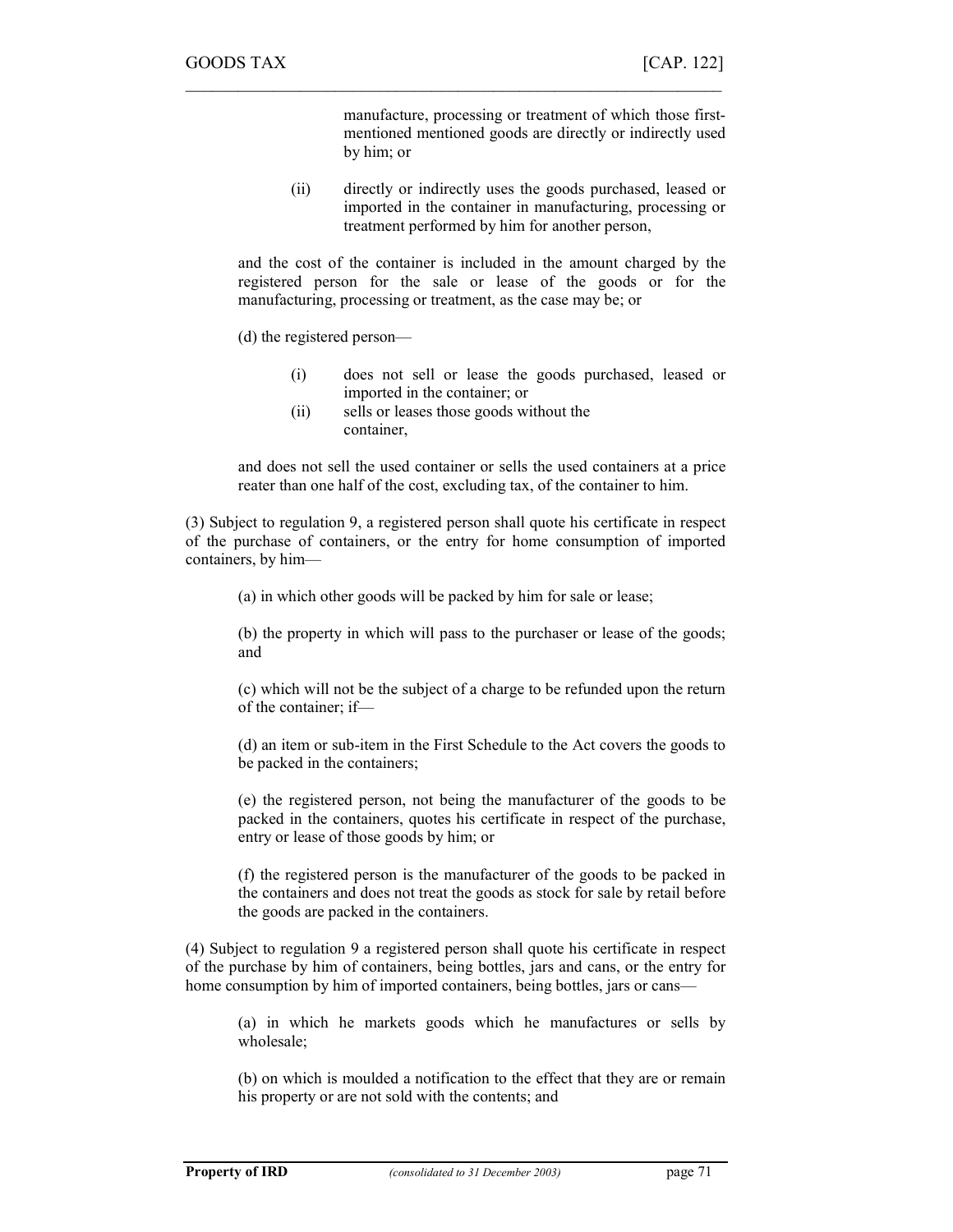manufacture, processing or treatment of which those first-mentioned mentioned goods are directly or indirectly used by him; or

(ii) directly or indirectly uses the goods purchased, leased or imported in the container in manufacturing, processing or treatment performed by him for another person,

and the cost of the container is included in the amount charged by the registered person for the sale or lease of the goods or for the manufacturing, processing or treatment, as the case may be; or

(d) the registered person—

(i) does not sell or lease the goods purchased, leased or imported in the container; or
(ii) sells or leases those goods without the container,

and does not sell the used container or sells the used containers at a price reater than one half of the cost, excluding tax, of the container to him.

(3) Subject to regulation 9, a registered person shall quote his certificate in respect of the purchase of containers, or the entry for home consumption of imported containers, by him—

(a) in which other goods will be packed by him for sale or lease;

(b) the property in which will pass to the purchaser or lease of the goods; and

(c) which will not be the subject of a charge to be refunded upon the return of the container; if—

(d) an item or sub-item in the First Schedule to the Act covers the goods to be packed in the containers;

(e) the registered person, not being the manufacturer of the goods to be packed in the containers, quotes his certificate in respect of the purchase, entry or lease of those goods by him; or

(f) the registered person is the manufacturer of the goods to be packed in the containers and does not treat the goods as stock for sale by retail before the goods are packed in the containers.

(4) Subject to regulation 9 a registered person shall quote his certificate in respect of the purchase by him of containers, being bottles, jars and cans, or the entry for home consumption by him of imported containers, being bottles, jars or cans—

(a) in which he markets goods which he manufactures or sells by wholesale;

(b) on which is moulded a notification to the effect that they are or remain his property or are not sold with the contents; and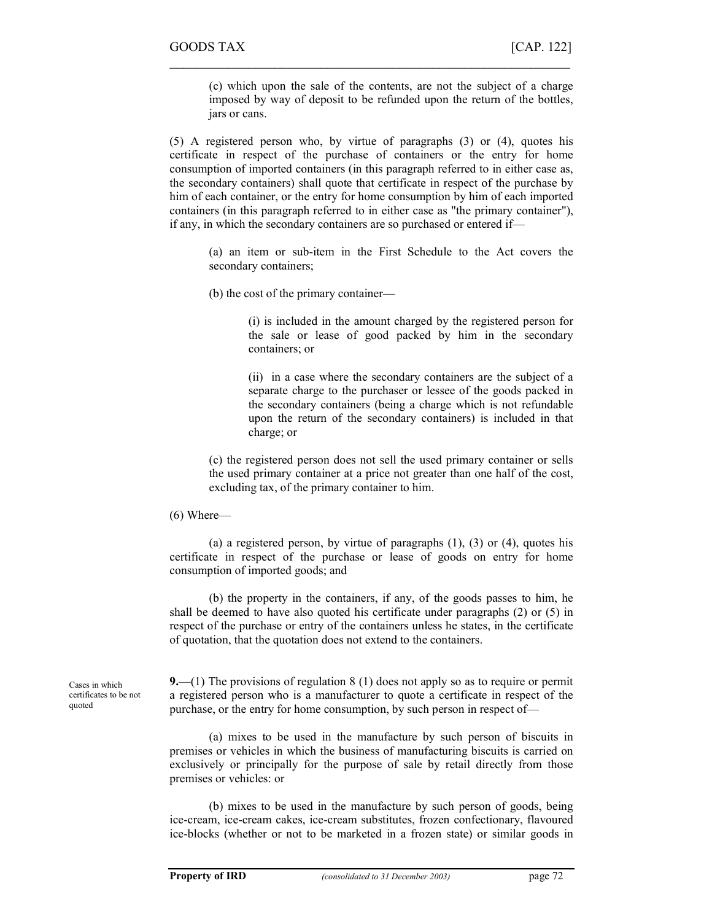(c) which upon the sale of the contents, are not the subject of a charge imposed by way of deposit to be refunded upon the return of the bottles, jars or cans.

(5) A registered person who, by virtue of paragraphs (3) or (4), quotes his certificate in respect of the purchase of containers or the entry for home consumption of imported containers (in this paragraph referred to in either case as, the secondary containers) shall quote that certificate in respect of the purchase by him of each container, or the entry for home consumption by him of each imported containers (in this paragraph referred to in either case as "the primary container"), if any, in which the secondary containers are so purchased or entered if—

(a) an item or sub-item in the First Schedule to the Act covers the secondary containers;

(b) the cost of the primary container—

(i) is included in the amount charged by the registered person for the sale or lease of good packed by him in the secondary containers; or

(ii) in a case where the secondary containers are the subject of a separate charge to the purchaser or lessee of the goods packed in the secondary containers (being a charge which is not refundable upon the return of the secondary containers) is included in that charge; or

(c) the registered person does not sell the used primary container or sells the used primary container at a price not greater than one half of the cost, excluding tax, of the primary container to him.

(6) Where—

(a) a registered person, by virtue of paragraphs (1), (3) or (4), quotes his certificate in respect of the purchase or lease of goods on entry for home consumption of imported goods; and

(b) the property in the containers, if any, of the goods passes to him, he shall be deemed to have also quoted his certificate under paragraphs (2) or (5) in respect of the purchase or entry of the containers unless he states, in the certificate of quotation, that the quotation does not extend to the containers.

Cases in which certificates to be not quoted

**9.**—(1) The provisions of regulation 8 (1) does not apply so as to require or permit a registered person who is a manufacturer to quote a certificate in respect of the purchase, or the entry for home consumption, by such person in respect of—

(a) mixes to be used in the manufacture by such person of biscuits in premises or vehicles in which the business of manufacturing biscuits is carried on exclusively or principally for the purpose of sale by retail directly from those premises or vehicles: or

(b) mixes to be used in the manufacture by such person of goods, being ice-cream, ice-cream cakes, ice-cream substitutes, frozen confectionary, flavoured ice-blocks (whether or not to be marketed in a frozen state) or similar goods in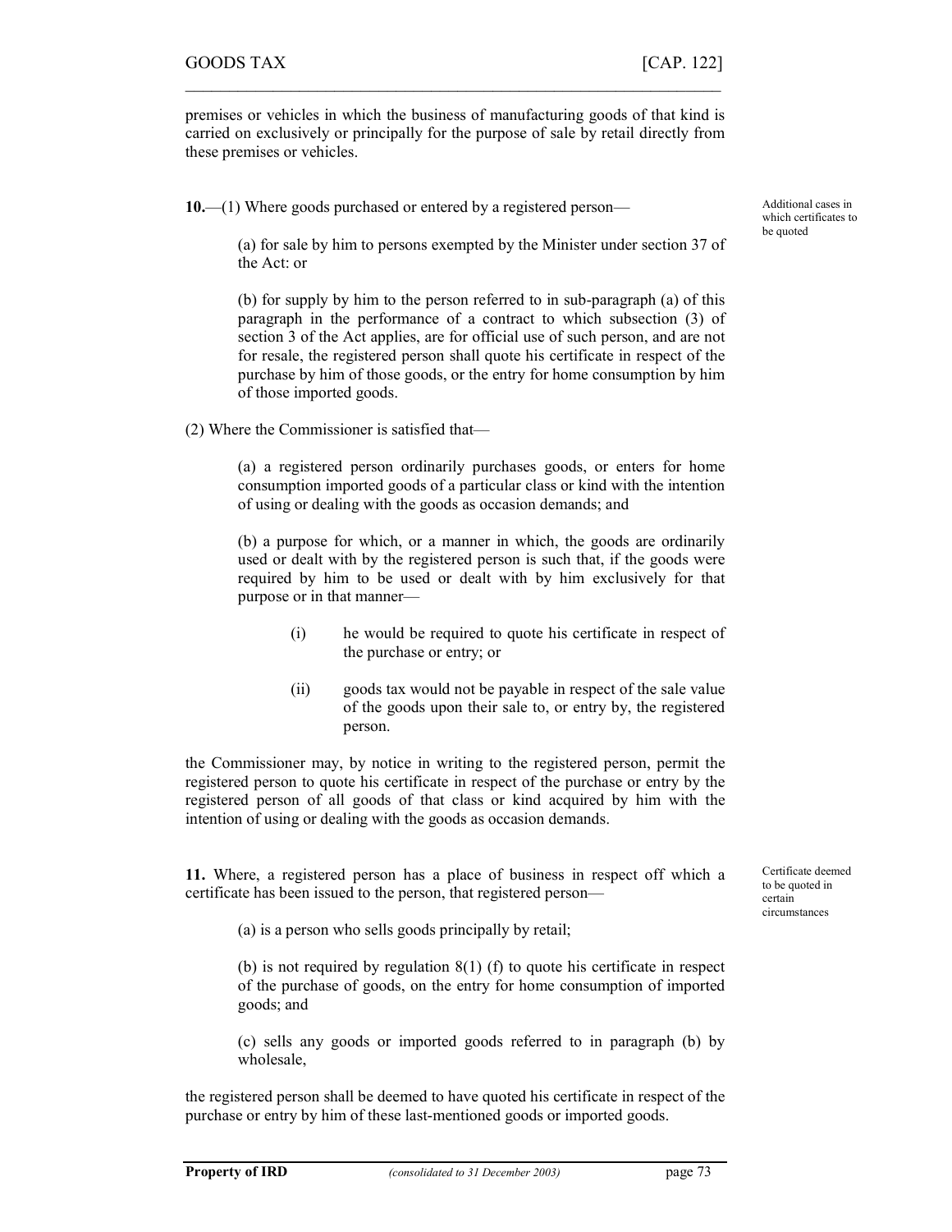premises or vehicles in which the business of manufacturing goods of that kind is carried on exclusively or principally for the purpose of sale by retail directly from these premises or vehicles.

Additional cases in which certificates to be quoted

**10.**—(1) Where goods purchased or entered by a registered person—

(a) for sale by him to persons exempted by the Minister under section 37 of the Act: or

(b) for supply by him to the person referred to in sub-paragraph (a) of this paragraph in the performance of a contract to which subsection (3) of section 3 of the Act applies, are for official use of such person, and are not for resale, the registered person shall quote his certificate in respect of the purchase by him of those goods, or the entry for home consumption by him of those imported goods.

(2) Where the Commissioner is satisfied that—

(a) a registered person ordinarily purchases goods, or enters for home consumption imported goods of a particular class or kind with the intention of using or dealing with the goods as occasion demands; and

(b) a purpose for which, or a manner in which, the goods are ordinarily used or dealt with by the registered person is such that, if the goods were required by him to be used or dealt with by him exclusively for that purpose or in that manner—

(i) he would be required to quote his certificate in respect of the purchase or entry; or

(ii) goods tax would not be payable in respect of the sale value of the goods upon their sale to, or entry by, the registered person.

the Commissioner may, by notice in writing to the registered person, permit the registered person to quote his certificate in respect of the purchase or entry by the registered person of all goods of that class or kind acquired by him with the intention of using or dealing with the goods as occasion demands.

Certificate deemed to be quoted in certain circumstances

**11.** Where, a registered person has a place of business in respect off which a certificate has been issued to the person, that registered person—

(a) is a person who sells goods principally by retail;

(b) is not required by regulation 8(1) (f) to quote his certificate in respect of the purchase of goods, on the entry for home consumption of imported goods; and

(c) sells any goods or imported goods referred to in paragraph (b) by wholesale,

the registered person shall be deemed to have quoted his certificate in respect of the purchase or entry by him of these last-mentioned goods or imported goods.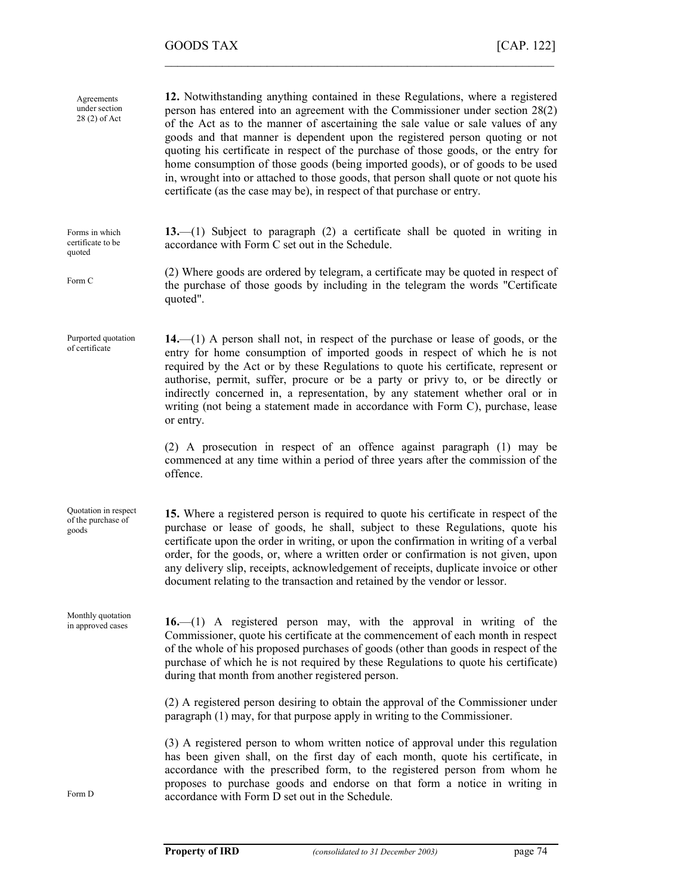**12.** Notwithstanding anything contained in these Regulations, where a registered person has entered into an agreement with the Commissioner under section 28(2) of the Act as to the manner of ascertaining the sale value or sale values of any goods and that manner is dependent upon the registered person quoting or not quoting his certificate in respect of the purchase of those goods, or the entry for home consumption of those goods (being imported goods), or of goods to be used in, wrought into or attached to those goods, that person shall quote or not quote his certificate (as the case may be), in respect of that purchase or entry.

*Agreements under section 28 (2) of Act*

**13.**—(1) Subject to paragraph (2) a certificate shall be quoted in writing in accordance with Form C set out in the Schedule.

*Forms in which certificate to be quoted*

*Form C*

(2) Where goods are ordered by telegram, a certificate may be quoted in respect of the purchase of those goods by including in the telegram the words "Certificate quoted".

**14.**—(1) A person shall not, in respect of the purchase or lease of goods, or the entry for home consumption of imported goods in respect of which he is not required by the Act or by these Regulations to quote his certificate, represent or authorise, permit, suffer, procure or be a party or privy to, or be directly or indirectly concerned in, a representation, by any statement whether oral or in writing (not being a statement made in accordance with Form C), purchase, lease or entry.

*Purported quotation of certificate*

(2) A prosecution in respect of an offence against paragraph (1) may be commenced at any time within a period of three years after the commission of the offence.

**15.** Where a registered person is required to quote his certificate in respect of the purchase or lease of goods, he shall, subject to these Regulations, quote his certificate upon the order in writing, or upon the confirmation in writing of a verbal order, for the goods, or, where a written order or confirmation is not given, upon any delivery slip, receipts, acknowledgement of receipts, duplicate invoice or other document relating to the transaction and retained by the vendor or lessor.

*Quotation in respect of the purchase of goods*

**16.**—(1) A registered person may, with the approval in writing of the Commissioner, quote his certificate at the commencement of each month in respect of the whole of his proposed purchases of goods (other than goods in respect of the purchase of which he is not required by these Regulations to quote his certificate) during that month from another registered person.

*Monthly quotation in approved cases*

(2) A registered person desiring to obtain the approval of the Commissioner under paragraph (1) may, for that purpose apply in writing to the Commissioner.

(3) A registered person to whom written notice of approval under this regulation has been given shall, on the first day of each month, quote his certificate, in accordance with the prescribed form, to the registered person from whom he proposes to purchase goods and endorse on that form a notice in writing in accordance with Form D set out in the Schedule.

*Form D*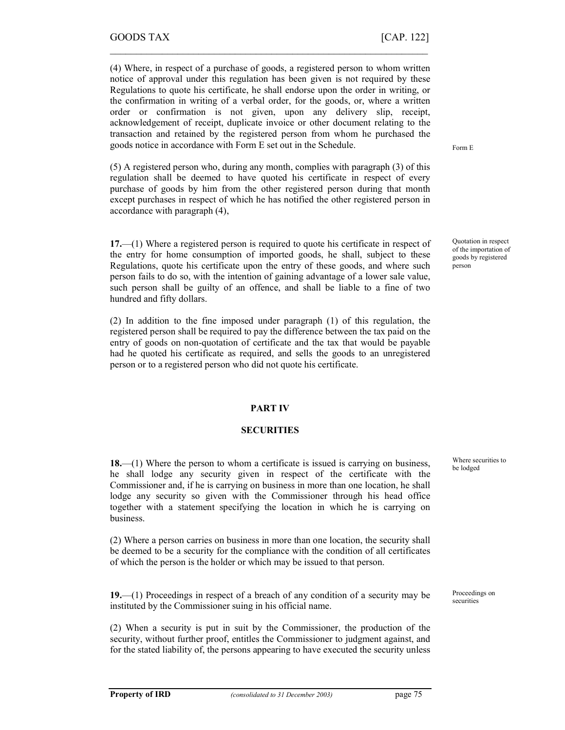(4) Where, in respect of a purchase of goods, a registered person to whom written notice of approval under this regulation has been given is not required by these Regulations to quote his certificate, he shall endorse upon the order in writing, or the confirmation in writing of a verbal order, for the goods, or, where a written order or confirmation is not given, upon any delivery slip, receipt, acknowledgement of receipt, duplicate invoice or other document relating to the transaction and retained by the registered person from whom he purchased the goods notice in accordance with Form E set out in the Schedule.

Form E

(5) A registered person who, during any month, complies with paragraph (3) of this regulation shall be deemed to have quoted his certificate in respect of every purchase of goods by him from the other registered person during that month except purchases in respect of which he has notified the other registered person in accordance with paragraph (4),

Quotation in respect of the importation of goods by registered person

**17.**—(1) Where a registered person is required to quote his certificate in respect of the entry for home consumption of imported goods, he shall, subject to these Regulations, quote his certificate upon the entry of these goods, and where such person fails to do so, with the intention of gaining advantage of a lower sale value, such person shall be guilty of an offence, and shall be liable to a fine of two hundred and fifty dollars.

(2) In addition to the fine imposed under paragraph (1) of this regulation, the registered person shall be required to pay the difference between the tax paid on the entry of goods on non-quotation of certificate and the tax that would be payable had he quoted his certificate as required, and sells the goods to an unregistered person or to a registered person who did not quote his certificate.

## PART IV

## SECURITIES

Where securities to be lodged

**18.**—(1) Where the person to whom a certificate is issued is carrying on business, he shall lodge any security given in respect of the certificate with the Commissioner and, if he is carrying on business in more than one location, he shall lodge any security so given with the Commissioner through his head office together with a statement specifying the location in which he is carrying on business.

(2) Where a person carries on business in more than one location, the security shall be deemed to be a security for the compliance with the condition of all certificates of which the person is the holder or which may be issued to that person.

Proceedings on securities

**19.**—(1) Proceedings in respect of a breach of any condition of a security may be instituted by the Commissioner suing in his official name.

(2) When a security is put in suit by the Commissioner, the production of the security, without further proof, entitles the Commissioner to judgment against, and for the stated liability of, the persons appearing to have executed the security unless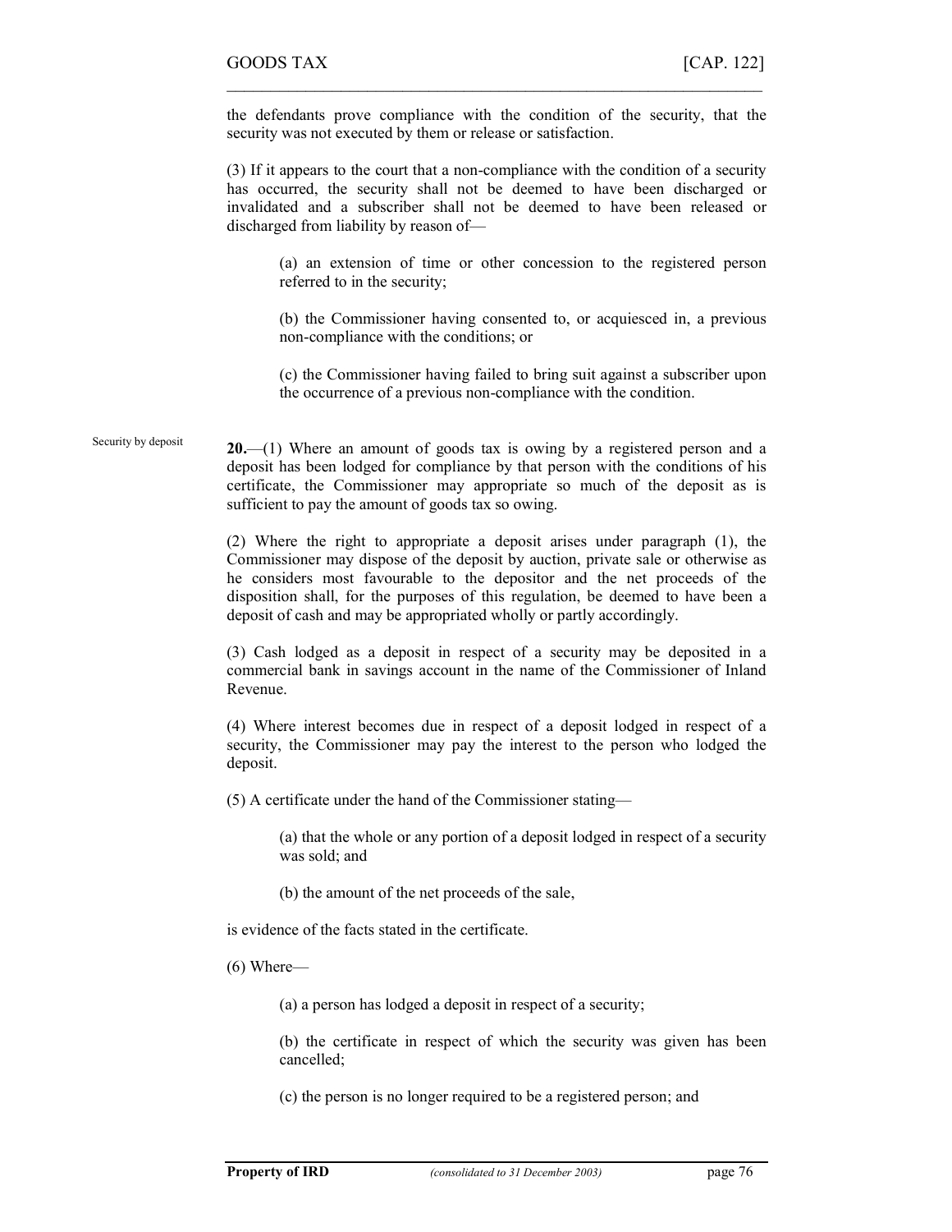the defendants prove compliance with the condition of the security, that the security was not executed by them or release or satisfaction.

(3) If it appears to the court that a non-compliance with the condition of a security has occurred, the security shall not be deemed to have been discharged or invalidated and a subscriber shall not be deemed to have been released or discharged from liability by reason of—

(a) an extension of time or other concession to the registered person referred to in the security;

(b) the Commissioner having consented to, or acquiesced in, a previous non-compliance with the conditions; or

(c) the Commissioner having failed to bring suit against a subscriber upon the occurrence of a previous non-compliance with the condition.

Security by deposit

**20.**—(1) Where an amount of goods tax is owing by a registered person and a deposit has been lodged for compliance by that person with the conditions of his certificate, the Commissioner may appropriate so much of the deposit as is sufficient to pay the amount of goods tax so owing.

(2) Where the right to appropriate a deposit arises under paragraph (1), the Commissioner may dispose of the deposit by auction, private sale or otherwise as he considers most favourable to the depositor and the net proceeds of the disposition shall, for the purposes of this regulation, be deemed to have been a deposit of cash and may be appropriated wholly or partly accordingly.

(3) Cash lodged as a deposit in respect of a security may be deposited in a commercial bank in savings account in the name of the Commissioner of Inland Revenue.

(4) Where interest becomes due in respect of a deposit lodged in respect of a security, the Commissioner may pay the interest to the person who lodged the deposit.

(5) A certificate under the hand of the Commissioner stating—

(a) that the whole or any portion of a deposit lodged in respect of a security was sold; and

(b) the amount of the net proceeds of the sale,

is evidence of the facts stated in the certificate.

(6) Where—

(a) a person has lodged a deposit in respect of a security;

(b) the certificate in respect of which the security was given has been cancelled;

(c) the person is no longer required to be a registered person; and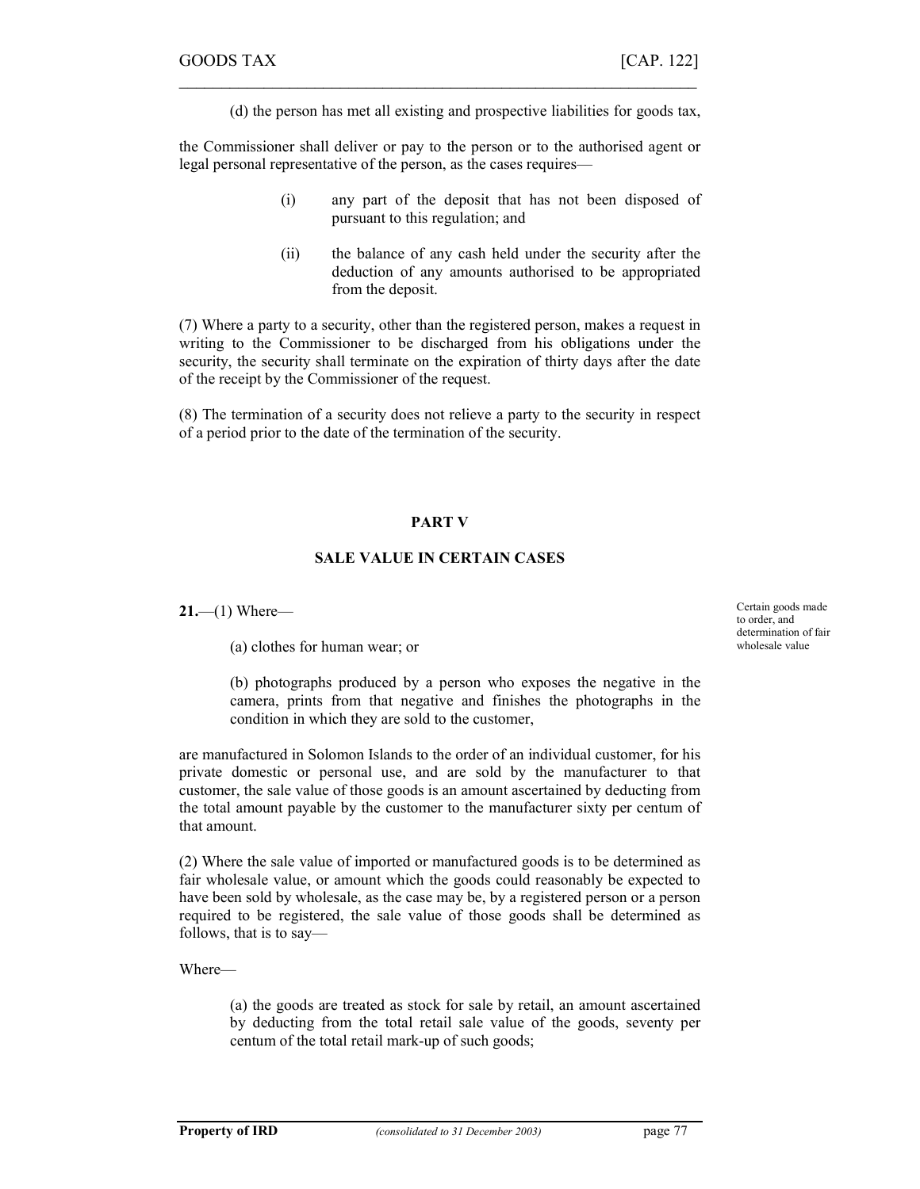(d) the person has met all existing and prospective liabilities for goods tax,

the Commissioner shall deliver or pay to the person or to the authorised agent or legal personal representative of the person, as the cases requires—

> (i) any part of the deposit that has not been disposed of pursuant to this regulation; and
>
> (ii) the balance of any cash held under the security after the deduction of any amounts authorised to be appropriated from the deposit.

(7) Where a party to a security, other than the registered person, makes a request in writing to the Commissioner to be discharged from his obligations under the security, the security shall terminate on the expiration of thirty days after the date of the receipt by the Commissioner of the request.

(8) The termination of a security does not relieve a party to the security in respect of a period prior to the date of the termination of the security.

## PART V

## SALE VALUE IN CERTAIN CASES

*Certain goods made to order, and determination of fair wholesale value*

**21.**—(1) Where—

> (a) clothes for human wear; or
>
> (b) photographs produced by a person who exposes the negative in the camera, prints from that negative and finishes the photographs in the condition in which they are sold to the customer,

are manufactured in Solomon Islands to the order of an individual customer, for his private domestic or personal use, and are sold by the manufacturer to that customer, the sale value of those goods is an amount ascertained by deducting from the total amount payable by the customer to the manufacturer sixty per centum of that amount.

(2) Where the sale value of imported or manufactured goods is to be determined as fair wholesale value, or amount which the goods could reasonably be expected to have been sold by wholesale, as the case may be, by a registered person or a person required to be registered, the sale value of those goods shall be determined as follows, that is to say—

Where—

> (a) the goods are treated as stock for sale by retail, an amount ascertained by deducting from the total retail sale value of the goods, seventy per centum of the total retail mark-up of such goods;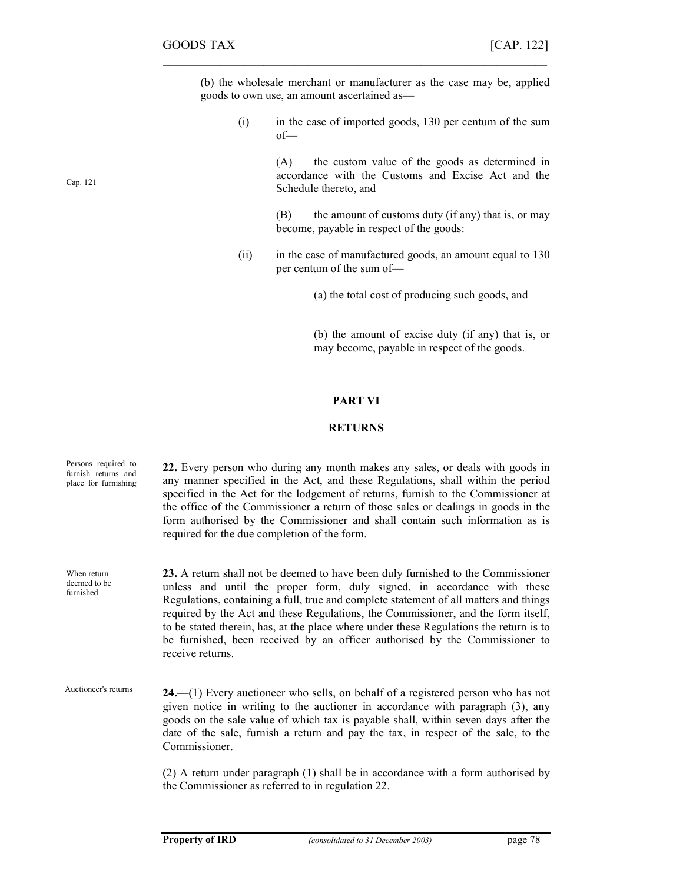(b) the wholesale merchant or manufacturer as the case may be, applied goods to own use, an amount ascertained as—

(i) in the case of imported goods, 130 per centum of the sum of—

Cap. 121

(A) the custom value of the goods as determined in accordance with the Customs and Excise Act and the Schedule thereto, and

(B) the amount of customs duty (if any) that is, or may become, payable in respect of the goods:

(ii) in the case of manufactured goods, an amount equal to 130 per centum of the sum of—

(a) the total cost of producing such goods, and

(b) the amount of excise duty (if any) that is, or may become, payable in respect of the goods.

## PART VI

## RETURNS

*Persons required to furnish returns and place for furnishing*

**22.** Every person who during any month makes any sales, or deals with goods in any manner specified in the Act, and these Regulations, shall within the period specified in the Act for the lodgement of returns, furnish to the Commissioner at the office of the Commissioner a return of those sales or dealings in goods in the form authorised by the Commissioner and shall contain such information as is required for the due completion of the form.

*When return deemed to be furnished*

**23.** A return shall not be deemed to have been duly furnished to the Commissioner unless and until the proper form, duly signed, in accordance with these Regulations, containing a full, true and complete statement of all matters and things required by the Act and these Regulations, the Commissioner, and the form itself, to be stated therein, has, at the place where under these Regulations the return is to be furnished, been received by an officer authorised by the Commissioner to receive returns.

*Auctioneer's returns*

**24.**—(1) Every auctioneer who sells, on behalf of a registered person who has not given notice in writing to the auctioner in accordance with paragraph (3), any goods on the sale value of which tax is payable shall, within seven days after the date of the sale, furnish a return and pay the tax, in respect of the sale, to the Commissioner.

(2) A return under paragraph (1) shall be in accordance with a form authorised by the Commissioner as referred to in regulation 22.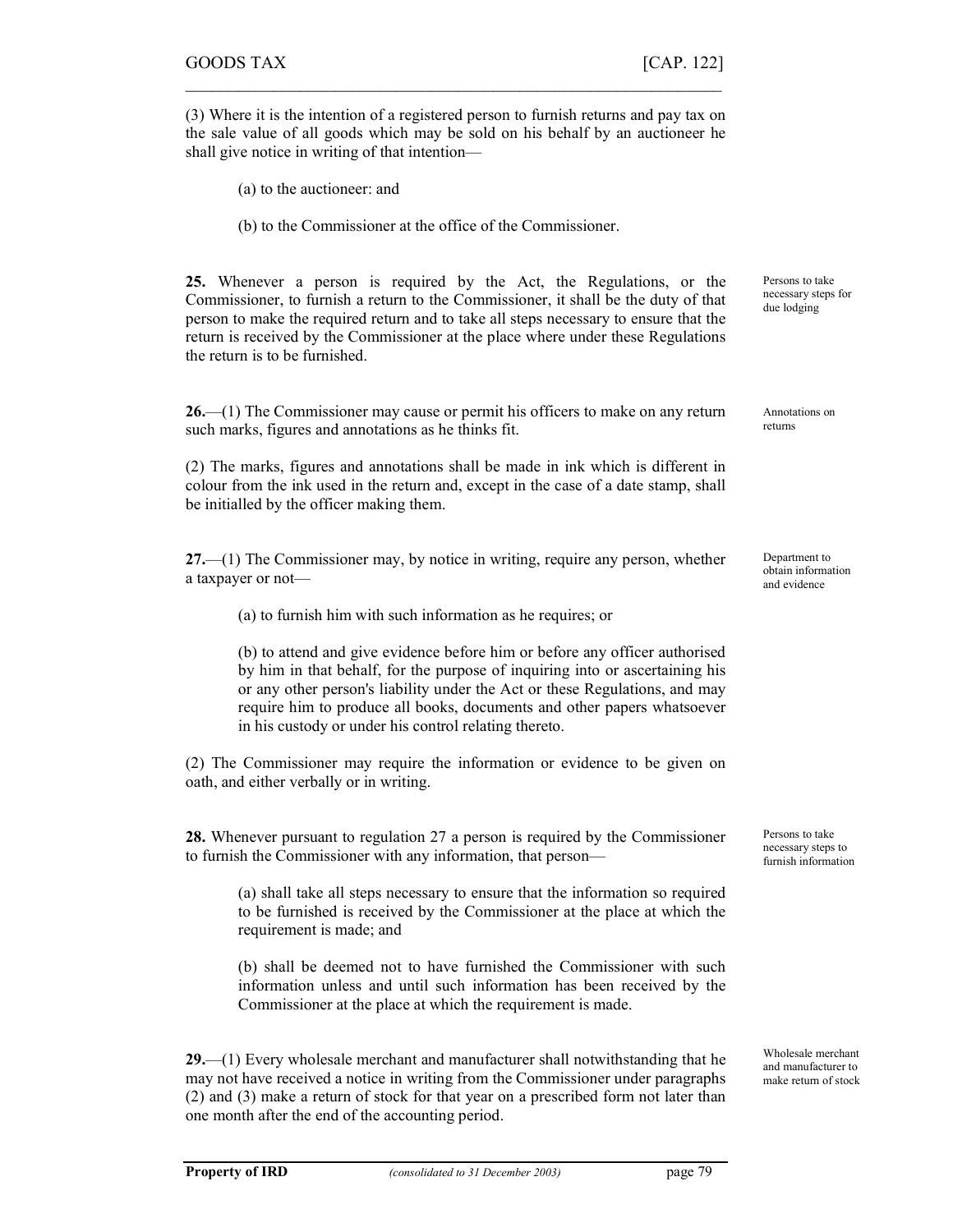(3) Where it is the intention of a registered person to furnish returns and pay tax on the sale value of all goods which may be sold on his behalf by an auctioneer he shall give notice in writing of that intention—

(a) to the auctioneer: and

(b) to the Commissioner at the office of the Commissioner.

*Persons to take necessary steps for due lodging*

**25.** Whenever a person is required by the Act, the Regulations, or the Commissioner, to furnish a return to the Commissioner, it shall be the duty of that person to make the required return and to take all steps necessary to ensure that the return is received by the Commissioner at the place where under these Regulations the return is to be furnished.

*Annotations on returns*

**26.**—(1) The Commissioner may cause or permit his officers to make on any return such marks, figures and annotations as he thinks fit.

(2) The marks, figures and annotations shall be made in ink which is different in colour from the ink used in the return and, except in the case of a date stamp, shall be initialled by the officer making them.

*Department to obtain information and evidence*

**27.**—(1) The Commissioner may, by notice in writing, require any person, whether a taxpayer or not—

(a) to furnish him with such information as he requires; or

(b) to attend and give evidence before him or before any officer authorised by him in that behalf, for the purpose of inquiring into or ascertaining his or any other person's liability under the Act or these Regulations, and may require him to produce all books, documents and other papers whatsoever in his custody or under his control relating thereto.

(2) The Commissioner may require the information or evidence to be given on oath, and either verbally or in writing.

*Persons to take necessary steps to furnish information*

**28.** Whenever pursuant to regulation 27 a person is required by the Commissioner to furnish the Commissioner with any information, that person—

(a) shall take all steps necessary to ensure that the information so required to be furnished is received by the Commissioner at the place at which the requirement is made; and

(b) shall be deemed not to have furnished the Commissioner with such information unless and until such information has been received by the Commissioner at the place at which the requirement is made.

*Wholesale merchant and manufacturer to make return of stock*

**29.**—(1) Every wholesale merchant and manufacturer shall notwithstanding that he may not have received a notice in writing from the Commissioner under paragraphs (2) and (3) make a return of stock for that year on a prescribed form not later than one month after the end of the accounting period.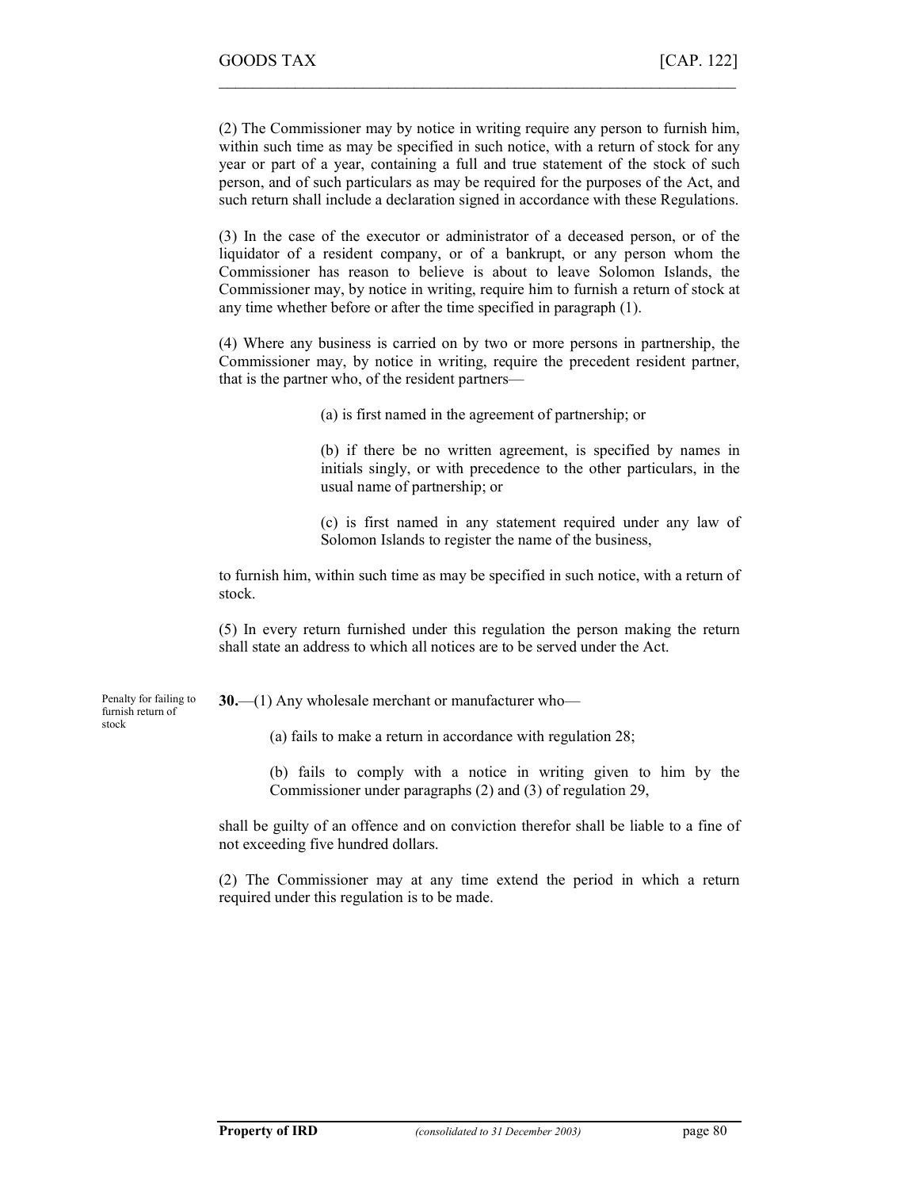(2) The Commissioner may by notice in writing require any person to furnish him, within such time as may be specified in such notice, with a return of stock for any year or part of a year, containing a full and true statement of the stock of such person, and of such particulars as may be required for the purposes of the Act, and such return shall include a declaration signed in accordance with these Regulations.

(3) In the case of the executor or administrator of a deceased person, or of the liquidator of a resident company, or of a bankrupt, or any person whom the Commissioner has reason to believe is about to leave Solomon Islands, the Commissioner may, by notice in writing, require him to furnish a return of stock at any time whether before or after the time specified in paragraph (1).

(4) Where any business is carried on by two or more persons in partnership, the Commissioner may, by notice in writing, require the precedent resident partner, that is the partner who, of the resident partners—

> (a) is first named in the agreement of partnership; or
>
> (b) if there be no written agreement, is specified by names in initials singly, or with precedence to the other particulars, in the usual name of partnership; or
>
> (c) is first named in any statement required under any law of Solomon Islands to register the name of the business,

to furnish him, within such time as may be specified in such notice, with a return of stock.

(5) In every return furnished under this regulation the person making the return shall state an address to which all notices are to be served under the Act.

*Penalty for failing to furnish return of stock*

**30.**—(1) Any wholesale merchant or manufacturer who—

> (a) fails to make a return in accordance with regulation 28;
>
> (b) fails to comply with a notice in writing given to him by the Commissioner under paragraphs (2) and (3) of regulation 29,

shall be guilty of an offence and on conviction therefor shall be liable to a fine of not exceeding five hundred dollars.

(2) The Commissioner may at any time extend the period in which a return required under this regulation is to be made.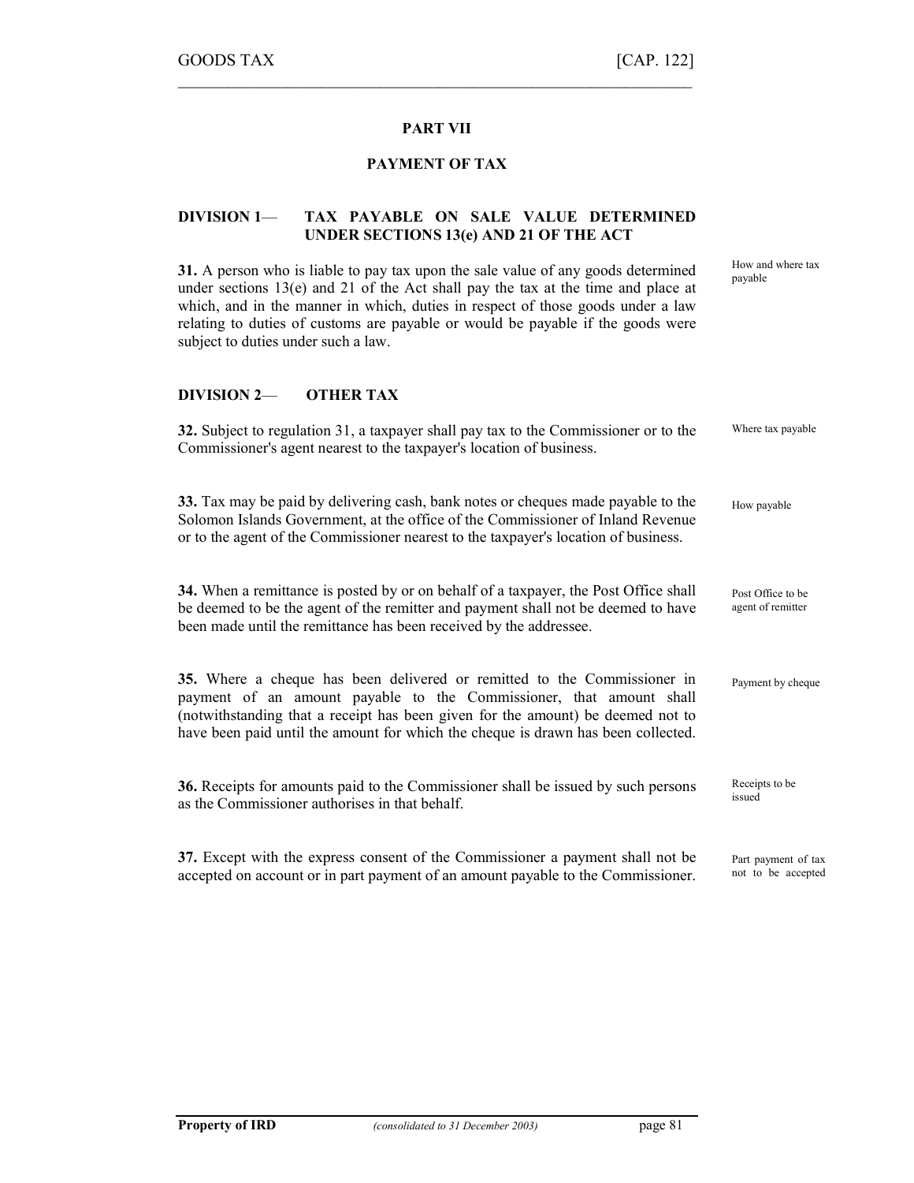## PART VII

## PAYMENT OF TAX

### DIVISION 1— TAX PAYABLE ON SALE VALUE DETERMINED UNDER SECTIONS 13(e) AND 21 OF THE ACT

**31.** A person who is liable to pay tax upon the sale value of any goods determined under sections 13(e) and 21 of the Act shall pay the tax at the time and place at which, and in the manner in which, duties in respect of those goods under a law relating to duties of customs are payable or would be payable if the goods were subject to duties under such a law.

*How and where tax payable*

### DIVISION 2— OTHER TAX

**32.** Subject to regulation 31, a taxpayer shall pay tax to the Commissioner or to the Commissioner's agent nearest to the taxpayer's location of business.

*Where tax payable*

**33.** Tax may be paid by delivering cash, bank notes or cheques made payable to the Solomon Islands Government, at the office of the Commissioner of Inland Revenue or to the agent of the Commissioner nearest to the taxpayer's location of business.

*How payable*

**34.** When a remittance is posted by or on behalf of a taxpayer, the Post Office shall be deemed to be the agent of the remitter and payment shall not be deemed to have been made until the remittance has been received by the addressee.

*Post Office to be agent of remitter*

**35.** Where a cheque has been delivered or remitted to the Commissioner in payment of an amount payable to the Commissioner, that amount shall (notwithstanding that a receipt has been given for the amount) be deemed not to have been paid until the amount for which the cheque is drawn has been collected.

*Payment by cheque*

**36.** Receipts for amounts paid to the Commissioner shall be issued by such persons as the Commissioner authorises in that behalf.

*Receipts to be issued*

**37.** Except with the express consent of the Commissioner a payment shall not be accepted on account or in part payment of an amount payable to the Commissioner.

*Part payment of tax not to be accepted*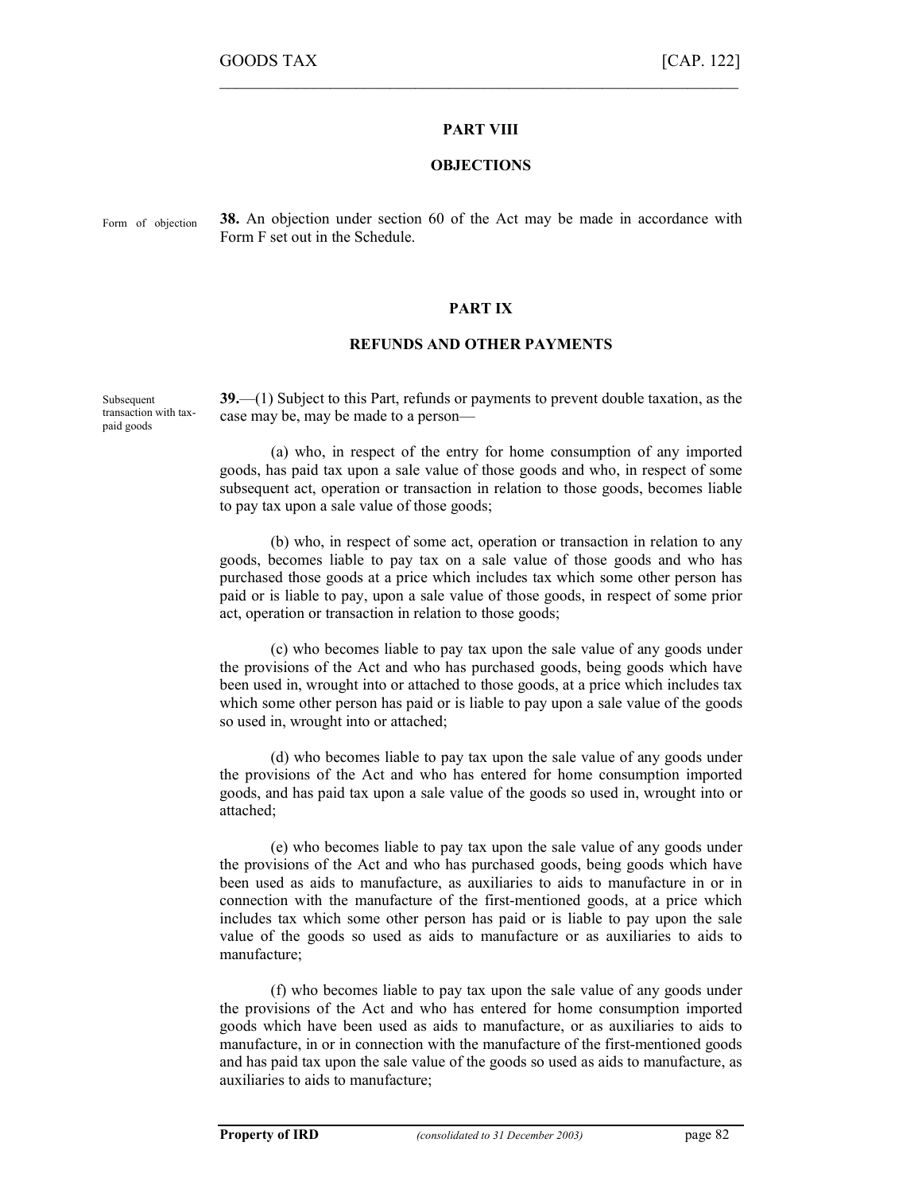## PART VIII

## OBJECTIONS

Form of objection

**38.** An objection under section 60 of the Act may be made in accordance with Form F set out in the Schedule.

## PART IX

## REFUNDS AND OTHER PAYMENTS

Subsequent transaction with tax-paid goods

**39.**—(1) Subject to this Part, refunds or payments to prevent double taxation, as the case may be, may be made to a person—

(a) who, in respect of the entry for home consumption of any imported goods, has paid tax upon a sale value of those goods and who, in respect of some subsequent act, operation or transaction in relation to those goods, becomes liable to pay tax upon a sale value of those goods;

(b) who, in respect of some act, operation or transaction in relation to any goods, becomes liable to pay tax on a sale value of those goods and who has purchased those goods at a price which includes tax which some other person has paid or is liable to pay, upon a sale value of those goods, in respect of some prior act, operation or transaction in relation to those goods;

(c) who becomes liable to pay tax upon the sale value of any goods under the provisions of the Act and who has purchased goods, being goods which have been used in, wrought into or attached to those goods, at a price which includes tax which some other person has paid or is liable to pay upon a sale value of the goods so used in, wrought into or attached;

(d) who becomes liable to pay tax upon the sale value of any goods under the provisions of the Act and who has entered for home consumption imported goods, and has paid tax upon a sale value of the goods so used in, wrought into or attached;

(e) who becomes liable to pay tax upon the sale value of any goods under the provisions of the Act and who has purchased goods, being goods which have been used as aids to manufacture, as auxiliaries to aids to manufacture in or in connection with the manufacture of the first-mentioned goods, at a price which includes tax which some other person has paid or is liable to pay upon the sale value of the goods so used as aids to manufacture or as auxiliaries to aids to manufacture;

(f) who becomes liable to pay tax upon the sale value of any goods under the provisions of the Act and who has entered for home consumption imported goods which have been used as aids to manufacture, or as auxiliaries to aids to manufacture, in or in connection with the manufacture of the first-mentioned goods and has paid tax upon the sale value of the goods so used as aids to manufacture, as auxiliaries to aids to manufacture;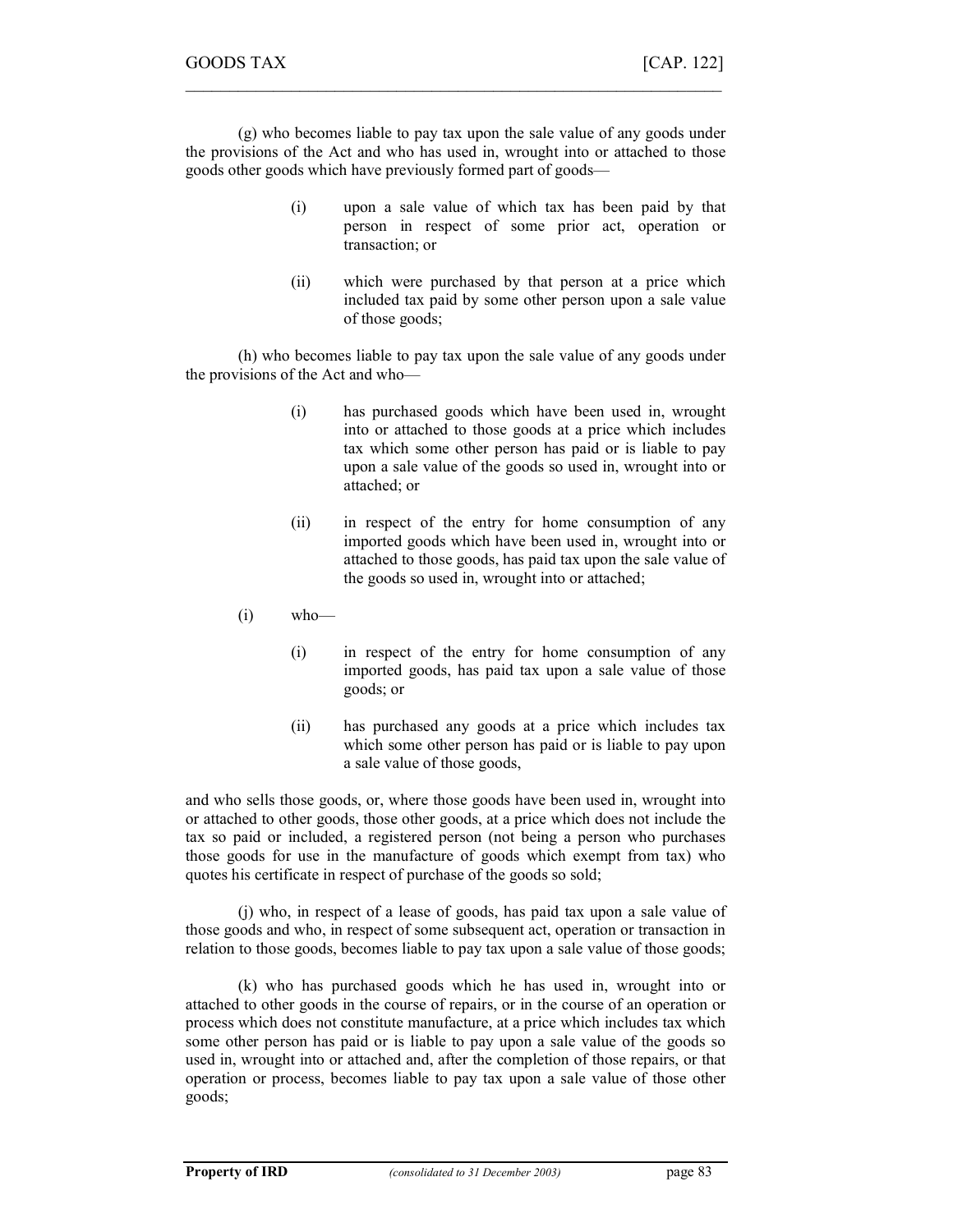(g) who becomes liable to pay tax upon the sale value of any goods under the provisions of the Act and who has used in, wrought into or attached to those goods other goods which have previously formed part of goods—

> (i) upon a sale value of which tax has been paid by that person in respect of some prior act, operation or transaction; or
>
> (ii) which were purchased by that person at a price which included tax paid by some other person upon a sale value of those goods;

(h) who becomes liable to pay tax upon the sale value of any goods under the provisions of the Act and who—

> (i) has purchased goods which have been used in, wrought into or attached to those goods at a price which includes tax which some other person has paid or is liable to pay upon a sale value of the goods so used in, wrought into or attached; or
>
> (ii) in respect of the entry for home consumption of any imported goods which have been used in, wrought into or attached to those goods, has paid tax upon the sale value of the goods so used in, wrought into or attached;

(i) who—

> (i) in respect of the entry for home consumption of any imported goods, has paid tax upon a sale value of those goods; or
>
> (ii) has purchased any goods at a price which includes tax which some other person has paid or is liable to pay upon a sale value of those goods,

and who sells those goods, or, where those goods have been used in, wrought into or attached to other goods, those other goods, at a price which does not include the tax so paid or included, a registered person (not being a person who purchases those goods for use in the manufacture of goods which exempt from tax) who quotes his certificate in respect of purchase of the goods so sold;

(j) who, in respect of a lease of goods, has paid tax upon a sale value of those goods and who, in respect of some subsequent act, operation or transaction in relation to those goods, becomes liable to pay tax upon a sale value of those goods;

(k) who has purchased goods which he has used in, wrought into or attached to other goods in the course of repairs, or in the course of an operation or process which does not constitute manufacture, at a price which includes tax which some other person has paid or is liable to pay upon a sale value of the goods so used in, wrought into or attached and, after the completion of those repairs, or that operation or process, becomes liable to pay tax upon a sale value of those other goods;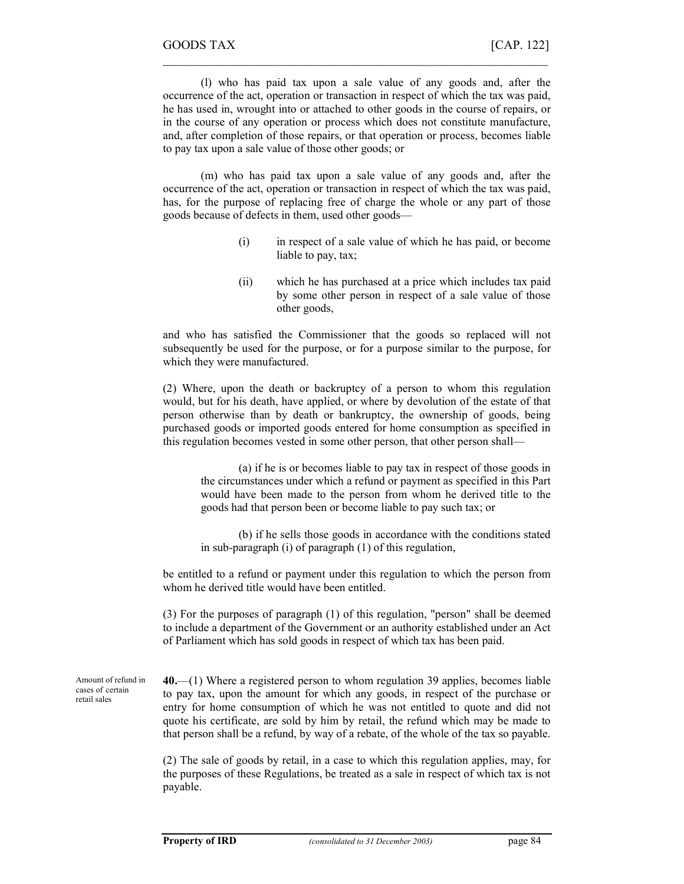(l) who has paid tax upon a sale value of any goods and, after the occurrence of the act, operation or transaction in respect of which the tax was paid, he has used in, wrought into or attached to other goods in the course of repairs, or in the course of any operation or process which does not constitute manufacture, and, after completion of those repairs, or that operation or process, becomes liable to pay tax upon a sale value of those other goods; or

(m) who has paid tax upon a sale value of any goods and, after the occurrence of the act, operation or transaction in respect of which the tax was paid, has, for the purpose of replacing free of charge the whole or any part of those goods because of defects in them, used other goods—

(i) in respect of a sale value of which he has paid, or become liable to pay, tax;

(ii) which he has purchased at a price which includes tax paid by some other person in respect of a sale value of those other goods,

and who has satisfied the Commissioner that the goods so replaced will not subsequently be used for the purpose, or for a purpose similar to the purpose, for which they were manufactured.

(2) Where, upon the death or backruptcy of a person to whom this regulation would, but for his death, have applied, or where by devolution of the estate of that person otherwise than by death or bankruptcy, the ownership of goods, being purchased goods or imported goods entered for home consumption as specified in this regulation becomes vested in some other person, that other person shall—

(a) if he is or becomes liable to pay tax in respect of those goods in the circumstances under which a refund or payment as specified in this Part would have been made to the person from whom he derived title to the goods had that person been or become liable to pay such tax; or

(b) if he sells those goods in accordance with the conditions stated in sub-paragraph (i) of paragraph (1) of this regulation,

be entitled to a refund or payment under this regulation to which the person from whom he derived title would have been entitled.

(3) For the purposes of paragraph (1) of this regulation, "person" shall be deemed to include a department of the Government or an authority established under an Act of Parliament which has sold goods in respect of which tax has been paid.

Amount of refund in cases of certain retail sales

**40.**—(1) Where a registered person to whom regulation 39 applies, becomes liable to pay tax, upon the amount for which any goods, in respect of the purchase or entry for home consumption of which he was not entitled to quote and did not quote his certificate, are sold by him by retail, the refund which may be made to that person shall be a refund, by way of a rebate, of the whole of the tax so payable.

(2) The sale of goods by retail, in a case to which this regulation applies, may, for the purposes of these Regulations, be treated as a sale in respect of which tax is not payable.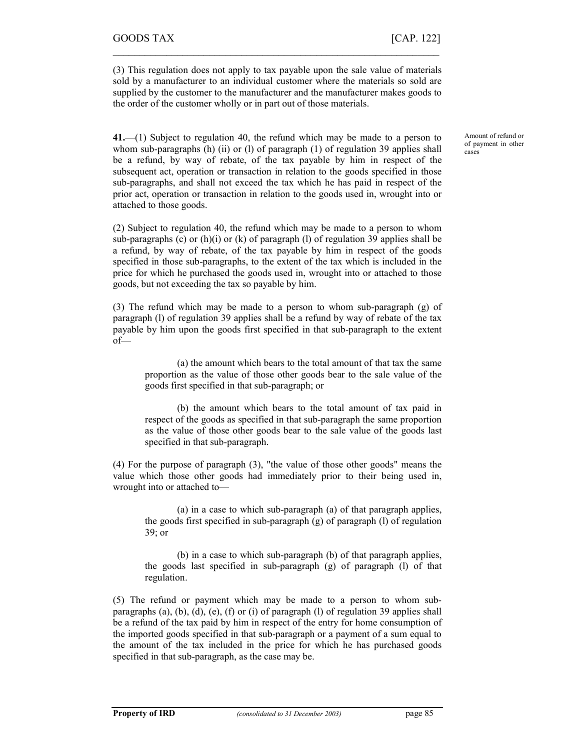(3) This regulation does not apply to tax payable upon the sale value of materials sold by a manufacturer to an individual customer where the materials so sold are supplied by the customer to the manufacturer and the manufacturer makes goods to the order of the customer wholly or in part out of those materials.

Amount of refund or of payment in other cases

**41.**—(1) Subject to regulation 40, the refund which may be made to a person to whom sub-paragraphs (h) (ii) or (l) of paragraph (1) of regulation 39 applies shall be a refund, by way of rebate, of the tax payable by him in respect of the subsequent act, operation or transaction in relation to the goods specified in those sub-paragraphs, and shall not exceed the tax which he has paid in respect of the prior act, operation or transaction in relation to the goods used in, wrought into or attached to those goods.

(2) Subject to regulation 40, the refund which may be made to a person to whom sub-paragraphs (c) or (h)(i) or (k) of paragraph (l) of regulation 39 applies shall be a refund, by way of rebate, of the tax payable by him in respect of the goods specified in those sub-paragraphs, to the extent of the tax which is included in the price for which he purchased the goods used in, wrought into or attached to those goods, but not exceeding the tax so payable by him.

(3) The refund which may be made to a person to whom sub-paragraph (g) of paragraph (l) of regulation 39 applies shall be a refund by way of rebate of the tax payable by him upon the goods first specified in that sub-paragraph to the extent of—

(a) the amount which bears to the total amount of that tax the same proportion as the value of those other goods bear to the sale value of the goods first specified in that sub-paragraph; or

(b) the amount which bears to the total amount of tax paid in respect of the goods as specified in that sub-paragraph the same proportion as the value of those other goods bear to the sale value of the goods last specified in that sub-paragraph.

(4) For the purpose of paragraph (3), "the value of those other goods" means the value which those other goods had immediately prior to their being used in, wrought into or attached to—

(a) in a case to which sub-paragraph (a) of that paragraph applies, the goods first specified in sub-paragraph (g) of paragraph (l) of regulation 39; or

(b) in a case to which sub-paragraph (b) of that paragraph applies, the goods last specified in sub-paragraph (g) of paragraph (l) of that regulation.

(5) The refund or payment which may be made to a person to whom sub-paragraphs (a), (b), (d), (e), (f) or (i) of paragraph (l) of regulation 39 applies shall be a refund of the tax paid by him in respect of the entry for home consumption of the imported goods specified in that sub-paragraph or a payment of a sum equal to the amount of the tax included in the price for which he has purchased goods specified in that sub-paragraph, as the case may be.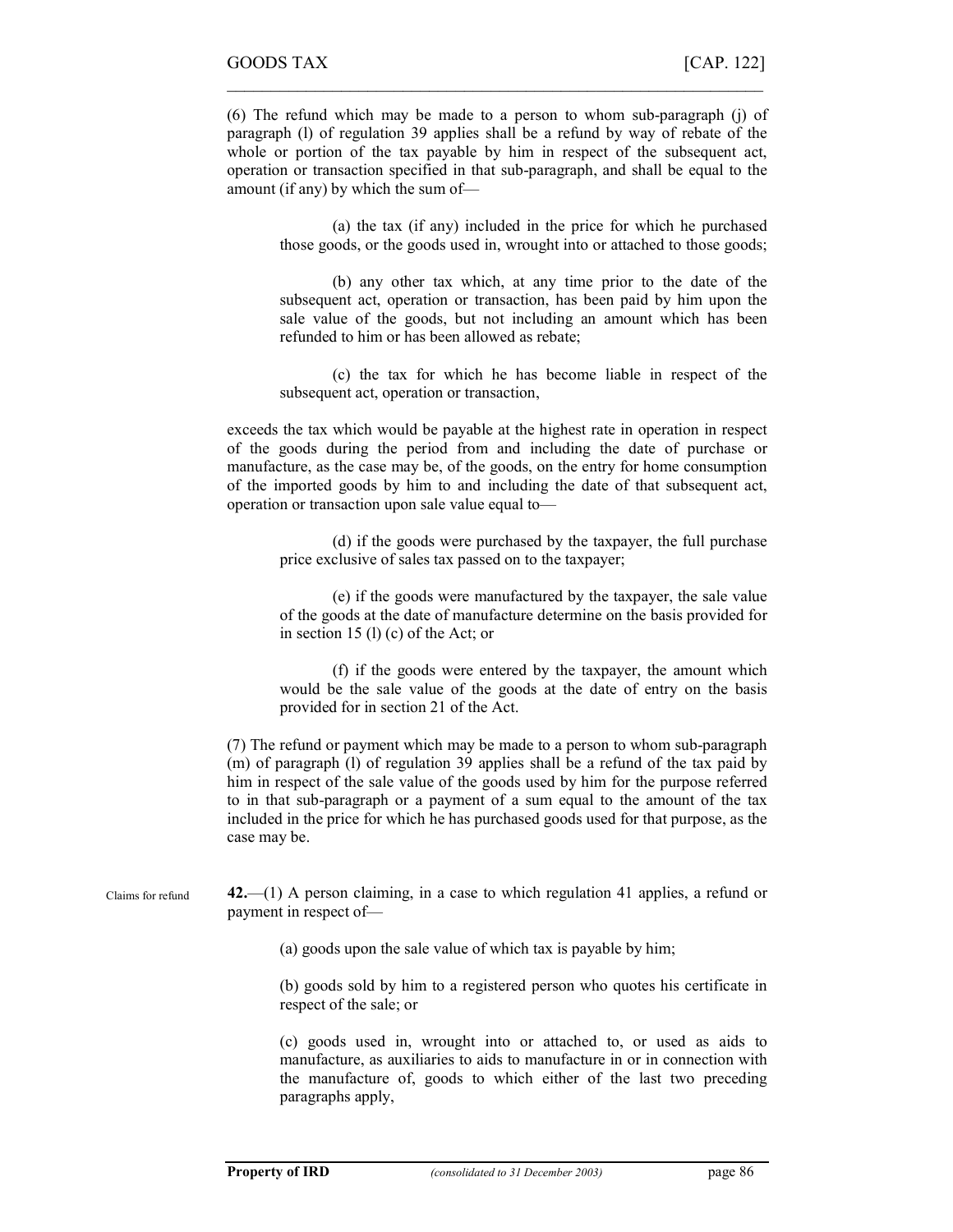(6) The refund which may be made to a person to whom sub-paragraph (j) of paragraph (l) of regulation 39 applies shall be a refund by way of rebate of the whole or portion of the tax payable by him in respect of the subsequent act, operation or transaction specified in that sub-paragraph, and shall be equal to the amount (if any) by which the sum of—

> (a) the tax (if any) included in the price for which he purchased those goods, or the goods used in, wrought into or attached to those goods;
>
> (b) any other tax which, at any time prior to the date of the subsequent act, operation or transaction, has been paid by him upon the sale value of the goods, but not including an amount which has been refunded to him or has been allowed as rebate;
>
> (c) the tax for which he has become liable in respect of the subsequent act, operation or transaction,

exceeds the tax which would be payable at the highest rate in operation in respect of the goods during the period from and including the date of purchase or manufacture, as the case may be, of the goods, on the entry for home consumption of the imported goods by him to and including the date of that subsequent act, operation or transaction upon sale value equal to—

> (d) if the goods were purchased by the taxpayer, the full purchase price exclusive of sales tax passed on to the taxpayer;
>
> (e) if the goods were manufactured by the taxpayer, the sale value of the goods at the date of manufacture determine on the basis provided for in section 15 (l) (c) of the Act; or
>
> (f) if the goods were entered by the taxpayer, the amount which would be the sale value of the goods at the date of entry on the basis provided for in section 21 of the Act.

(7) The refund or payment which may be made to a person to whom sub-paragraph (m) of paragraph (l) of regulation 39 applies shall be a refund of the tax paid by him in respect of the sale value of the goods used by him for the purpose referred to in that sub-paragraph or a payment of a sum equal to the amount of the tax included in the price for which he has purchased goods used for that purpose, as the case may be.

Claims for refund

**42.**—(1) A person claiming, in a case to which regulation 41 applies, a refund or payment in respect of—

> (a) goods upon the sale value of which tax is payable by him;
>
> (b) goods sold by him to a registered person who quotes his certificate in respect of the sale; or
>
> (c) goods used in, wrought into or attached to, or used as aids to manufacture, as auxiliaries to aids to manufacture in or in connection with the manufacture of, goods to which either of the last two preceding paragraphs apply,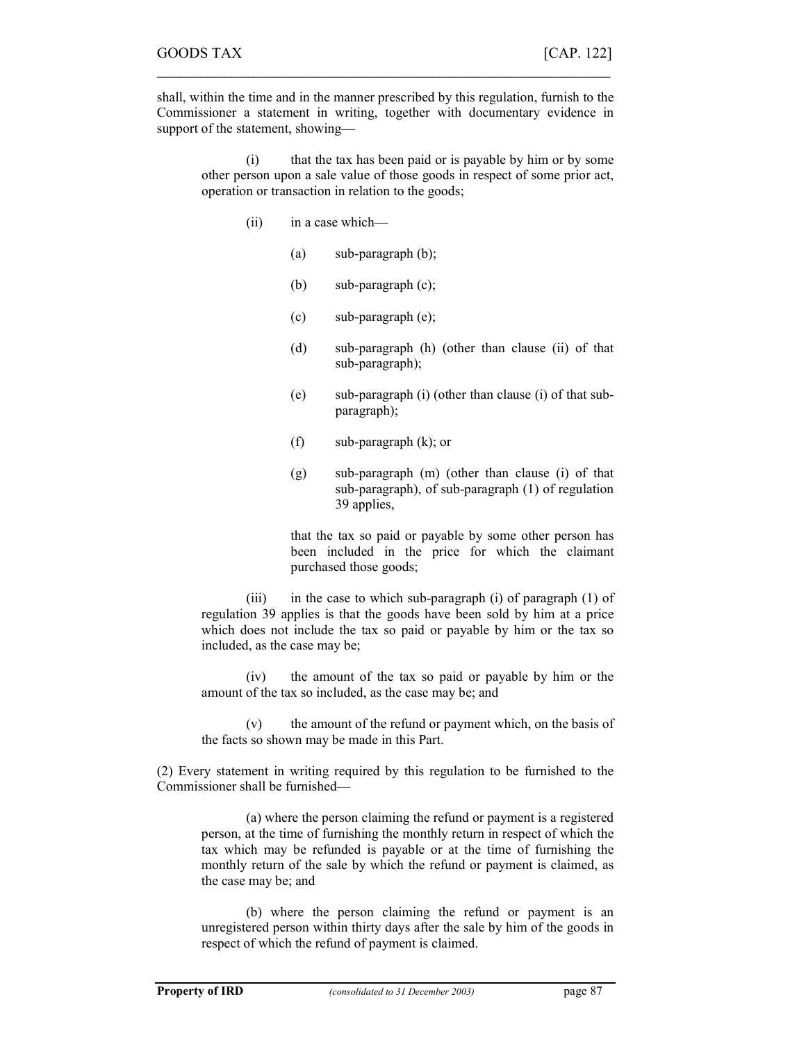shall, within the time and in the manner prescribed by this regulation, furnish to the Commissioner a statement in writing, together with documentary evidence in support of the statement, showing—

(i) that the tax has been paid or is payable by him or by some other person upon a sale value of those goods in respect of some prior act, operation or transaction in relation to the goods;

(ii) in a case which—

(a) sub-paragraph (b);

(b) sub-paragraph (c);

(c) sub-paragraph (e);

(d) sub-paragraph (h) (other than clause (ii) of that sub-paragraph);

(e) sub-paragraph (i) (other than clause (i) of that sub-paragraph);

(f) sub-paragraph (k); or

(g) sub-paragraph (m) (other than clause (i) of that sub-paragraph), of sub-paragraph (1) of regulation 39 applies,

that the tax so paid or payable by some other person has been included in the price for which the claimant purchased those goods;

(iii) in the case to which sub-paragraph (i) of paragraph (1) of regulation 39 applies is that the goods have been sold by him at a price which does not include the tax so paid or payable by him or the tax so included, as the case may be;

(iv) the amount of the tax so paid or payable by him or the amount of the tax so included, as the case may be; and

(v) the amount of the refund or payment which, on the basis of the facts so shown may be made in this Part.

(2) Every statement in writing required by this regulation to be furnished to the Commissioner shall be furnished—

(a) where the person claiming the refund or payment is a registered person, at the time of furnishing the monthly return in respect of which the tax which may be refunded is payable or at the time of furnishing the monthly return of the sale by which the refund or payment is claimed, as the case may be; and

(b) where the person claiming the refund or payment is an unregistered person within thirty days after the sale by him of the goods in respect of which the refund of payment is claimed.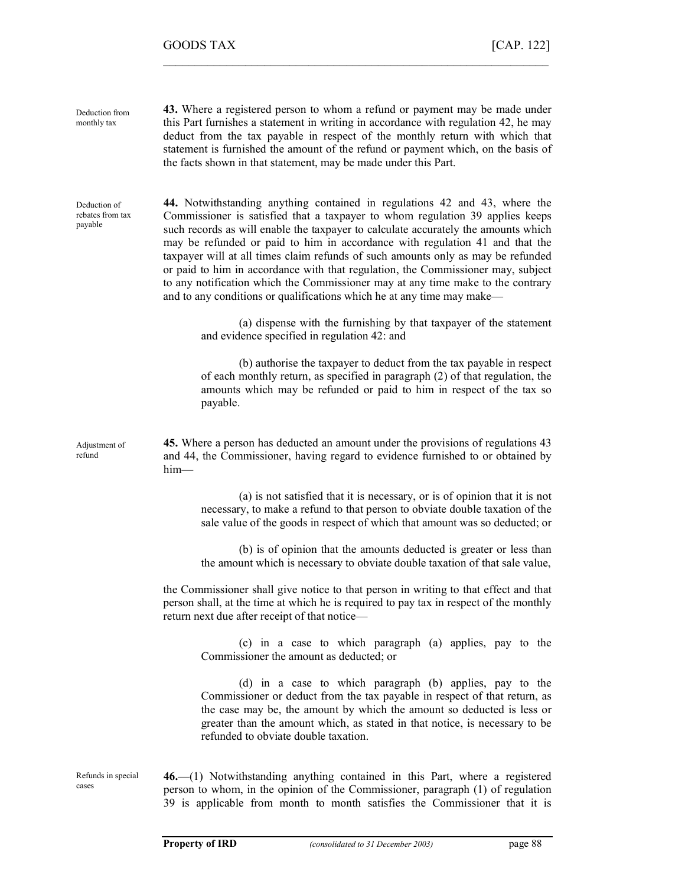Deduction from monthly tax

**43.** Where a registered person to whom a refund or payment may be made under this Part furnishes a statement in writing in accordance with regulation 42, he may deduct from the tax payable in respect of the monthly return with which that statement is furnished the amount of the refund or payment which, on the basis of the facts shown in that statement, may be made under this Part.

Deduction of rebates from tax payable

**44.** Notwithstanding anything contained in regulations 42 and 43, where the Commissioner is satisfied that a taxpayer to whom regulation 39 applies keeps such records as will enable the taxpayer to calculate accurately the amounts which may be refunded or paid to him in accordance with regulation 41 and that the taxpayer will at all times claim refunds of such amounts only as may be refunded or paid to him in accordance with that regulation, the Commissioner may, subject to any notification which the Commissioner may at any time make to the contrary and to any conditions or qualifications which he at any time may make—

(a) dispense with the furnishing by that taxpayer of the statement and evidence specified in regulation 42: and

(b) authorise the taxpayer to deduct from the tax payable in respect of each monthly return, as specified in paragraph (2) of that regulation, the amounts which may be refunded or paid to him in respect of the tax so payable.

Adjustment of refund

**45.** Where a person has deducted an amount under the provisions of regulations 43 and 44, the Commissioner, having regard to evidence furnished to or obtained by him—

(a) is not satisfied that it is necessary, or is of opinion that it is not necessary, to make a refund to that person to obviate double taxation of the sale value of the goods in respect of which that amount was so deducted; or

(b) is of opinion that the amounts deducted is greater or less than the amount which is necessary to obviate double taxation of that sale value,

the Commissioner shall give notice to that person in writing to that effect and that person shall, at the time at which he is required to pay tax in respect of the monthly return next due after receipt of that notice—

(c) in a case to which paragraph (a) applies, pay to the Commissioner the amount as deducted; or

(d) in a case to which paragraph (b) applies, pay to the Commissioner or deduct from the tax payable in respect of that return, as the case may be, the amount by which the amount so deducted is less or greater than the amount which, as stated in that notice, is necessary to be refunded to obviate double taxation.

Refunds in special cases

**46.**—(1) Notwithstanding anything contained in this Part, where a registered person to whom, in the opinion of the Commissioner, paragraph (1) of regulation 39 is applicable from month to month satisfies the Commissioner that it is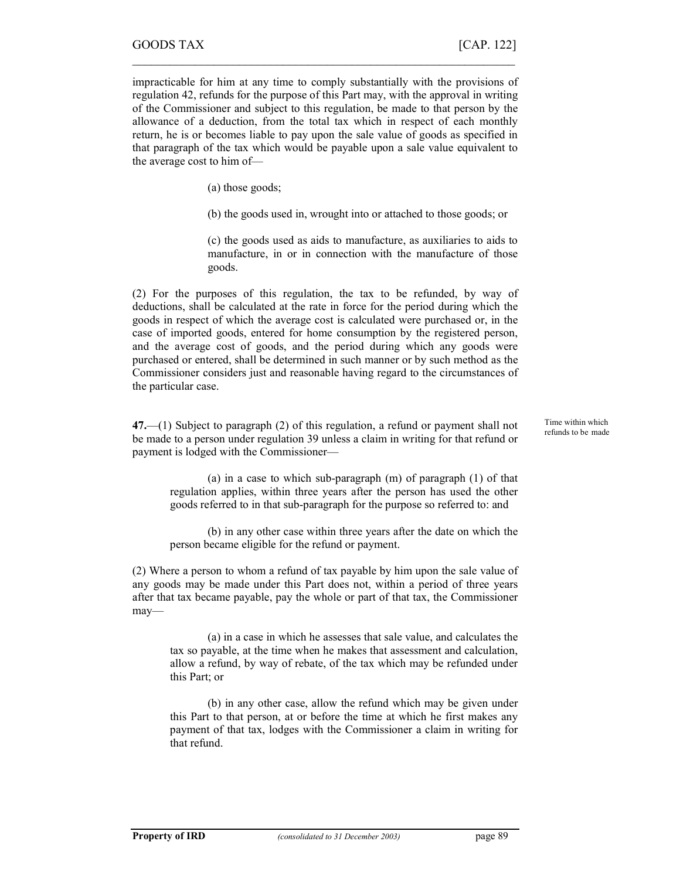impracticable for him at any time to comply substantially with the provisions of regulation 42, refunds for the purpose of this Part may, with the approval in writing of the Commissioner and subject to this regulation, be made to that person by the allowance of a deduction, from the total tax which in respect of each monthly return, he is or becomes liable to pay upon the sale value of goods as specified in that paragraph of the tax which would be payable upon a sale value equivalent to the average cost to him of—

(a) those goods;

(b) the goods used in, wrought into or attached to those goods; or

(c) the goods used as aids to manufacture, as auxiliaries to aids to manufacture, in or in connection with the manufacture of those goods.

(2) For the purposes of this regulation, the tax to be refunded, by way of deductions, shall be calculated at the rate in force for the period during which the goods in respect of which the average cost is calculated were purchased or, in the case of imported goods, entered for home consumption by the registered person, and the average cost of goods, and the period during which any goods were purchased or entered, shall be determined in such manner or by such method as the Commissioner considers just and reasonable having regard to the circumstances of the particular case.

*Time within which refunds to be made*

**47.**—(1) Subject to paragraph (2) of this regulation, a refund or payment shall not be made to a person under regulation 39 unless a claim in writing for that refund or payment is lodged with the Commissioner—

(a) in a case to which sub-paragraph (m) of paragraph (1) of that regulation applies, within three years after the person has used the other goods referred to in that sub-paragraph for the purpose so referred to: and

(b) in any other case within three years after the date on which the person became eligible for the refund or payment.

(2) Where a person to whom a refund of tax payable by him upon the sale value of any goods may be made under this Part does not, within a period of three years after that tax became payable, pay the whole or part of that tax, the Commissioner may—

(a) in a case in which he assesses that sale value, and calculates the tax so payable, at the time when he makes that assessment and calculation, allow a refund, by way of rebate, of the tax which may be refunded under this Part; or

(b) in any other case, allow the refund which may be given under this Part to that person, at or before the time at which he first makes any payment of that tax, lodges with the Commissioner a claim in writing for that refund.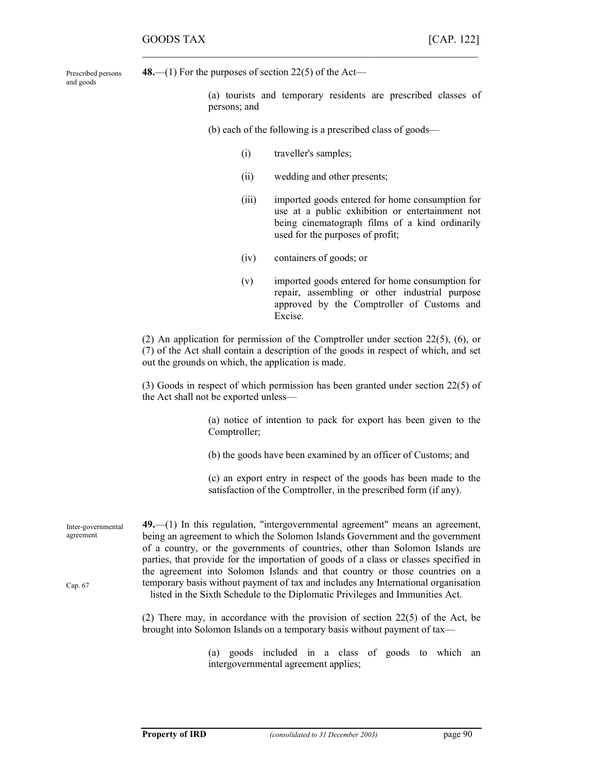Prescribed persons and goods

**48.**—(1) For the purposes of section 22(5) of the Act—

(a) tourists and temporary residents are prescribed classes of persons; and

(b) each of the following is a prescribed class of goods—

(i) traveller's samples;

(ii) wedding and other presents;

(iii) imported goods entered for home consumption for use at a public exhibition or entertainment not being cinematograph films of a kind ordinarily used for the purposes of profit;

(iv) containers of goods; or

(v) imported goods entered for home consumption for repair, assembling or other industrial purpose approved by the Comptroller of Customs and Excise.

(2) An application for permission of the Comptroller under section 22(5), (6), or (7) of the Act shall contain a description of the goods in respect of which, and set out the grounds on which, the application is made.

(3) Goods in respect of which permission has been granted under section 22(5) of the Act shall not be exported unless—

(a) notice of intention to pack for export has been given to the Comptroller;

(b) the goods have been examined by an officer of Customs; and

(c) an export entry in respect of the goods has been made to the satisfaction of the Comptroller, in the prescribed form (if any).

Inter-governmental agreement

Cap. 67

**49.**—(1) In this regulation, "intergovernmental agreement" means an agreement, being an agreement to which the Solomon Islands Government and the government of a country, or the governments of countries, other than Solomon Islands are parties, that provide for the importation of goods of a class or classes specified in the agreement into Solomon Islands and that country or those countries on a temporary basis without payment of tax and includes any International organisation listed in the Sixth Schedule to the Diplomatic Privileges and Immunities Act.

(2) There may, in accordance with the provision of section 22(5) of the Act, be brought into Solomon Islands on a temporary basis without payment of tax—

(a) goods included in a class of goods to which an intergovernmental agreement applies;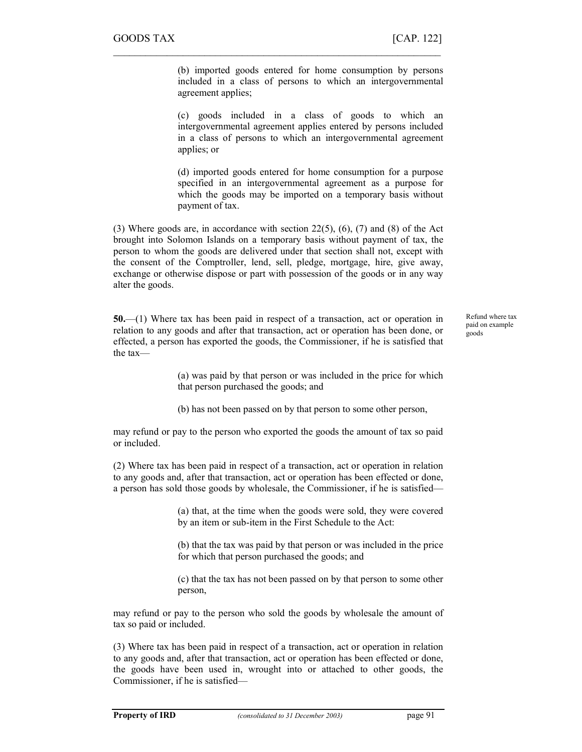(b) imported goods entered for home consumption by persons included in a class of persons to which an intergovernmental agreement applies;

(c) goods included in a class of goods to which an intergovernmental agreement applies entered by persons included in a class of persons to which an intergovernmental agreement applies; or

(d) imported goods entered for home consumption for a purpose specified in an intergovernmental agreement as a purpose for which the goods may be imported on a temporary basis without payment of tax.

(3) Where goods are, in accordance with section 22(5), (6), (7) and (8) of the Act brought into Solomon Islands on a temporary basis without payment of tax, the person to whom the goods are delivered under that section shall not, except with the consent of the Comptroller, lend, sell, pledge, mortgage, hire, give away, exchange or otherwise dispose or part with possession of the goods or in any way alter the goods.

*Refund where tax paid on example goods*

**50.**—(1) Where tax has been paid in respect of a transaction, act or operation in relation to any goods and after that transaction, act or operation has been done, or effected, a person has exported the goods, the Commissioner, if he is satisfied that the tax—

(a) was paid by that person or was included in the price for which that person purchased the goods; and

(b) has not been passed on by that person to some other person,

may refund or pay to the person who exported the goods the amount of tax so paid or included.

(2) Where tax has been paid in respect of a transaction, act or operation in relation to any goods and, after that transaction, act or operation has been effected or done, a person has sold those goods by wholesale, the Commissioner, if he is satisfied—

(a) that, at the time when the goods were sold, they were covered by an item or sub-item in the First Schedule to the Act:

(b) that the tax was paid by that person or was included in the price for which that person purchased the goods; and

(c) that the tax has not been passed on by that person to some other person,

may refund or pay to the person who sold the goods by wholesale the amount of tax so paid or included.

(3) Where tax has been paid in respect of a transaction, act or operation in relation to any goods and, after that transaction, act or operation has been effected or done, the goods have been used in, wrought into or attached to other goods, the Commissioner, if he is satisfied—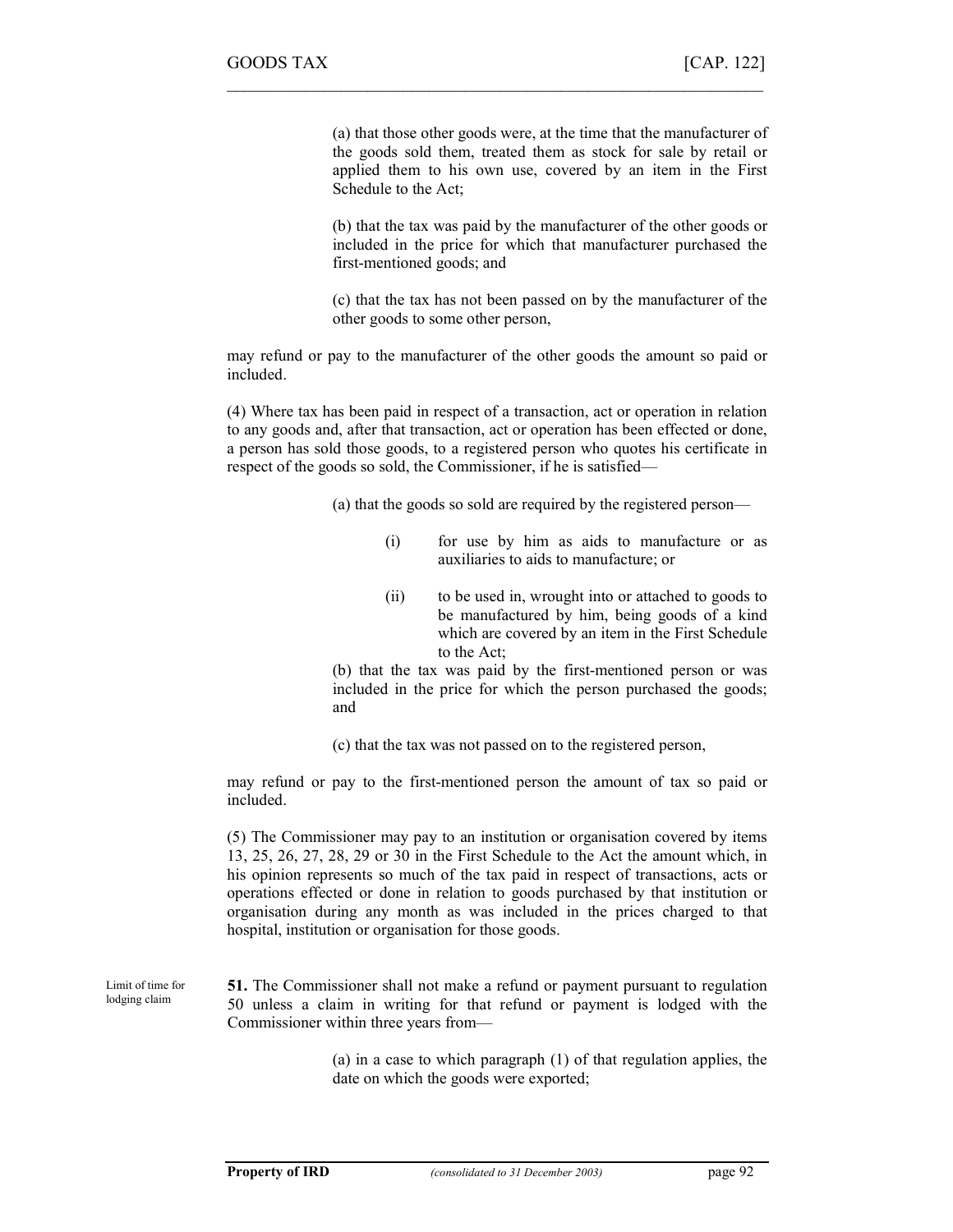(a) that those other goods were, at the time that the manufacturer of the goods sold them, treated them as stock for sale by retail or applied them to his own use, covered by an item in the First Schedule to the Act;

(b) that the tax was paid by the manufacturer of the other goods or included in the price for which that manufacturer purchased the first-mentioned goods; and

(c) that the tax has not been passed on by the manufacturer of the other goods to some other person,

may refund or pay to the manufacturer of the other goods the amount so paid or included.

(4) Where tax has been paid in respect of a transaction, act or operation in relation to any goods and, after that transaction, act or operation has been effected or done, a person has sold those goods, to a registered person who quotes his certificate in respect of the goods so sold, the Commissioner, if he is satisfied—

(a) that the goods so sold are required by the registered person—

- (i) for use by him as aids to manufacture or as auxiliaries to aids to manufacture; or
- (ii) to be used in, wrought into or attached to goods to be manufactured by him, being goods of a kind which are covered by an item in the First Schedule to the Act;

(b) that the tax was paid by the first-mentioned person or was included in the price for which the person purchased the goods; and

(c) that the tax was not passed on to the registered person,

may refund or pay to the first-mentioned person the amount of tax so paid or included.

(5) The Commissioner may pay to an institution or organisation covered by items 13, 25, 26, 27, 28, 29 or 30 in the First Schedule to the Act the amount which, in his opinion represents so much of the tax paid in respect of transactions, acts or operations effected or done in relation to goods purchased by that institution or organisation during any month as was included in the prices charged to that hospital, institution or organisation for those goods.

*Limit of time for lodging claim*

**51.** The Commissioner shall not make a refund or payment pursuant to regulation 50 unless a claim in writing for that refund or payment is lodged with the Commissioner within three years from—

(a) in a case to which paragraph (1) of that regulation applies, the date on which the goods were exported;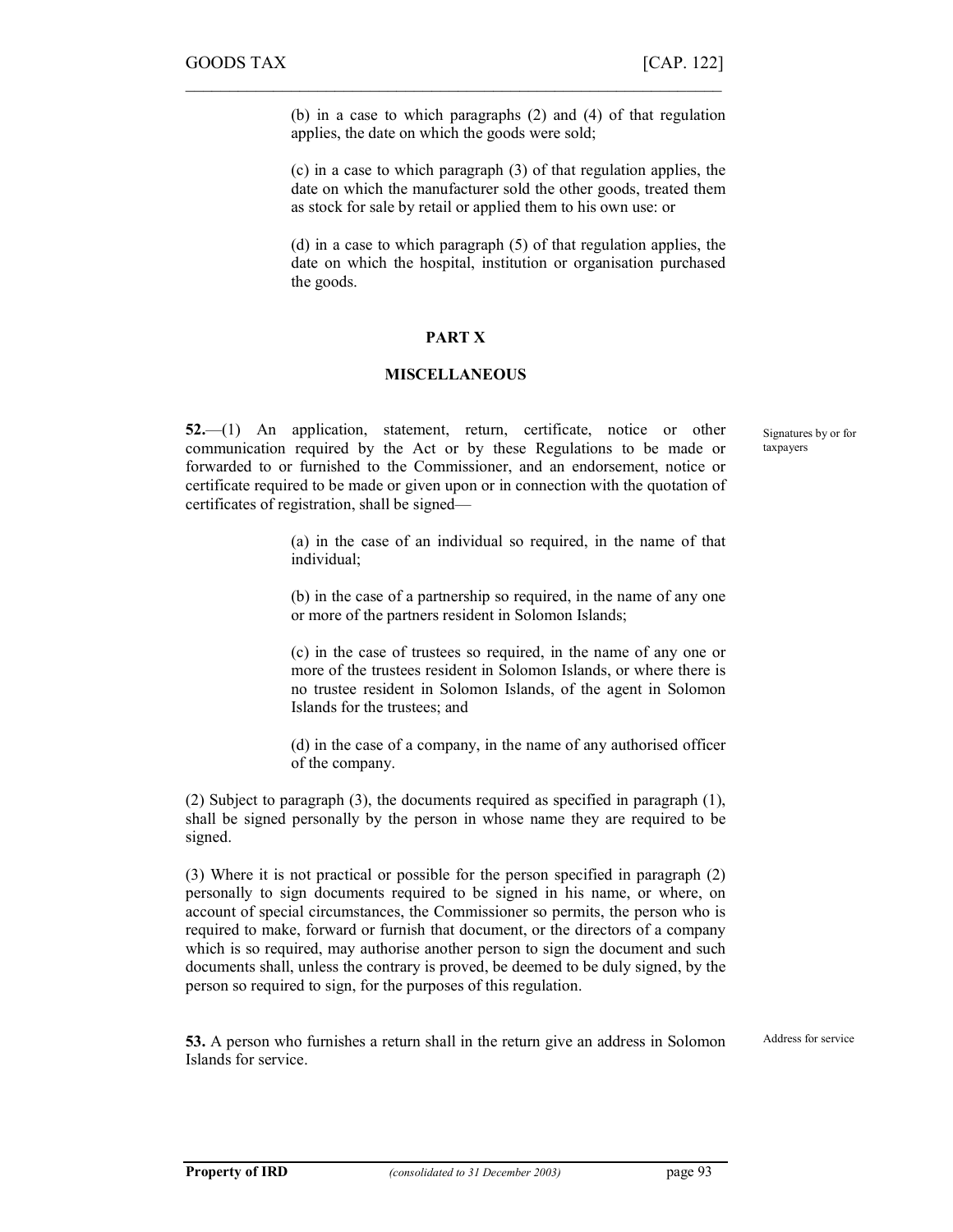(b) in a case to which paragraphs (2) and (4) of that regulation applies, the date on which the goods were sold;

(c) in a case to which paragraph (3) of that regulation applies, the date on which the manufacturer sold the other goods, treated them as stock for sale by retail or applied them to his own use: or

(d) in a case to which paragraph (5) of that regulation applies, the date on which the hospital, institution or organisation purchased the goods.

## PART X

## MISCELLANEOUS

*Signatures by or for taxpayers*

**52.**—(1) An application, statement, return, certificate, notice or other communication required by the Act or by these Regulations to be made or forwarded to or furnished to the Commissioner, and an endorsement, notice or certificate required to be made or given upon or in connection with the quotation of certificates of registration, shall be signed—

(a) in the case of an individual so required, in the name of that individual;

(b) in the case of a partnership so required, in the name of any one or more of the partners resident in Solomon Islands;

(c) in the case of trustees so required, in the name of any one or more of the trustees resident in Solomon Islands, or where there is no trustee resident in Solomon Islands, of the agent in Solomon Islands for the trustees; and

(d) in the case of a company, in the name of any authorised officer of the company.

(2) Subject to paragraph (3), the documents required as specified in paragraph (1), shall be signed personally by the person in whose name they are required to be signed.

(3) Where it is not practical or possible for the person specified in paragraph (2) personally to sign documents required to be signed in his name, or where, on account of special circumstances, the Commissioner so permits, the person who is required to make, forward or furnish that document, or the directors of a company which is so required, may authorise another person to sign the document and such documents shall, unless the contrary is proved, be deemed to be duly signed, by the person so required to sign, for the purposes of this regulation.

*Address for service*

**53.** A person who furnishes a return shall in the return give an address in Solomon Islands for service.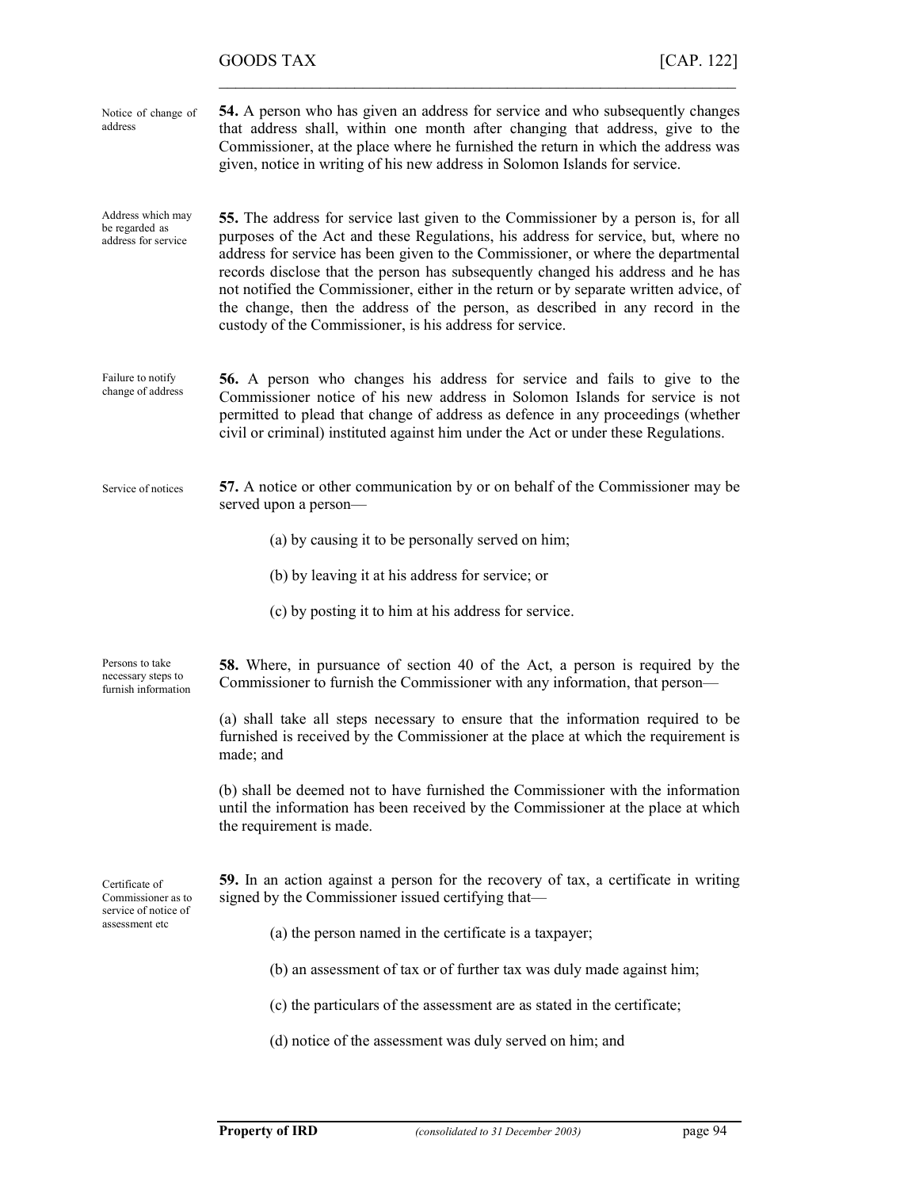**54.** A person who has given an address for service and who subsequently changes that address shall, within one month after changing that address, give to the Commissioner, at the place where he furnished the return in which the address was given, notice in writing of his new address in Solomon Islands for service.

*Notice of change of address*

**55.** The address for service last given to the Commissioner by a person is, for all purposes of the Act and these Regulations, his address for service, but, where no address for service has been given to the Commissioner, or where the departmental records disclose that the person has subsequently changed his address and he has not notified the Commissioner, either in the return or by separate written advice, of the change, then the address of the person, as described in any record in the custody of the Commissioner, is his address for service.

*Address which may be regarded as address for service*

**56.** A person who changes his address for service and fails to give to the Commissioner notice of his new address in Solomon Islands for service is not permitted to plead that change of address as defence in any proceedings (whether civil or criminal) instituted against him under the Act or under these Regulations.

*Failure to notify change of address*

**57.** A notice or other communication by or on behalf of the Commissioner may be served upon a person—

*Service of notices*

(a) by causing it to be personally served on him;

(b) by leaving it at his address for service; or

(c) by posting it to him at his address for service.

**58.** Where, in pursuance of section 40 of the Act, a person is required by the Commissioner to furnish the Commissioner with any information, that person—

*Persons to take necessary steps to furnish information*

(a) shall take all steps necessary to ensure that the information required to be furnished is received by the Commissioner at the place at which the requirement is made; and

(b) shall be deemed not to have furnished the Commissioner with the information until the information has been received by the Commissioner at the place at which the requirement is made.

**59.** In an action against a person for the recovery of tax, a certificate in writing signed by the Commissioner issued certifying that—

*Certificate of Commissioner as to service of notice of assessment etc*

(a) the person named in the certificate is a taxpayer;

(b) an assessment of tax or of further tax was duly made against him;

(c) the particulars of the assessment are as stated in the certificate;

(d) notice of the assessment was duly served on him; and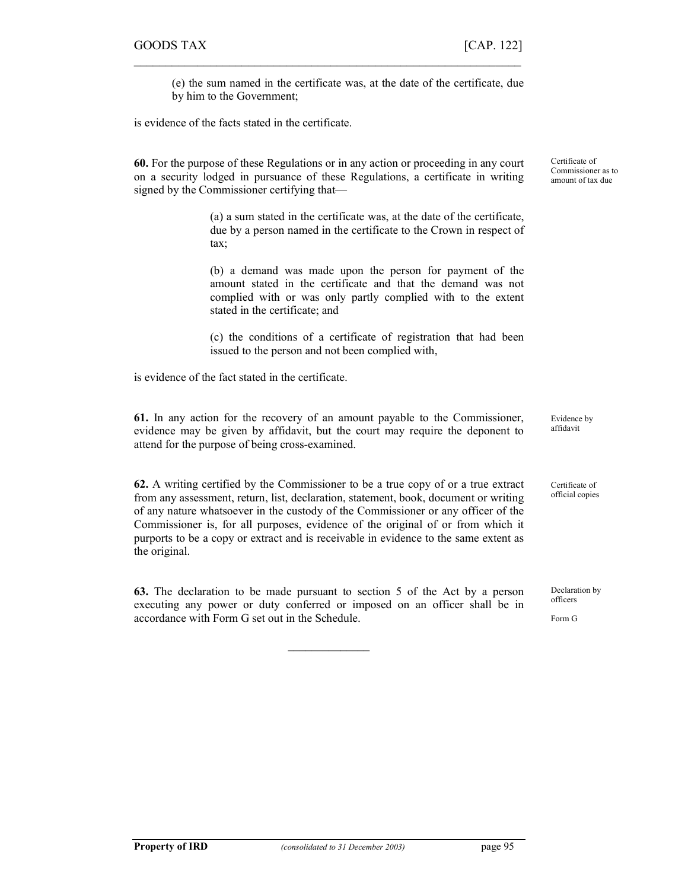(e) the sum named in the certificate was, at the date of the certificate, due by him to the Government;

is evidence of the facts stated in the certificate.

**60.** For the purpose of these Regulations or in any action or proceeding in any court on a security lodged in pursuance of these Regulations, a certificate in writing signed by the Commissioner certifying that—

Certificate of Commissioner as to amount of tax due

> (a) a sum stated in the certificate was, at the date of the certificate, due by a person named in the certificate to the Crown in respect of tax;
>
> (b) a demand was made upon the person for payment of the amount stated in the certificate and that the demand was not complied with or was only partly complied with to the extent stated in the certificate; and
>
> (c) the conditions of a certificate of registration that had been issued to the person and not been complied with,

is evidence of the fact stated in the certificate.

**61.** In any action for the recovery of an amount payable to the Commissioner, evidence may be given by affidavit, but the court may require the deponent to attend for the purpose of being cross-examined.

Evidence by affidavit

**62.** A writing certified by the Commissioner to be a true copy of or a true extract from any assessment, return, list, declaration, statement, book, document or writing of any nature whatsoever in the custody of the Commissioner or any officer of the Commissioner is, for all purposes, evidence of the original of or from which it purports to be a copy or extract and is receivable in evidence to the same extent as the original.

Certificate of official copies

**63.** The declaration to be made pursuant to section 5 of the Act by a person executing any power or duty conferred or imposed on an officer shall be in accordance with Form G set out in the Schedule.

Declaration by officers

Form G

---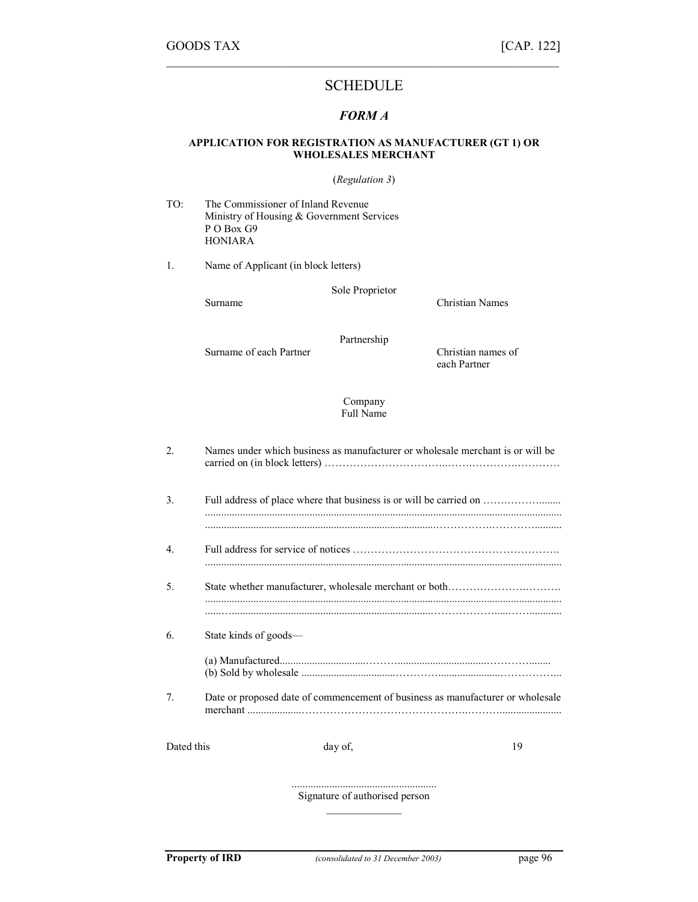# SCHEDULE

## *FORM A*

**APPLICATION FOR REGISTRATION AS MANUFACTURER (GT 1) OR WHOLESALES MERCHANT**

(*Regulation 3*)

TO: The Commissioner of Inland Revenue
Ministry of Housing & Government Services
P O Box G9
HONIARA

1. Name of Applicant (in block letters)

Sole Proprietor

Surname | Christian Names

Partnership

Surname of each Partner | Christian names of each Partner

Company
Full Name

2. Names under which business as manufacturer or wholesale merchant is or will be carried on (in block letters) ………………………………………………………………

3. Full address of place where that business is or will be carried on ……………….......
.....................................................................................................................................
.....................................................................................................................................

4. Full address for service of notices ……………………………………………………
.....................................................................................................................................

5. State whether manufacturer, wholesale merchant or both……………………………
.....................................................................................................................................
.....................................................................................................................................

6. State kinds of goods—

(a) Manufactured...................................................................................................
(b) Sold by wholesale .........................................................................................

7. Date or proposed date of commencement of business as manufacturer or wholesale merchant ......................................................................................................................

Dated this day of, 19

......................................................
Signature of authorised person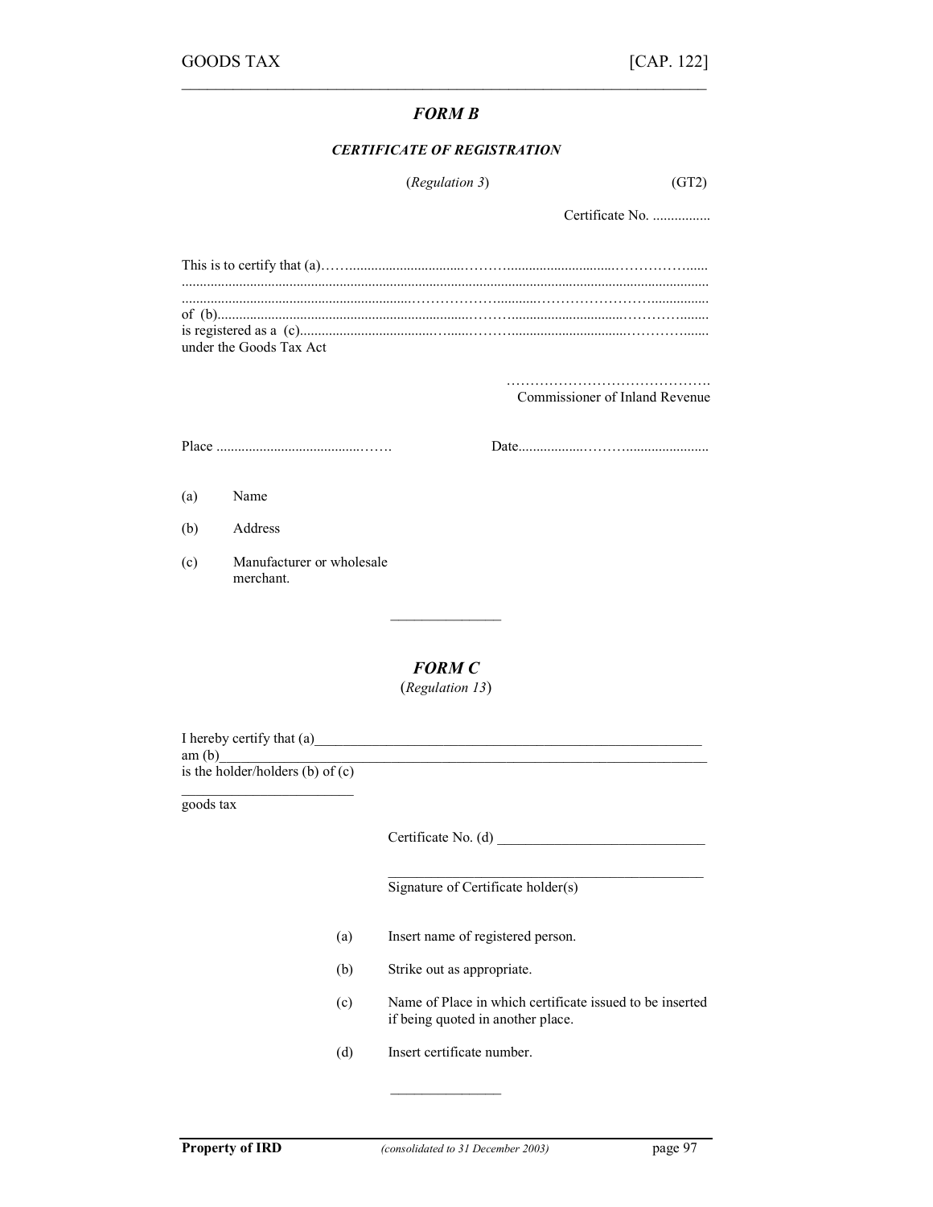## *FORM B*

### *CERTIFICATE OF REGISTRATION*

(*Regulation 3*) (GT2)

Certificate No. ................

This is to certify that (a)……..................................………..............................…………….......
.................................................................................................................................................
...................................................................………………….........……………………….................
of (b)........................................................................……….................................…………........
is registered as a (c).....................................…......………..................................…………........
under the Goods Tax Act

…………………………………….
Commissioner of Inland Revenue

Place ..........................................…….   Date..................………........................

(a) Name

(b) Address

(c) Manufacturer or wholesale merchant.

---

## *FORM C*

(*Regulation 13*)

I hereby certify that (a)_______________________________________________________
am (b)_________________________________________________________________
is the holder/holders (b) of (c)
_______________________
goods tax

Certificate No. (d) ____________________________

_____________________________________________
Signature of Certificate holder(s)

(a) Insert name of registered person.

(b) Strike out as appropriate.

(c) Name of Place in which certificate issued to be inserted if being quoted in another place.

(d) Insert certificate number.

---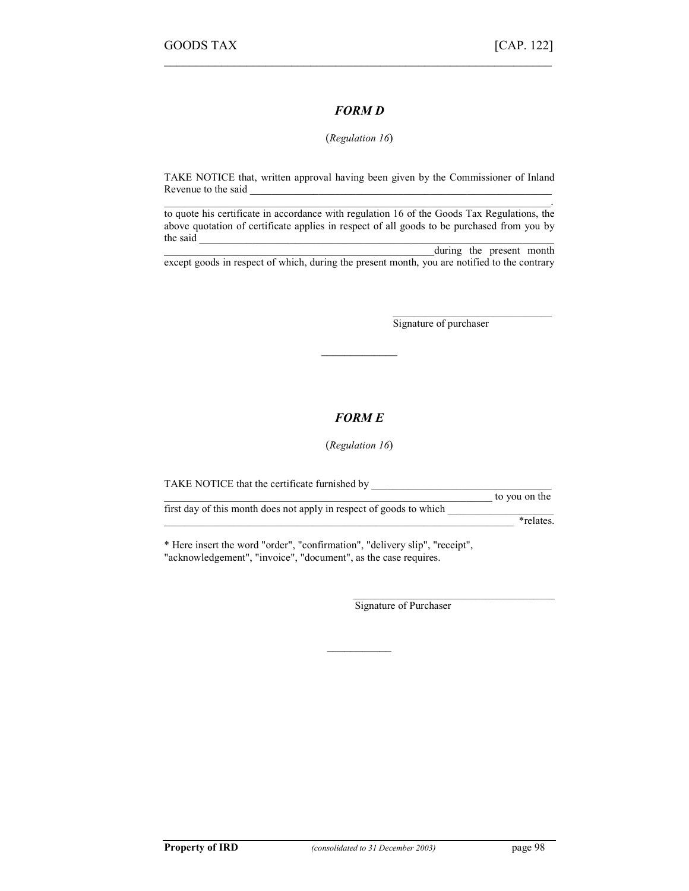## *FORM D*

(*Regulation 16*)

TAKE NOTICE that, written approval having been given by the Commissioner of Inland Revenue to the said ______________________________________________________________
______________________________________________________________________________.
to quote his certificate in accordance with regulation 16 of the Goods Tax Regulations, the above quotation of certificate applies in respect of all goods to be purchased from you by the said ______________________________________________________________________
____________________________________________________during the present month except goods in respect of which, during the present month, you are notified to the contrary

______________________________
Signature of purchaser

______________

## *FORM E*

(*Regulation 16*)

TAKE NOTICE that the certificate furnished by ___________________________________
_________________________________________________________________ to you on the first day of this month does not apply in respect of goods to which ___________________
_____________________________________________________________________ *relates.

* Here insert the word "order", "confirmation", "delivery slip", "receipt", "acknowledgement", "invoice", "document", as the case requires.

______________________________________
Signature of Purchaser

____________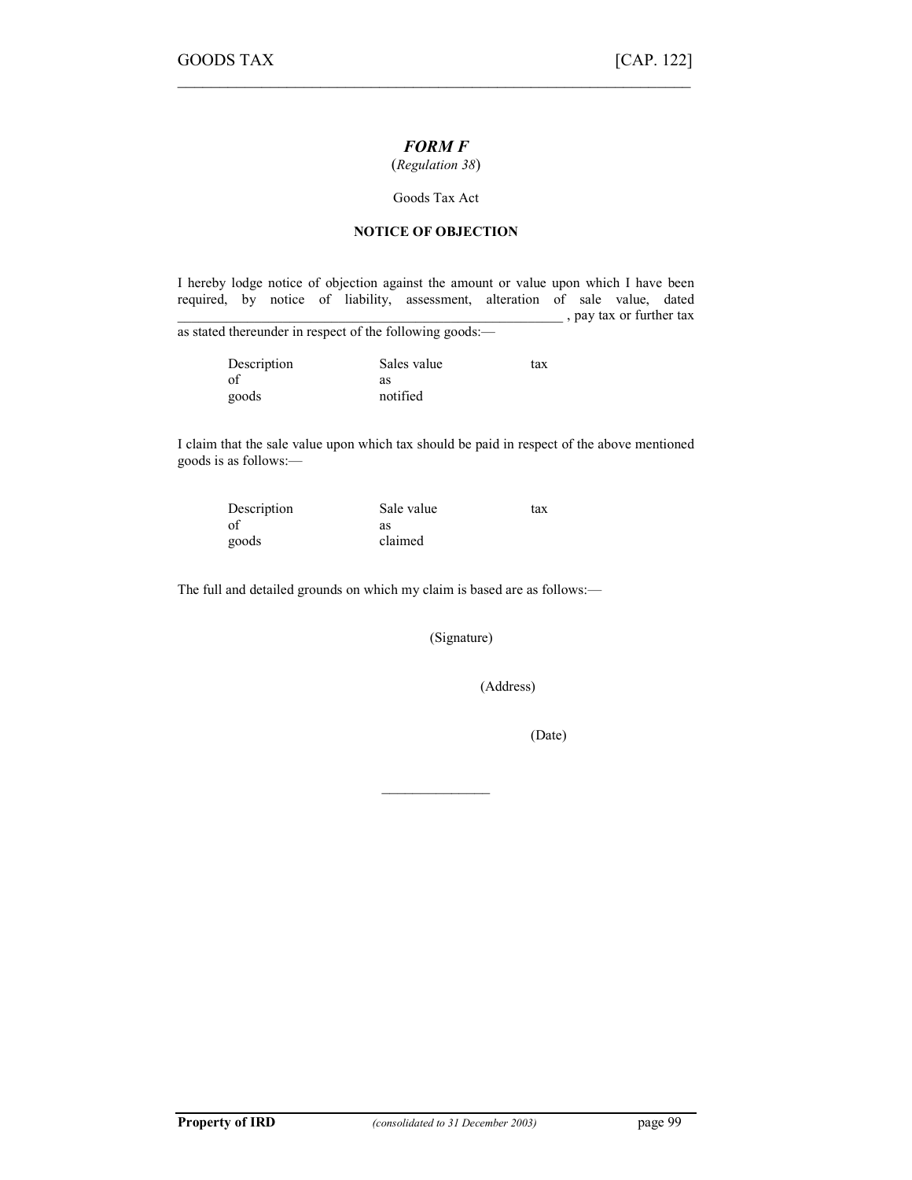## *FORM F*

(*Regulation 38*)

Goods Tax Act

**NOTICE OF OBJECTION**

I hereby lodge notice of objection against the amount or value upon which I have been required, by notice of liability, assessment, alteration of sale value, dated ____________________________________________________ , pay tax or further tax as stated thereunder in respect of the following goods:—

| Description of goods | Sales value as notified | tax |
|---|---|---|
| | | |

I claim that the sale value upon which tax should be paid in respect of the above mentioned goods is as follows:—

| Description of goods | Sale value as claimed | tax |
|---|---|---|
| | | |

The full and detailed grounds on which my claim is based are as follows:—

(Signature)

(Address)

(Date)

_______________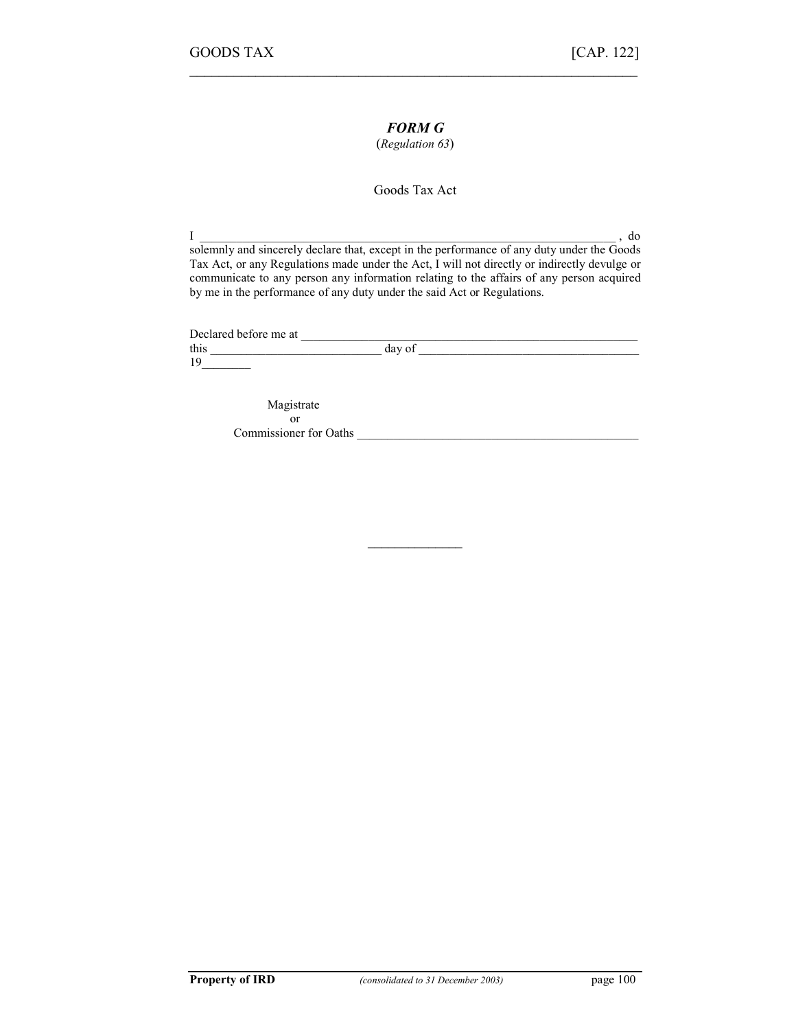## *FORM G*

(*Regulation 63*)

Goods Tax Act

I ______________________________________________________________________ , do solemnly and sincerely declare that, except in the performance of any duty under the Goods Tax Act, or any Regulations made under the Act, I will not directly or indirectly devulge or communicate to any person any information relating to the affairs of any person acquired by me in the performance of any duty under the said Act or Regulations.

Declared before me at ________________________________________________________
this __________________________ day of ___________________________________
19________

Magistrate
or
Commissioner for Oaths _____________________________________________

_______________